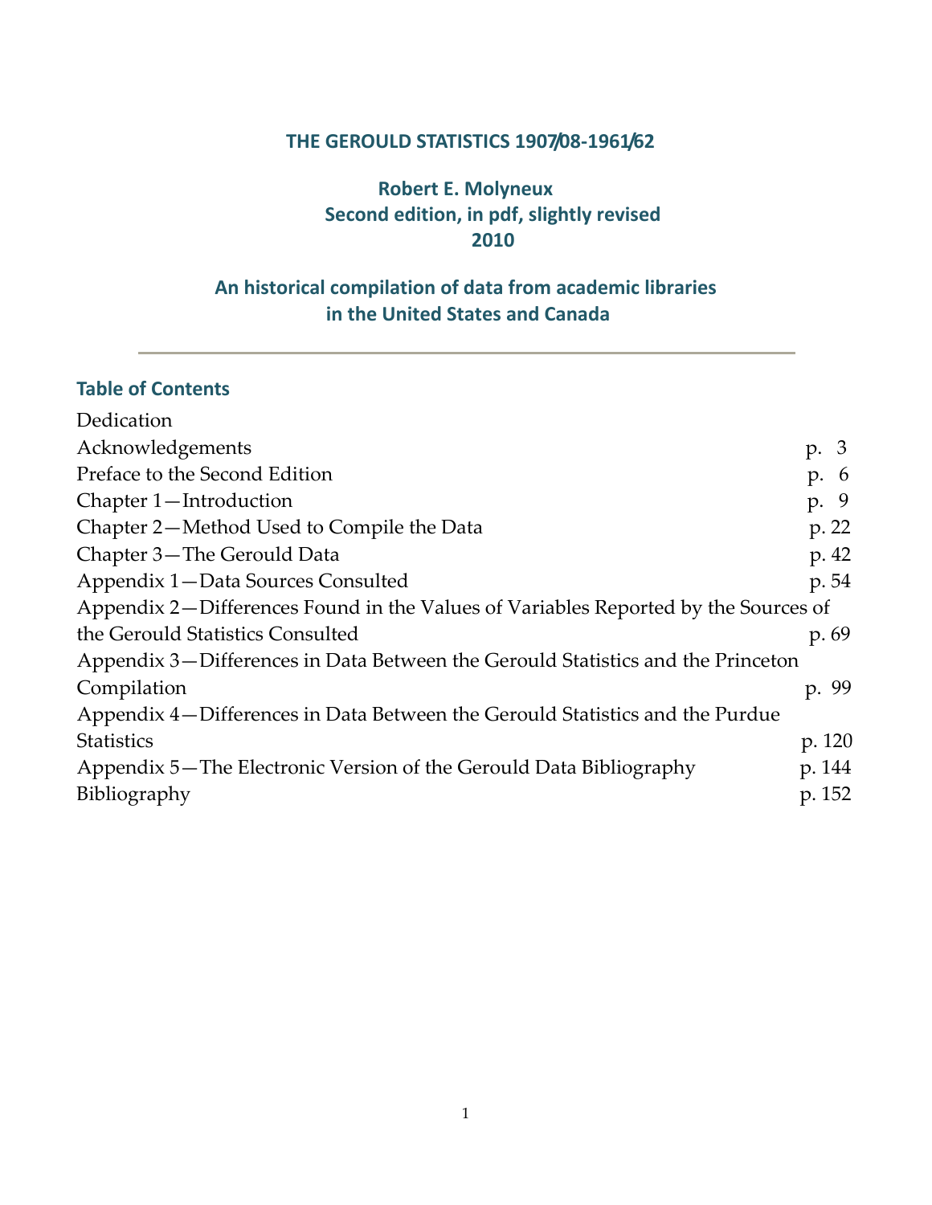# THE GEROULD STATISTICS 1907/08-1961/62

**Robert E. Molyneux**
**Second edition, in pdf, slightly revised**
**2010**

## An historical compilation of data from academic libraries in the United States and Canada

---

### Table of Contents

Dedication
Acknowledgements p. 3
Preface to the Second Edition p. 6
Chapter 1—Introduction p. 9
Chapter 2—Method Used to Compile the Data p. 22
Chapter 3—The Gerould Data p. 42
Appendix 1—Data Sources Consulted p. 54
Appendix 2—Differences Found in the Values of Variables Reported by the Sources of the Gerould Statistics Consulted p. 69
Appendix 3—Differences in Data Between the Gerould Statistics and the Princeton Compilation p. 99
Appendix 4—Differences in Data Between the Gerould Statistics and the Purdue Statistics p. 120
Appendix 5—The Electronic Version of the Gerould Data Bibliography p. 144
Bibliography p. 152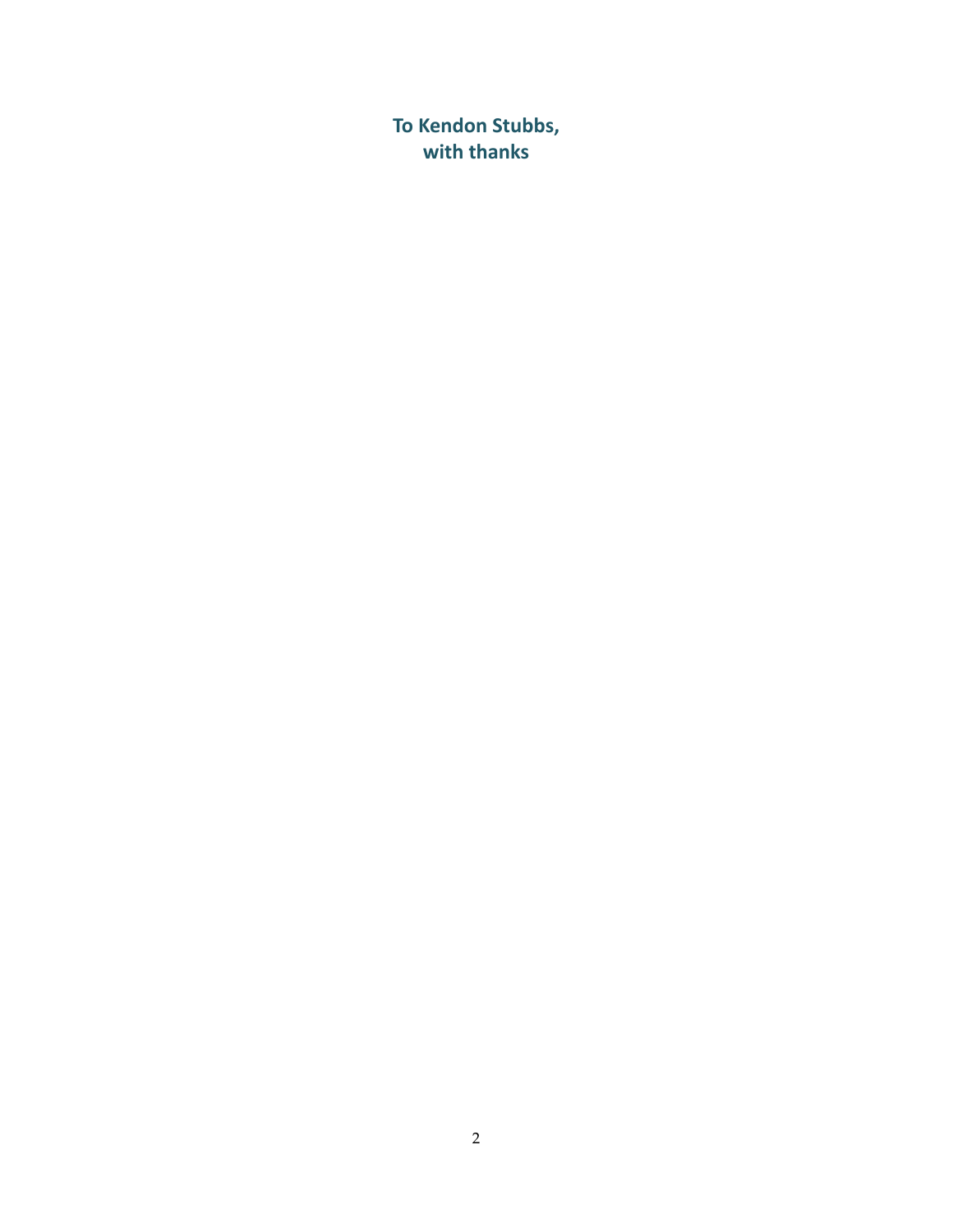**To Kendon Stubbs,**
**with thanks**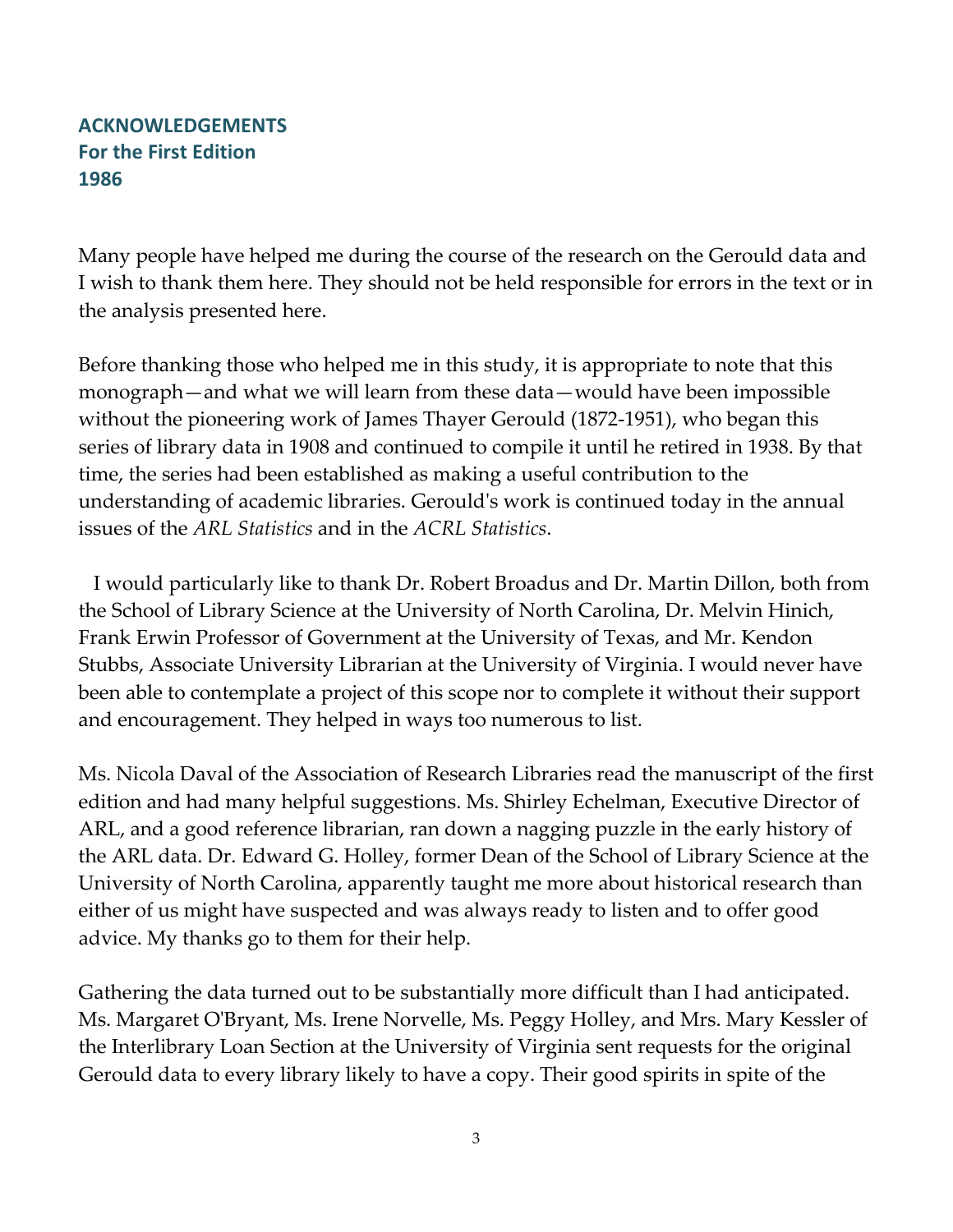## ACKNOWLEDGEMENTS
## For the First Edition
## 1986

Many people have helped me during the course of the research on the Gerould data and I wish to thank them here. They should not be held responsible for errors in the text or in the analysis presented here.

Before thanking those who helped me in this study, it is appropriate to note that this monograph—and what we will learn from these data—would have been impossible without the pioneering work of James Thayer Gerould (1872-1951), who began this series of library data in 1908 and continued to compile it until he retired in 1938. By that time, the series had been established as making a useful contribution to the understanding of academic libraries. Gerould's work is continued today in the annual issues of the *ARL Statistics* and in the *ACRL Statistics*.

I would particularly like to thank Dr. Robert Broadus and Dr. Martin Dillon, both from the School of Library Science at the University of North Carolina, Dr. Melvin Hinich, Frank Erwin Professor of Government at the University of Texas, and Mr. Kendon Stubbs, Associate University Librarian at the University of Virginia. I would never have been able to contemplate a project of this scope nor to complete it without their support and encouragement. They helped in ways too numerous to list.

Ms. Nicola Daval of the Association of Research Libraries read the manuscript of the first edition and had many helpful suggestions. Ms. Shirley Echelman, Executive Director of ARL, and a good reference librarian, ran down a nagging puzzle in the early history of the ARL data. Dr. Edward G. Holley, former Dean of the School of Library Science at the University of North Carolina, apparently taught me more about historical research than either of us might have suspected and was always ready to listen and to offer good advice. My thanks go to them for their help.

Gathering the data turned out to be substantially more difficult than I had anticipated. Ms. Margaret O'Bryant, Ms. Irene Norvelle, Ms. Peggy Holley, and Mrs. Mary Kessler of the Interlibrary Loan Section at the University of Virginia sent requests for the original Gerould data to every library likely to have a copy. Their good spirits in spite of the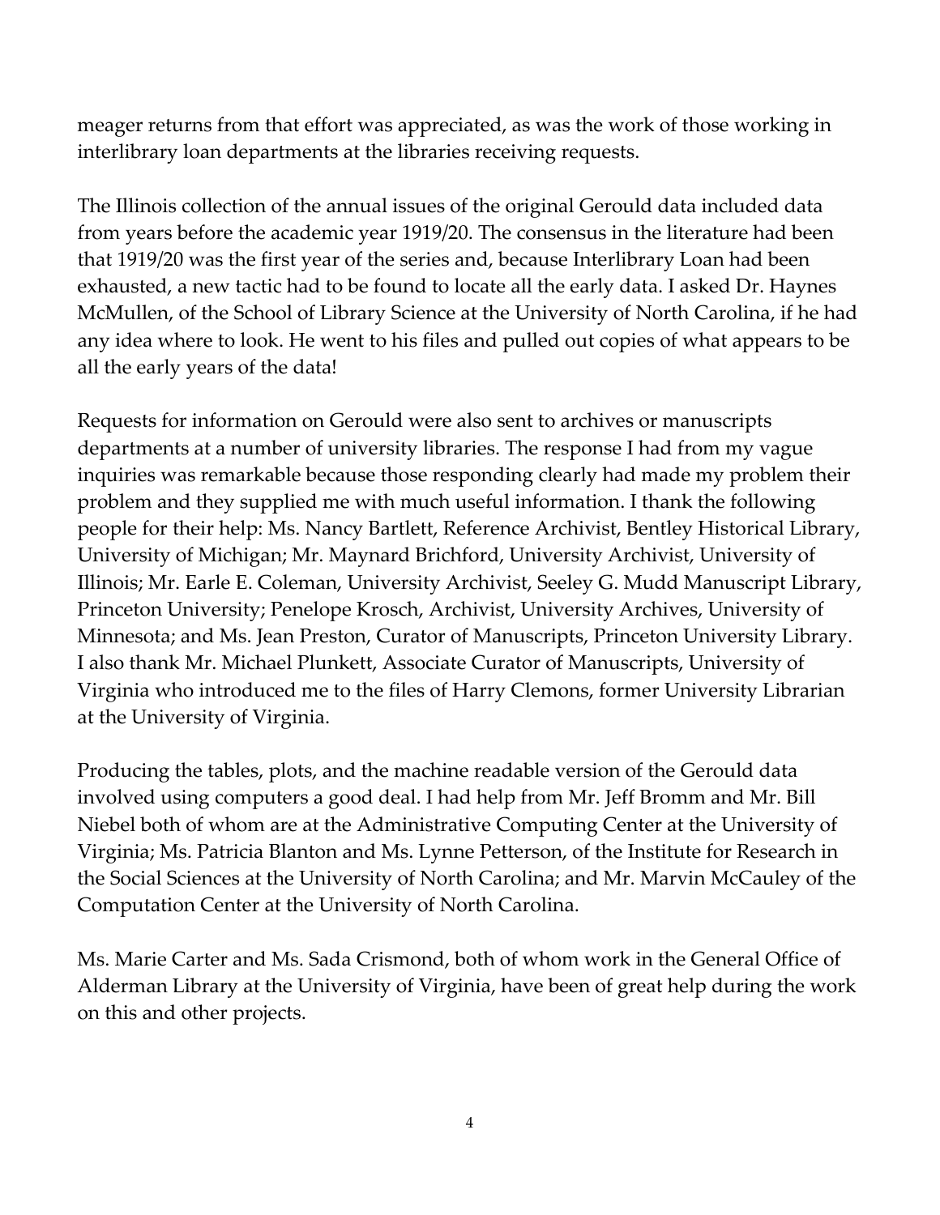meager returns from that effort was appreciated, as was the work of those working in interlibrary loan departments at the libraries receiving requests.

The Illinois collection of the annual issues of the original Gerould data included data from years before the academic year 1919/20. The consensus in the literature had been that 1919/20 was the first year of the series and, because Interlibrary Loan had been exhausted, a new tactic had to be found to locate all the early data. I asked Dr. Haynes McMullen, of the School of Library Science at the University of North Carolina, if he had any idea where to look. He went to his files and pulled out copies of what appears to be all the early years of the data!

Requests for information on Gerould were also sent to archives or manuscripts departments at a number of university libraries. The response I had from my vague inquiries was remarkable because those responding clearly had made my problem their problem and they supplied me with much useful information. I thank the following people for their help: Ms. Nancy Bartlett, Reference Archivist, Bentley Historical Library, University of Michigan; Mr. Maynard Brichford, University Archivist, University of Illinois; Mr. Earle E. Coleman, University Archivist, Seeley G. Mudd Manuscript Library, Princeton University; Penelope Krosch, Archivist, University Archives, University of Minnesota; and Ms. Jean Preston, Curator of Manuscripts, Princeton University Library. I also thank Mr. Michael Plunkett, Associate Curator of Manuscripts, University of Virginia who introduced me to the files of Harry Clemons, former University Librarian at the University of Virginia.

Producing the tables, plots, and the machine readable version of the Gerould data involved using computers a good deal. I had help from Mr. Jeff Bromm and Mr. Bill Niebel both of whom are at the Administrative Computing Center at the University of Virginia; Ms. Patricia Blanton and Ms. Lynne Petterson, of the Institute for Research in the Social Sciences at the University of North Carolina; and Mr. Marvin McCauley of the Computation Center at the University of North Carolina.

Ms. Marie Carter and Ms. Sada Crismond, both of whom work in the General Office of Alderman Library at the University of Virginia, have been of great help during the work on this and other projects.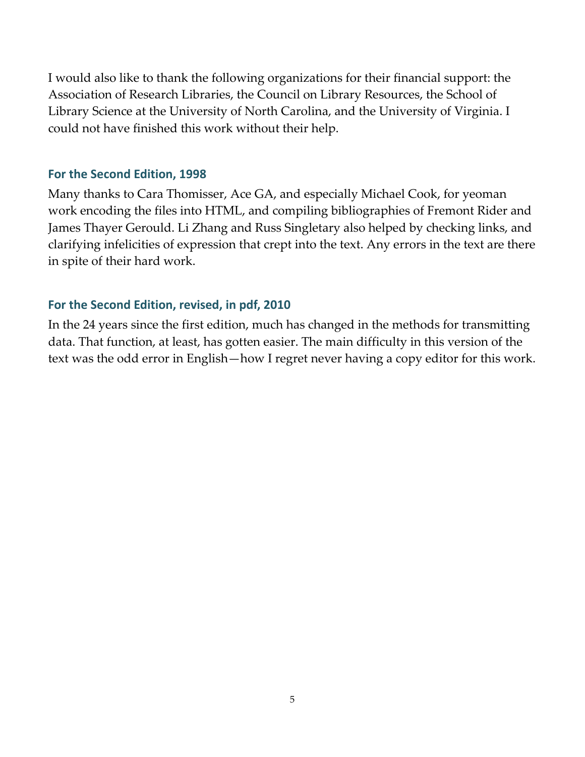I would also like to thank the following organizations for their financial support: the Association of Research Libraries, the Council on Library Resources, the School of Library Science at the University of North Carolina, and the University of Virginia. I could not have finished this work without their help.

### For the Second Edition, 1998

Many thanks to Cara Thomisser, Ace GA, and especially Michael Cook, for yeoman work encoding the files into HTML, and compiling bibliographies of Fremont Rider and James Thayer Gerould. Li Zhang and Russ Singletary also helped by checking links, and clarifying infelicities of expression that crept into the text. Any errors in the text are there in spite of their hard work.

### For the Second Edition, revised, in pdf, 2010

In the 24 years since the first edition, much has changed in the methods for transmitting data. That function, at least, has gotten easier. The main difficulty in this version of the text was the odd error in English—how I regret never having a copy editor for this work.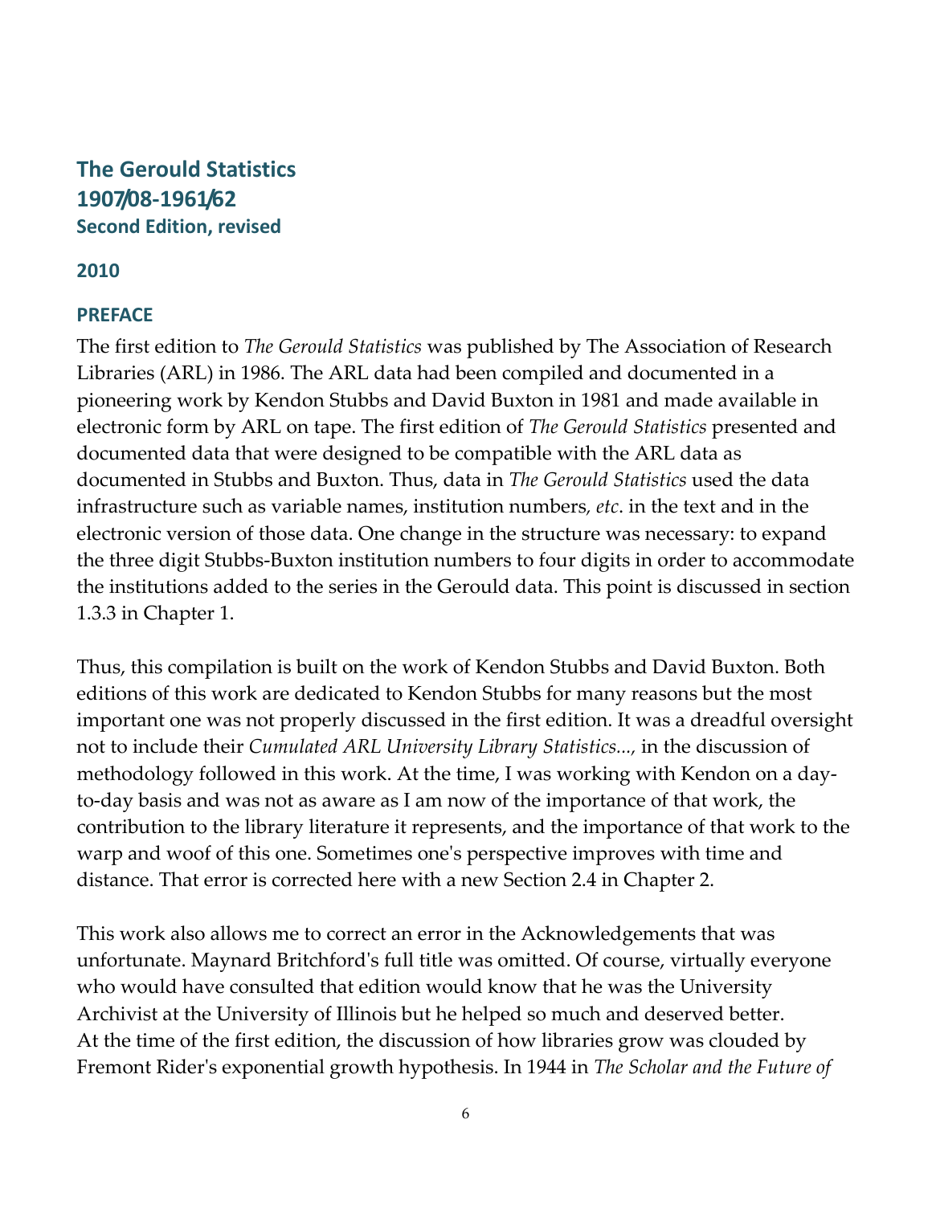# The Gerould Statistics
## 1907/08-1961/62
### Second Edition, revised

### 2010

### PREFACE

The first edition to *The Gerould Statistics* was published by The Association of Research Libraries (ARL) in 1986. The ARL data had been compiled and documented in a pioneering work by Kendon Stubbs and David Buxton in 1981 and made available in electronic form by ARL on tape. The first edition of *The Gerould Statistics* presented and documented data that were designed to be compatible with the ARL data as documented in Stubbs and Buxton. Thus, data in *The Gerould Statistics* used the data infrastructure such as variable names, institution numbers, *etc*. in the text and in the electronic version of those data. One change in the structure was necessary: to expand the three digit Stubbs-Buxton institution numbers to four digits in order to accommodate the institutions added to the series in the Gerould data. This point is discussed in section 1.3.3 in Chapter 1.

Thus, this compilation is built on the work of Kendon Stubbs and David Buxton. Both editions of this work are dedicated to Kendon Stubbs for many reasons but the most important one was not properly discussed in the first edition. It was a dreadful oversight not to include their *Cumulated ARL University Library Statistics...*, in the discussion of methodology followed in this work. At the time, I was working with Kendon on a day-to-day basis and was not as aware as I am now of the importance of that work, the contribution to the library literature it represents, and the importance of that work to the warp and woof of this one. Sometimes one's perspective improves with time and distance. That error is corrected here with a new Section 2.4 in Chapter 2.

This work also allows me to correct an error in the Acknowledgements that was unfortunate. Maynard Britchford's full title was omitted. Of course, virtually everyone who would have consulted that edition would know that he was the University Archivist at the University of Illinois but he helped so much and deserved better. At the time of the first edition, the discussion of how libraries grow was clouded by Fremont Rider's exponential growth hypothesis. In 1944 in *The Scholar and the Future of*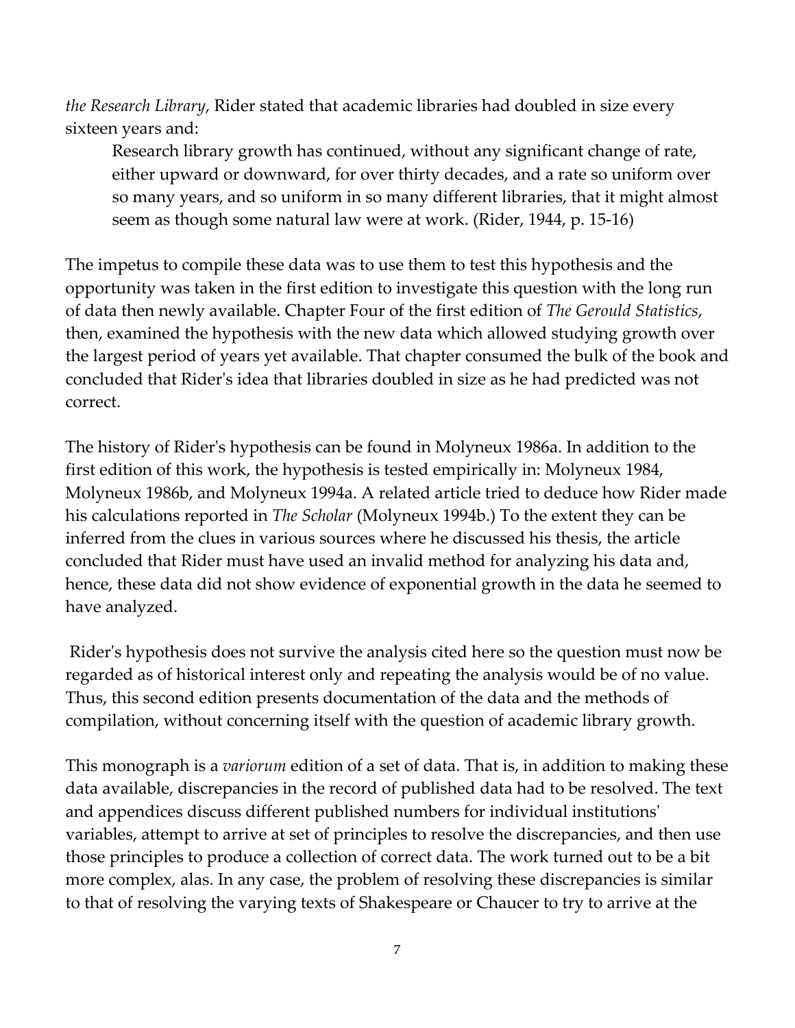*the Research Library*, Rider stated that academic libraries had doubled in size every sixteen years and:

> Research library growth has continued, without any significant change of rate, either upward or downward, for over thirty decades, and a rate so uniform over so many years, and so uniform in so many different libraries, that it might almost seem as though some natural law were at work. (Rider, 1944, p. 15-16)

The impetus to compile these data was to use them to test this hypothesis and the opportunity was taken in the first edition to investigate this question with the long run of data then newly available. Chapter Four of the first edition of *The Gerould Statistics*, then, examined the hypothesis with the new data which allowed studying growth over the largest period of years yet available. That chapter consumed the bulk of the book and concluded that Rider's idea that libraries doubled in size as he had predicted was not correct.

The history of Rider's hypothesis can be found in Molyneux 1986a. In addition to the first edition of this work, the hypothesis is tested empirically in: Molyneux 1984, Molyneux 1986b, and Molyneux 1994a. A related article tried to deduce how Rider made his calculations reported in *The Scholar* (Molyneux 1994b.) To the extent they can be inferred from the clues in various sources where he discussed his thesis, the article concluded that Rider must have used an invalid method for analyzing his data and, hence, these data did not show evidence of exponential growth in the data he seemed to have analyzed.

Rider's hypothesis does not survive the analysis cited here so the question must now be regarded as of historical interest only and repeating the analysis would be of no value. Thus, this second edition presents documentation of the data and the methods of compilation, without concerning itself with the question of academic library growth.

This monograph is a *variorum* edition of a set of data. That is, in addition to making these data available, discrepancies in the record of published data had to be resolved. The text and appendices discuss different published numbers for individual institutions' variables, attempt to arrive at set of principles to resolve the discrepancies, and then use those principles to produce a collection of correct data. The work turned out to be a bit more complex, alas. In any case, the problem of resolving these discrepancies is similar to that of resolving the varying texts of Shakespeare or Chaucer to try to arrive at the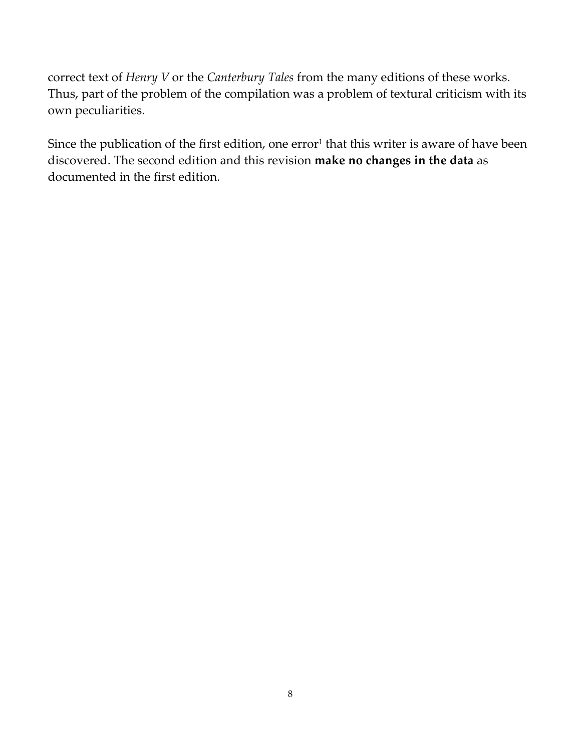correct text of *Henry V* or the *Canterbury Tales* from the many editions of these works. Thus, part of the problem of the compilation was a problem of textural criticism with its own peculiarities.

Since the publication of the first edition, one error[1] that this writer is aware of have been discovered. The second edition and this revision **make no changes in the data** as documented in the first edition.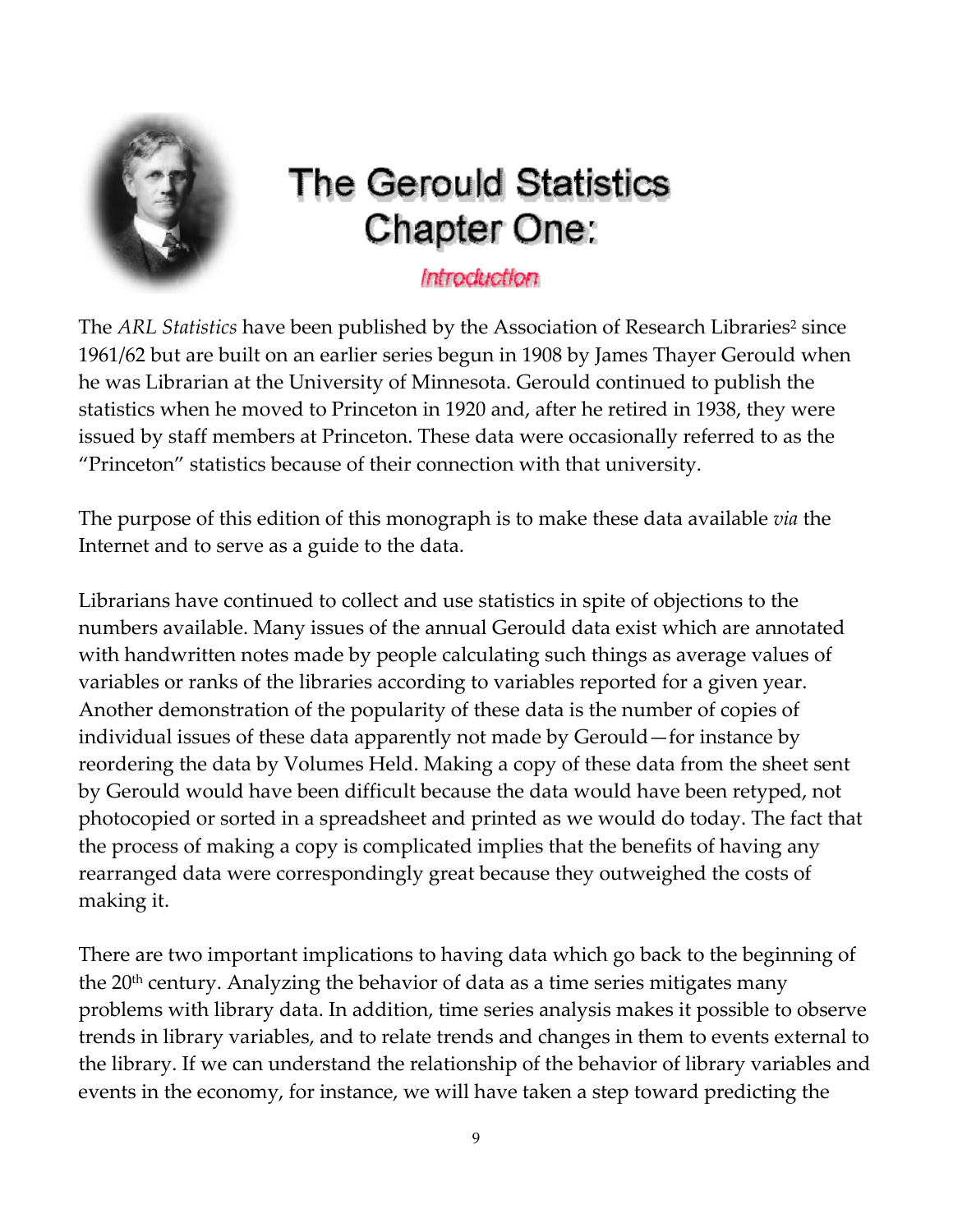# The Gerould Statistics Chapter One:

## Introduction

The *ARL Statistics* have been published by the Association of Research Libraries[2] since 1961/62 but are built on an earlier series begun in 1908 by James Thayer Gerould when he was Librarian at the University of Minnesota. Gerould continued to publish the statistics when he moved to Princeton in 1920 and, after he retired in 1938, they were issued by staff members at Princeton. These data were occasionally referred to as the "Princeton" statistics because of their connection with that university.

The purpose of this edition of this monograph is to make these data available *via* the Internet and to serve as a guide to the data.

Librarians have continued to collect and use statistics in spite of objections to the numbers available. Many issues of the annual Gerould data exist which are annotated with handwritten notes made by people calculating such things as average values of variables or ranks of the libraries according to variables reported for a given year. Another demonstration of the popularity of these data is the number of copies of individual issues of these data apparently not made by Gerould—for instance by reordering the data by Volumes Held. Making a copy of these data from the sheet sent by Gerould would have been difficult because the data would have been retyped, not photocopied or sorted in a spreadsheet and printed as we would do today. The fact that the process of making a copy is complicated implies that the benefits of having any rearranged data were correspondingly great because they outweighed the costs of making it.

There are two important implications to having data which go back to the beginning of the 20th century. Analyzing the behavior of data as a time series mitigates many problems with library data. In addition, time series analysis makes it possible to observe trends in library variables, and to relate trends and changes in them to events external to the library. If we can understand the relationship of the behavior of library variables and events in the economy, for instance, we will have taken a step toward predicting the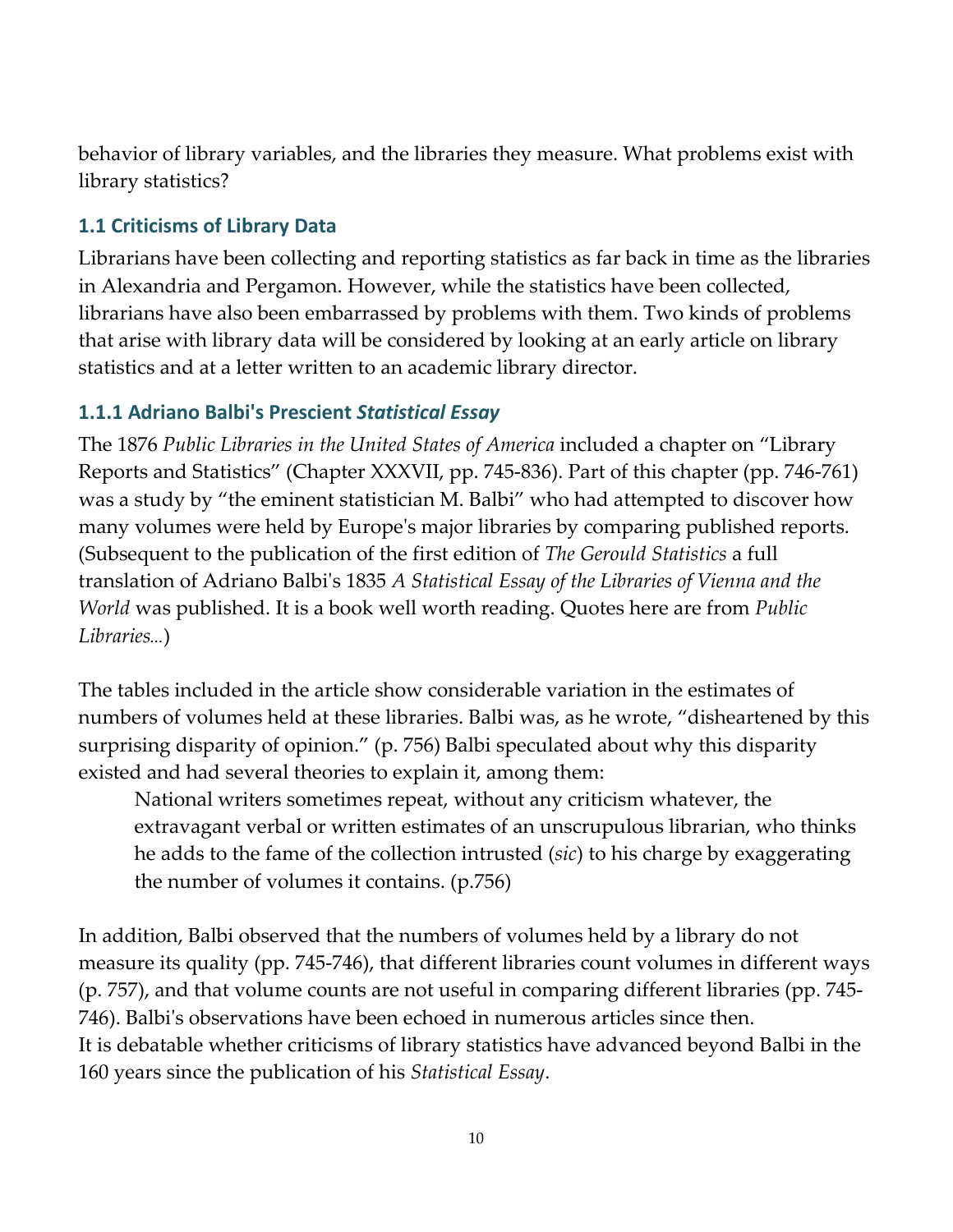behavior of library variables, and the libraries they measure. What problems exist with library statistics?

### 1.1 Criticisms of Library Data

Librarians have been collecting and reporting statistics as far back in time as the libraries in Alexandria and Pergamon. However, while the statistics have been collected, librarians have also been embarrassed by problems with them. Two kinds of problems that arise with library data will be considered by looking at an early article on library statistics and at a letter written to an academic library director.

#### 1.1.1 Adriano Balbi's Prescient *Statistical Essay*

The 1876 *Public Libraries in the United States of America* included a chapter on "Library Reports and Statistics" (Chapter XXXVII, pp. 745-836). Part of this chapter (pp. 746-761) was a study by "the eminent statistician M. Balbi" who had attempted to discover how many volumes were held by Europe's major libraries by comparing published reports. (Subsequent to the publication of the first edition of *The Gerould Statistics* a full translation of Adriano Balbi's 1835 *A Statistical Essay of the Libraries of Vienna and the World* was published. It is a book well worth reading. Quotes here are from *Public Libraries...*)

The tables included in the article show considerable variation in the estimates of numbers of volumes held at these libraries. Balbi was, as he wrote, "disheartened by this surprising disparity of opinion." (p. 756) Balbi speculated about why this disparity existed and had several theories to explain it, among them:

> National writers sometimes repeat, without any criticism whatever, the extravagant verbal or written estimates of an unscrupulous librarian, who thinks he adds to the fame of the collection intrusted (*sic*) to his charge by exaggerating the number of volumes it contains. (p.756)

In addition, Balbi observed that the numbers of volumes held by a library do not measure its quality (pp. 745-746), that different libraries count volumes in different ways (p. 757), and that volume counts are not useful in comparing different libraries (pp. 745-746). Balbi's observations have been echoed in numerous articles since then.
It is debatable whether criticisms of library statistics have advanced beyond Balbi in the 160 years since the publication of his *Statistical Essay*.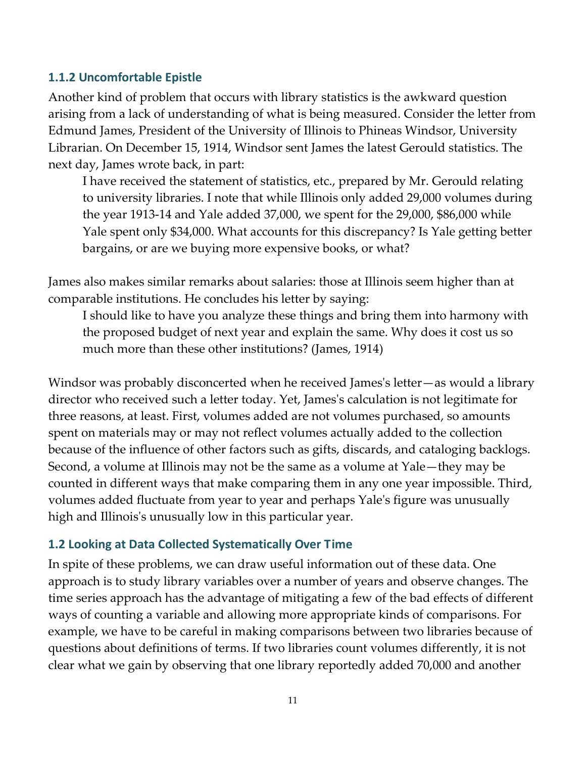### 1.1.2 Uncomfortable Epistle

Another kind of problem that occurs with library statistics is the awkward question arising from a lack of understanding of what is being measured. Consider the letter from Edmund James, President of the University of Illinois to Phineas Windsor, University Librarian. On December 15, 1914, Windsor sent James the latest Gerould statistics. The next day, James wrote back, in part:

> I have received the statement of statistics, etc., prepared by Mr. Gerould relating to university libraries. I note that while Illinois only added 29,000 volumes during the year 1913-14 and Yale added 37,000, we spent for the 29,000, $86,000 while Yale spent only $34,000. What accounts for this discrepancy? Is Yale getting better bargains, or are we buying more expensive books, or what?

James also makes similar remarks about salaries: those at Illinois seem higher than at comparable institutions. He concludes his letter by saying:

> I should like to have you analyze these things and bring them into harmony with the proposed budget of next year and explain the same. Why does it cost us so much more than these other institutions? (James, 1914)

Windsor was probably disconcerted when he received James's letter—as would a library director who received such a letter today. Yet, James's calculation is not legitimate for three reasons, at least. First, volumes added are not volumes purchased, so amounts spent on materials may or may not reflect volumes actually added to the collection because of the influence of other factors such as gifts, discards, and cataloging backlogs. Second, a volume at Illinois may not be the same as a volume at Yale—they may be counted in different ways that make comparing them in any one year impossible. Third, volumes added fluctuate from year to year and perhaps Yale's figure was unusually high and Illinois's unusually low in this particular year.

## 1.2 Looking at Data Collected Systematically Over Time

In spite of these problems, we can draw useful information out of these data. One approach is to study library variables over a number of years and observe changes. The time series approach has the advantage of mitigating a few of the bad effects of different ways of counting a variable and allowing more appropriate kinds of comparisons. For example, we have to be careful in making comparisons between two libraries because of questions about definitions of terms. If two libraries count volumes differently, it is not clear what we gain by observing that one library reportedly added 70,000 and another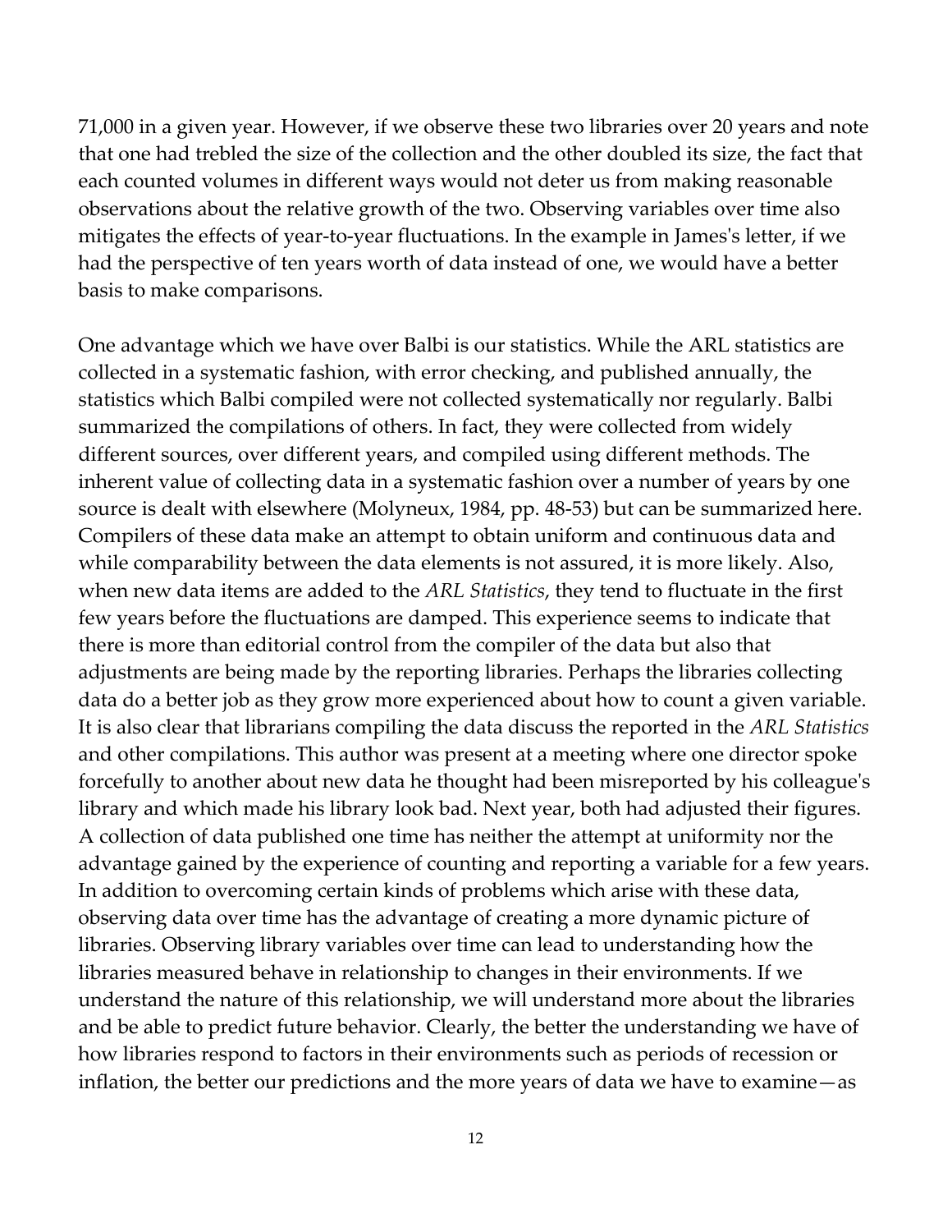71,000 in a given year. However, if we observe these two libraries over 20 years and note that one had trebled the size of the collection and the other doubled its size, the fact that each counted volumes in different ways would not deter us from making reasonable observations about the relative growth of the two. Observing variables over time also mitigates the effects of year-to-year fluctuations. In the example in James's letter, if we had the perspective of ten years worth of data instead of one, we would have a better basis to make comparisons.

One advantage which we have over Balbi is our statistics. While the ARL statistics are collected in a systematic fashion, with error checking, and published annually, the statistics which Balbi compiled were not collected systematically nor regularly. Balbi summarized the compilations of others. In fact, they were collected from widely different sources, over different years, and compiled using different methods. The inherent value of collecting data in a systematic fashion over a number of years by one source is dealt with elsewhere (Molyneux, 1984, pp. 48-53) but can be summarized here. Compilers of these data make an attempt to obtain uniform and continuous data and while comparability between the data elements is not assured, it is more likely. Also, when new data items are added to the *ARL Statistics*, they tend to fluctuate in the first few years before the fluctuations are damped. This experience seems to indicate that there is more than editorial control from the compiler of the data but also that adjustments are being made by the reporting libraries. Perhaps the libraries collecting data do a better job as they grow more experienced about how to count a given variable. It is also clear that librarians compiling the data discuss the reported in the *ARL Statistics* and other compilations. This author was present at a meeting where one director spoke forcefully to another about new data he thought had been misreported by his colleague's library and which made his library look bad. Next year, both had adjusted their figures. A collection of data published one time has neither the attempt at uniformity nor the advantage gained by the experience of counting and reporting a variable for a few years. In addition to overcoming certain kinds of problems which arise with these data, observing data over time has the advantage of creating a more dynamic picture of libraries. Observing library variables over time can lead to understanding how the libraries measured behave in relationship to changes in their environments. If we understand the nature of this relationship, we will understand more about the libraries and be able to predict future behavior. Clearly, the better the understanding we have of how libraries respond to factors in their environments such as periods of recession or inflation, the better our predictions and the more years of data we have to examine—as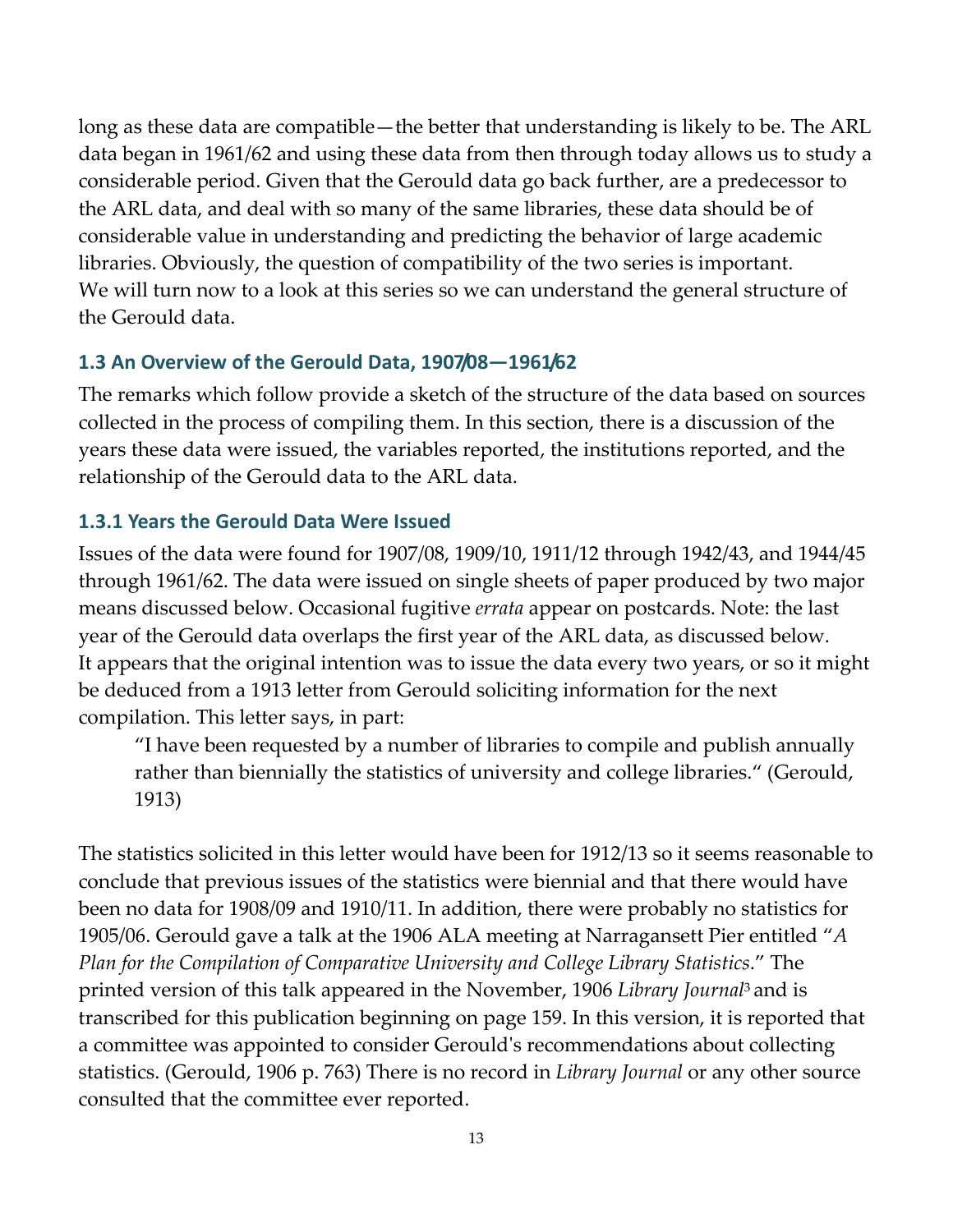long as these data are compatible—the better that understanding is likely to be. The ARL data began in 1961/62 and using these data from then through today allows us to study a considerable period. Given that the Gerould data go back further, are a predecessor to the ARL data, and deal with so many of the same libraries, these data should be of considerable value in understanding and predicting the behavior of large academic libraries. Obviously, the question of compatibility of the two series is important. We will turn now to a look at this series so we can understand the general structure of the Gerould data.

### 1.3 An Overview of the Gerould Data, 1907/08—1961/62

The remarks which follow provide a sketch of the structure of the data based on sources collected in the process of compiling them. In this section, there is a discussion of the years these data were issued, the variables reported, the institutions reported, and the relationship of the Gerould data to the ARL data.

#### 1.3.1 Years the Gerould Data Were Issued

Issues of the data were found for 1907/08, 1909/10, 1911/12 through 1942/43, and 1944/45 through 1961/62. The data were issued on single sheets of paper produced by two major means discussed below. Occasional fugitive *errata* appear on postcards. Note: the last year of the Gerould data overlaps the first year of the ARL data, as discussed below. It appears that the original intention was to issue the data every two years, or so it might be deduced from a 1913 letter from Gerould soliciting information for the next compilation. This letter says, in part:

> "I have been requested by a number of libraries to compile and publish annually rather than biennially the statistics of university and college libraries." (Gerould, 1913)

The statistics solicited in this letter would have been for 1912/13 so it seems reasonable to conclude that previous issues of the statistics were biennial and that there would have been no data for 1908/09 and 1910/11. In addition, there were probably no statistics for 1905/06. Gerould gave a talk at the 1906 ALA meeting at Narragansett Pier entitled "*A Plan for the Compilation of Comparative University and College Library Statistics*." The printed version of this talk appeared in the November, 1906 *Library Journal*[3] and is transcribed for this publication beginning on page 159. In this version, it is reported that a committee was appointed to consider Gerould's recommendations about collecting statistics. (Gerould, 1906 p. 763) There is no record in *Library Journal* or any other source consulted that the committee ever reported.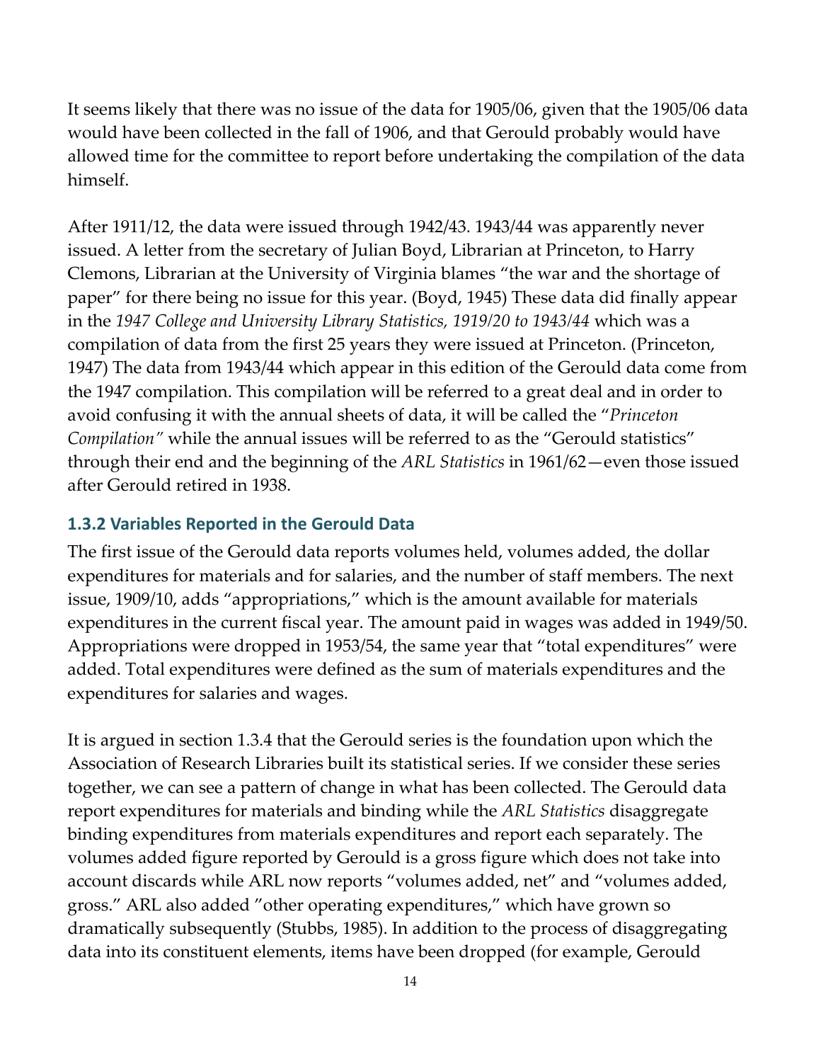It seems likely that there was no issue of the data for 1905/06, given that the 1905/06 data would have been collected in the fall of 1906, and that Gerould probably would have allowed time for the committee to report before undertaking the compilation of the data himself.

After 1911/12, the data were issued through 1942/43. 1943/44 was apparently never issued. A letter from the secretary of Julian Boyd, Librarian at Princeton, to Harry Clemons, Librarian at the University of Virginia blames "the war and the shortage of paper" for there being no issue for this year. (Boyd, 1945) These data did finally appear in the *1947 College and University Library Statistics, 1919/20 to 1943/44* which was a compilation of data from the first 25 years they were issued at Princeton. (Princeton, 1947) The data from 1943/44 which appear in this edition of the Gerould data come from the 1947 compilation. This compilation will be referred to a great deal and in order to avoid confusing it with the annual sheets of data, it will be called the "*Princeton Compilation"* while the annual issues will be referred to as the "Gerould statistics" through their end and the beginning of the *ARL Statistics* in 1961/62—even those issued after Gerould retired in 1938.

### 1.3.2 Variables Reported in the Gerould Data

The first issue of the Gerould data reports volumes held, volumes added, the dollar expenditures for materials and for salaries, and the number of staff members. The next issue, 1909/10, adds "appropriations," which is the amount available for materials expenditures in the current fiscal year. The amount paid in wages was added in 1949/50. Appropriations were dropped in 1953/54, the same year that "total expenditures" were added. Total expenditures were defined as the sum of materials expenditures and the expenditures for salaries and wages.

It is argued in section 1.3.4 that the Gerould series is the foundation upon which the Association of Research Libraries built its statistical series. If we consider these series together, we can see a pattern of change in what has been collected. The Gerould data report expenditures for materials and binding while the *ARL Statistics* disaggregate binding expenditures from materials expenditures and report each separately. The volumes added figure reported by Gerould is a gross figure which does not take into account discards while ARL now reports "volumes added, net" and "volumes added, gross." ARL also added "other operating expenditures," which have grown so dramatically subsequently (Stubbs, 1985). In addition to the process of disaggregating data into its constituent elements, items have been dropped (for example, Gerould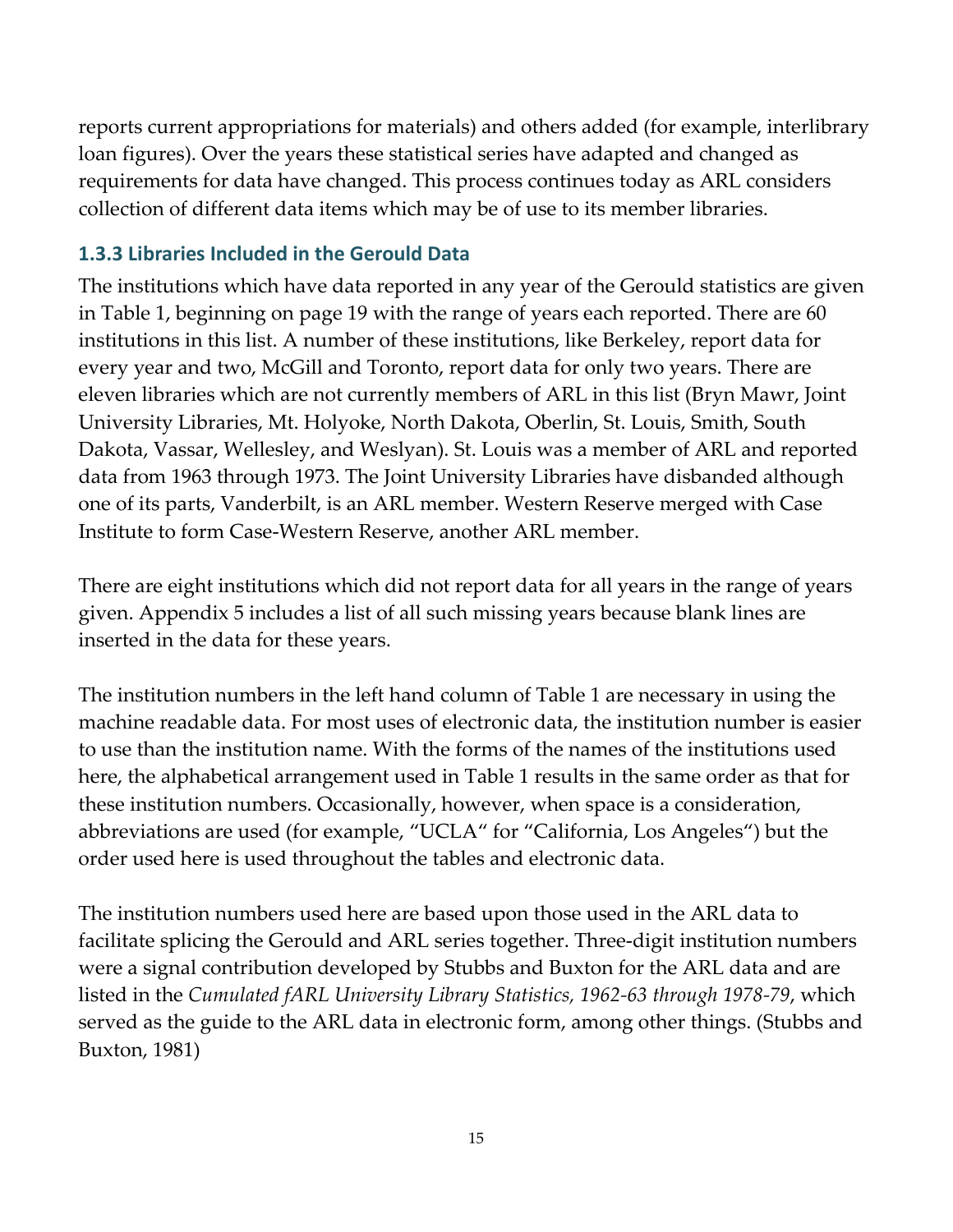reports current appropriations for materials) and others added (for example, interlibrary loan figures). Over the years these statistical series have adapted and changed as requirements for data have changed. This process continues today as ARL considers collection of different data items which may be of use to its member libraries.

### 1.3.3 Libraries Included in the Gerould Data

The institutions which have data reported in any year of the Gerould statistics are given in Table 1, beginning on page 19 with the range of years each reported. There are 60 institutions in this list. A number of these institutions, like Berkeley, report data for every year and two, McGill and Toronto, report data for only two years. There are eleven libraries which are not currently members of ARL in this list (Bryn Mawr, Joint University Libraries, Mt. Holyoke, North Dakota, Oberlin, St. Louis, Smith, South Dakota, Vassar, Wellesley, and Weslyan). St. Louis was a member of ARL and reported data from 1963 through 1973. The Joint University Libraries have disbanded although one of its parts, Vanderbilt, is an ARL member. Western Reserve merged with Case Institute to form Case-Western Reserve, another ARL member.

There are eight institutions which did not report data for all years in the range of years given. Appendix 5 includes a list of all such missing years because blank lines are inserted in the data for these years.

The institution numbers in the left hand column of Table 1 are necessary in using the machine readable data. For most uses of electronic data, the institution number is easier to use than the institution name. With the forms of the names of the institutions used here, the alphabetical arrangement used in Table 1 results in the same order as that for these institution numbers. Occasionally, however, when space is a consideration, abbreviations are used (for example, "UCLA" for "California, Los Angeles") but the order used here is used throughout the tables and electronic data.

The institution numbers used here are based upon those used in the ARL data to facilitate splicing the Gerould and ARL series together. Three-digit institution numbers were a signal contribution developed by Stubbs and Buxton for the ARL data and are listed in the *Cumulated fARL University Library Statistics, 1962-63 through 1978-79*, which served as the guide to the ARL data in electronic form, among other things. (Stubbs and Buxton, 1981)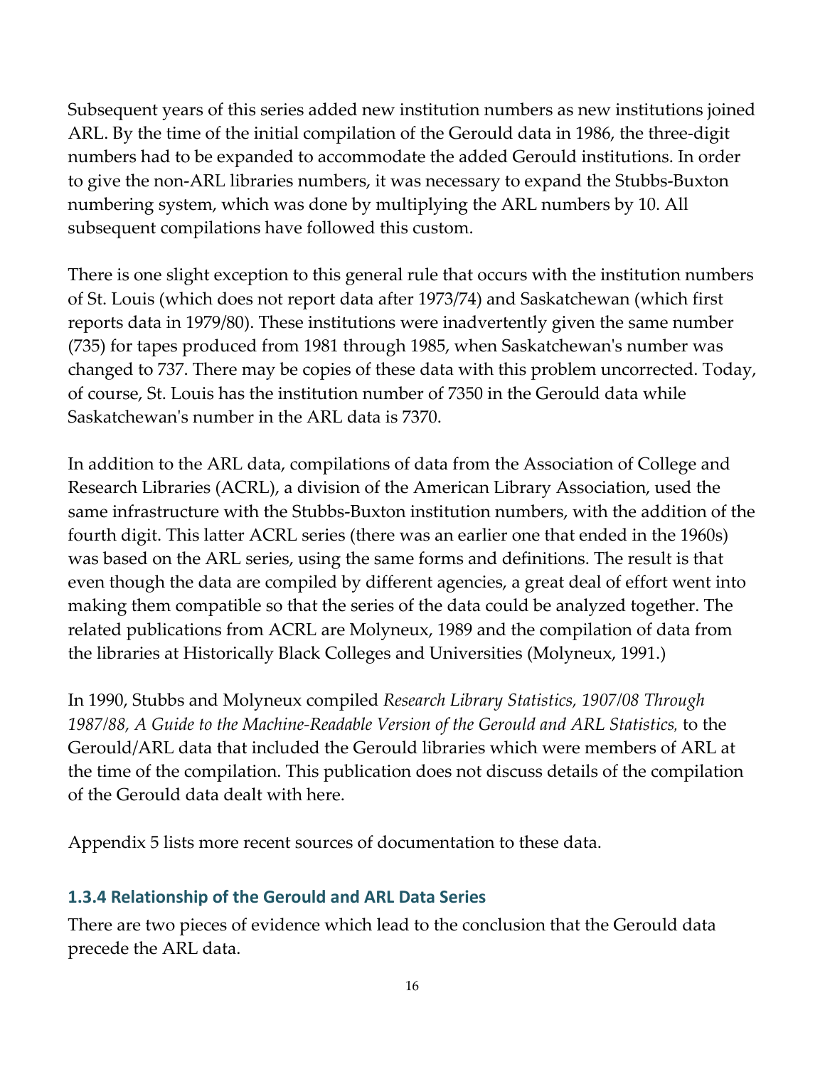Subsequent years of this series added new institution numbers as new institutions joined ARL. By the time of the initial compilation of the Gerould data in 1986, the three-digit numbers had to be expanded to accommodate the added Gerould institutions. In order to give the non-ARL libraries numbers, it was necessary to expand the Stubbs-Buxton numbering system, which was done by multiplying the ARL numbers by 10. All subsequent compilations have followed this custom.

There is one slight exception to this general rule that occurs with the institution numbers of St. Louis (which does not report data after 1973/74) and Saskatchewan (which first reports data in 1979/80). These institutions were inadvertently given the same number (735) for tapes produced from 1981 through 1985, when Saskatchewan's number was changed to 737. There may be copies of these data with this problem uncorrected. Today, of course, St. Louis has the institution number of 7350 in the Gerould data while Saskatchewan's number in the ARL data is 7370.

In addition to the ARL data, compilations of data from the Association of College and Research Libraries (ACRL), a division of the American Library Association, used the same infrastructure with the Stubbs-Buxton institution numbers, with the addition of the fourth digit. This latter ACRL series (there was an earlier one that ended in the 1960s) was based on the ARL series, using the same forms and definitions. The result is that even though the data are compiled by different agencies, a great deal of effort went into making them compatible so that the series of the data could be analyzed together. The related publications from ACRL are Molyneux, 1989 and the compilation of data from the libraries at Historically Black Colleges and Universities (Molyneux, 1991.)

In 1990, Stubbs and Molyneux compiled *Research Library Statistics, 1907/08 Through 1987/88, A Guide to the Machine-Readable Version of the Gerould and ARL Statistics,* to the Gerould/ARL data that included the Gerould libraries which were members of ARL at the time of the compilation. This publication does not discuss details of the compilation of the Gerould data dealt with here.

Appendix 5 lists more recent sources of documentation to these data.

### 1.3.4 Relationship of the Gerould and ARL Data Series

There are two pieces of evidence which lead to the conclusion that the Gerould data precede the ARL data.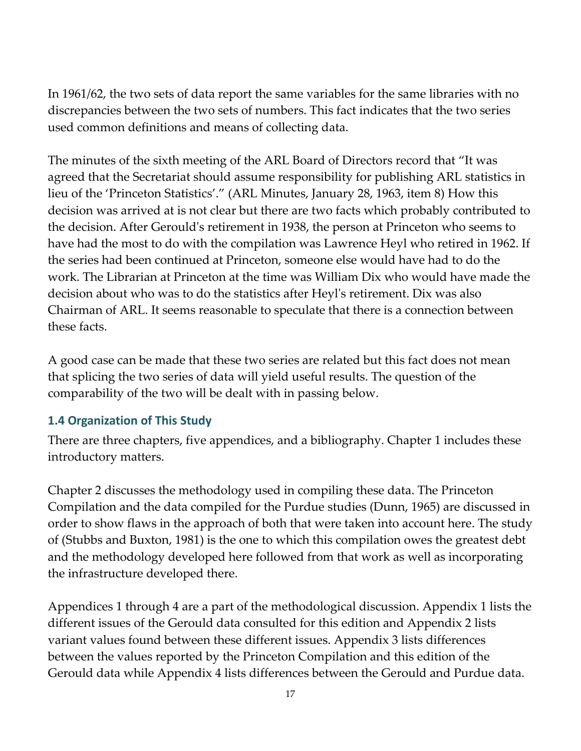In 1961/62, the two sets of data report the same variables for the same libraries with no discrepancies between the two sets of numbers. This fact indicates that the two series used common definitions and means of collecting data.

The minutes of the sixth meeting of the ARL Board of Directors record that “It was agreed that the Secretariat should assume responsibility for publishing ARL statistics in lieu of the ‘Princeton Statistics’.” (ARL Minutes, January 28, 1963, item 8) How this decision was arrived at is not clear but there are two facts which probably contributed to the decision. After Gerould's retirement in 1938, the person at Princeton who seems to have had the most to do with the compilation was Lawrence Heyl who retired in 1962. If the series had been continued at Princeton, someone else would have had to do the work. The Librarian at Princeton at the time was William Dix who would have made the decision about who was to do the statistics after Heyl's retirement. Dix was also Chairman of ARL. It seems reasonable to speculate that there is a connection between these facts.

A good case can be made that these two series are related but this fact does not mean that splicing the two series of data will yield useful results. The question of the comparability of the two will be dealt with in passing below.

### 1.4 Organization of This Study

There are three chapters, five appendices, and a bibliography. Chapter 1 includes these introductory matters.

Chapter 2 discusses the methodology used in compiling these data. The Princeton Compilation and the data compiled for the Purdue studies (Dunn, 1965) are discussed in order to show flaws in the approach of both that were taken into account here. The study of (Stubbs and Buxton, 1981) is the one to which this compilation owes the greatest debt and the methodology developed here followed from that work as well as incorporating the infrastructure developed there.

Appendices 1 through 4 are a part of the methodological discussion. Appendix 1 lists the different issues of the Gerould data consulted for this edition and Appendix 2 lists variant values found between these different issues. Appendix 3 lists differences between the values reported by the Princeton Compilation and this edition of the Gerould data while Appendix 4 lists differences between the Gerould and Purdue data.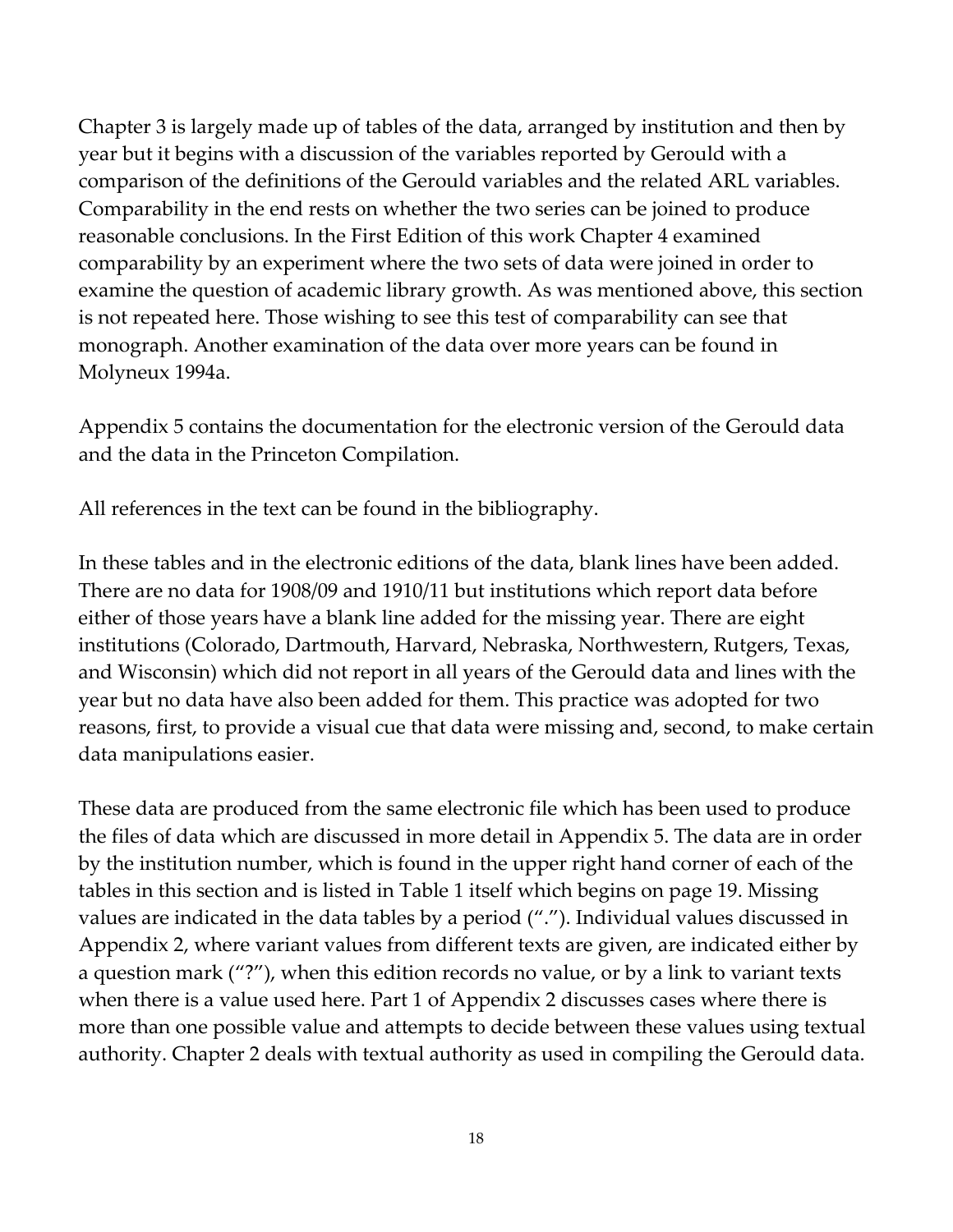Chapter 3 is largely made up of tables of the data, arranged by institution and then by year but it begins with a discussion of the variables reported by Gerould with a comparison of the definitions of the Gerould variables and the related ARL variables. Comparability in the end rests on whether the two series can be joined to produce reasonable conclusions. In the First Edition of this work Chapter 4 examined comparability by an experiment where the two sets of data were joined in order to examine the question of academic library growth. As was mentioned above, this section is not repeated here. Those wishing to see this test of comparability can see that monograph. Another examination of the data over more years can be found in Molyneux 1994a.

Appendix 5 contains the documentation for the electronic version of the Gerould data and the data in the Princeton Compilation.

All references in the text can be found in the bibliography.

In these tables and in the electronic editions of the data, blank lines have been added. There are no data for 1908/09 and 1910/11 but institutions which report data before either of those years have a blank line added for the missing year. There are eight institutions (Colorado, Dartmouth, Harvard, Nebraska, Northwestern, Rutgers, Texas, and Wisconsin) which did not report in all years of the Gerould data and lines with the year but no data have also been added for them. This practice was adopted for two reasons, first, to provide a visual cue that data were missing and, second, to make certain data manipulations easier.

These data are produced from the same electronic file which has been used to produce the files of data which are discussed in more detail in Appendix 5. The data are in order by the institution number, which is found in the upper right hand corner of each of the tables in this section and is listed in Table 1 itself which begins on page 19. Missing values are indicated in the data tables by a period ("."). Individual values discussed in Appendix 2, where variant values from different texts are given, are indicated either by a question mark ("?"), when this edition records no value, or by a link to variant texts when there is a value used here. Part 1 of Appendix 2 discusses cases where there is more than one possible value and attempts to decide between these values using textual authority. Chapter 2 deals with textual authority as used in compiling the Gerould data.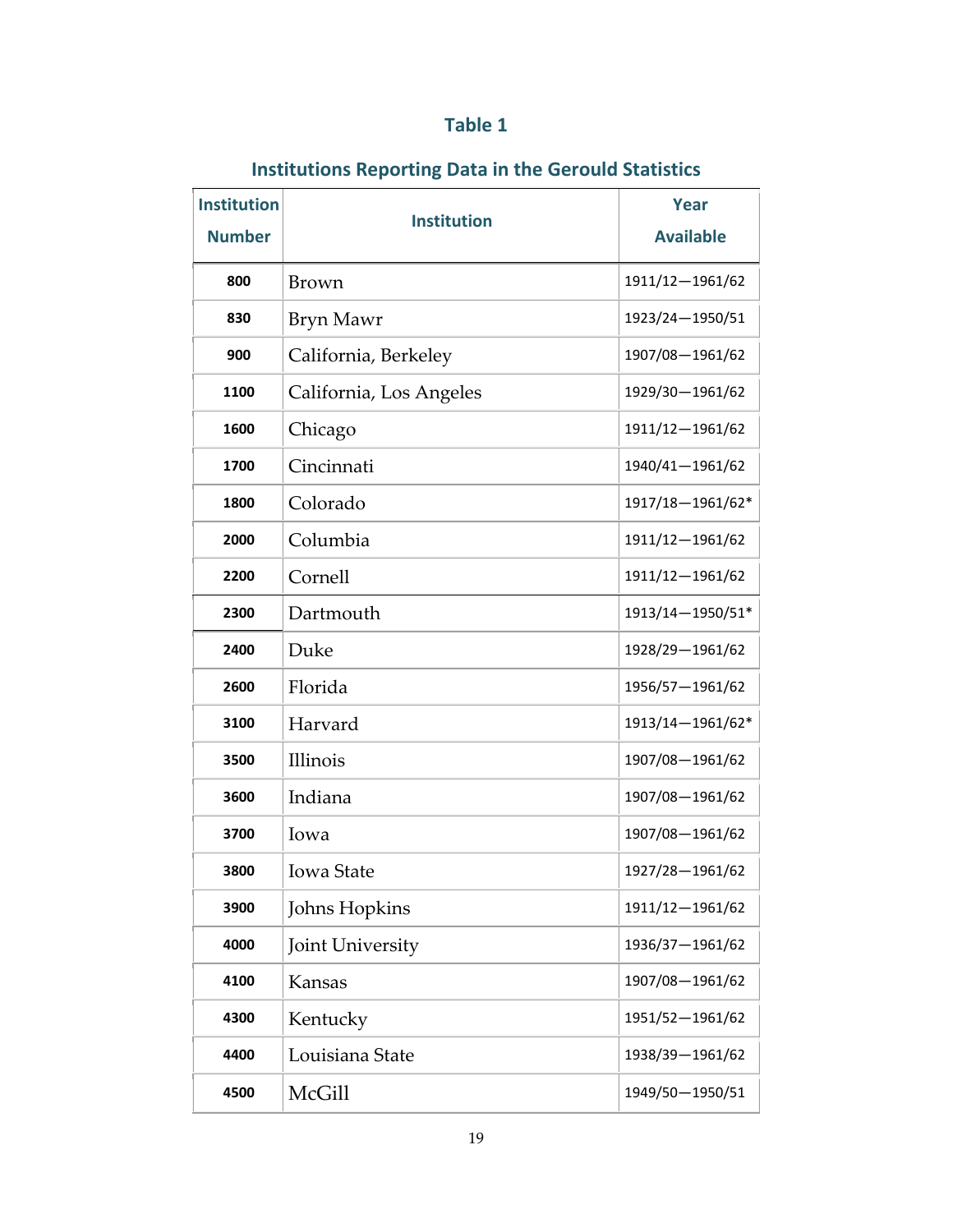## Table 1

### Institutions Reporting Data in the Gerould Statistics

| Institution Number | Institution | Year Available |
|---|---|---|
| 800 | Brown | 1911/12—1961/62 |
| 830 | Bryn Mawr | 1923/24—1950/51 |
| 900 | California, Berkeley | 1907/08—1961/62 |
| 1100 | California, Los Angeles | 1929/30—1961/62 |
| 1600 | Chicago | 1911/12—1961/62 |
| 1700 | Cincinnati | 1940/41—1961/62 |
| 1800 | Colorado | 1917/18—1961/62* |
| 2000 | Columbia | 1911/12—1961/62 |
| 2200 | Cornell | 1911/12—1961/62 |
| 2300 | Dartmouth | 1913/14—1950/51* |
| 2400 | Duke | 1928/29—1961/62 |
| 2600 | Florida | 1956/57—1961/62 |
| 3100 | Harvard | 1913/14—1961/62* |
| 3500 | Illinois | 1907/08—1961/62 |
| 3600 | Indiana | 1907/08—1961/62 |
| 3700 | Iowa | 1907/08—1961/62 |
| 3800 | Iowa State | 1927/28—1961/62 |
| 3900 | Johns Hopkins | 1911/12—1961/62 |
| 4000 | Joint University | 1936/37—1961/62 |
| 4100 | Kansas | 1907/08—1961/62 |
| 4300 | Kentucky | 1951/52—1961/62 |
| 4400 | Louisiana State | 1938/39—1961/62 |
| 4500 | McGill | 1949/50—1950/51 |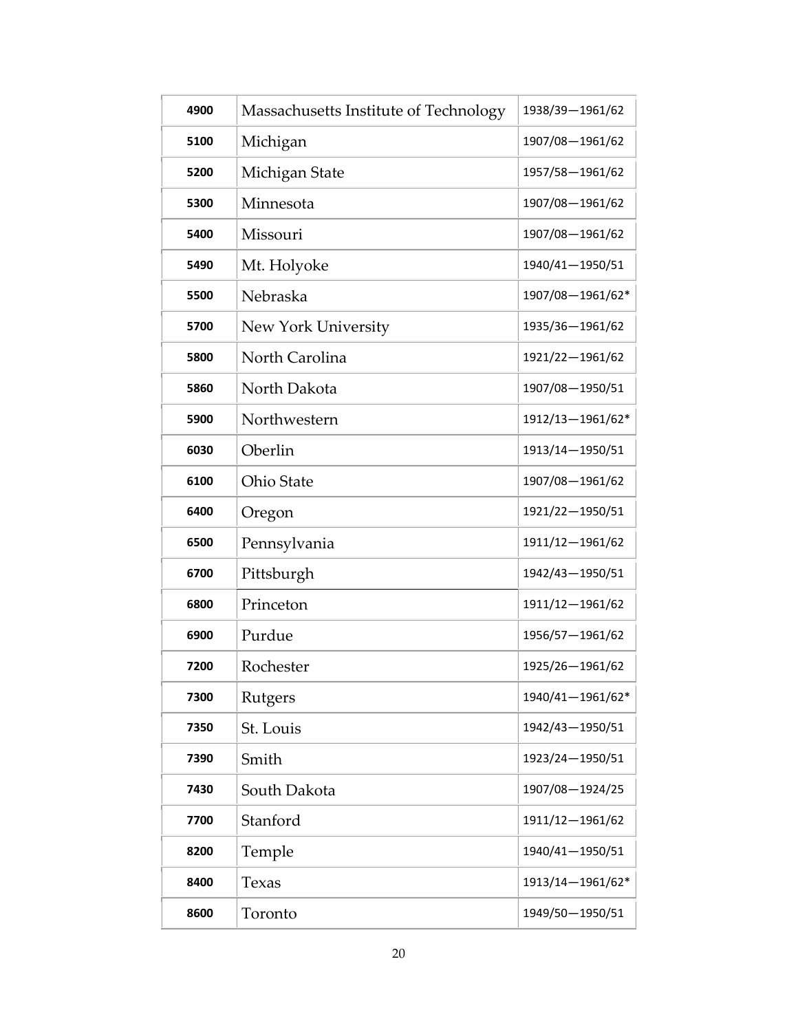| 4900 | Massachusetts Institute of Technology | 1938/39—1961/62 |
|---|---|---|
| 5100 | Michigan | 1907/08—1961/62 |
| 5200 | Michigan State | 1957/58—1961/62 |
| 5300 | Minnesota | 1907/08—1961/62 |
| 5400 | Missouri | 1907/08—1961/62 |
| 5490 | Mt. Holyoke | 1940/41—1950/51 |
| 5500 | Nebraska | 1907/08—1961/62* |
| 5700 | New York University | 1935/36—1961/62 |
| 5800 | North Carolina | 1921/22—1961/62 |
| 5860 | North Dakota | 1907/08—1950/51 |
| 5900 | Northwestern | 1912/13—1961/62* |
| 6030 | Oberlin | 1913/14—1950/51 |
| 6100 | Ohio State | 1907/08—1961/62 |
| 6400 | Oregon | 1921/22—1950/51 |
| 6500 | Pennsylvania | 1911/12—1961/62 |
| 6700 | Pittsburgh | 1942/43—1950/51 |
| 6800 | Princeton | 1911/12—1961/62 |
| 6900 | Purdue | 1956/57—1961/62 |
| 7200 | Rochester | 1925/26—1961/62 |
| 7300 | Rutgers | 1940/41—1961/62* |
| 7350 | St. Louis | 1942/43—1950/51 |
| 7390 | Smith | 1923/24—1950/51 |
| 7430 | South Dakota | 1907/08—1924/25 |
| 7700 | Stanford | 1911/12—1961/62 |
| 8200 | Temple | 1940/41—1950/51 |
| 8400 | Texas | 1913/14—1961/62* |
| 8600 | Toronto | 1949/50—1950/51 |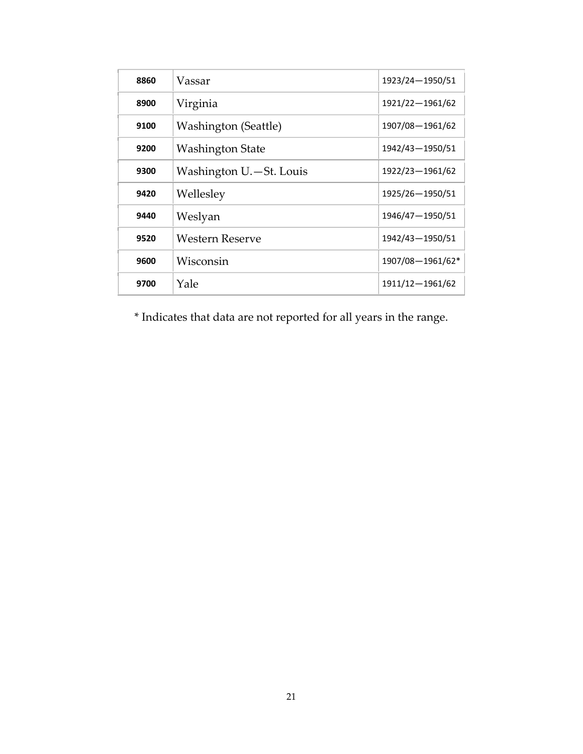| 8860 | Vassar | 1923/24—1950/51 |
|---|---|---|
| 8900 | Virginia | 1921/22—1961/62 |
| 9100 | Washington (Seattle) | 1907/08—1961/62 |
| 9200 | Washington State | 1942/43—1950/51 |
| 9300 | Washington U.—St. Louis | 1922/23—1961/62 |
| 9420 | Wellesley | 1925/26—1950/51 |
| 9440 | Weslyan | 1946/47—1950/51 |
| 9520 | Western Reserve | 1942/43—1950/51 |
| 9600 | Wisconsin | 1907/08—1961/62* |
| 9700 | Yale | 1911/12—1961/62 |

* Indicates that data are not reported for all years in the range.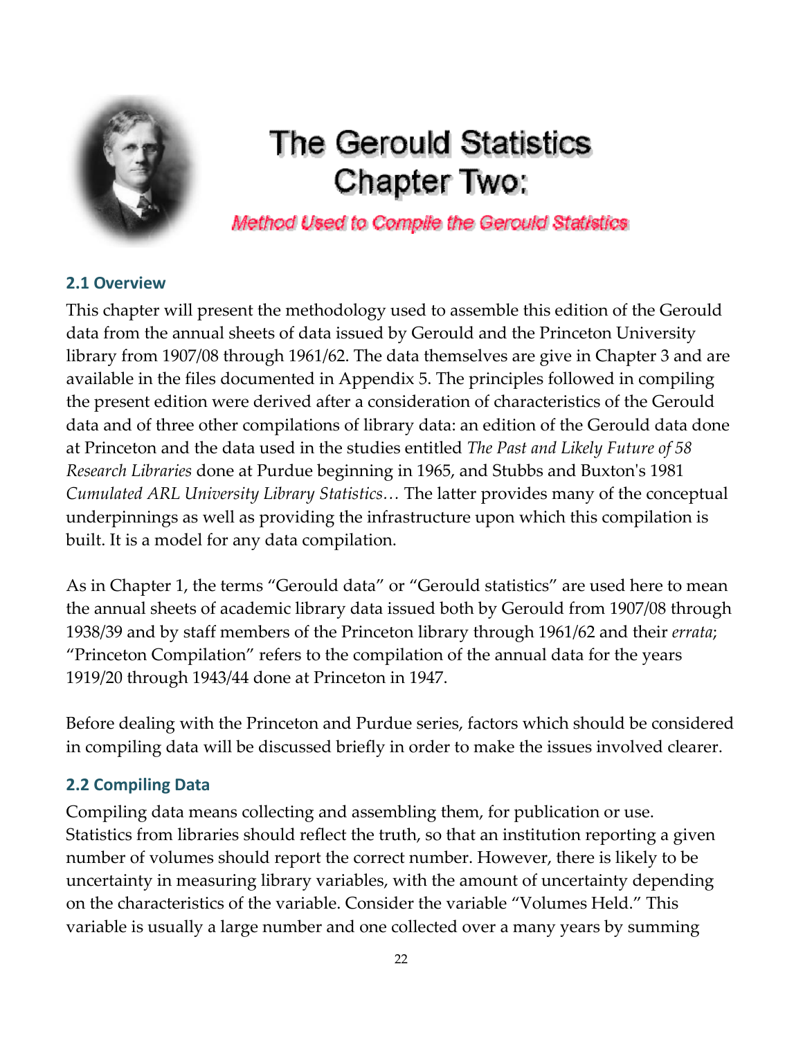# The Gerould Statistics Chapter Two:

*Method Used to Compile the Gerould Statistics*

## 2.1 Overview

This chapter will present the methodology used to assemble this edition of the Gerould data from the annual sheets of data issued by Gerould and the Princeton University library from 1907/08 through 1961/62. The data themselves are give in Chapter 3 and are available in the files documented in Appendix 5. The principles followed in compiling the present edition were derived after a consideration of characteristics of the Gerould data and of three other compilations of library data: an edition of the Gerould data done at Princeton and the data used in the studies entitled *The Past and Likely Future of 58 Research Libraries* done at Purdue beginning in 1965, and Stubbs and Buxton's 1981 *Cumulated ARL University Library Statistics…* The latter provides many of the conceptual underpinnings as well as providing the infrastructure upon which this compilation is built. It is a model for any data compilation.

As in Chapter 1, the terms "Gerould data" or "Gerould statistics" are used here to mean the annual sheets of academic library data issued both by Gerould from 1907/08 through 1938/39 and by staff members of the Princeton library through 1961/62 and their *errata*; "Princeton Compilation" refers to the compilation of the annual data for the years 1919/20 through 1943/44 done at Princeton in 1947.

Before dealing with the Princeton and Purdue series, factors which should be considered in compiling data will be discussed briefly in order to make the issues involved clearer.

## 2.2 Compiling Data

Compiling data means collecting and assembling them, for publication or use. Statistics from libraries should reflect the truth, so that an institution reporting a given number of volumes should report the correct number. However, there is likely to be uncertainty in measuring library variables, with the amount of uncertainty depending on the characteristics of the variable. Consider the variable "Volumes Held." This variable is usually a large number and one collected over a many years by summing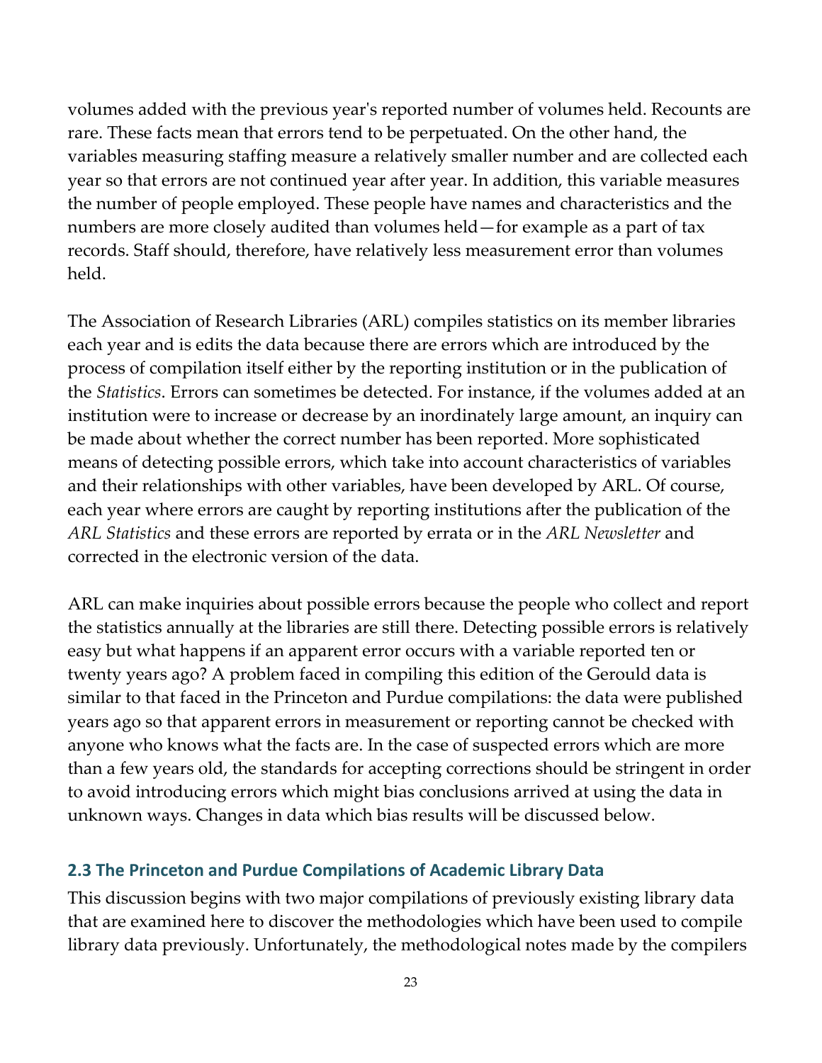volumes added with the previous year's reported number of volumes held. Recounts are rare. These facts mean that errors tend to be perpetuated. On the other hand, the variables measuring staffing measure a relatively smaller number and are collected each year so that errors are not continued year after year. In addition, this variable measures the number of people employed. These people have names and characteristics and the numbers are more closely audited than volumes held—for example as a part of tax records. Staff should, therefore, have relatively less measurement error than volumes held.

The Association of Research Libraries (ARL) compiles statistics on its member libraries each year and is edits the data because there are errors which are introduced by the process of compilation itself either by the reporting institution or in the publication of the *Statistics*. Errors can sometimes be detected. For instance, if the volumes added at an institution were to increase or decrease by an inordinately large amount, an inquiry can be made about whether the correct number has been reported. More sophisticated means of detecting possible errors, which take into account characteristics of variables and their relationships with other variables, have been developed by ARL. Of course, each year where errors are caught by reporting institutions after the publication of the *ARL Statistics* and these errors are reported by errata or in the *ARL Newsletter* and corrected in the electronic version of the data.

ARL can make inquiries about possible errors because the people who collect and report the statistics annually at the libraries are still there. Detecting possible errors is relatively easy but what happens if an apparent error occurs with a variable reported ten or twenty years ago? A problem faced in compiling this edition of the Gerould data is similar to that faced in the Princeton and Purdue compilations: the data were published years ago so that apparent errors in measurement or reporting cannot be checked with anyone who knows what the facts are. In the case of suspected errors which are more than a few years old, the standards for accepting corrections should be stringent in order to avoid introducing errors which might bias conclusions arrived at using the data in unknown ways. Changes in data which bias results will be discussed below.

### 2.3 The Princeton and Purdue Compilations of Academic Library Data

This discussion begins with two major compilations of previously existing library data that are examined here to discover the methodologies which have been used to compile library data previously. Unfortunately, the methodological notes made by the compilers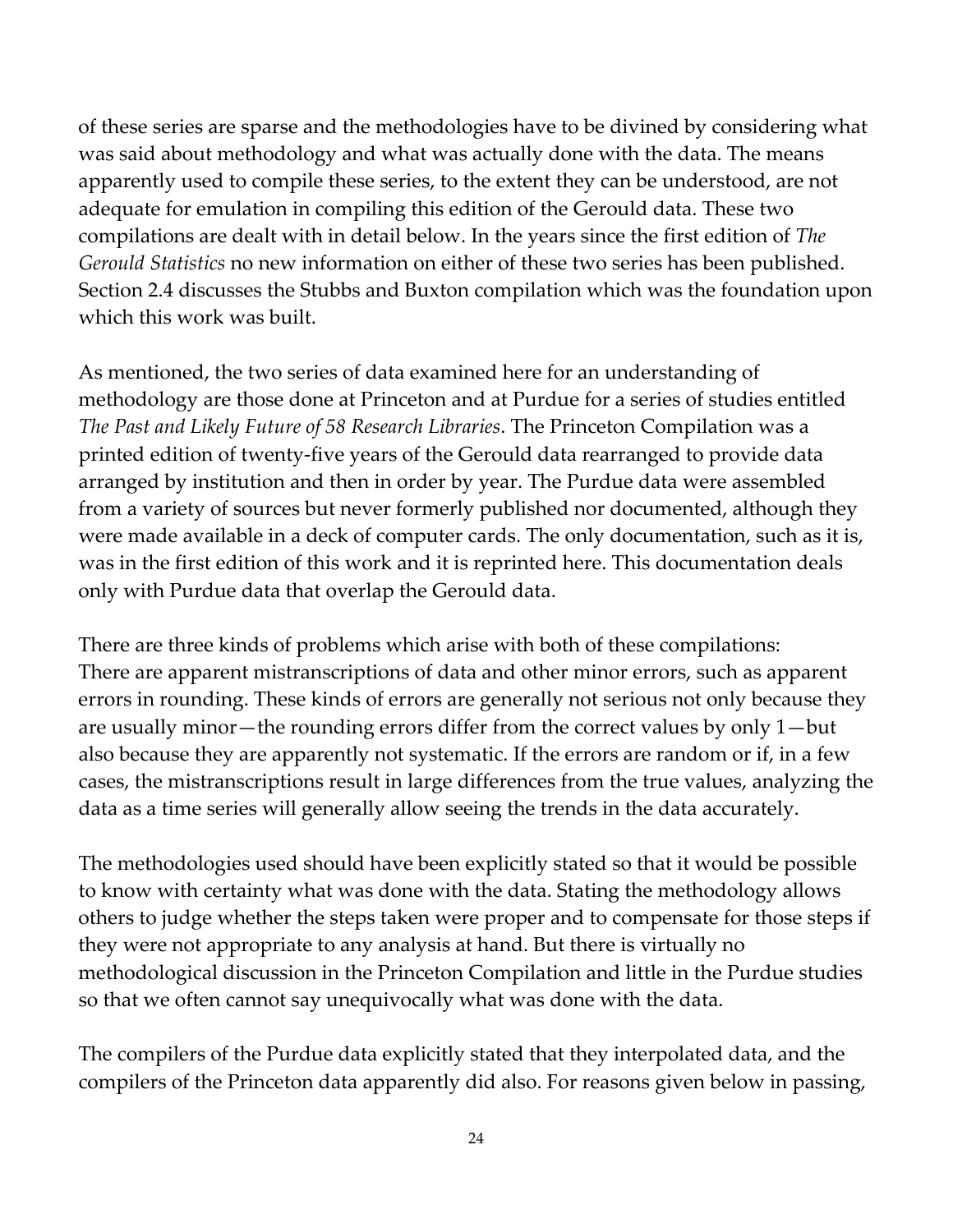of these series are sparse and the methodologies have to be divined by considering what was said about methodology and what was actually done with the data. The means apparently used to compile these series, to the extent they can be understood, are not adequate for emulation in compiling this edition of the Gerould data. These two compilations are dealt with in detail below. In the years since the first edition of *The Gerould Statistics* no new information on either of these two series has been published. Section 2.4 discusses the Stubbs and Buxton compilation which was the foundation upon which this work was built.

As mentioned, the two series of data examined here for an understanding of methodology are those done at Princeton and at Purdue for a series of studies entitled *The Past and Likely Future of 58 Research Libraries*. The Princeton Compilation was a printed edition of twenty-five years of the Gerould data rearranged to provide data arranged by institution and then in order by year. The Purdue data were assembled from a variety of sources but never formerly published nor documented, although they were made available in a deck of computer cards. The only documentation, such as it is, was in the first edition of this work and it is reprinted here. This documentation deals only with Purdue data that overlap the Gerould data.

There are three kinds of problems which arise with both of these compilations:
There are apparent mistranscriptions of data and other minor errors, such as apparent errors in rounding. These kinds of errors are generally not serious not only because they are usually minor—the rounding errors differ from the correct values by only 1—but also because they are apparently not systematic. If the errors are random or if, in a few cases, the mistranscriptions result in large differences from the true values, analyzing the data as a time series will generally allow seeing the trends in the data accurately.

The methodologies used should have been explicitly stated so that it would be possible to know with certainty what was done with the data. Stating the methodology allows others to judge whether the steps taken were proper and to compensate for those steps if they were not appropriate to any analysis at hand. But there is virtually no methodological discussion in the Princeton Compilation and little in the Purdue studies so that we often cannot say unequivocally what was done with the data.

The compilers of the Purdue data explicitly stated that they interpolated data, and the compilers of the Princeton data apparently did also. For reasons given below in passing,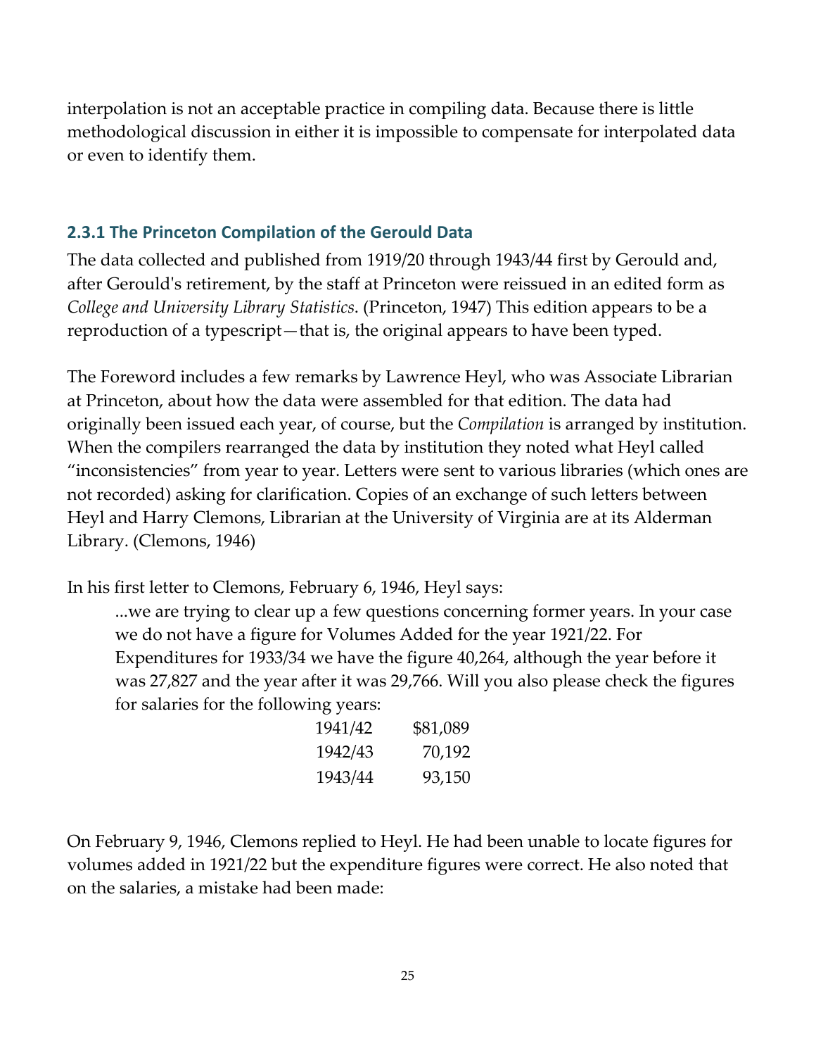interpolation is not an acceptable practice in compiling data. Because there is little methodological discussion in either it is impossible to compensate for interpolated data or even to identify them.

### 2.3.1 The Princeton Compilation of the Gerould Data

The data collected and published from 1919/20 through 1943/44 first by Gerould and, after Gerould's retirement, by the staff at Princeton were reissued in an edited form as *College and University Library Statistics*. (Princeton, 1947) This edition appears to be a reproduction of a typescript—that is, the original appears to have been typed.

The Foreword includes a few remarks by Lawrence Heyl, who was Associate Librarian at Princeton, about how the data were assembled for that edition. The data had originally been issued each year, of course, but the *Compilation* is arranged by institution. When the compilers rearranged the data by institution they noted what Heyl called "inconsistencies" from year to year. Letters were sent to various libraries (which ones are not recorded) asking for clarification. Copies of an exchange of such letters between Heyl and Harry Clemons, Librarian at the University of Virginia are at its Alderman Library. (Clemons, 1946)

In his first letter to Clemons, February 6, 1946, Heyl says:

> ...we are trying to clear up a few questions concerning former years. In your case we do not have a figure for Volumes Added for the year 1921/22. For Expenditures for 1933/34 we have the figure 40,264, although the year before it was 27,827 and the year after it was 29,766. Will you also please check the figures for salaries for the following years:
>
> | | |
> |---|---|
> | 1941/42 | $81,089 |
> | 1942/43 | 70,192 |
> | 1943/44 | 93,150 |

On February 9, 1946, Clemons replied to Heyl. He had been unable to locate figures for volumes added in 1921/22 but the expenditure figures were correct. He also noted that on the salaries, a mistake had been made: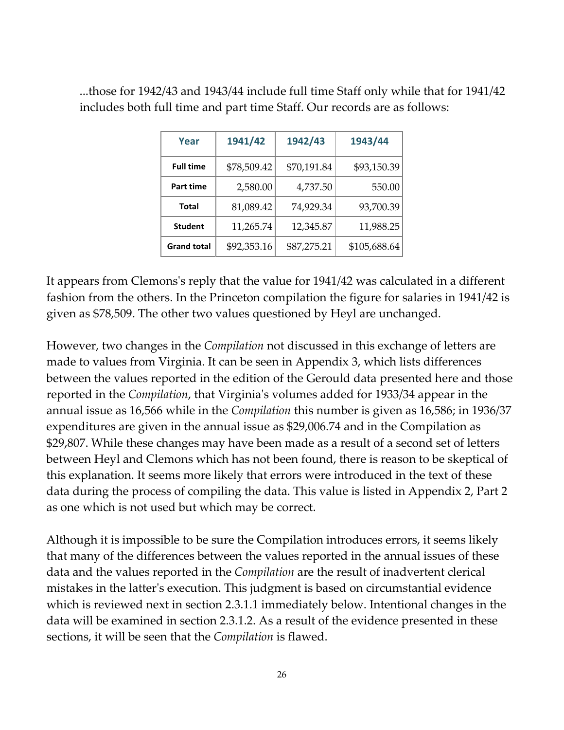...those for 1942/43 and 1943/44 include full time Staff only while that for 1941/42 includes both full time and part time Staff. Our records are as follows:

| Year | 1941/42 | 1942/43 | 1943/44 |
|---|---|---|---|
| **Full time** | $78,509.42 | $70,191.84 | $93,150.39 |
| **Part time** | 2,580.00 | 4,737.50 | 550.00 |
| **Total** | 81,089.42 | 74,929.34 | 93,700.39 |
| **Student** | 11,265.74 | 12,345.87 | 11,988.25 |
| **Grand total** | $92,353.16 | $87,275.21 | $105,688.64 |

It appears from Clemons's reply that the value for 1941/42 was calculated in a different fashion from the others. In the Princeton compilation the figure for salaries in 1941/42 is given as $78,509. The other two values questioned by Heyl are unchanged.

However, two changes in the *Compilation* not discussed in this exchange of letters are made to values from Virginia. It can be seen in Appendix 3, which lists differences between the values reported in the edition of the Gerould data presented here and those reported in the *Compilation*, that Virginia's volumes added for 1933/34 appear in the annual issue as 16,566 while in the *Compilation* this number is given as 16,586; in 1936/37 expenditures are given in the annual issue as $29,006.74 and in the Compilation as $29,807. While these changes may have been made as a result of a second set of letters between Heyl and Clemons which has not been found, there is reason to be skeptical of this explanation. It seems more likely that errors were introduced in the text of these data during the process of compiling the data. This value is listed in Appendix 2, Part 2 as one which is not used but which may be correct.

Although it is impossible to be sure the Compilation introduces errors, it seems likely that many of the differences between the values reported in the annual issues of these data and the values reported in the *Compilation* are the result of inadvertent clerical mistakes in the latter's execution. This judgment is based on circumstantial evidence which is reviewed next in section 2.3.1.1 immediately below. Intentional changes in the data will be examined in section 2.3.1.2. As a result of the evidence presented in these sections, it will be seen that the *Compilation* is flawed.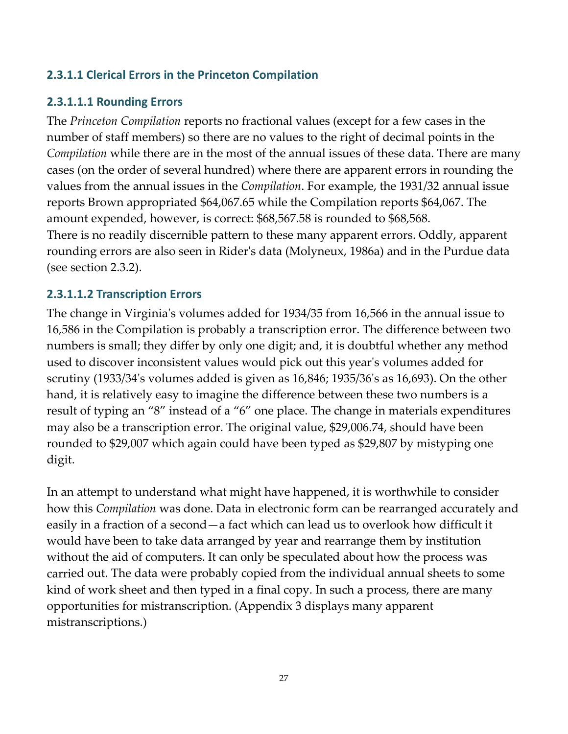### 2.3.1.1 Clerical Errors in the Princeton Compilation

#### 2.3.1.1.1 Rounding Errors

The *Princeton Compilation* reports no fractional values (except for a few cases in the number of staff members) so there are no values to the right of decimal points in the *Compilation* while there are in the most of the annual issues of these data. There are many cases (on the order of several hundred) where there are apparent errors in rounding the values from the annual issues in the *Compilation*. For example, the 1931/32 annual issue reports Brown appropriated $64,067.65 while the Compilation reports $64,067. The amount expended, however, is correct: $68,567.58 is rounded to $68,568.
There is no readily discernible pattern to these many apparent errors. Oddly, apparent rounding errors are also seen in Rider's data (Molyneux, 1986a) and in the Purdue data (see section 2.3.2).

#### 2.3.1.1.2 Transcription Errors

The change in Virginia's volumes added for 1934/35 from 16,566 in the annual issue to 16,586 in the Compilation is probably a transcription error. The difference between two numbers is small; they differ by only one digit; and, it is doubtful whether any method used to discover inconsistent values would pick out this year's volumes added for scrutiny (1933/34's volumes added is given as 16,846; 1935/36's as 16,693). On the other hand, it is relatively easy to imagine the difference between these two numbers is a result of typing an "8" instead of a "6" one place. The change in materials expenditures may also be a transcription error. The original value, $29,006.74, should have been rounded to $29,007 which again could have been typed as $29,807 by mistyping one digit.

In an attempt to understand what might have happened, it is worthwhile to consider how this *Compilation* was done. Data in electronic form can be rearranged accurately and easily in a fraction of a second—a fact which can lead us to overlook how difficult it would have been to take data arranged by year and rearrange them by institution without the aid of computers. It can only be speculated about how the process was carried out. The data were probably copied from the individual annual sheets to some kind of work sheet and then typed in a final copy. In such a process, there are many opportunities for mistranscription. (Appendix 3 displays many apparent mistranscriptions.)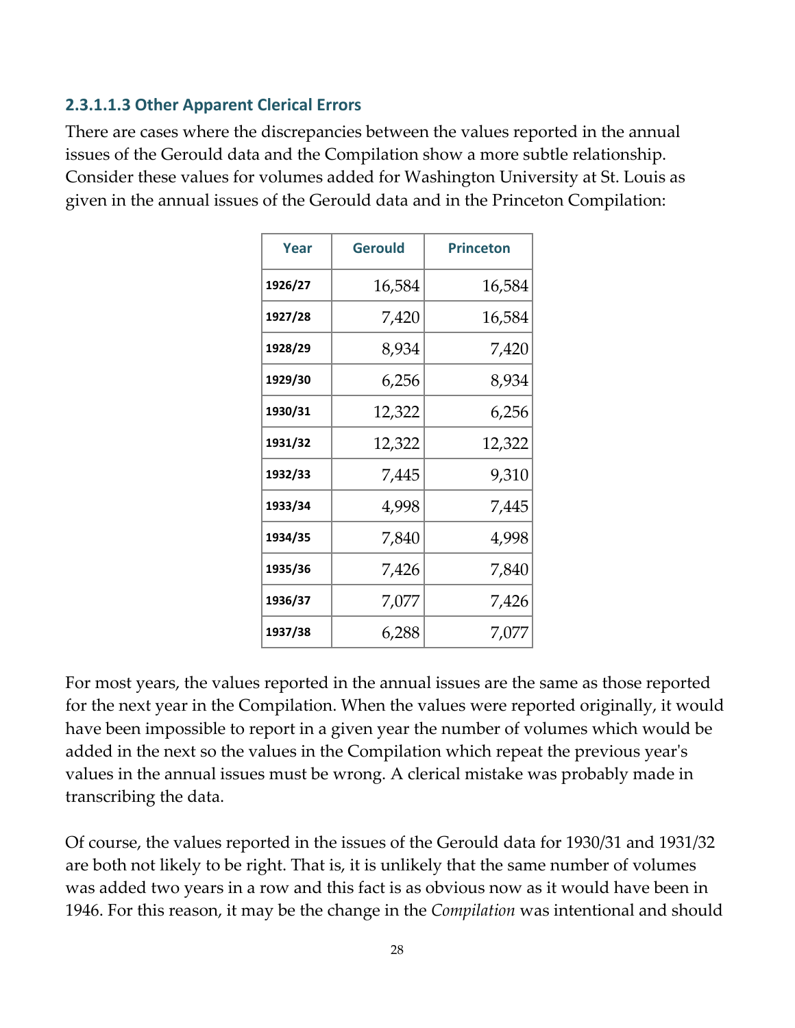#### 2.3.1.1.3 Other Apparent Clerical Errors

There are cases where the discrepancies between the values reported in the annual issues of the Gerould data and the Compilation show a more subtle relationship. Consider these values for volumes added for Washington University at St. Louis as given in the annual issues of the Gerould data and in the Princeton Compilation:

| Year | Gerould | Princeton |
|---|---|---|
| 1926/27 | 16,584 | 16,584 |
| 1927/28 | 7,420 | 16,584 |
| 1928/29 | 8,934 | 7,420 |
| 1929/30 | 6,256 | 8,934 |
| 1930/31 | 12,322 | 6,256 |
| 1931/32 | 12,322 | 12,322 |
| 1932/33 | 7,445 | 9,310 |
| 1933/34 | 4,998 | 7,445 |
| 1934/35 | 7,840 | 4,998 |
| 1935/36 | 7,426 | 7,840 |
| 1936/37 | 7,077 | 7,426 |
| 1937/38 | 6,288 | 7,077 |

For most years, the values reported in the annual issues are the same as those reported for the next year in the Compilation. When the values were reported originally, it would have been impossible to report in a given year the number of volumes which would be added in the next so the values in the Compilation which repeat the previous year's values in the annual issues must be wrong. A clerical mistake was probably made in transcribing the data.

Of course, the values reported in the issues of the Gerould data for 1930/31 and 1931/32 are both not likely to be right. That is, it is unlikely that the same number of volumes was added two years in a row and this fact is as obvious now as it would have been in 1946. For this reason, it may be the change in the *Compilation* was intentional and should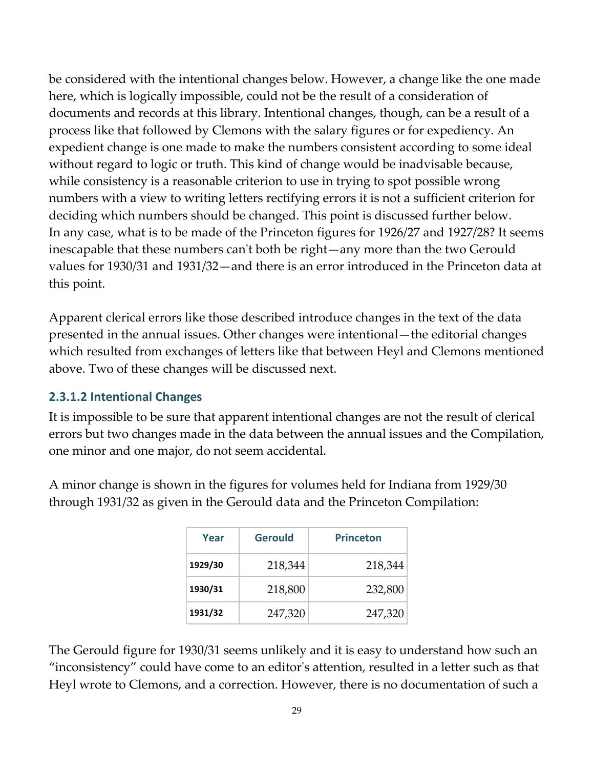be considered with the intentional changes below. However, a change like the one made here, which is logically impossible, could not be the result of a consideration of documents and records at this library. Intentional changes, though, can be a result of a process like that followed by Clemons with the salary figures or for expediency. An expedient change is one made to make the numbers consistent according to some ideal without regard to logic or truth. This kind of change would be inadvisable because, while consistency is a reasonable criterion to use in trying to spot possible wrong numbers with a view to writing letters rectifying errors it is not a sufficient criterion for deciding which numbers should be changed. This point is discussed further below.
In any case, what is to be made of the Princeton figures for 1926/27 and 1927/28? It seems inescapable that these numbers can't both be right—any more than the two Gerould values for 1930/31 and 1931/32—and there is an error introduced in the Princeton data at this point.

Apparent clerical errors like those described introduce changes in the text of the data presented in the annual issues. Other changes were intentional—the editorial changes which resulted from exchanges of letters like that between Heyl and Clemons mentioned above. Two of these changes will be discussed next.

### 2.3.1.2 Intentional Changes

It is impossible to be sure that apparent intentional changes are not the result of clerical errors but two changes made in the data between the annual issues and the Compilation, one minor and one major, do not seem accidental.

A minor change is shown in the figures for volumes held for Indiana from 1929/30 through 1931/32 as given in the Gerould data and the Princeton Compilation:

| Year | Gerould | Princeton |
|---|---|---|
| **1929/30** | 218,344 | 218,344 |
| **1930/31** | 218,800 | 232,800 |
| **1931/32** | 247,320 | 247,320 |

The Gerould figure for 1930/31 seems unlikely and it is easy to understand how such an "inconsistency" could have come to an editor's attention, resulted in a letter such as that Heyl wrote to Clemons, and a correction. However, there is no documentation of such a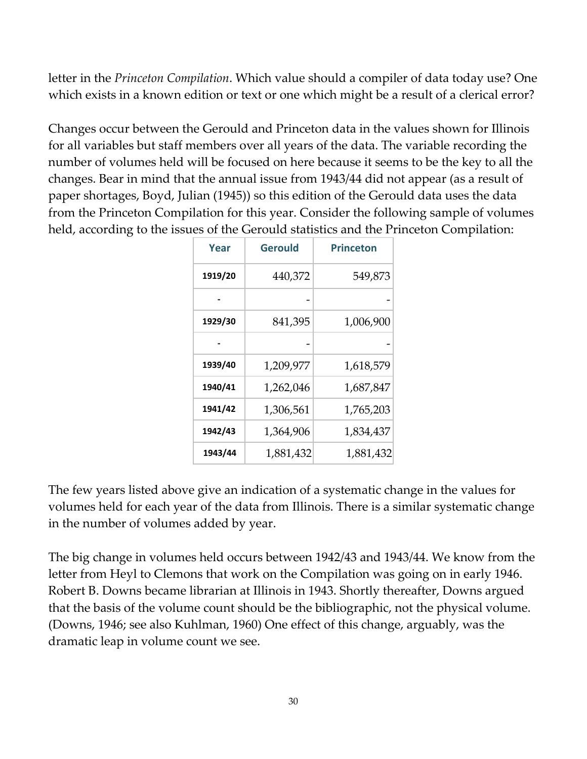letter in the *Princeton Compilation*. Which value should a compiler of data today use? One which exists in a known edition or text or one which might be a result of a clerical error?

Changes occur between the Gerould and Princeton data in the values shown for Illinois for all variables but staff members over all years of the data. The variable recording the number of volumes held will be focused on here because it seems to be the key to all the changes. Bear in mind that the annual issue from 1943/44 did not appear (as a result of paper shortages, Boyd, Julian (1945)) so this edition of the Gerould data uses the data from the Princeton Compilation for this year. Consider the following sample of volumes held, according to the issues of the Gerould statistics and the Princeton Compilation:

| Year | Gerould | Princeton |
|---|---|---|
| 1919/20 | 440,372 | 549,873 |
| - | - | - |
| 1929/30 | 841,395 | 1,006,900 |
| - | - | - |
| 1939/40 | 1,209,977 | 1,618,579 |
| 1940/41 | 1,262,046 | 1,687,847 |
| 1941/42 | 1,306,561 | 1,765,203 |
| 1942/43 | 1,364,906 | 1,834,437 |
| 1943/44 | 1,881,432 | 1,881,432 |

The few years listed above give an indication of a systematic change in the values for volumes held for each year of the data from Illinois. There is a similar systematic change in the number of volumes added by year.

The big change in volumes held occurs between 1942/43 and 1943/44. We know from the letter from Heyl to Clemons that work on the Compilation was going on in early 1946. Robert B. Downs became librarian at Illinois in 1943. Shortly thereafter, Downs argued that the basis of the volume count should be the bibliographic, not the physical volume. (Downs, 1946; see also Kuhlman, 1960) One effect of this change, arguably, was the dramatic leap in volume count we see.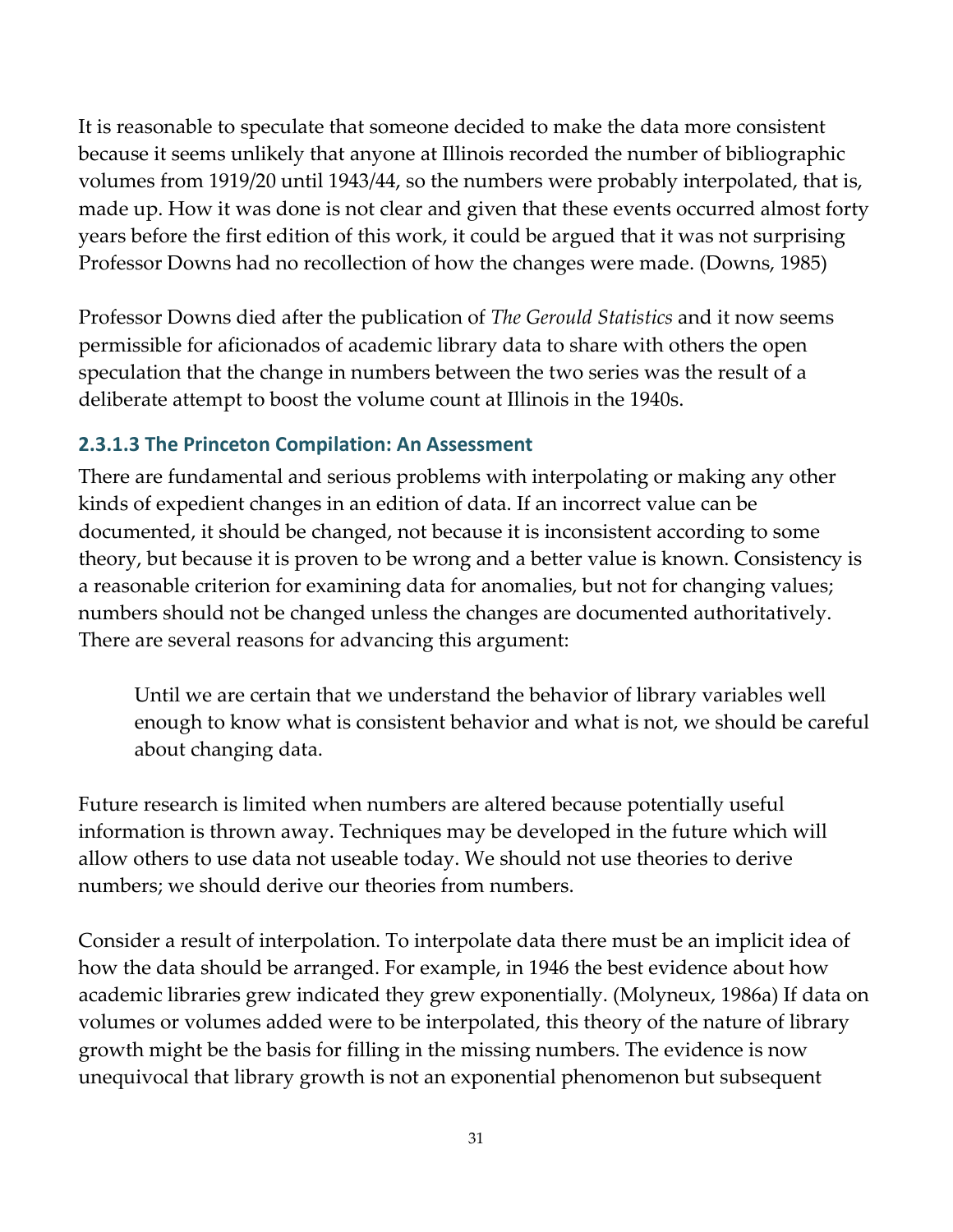It is reasonable to speculate that someone decided to make the data more consistent because it seems unlikely that anyone at Illinois recorded the number of bibliographic volumes from 1919/20 until 1943/44, so the numbers were probably interpolated, that is, made up. How it was done is not clear and given that these events occurred almost forty years before the first edition of this work, it could be argued that it was not surprising Professor Downs had no recollection of how the changes were made. (Downs, 1985)

Professor Downs died after the publication of *The Gerould Statistics* and it now seems permissible for aficionados of academic library data to share with others the open speculation that the change in numbers between the two series was the result of a deliberate attempt to boost the volume count at Illinois in the 1940s.

### 2.3.1.3 The Princeton Compilation: An Assessment

There are fundamental and serious problems with interpolating or making any other kinds of expedient changes in an edition of data. If an incorrect value can be documented, it should be changed, not because it is inconsistent according to some theory, but because it is proven to be wrong and a better value is known. Consistency is a reasonable criterion for examining data for anomalies, but not for changing values; numbers should not be changed unless the changes are documented authoritatively. There are several reasons for advancing this argument:

> Until we are certain that we understand the behavior of library variables well enough to know what is consistent behavior and what is not, we should be careful about changing data.

Future research is limited when numbers are altered because potentially useful information is thrown away. Techniques may be developed in the future which will allow others to use data not useable today. We should not use theories to derive numbers; we should derive our theories from numbers.

Consider a result of interpolation. To interpolate data there must be an implicit idea of how the data should be arranged. For example, in 1946 the best evidence about how academic libraries grew indicated they grew exponentially. (Molyneux, 1986a) If data on volumes or volumes added were to be interpolated, this theory of the nature of library growth might be the basis for filling in the missing numbers. The evidence is now unequivocal that library growth is not an exponential phenomenon but subsequent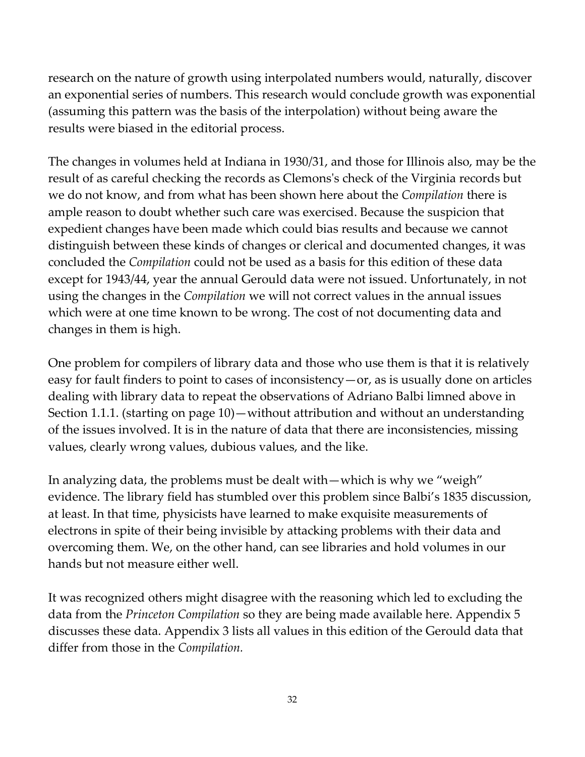research on the nature of growth using interpolated numbers would, naturally, discover an exponential series of numbers. This research would conclude growth was exponential (assuming this pattern was the basis of the interpolation) without being aware the results were biased in the editorial process.

The changes in volumes held at Indiana in 1930/31, and those for Illinois also, may be the result of as careful checking the records as Clemons's check of the Virginia records but we do not know, and from what has been shown here about the *Compilation* there is ample reason to doubt whether such care was exercised. Because the suspicion that expedient changes have been made which could bias results and because we cannot distinguish between these kinds of changes or clerical and documented changes, it was concluded the *Compilation* could not be used as a basis for this edition of these data except for 1943/44, year the annual Gerould data were not issued. Unfortunately, in not using the changes in the *Compilation* we will not correct values in the annual issues which were at one time known to be wrong. The cost of not documenting data and changes in them is high.

One problem for compilers of library data and those who use them is that it is relatively easy for fault finders to point to cases of inconsistency—or, as is usually done on articles dealing with library data to repeat the observations of Adriano Balbi limned above in Section 1.1.1. (starting on page 10)—without attribution and without an understanding of the issues involved. It is in the nature of data that there are inconsistencies, missing values, clearly wrong values, dubious values, and the like.

In analyzing data, the problems must be dealt with—which is why we "weigh" evidence. The library field has stumbled over this problem since Balbi's 1835 discussion, at least. In that time, physicists have learned to make exquisite measurements of electrons in spite of their being invisible by attacking problems with their data and overcoming them. We, on the other hand, can see libraries and hold volumes in our hands but not measure either well.

It was recognized others might disagree with the reasoning which led to excluding the data from the *Princeton Compilation* so they are being made available here. Appendix 5 discusses these data. Appendix 3 lists all values in this edition of the Gerould data that differ from those in the *Compilation.*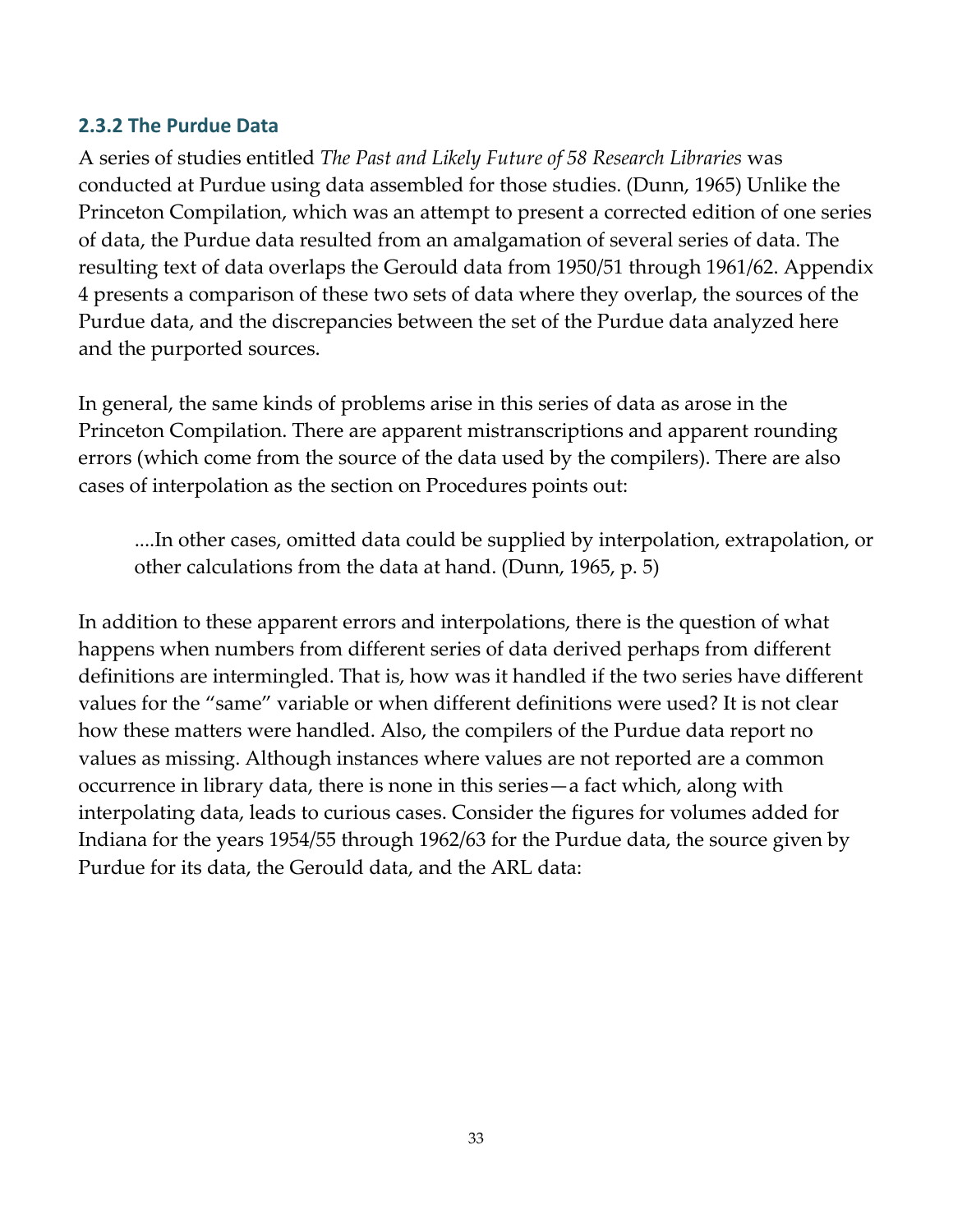### 2.3.2 The Purdue Data

A series of studies entitled *The Past and Likely Future of 58 Research Libraries* was conducted at Purdue using data assembled for those studies. (Dunn, 1965) Unlike the Princeton Compilation, which was an attempt to present a corrected edition of one series of data, the Purdue data resulted from an amalgamation of several series of data. The resulting text of data overlaps the Gerould data from 1950/51 through 1961/62. Appendix 4 presents a comparison of these two sets of data where they overlap, the sources of the Purdue data, and the discrepancies between the set of the Purdue data analyzed here and the purported sources.

In general, the same kinds of problems arise in this series of data as arose in the Princeton Compilation. There are apparent mistranscriptions and apparent rounding errors (which come from the source of the data used by the compilers). There are also cases of interpolation as the section on Procedures points out:

> ....In other cases, omitted data could be supplied by interpolation, extrapolation, or other calculations from the data at hand. (Dunn, 1965, p. 5)

In addition to these apparent errors and interpolations, there is the question of what happens when numbers from different series of data derived perhaps from different definitions are intermingled. That is, how was it handled if the two series have different values for the "same" variable or when different definitions were used? It is not clear how these matters were handled. Also, the compilers of the Purdue data report no values as missing. Although instances where values are not reported are a common occurrence in library data, there is none in this series—a fact which, along with interpolating data, leads to curious cases. Consider the figures for volumes added for Indiana for the years 1954/55 through 1962/63 for the Purdue data, the source given by Purdue for its data, the Gerould data, and the ARL data: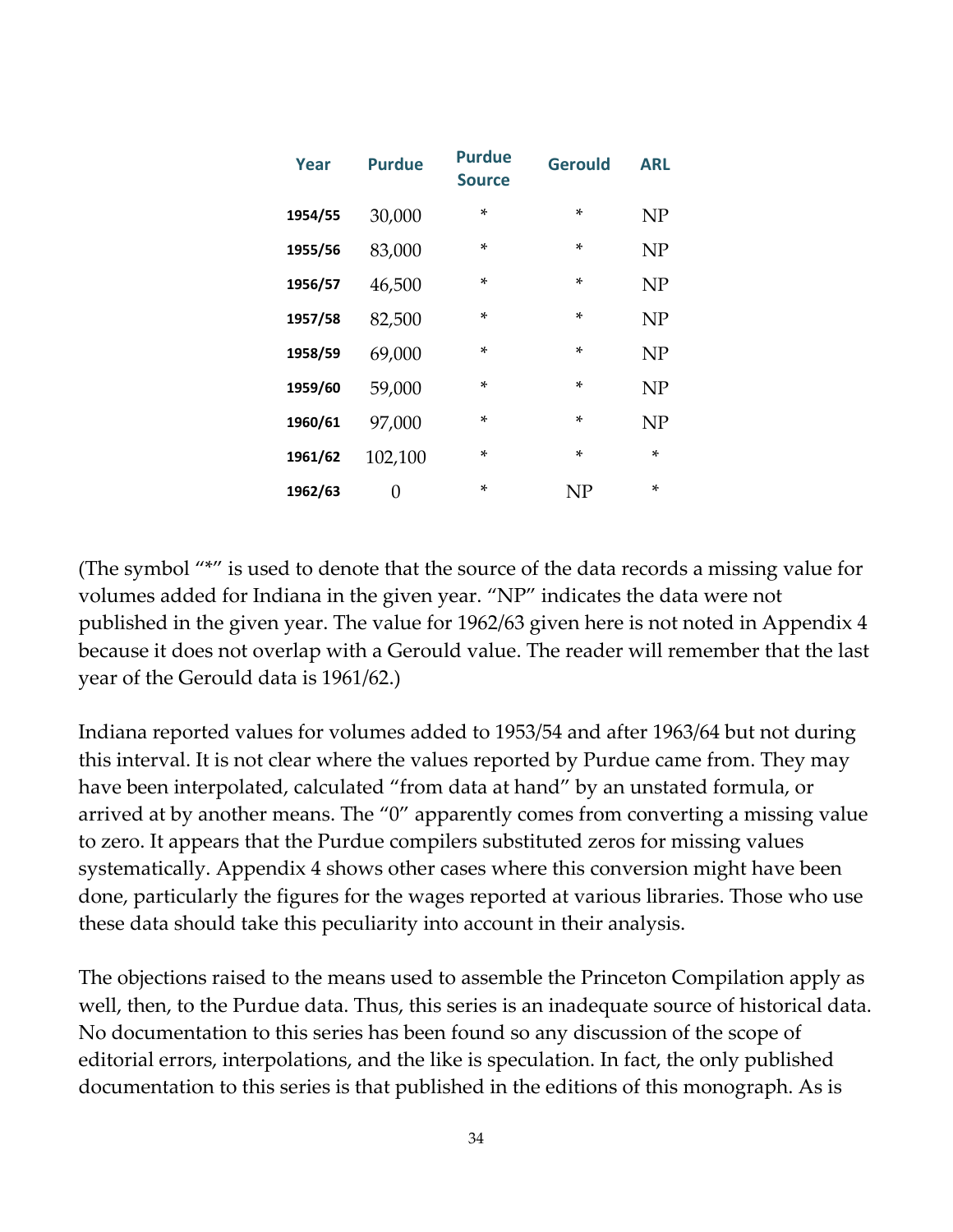| Year | Purdue | Purdue Source | Gerould | ARL |
|---|---|---|---|---|
| 1954/55 | 30,000 | * | * | NP |
| 1955/56 | 83,000 | * | * | NP |
| 1956/57 | 46,500 | * | * | NP |
| 1957/58 | 82,500 | * | * | NP |
| 1958/59 | 69,000 | * | * | NP |
| 1959/60 | 59,000 | * | * | NP |
| 1960/61 | 97,000 | * | * | NP |
| 1961/62 | 102,100 | * | * | * |
| 1962/63 | 0 | * | NP | * |

(The symbol "*" is used to denote that the source of the data records a missing value for volumes added for Indiana in the given year. "NP" indicates the data were not published in the given year. The value for 1962/63 given here is not noted in Appendix 4 because it does not overlap with a Gerould value. The reader will remember that the last year of the Gerould data is 1961/62.)

Indiana reported values for volumes added to 1953/54 and after 1963/64 but not during this interval. It is not clear where the values reported by Purdue came from. They may have been interpolated, calculated "from data at hand" by an unstated formula, or arrived at by another means. The "0" apparently comes from converting a missing value to zero. It appears that the Purdue compilers substituted zeros for missing values systematically. Appendix 4 shows other cases where this conversion might have been done, particularly the figures for the wages reported at various libraries. Those who use these data should take this peculiarity into account in their analysis.

The objections raised to the means used to assemble the Princeton Compilation apply as well, then, to the Purdue data. Thus, this series is an inadequate source of historical data. No documentation to this series has been found so any discussion of the scope of editorial errors, interpolations, and the like is speculation. In fact, the only published documentation to this series is that published in the editions of this monograph. As is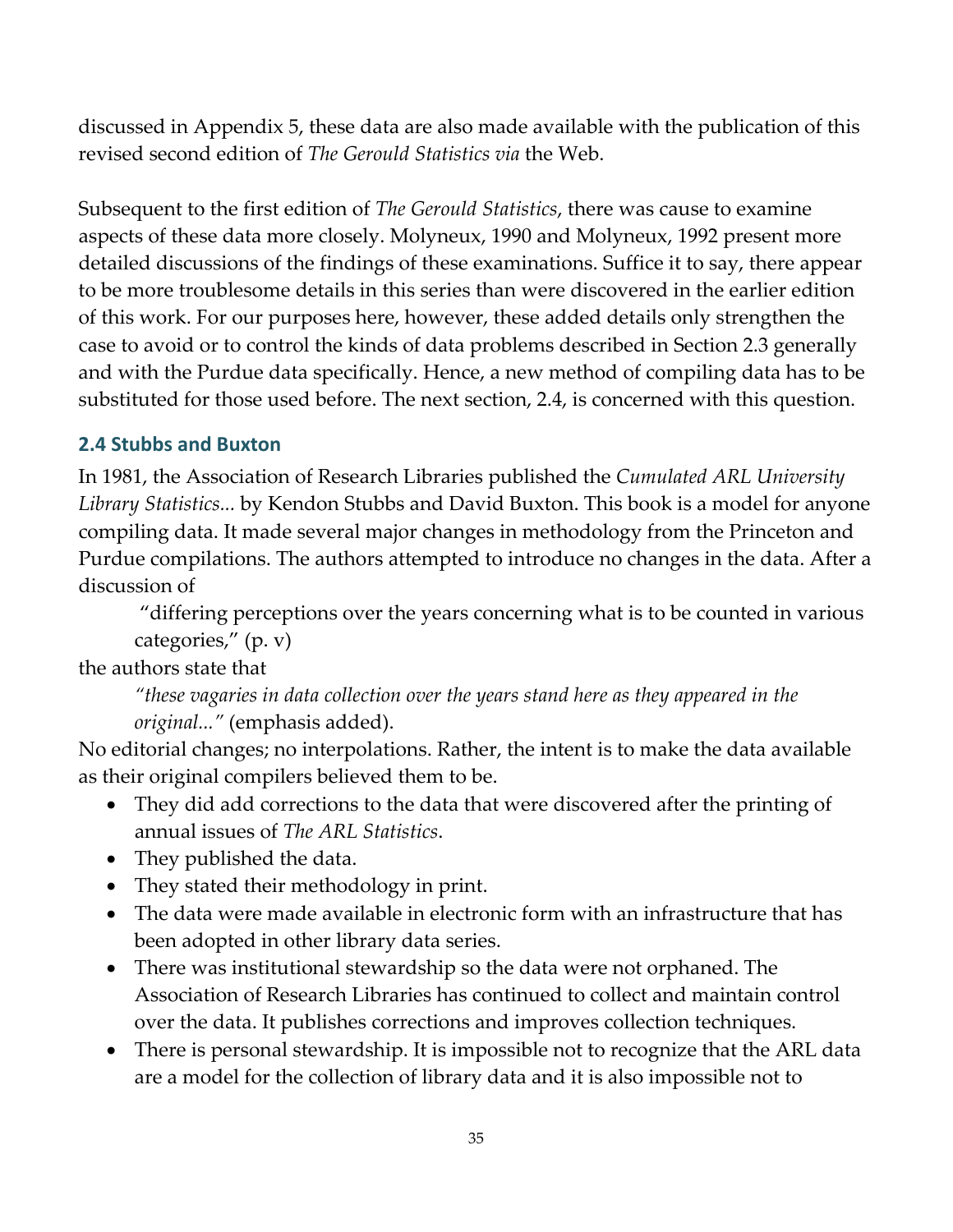discussed in Appendix 5, these data are also made available with the publication of this revised second edition of *The Gerould Statistics via* the Web.

Subsequent to the first edition of *The Gerould Statistics*, there was cause to examine aspects of these data more closely. Molyneux, 1990 and Molyneux, 1992 present more detailed discussions of the findings of these examinations. Suffice it to say, there appear to be more troublesome details in this series than were discovered in the earlier edition of this work. For our purposes here, however, these added details only strengthen the case to avoid or to control the kinds of data problems described in Section 2.3 generally and with the Purdue data specifically. Hence, a new method of compiling data has to be substituted for those used before. The next section, 2.4, is concerned with this question.

## 2.4 Stubbs and Buxton

In 1981, the Association of Research Libraries published the *Cumulated ARL University Library Statistics...* by Kendon Stubbs and David Buxton. This book is a model for anyone compiling data. It made several major changes in methodology from the Princeton and Purdue compilations. The authors attempted to introduce no changes in the data. After a discussion of

> "differing perceptions over the years concerning what is to be counted in various categories," (p. v)

the authors state that

> *"these vagaries in data collection over the years stand here as they appeared in the original..."* (emphasis added).

No editorial changes; no interpolations. Rather, the intent is to make the data available as their original compilers believed them to be.

- They did add corrections to the data that were discovered after the printing of annual issues of *The ARL Statistics*.
- They published the data.
- They stated their methodology in print.
- The data were made available in electronic form with an infrastructure that has been adopted in other library data series.
- There was institutional stewardship so the data were not orphaned. The Association of Research Libraries has continued to collect and maintain control over the data. It publishes corrections and improves collection techniques.
- There is personal stewardship. It is impossible not to recognize that the ARL data are a model for the collection of library data and it is also impossible not to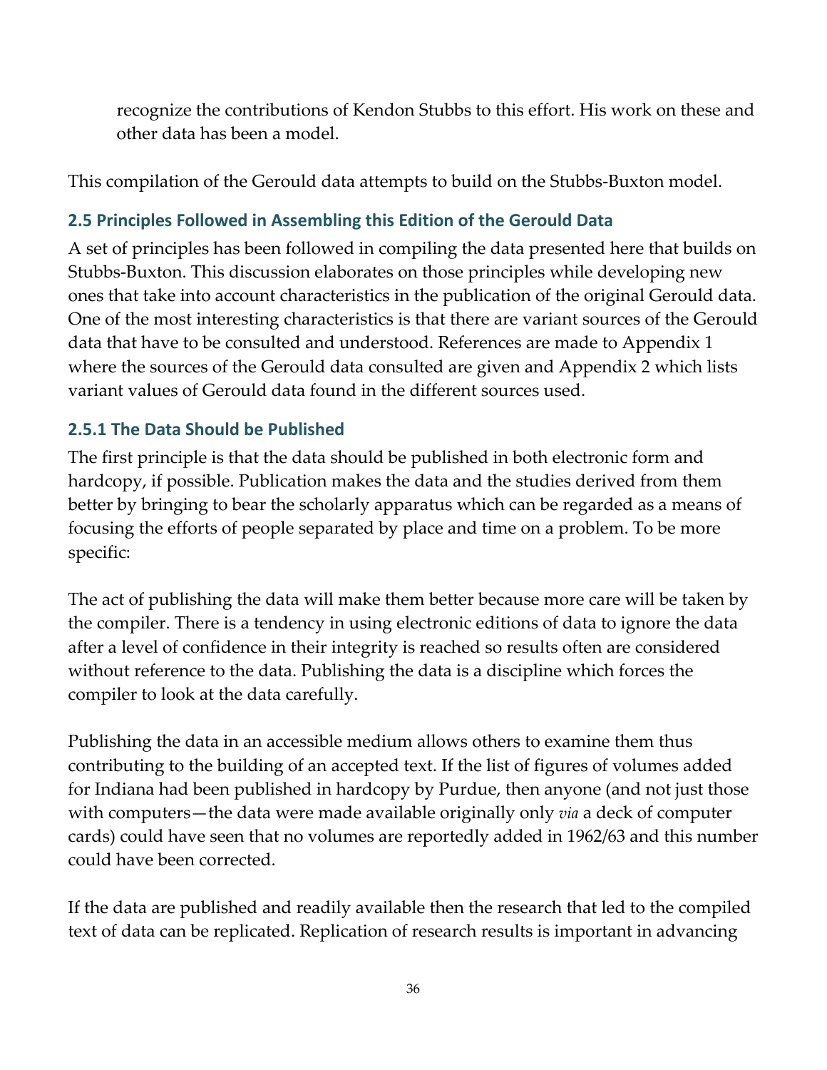recognize the contributions of Kendon Stubbs to this effort. His work on these and other data has been a model.

This compilation of the Gerould data attempts to build on the Stubbs-Buxton model.

### 2.5 Principles Followed in Assembling this Edition of the Gerould Data

A set of principles has been followed in compiling the data presented here that builds on Stubbs-Buxton. This discussion elaborates on those principles while developing new ones that take into account characteristics in the publication of the original Gerould data. One of the most interesting characteristics is that there are variant sources of the Gerould data that have to be consulted and understood. References are made to Appendix 1 where the sources of the Gerould data consulted are given and Appendix 2 which lists variant values of Gerould data found in the different sources used.

#### 2.5.1 The Data Should be Published

The first principle is that the data should be published in both electronic form and hardcopy, if possible. Publication makes the data and the studies derived from them better by bringing to bear the scholarly apparatus which can be regarded as a means of focusing the efforts of people separated by place and time on a problem. To be more specific:

The act of publishing the data will make them better because more care will be taken by the compiler. There is a tendency in using electronic editions of data to ignore the data after a level of confidence in their integrity is reached so results often are considered without reference to the data. Publishing the data is a discipline which forces the compiler to look at the data carefully.

Publishing the data in an accessible medium allows others to examine them thus contributing to the building of an accepted text. If the list of figures of volumes added for Indiana had been published in hardcopy by Purdue, then anyone (and not just those with computers—the data were made available originally only *via* a deck of computer cards) could have seen that no volumes are reportedly added in 1962/63 and this number could have been corrected.

If the data are published and readily available then the research that led to the compiled text of data can be replicated. Replication of research results is important in advancing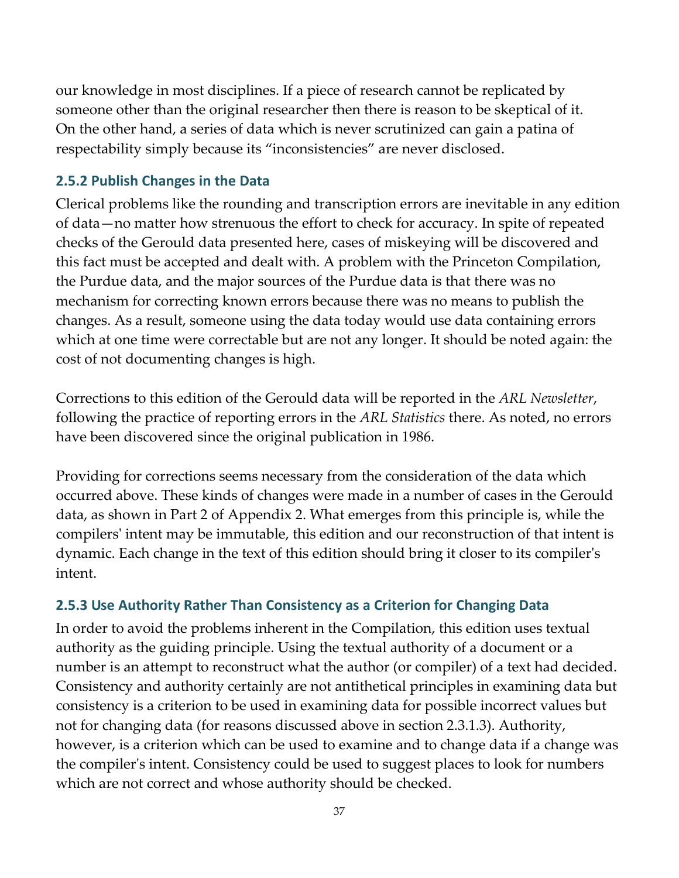our knowledge in most disciplines. If a piece of research cannot be replicated by someone other than the original researcher then there is reason to be skeptical of it. On the other hand, a series of data which is never scrutinized can gain a patina of respectability simply because its "inconsistencies" are never disclosed.

### 2.5.2 Publish Changes in the Data

Clerical problems like the rounding and transcription errors are inevitable in any edition of data—no matter how strenuous the effort to check for accuracy. In spite of repeated checks of the Gerould data presented here, cases of miskeying will be discovered and this fact must be accepted and dealt with. A problem with the Princeton Compilation, the Purdue data, and the major sources of the Purdue data is that there was no mechanism for correcting known errors because there was no means to publish the changes. As a result, someone using the data today would use data containing errors which at one time were correctable but are not any longer. It should be noted again: the cost of not documenting changes is high.

Corrections to this edition of the Gerould data will be reported in the *ARL Newsletter*, following the practice of reporting errors in the *ARL Statistics* there. As noted, no errors have been discovered since the original publication in 1986.

Providing for corrections seems necessary from the consideration of the data which occurred above. These kinds of changes were made in a number of cases in the Gerould data, as shown in Part 2 of Appendix 2. What emerges from this principle is, while the compilers' intent may be immutable, this edition and our reconstruction of that intent is dynamic. Each change in the text of this edition should bring it closer to its compiler's intent.

### 2.5.3 Use Authority Rather Than Consistency as a Criterion for Changing Data

In order to avoid the problems inherent in the Compilation, this edition uses textual authority as the guiding principle. Using the textual authority of a document or a number is an attempt to reconstruct what the author (or compiler) of a text had decided. Consistency and authority certainly are not antithetical principles in examining data but consistency is a criterion to be used in examining data for possible incorrect values but not for changing data (for reasons discussed above in section 2.3.1.3). Authority, however, is a criterion which can be used to examine and to change data if a change was the compiler's intent. Consistency could be used to suggest places to look for numbers which are not correct and whose authority should be checked.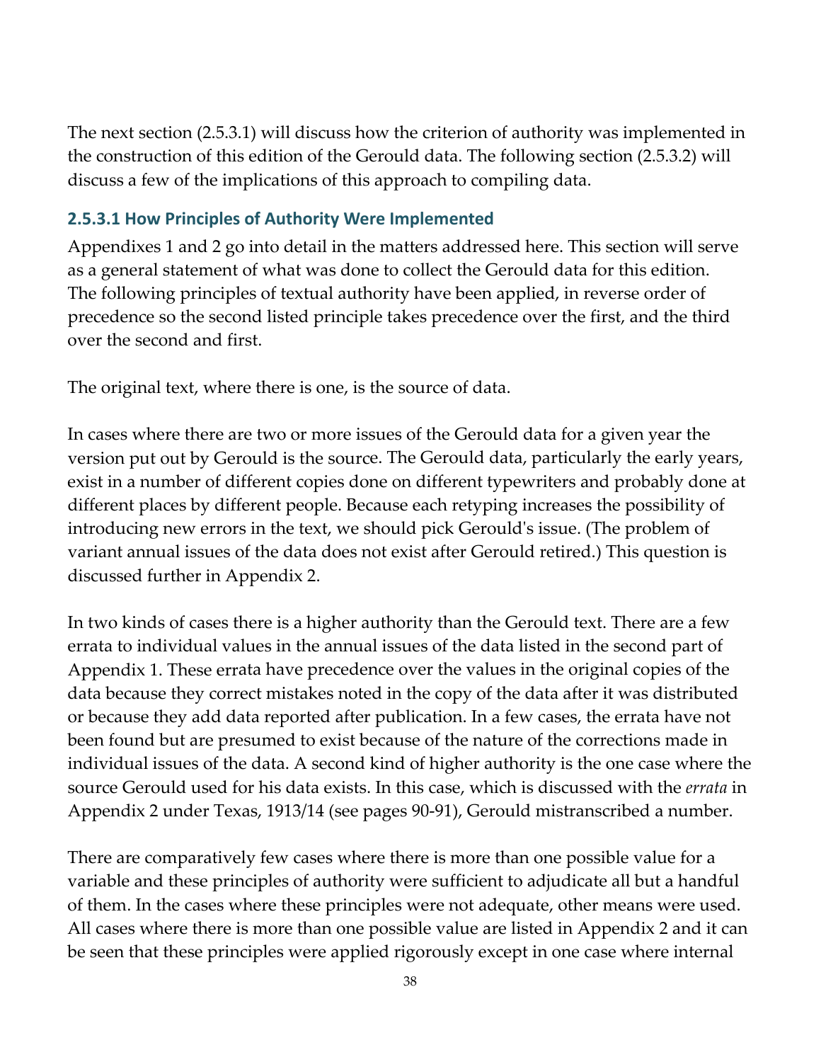The next section (2.5.3.1) will discuss how the criterion of authority was implemented in the construction of this edition of the Gerould data. The following section (2.5.3.2) will discuss a few of the implications of this approach to compiling data.

#### 2.5.3.1 How Principles of Authority Were Implemented

Appendixes 1 and 2 go into detail in the matters addressed here. This section will serve as a general statement of what was done to collect the Gerould data for this edition. The following principles of textual authority have been applied, in reverse order of precedence so the second listed principle takes precedence over the first, and the third over the second and first.

The original text, where there is one, is the source of data.

In cases where there are two or more issues of the Gerould data for a given year the version put out by Gerould is the source. The Gerould data, particularly the early years, exist in a number of different copies done on different typewriters and probably done at different places by different people. Because each retyping increases the possibility of introducing new errors in the text, we should pick Gerould's issue. (The problem of variant annual issues of the data does not exist after Gerould retired.) This question is discussed further in Appendix 2.

In two kinds of cases there is a higher authority than the Gerould text. There are a few errata to individual values in the annual issues of the data listed in the second part of Appendix 1. These errata have precedence over the values in the original copies of the data because they correct mistakes noted in the copy of the data after it was distributed or because they add data reported after publication. In a few cases, the errata have not been found but are presumed to exist because of the nature of the corrections made in individual issues of the data. A second kind of higher authority is the one case where the source Gerould used for his data exists. In this case, which is discussed with the *errata* in Appendix 2 under Texas, 1913/14 (see pages 90-91), Gerould mistranscribed a number.

There are comparatively few cases where there is more than one possible value for a variable and these principles of authority were sufficient to adjudicate all but a handful of them. In the cases where these principles were not adequate, other means were used. All cases where there is more than one possible value are listed in Appendix 2 and it can be seen that these principles were applied rigorously except in one case where internal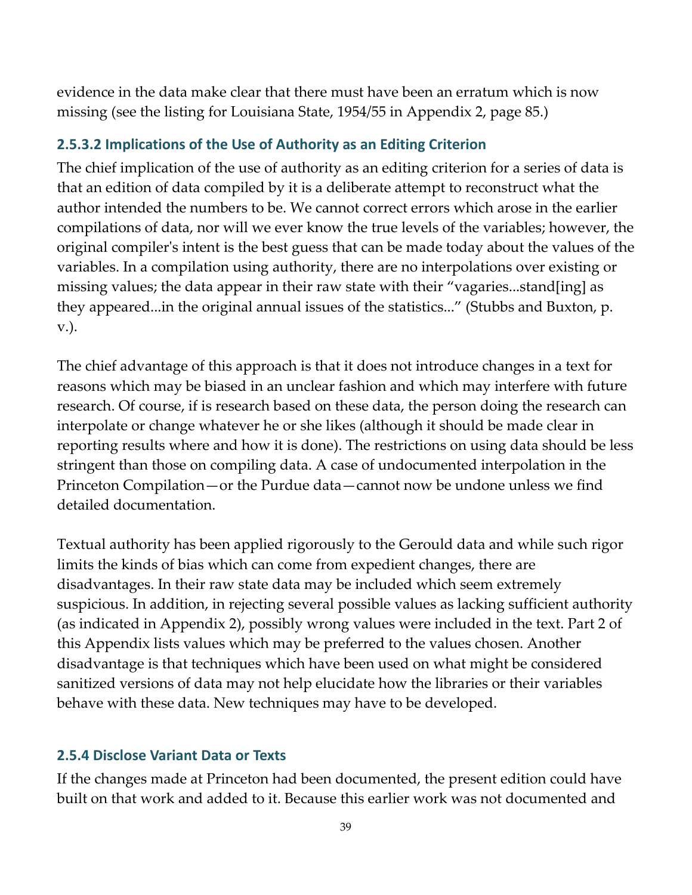evidence in the data make clear that there must have been an erratum which is now missing (see the listing for Louisiana State, 1954/55 in Appendix 2, page 85.)

#### 2.5.3.2 Implications of the Use of Authority as an Editing Criterion

The chief implication of the use of authority as an editing criterion for a series of data is that an edition of data compiled by it is a deliberate attempt to reconstruct what the author intended the numbers to be. We cannot correct errors which arose in the earlier compilations of data, nor will we ever know the true levels of the variables; however, the original compiler's intent is the best guess that can be made today about the values of the variables. In a compilation using authority, there are no interpolations over existing or missing values; the data appear in their raw state with their "vagaries...stand[ing] as they appeared...in the original annual issues of the statistics..." (Stubbs and Buxton, p. v.).

The chief advantage of this approach is that it does not introduce changes in a text for reasons which may be biased in an unclear fashion and which may interfere with future research. Of course, if is research based on these data, the person doing the research can interpolate or change whatever he or she likes (although it should be made clear in reporting results where and how it is done). The restrictions on using data should be less stringent than those on compiling data. A case of undocumented interpolation in the Princeton Compilation—or the Purdue data—cannot now be undone unless we find detailed documentation.

Textual authority has been applied rigorously to the Gerould data and while such rigor limits the kinds of bias which can come from expedient changes, there are disadvantages. In their raw state data may be included which seem extremely suspicious. In addition, in rejecting several possible values as lacking sufficient authority (as indicated in Appendix 2), possibly wrong values were included in the text. Part 2 of this Appendix lists values which may be preferred to the values chosen. Another disadvantage is that techniques which have been used on what might be considered sanitized versions of data may not help elucidate how the libraries or their variables behave with these data. New techniques may have to be developed.

### 2.5.4 Disclose Variant Data or Texts

If the changes made at Princeton had been documented, the present edition could have built on that work and added to it. Because this earlier work was not documented and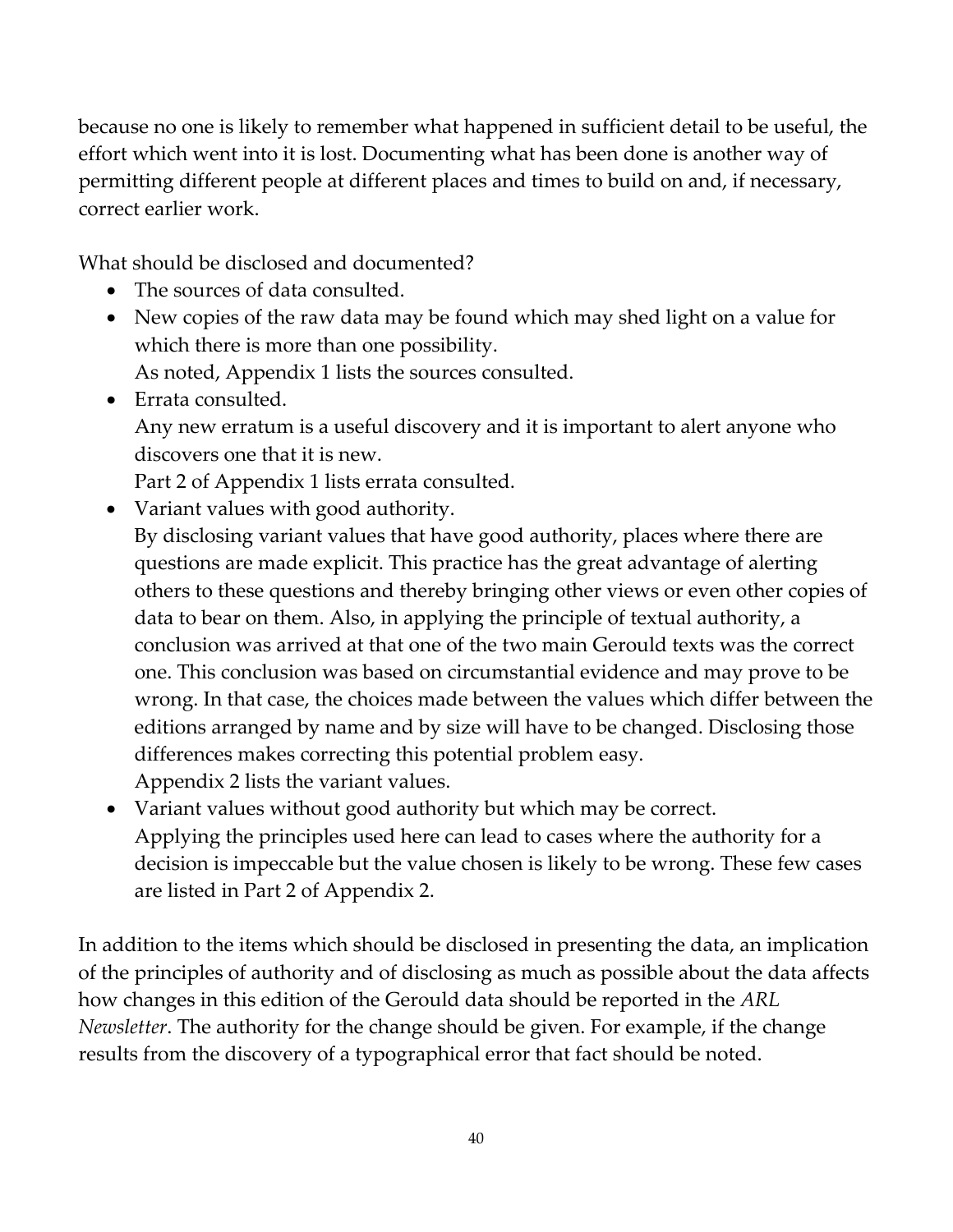because no one is likely to remember what happened in sufficient detail to be useful, the effort which went into it is lost. Documenting what has been done is another way of permitting different people at different places and times to build on and, if necessary, correct earlier work.

What should be disclosed and documented?

- The sources of data consulted.
- New copies of the raw data may be found which may shed light on a value for which there is more than one possibility.
  As noted, Appendix 1 lists the sources consulted.
- Errata consulted.
  Any new erratum is a useful discovery and it is important to alert anyone who discovers one that it is new.
  Part 2 of Appendix 1 lists errata consulted.
- Variant values with good authority.
  By disclosing variant values that have good authority, places where there are questions are made explicit. This practice has the great advantage of alerting others to these questions and thereby bringing other views or even other copies of data to bear on them. Also, in applying the principle of textual authority, a conclusion was arrived at that one of the two main Gerould texts was the correct one. This conclusion was based on circumstantial evidence and may prove to be wrong. In that case, the choices made between the values which differ between the editions arranged by name and by size will have to be changed. Disclosing those differences makes correcting this potential problem easy.
  Appendix 2 lists the variant values.
- Variant values without good authority but which may be correct.
  Applying the principles used here can lead to cases where the authority for a decision is impeccable but the value chosen is likely to be wrong. These few cases are listed in Part 2 of Appendix 2.

In addition to the items which should be disclosed in presenting the data, an implication of the principles of authority and of disclosing as much as possible about the data affects how changes in this edition of the Gerould data should be reported in the *ARL Newsletter*. The authority for the change should be given. For example, if the change results from the discovery of a typographical error that fact should be noted.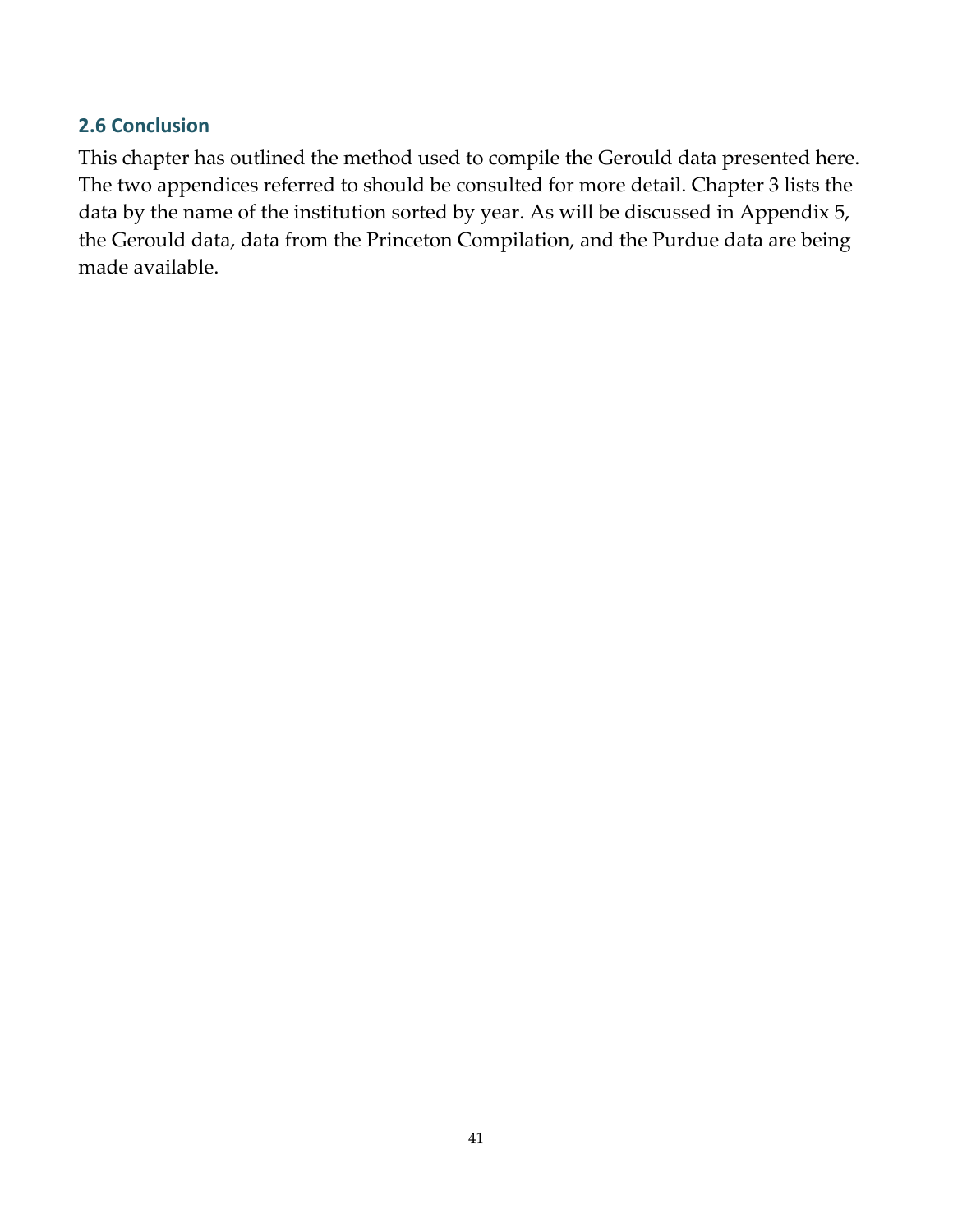## 2.6 Conclusion

This chapter has outlined the method used to compile the Gerould data presented here. The two appendices referred to should be consulted for more detail. Chapter 3 lists the data by the name of the institution sorted by year. As will be discussed in Appendix 5, the Gerould data, data from the Princeton Compilation, and the Purdue data are being made available.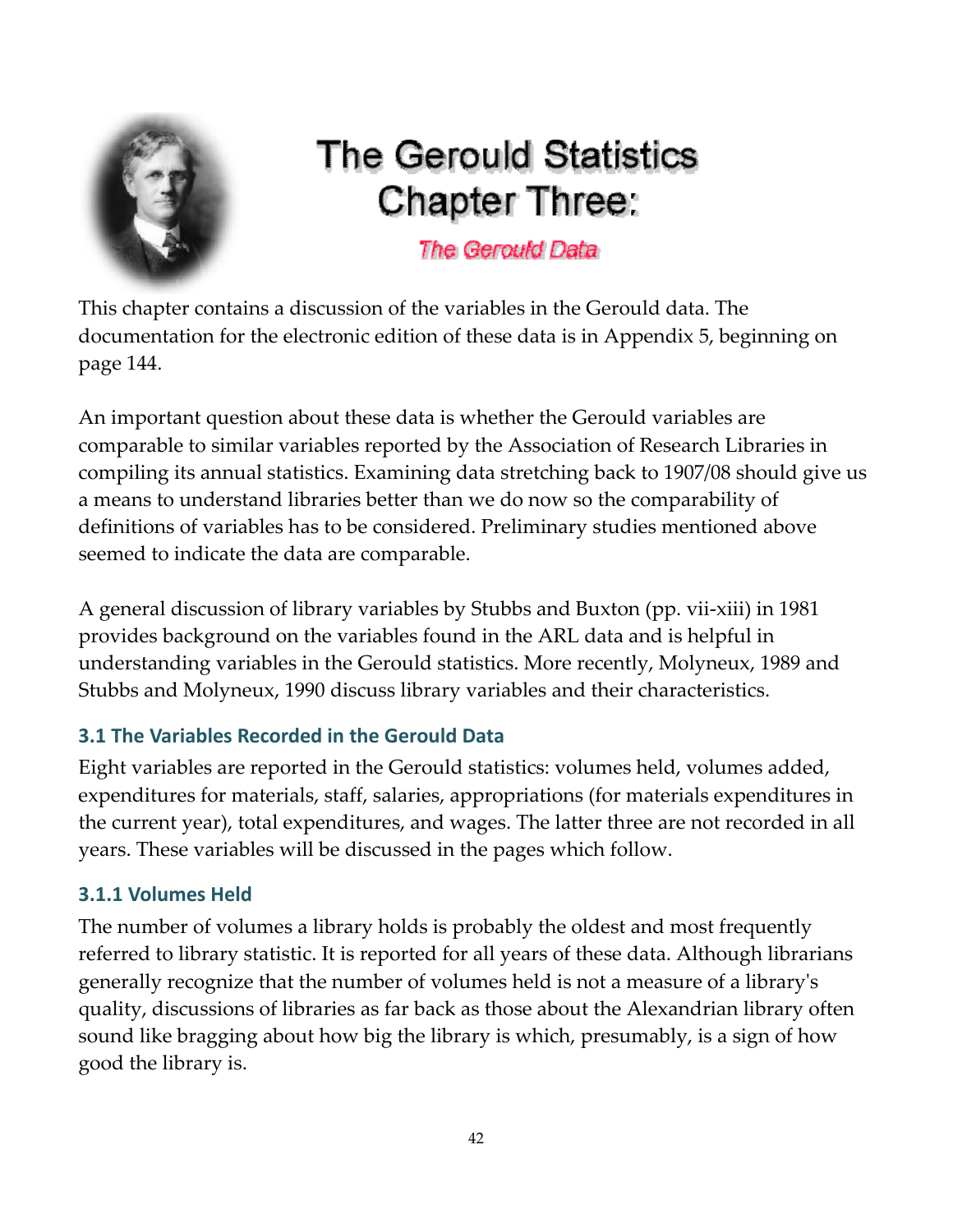# The Gerould Statistics Chapter Three:

*The Gerould Data*

This chapter contains a discussion of the variables in the Gerould data. The documentation for the electronic edition of these data is in Appendix 5, beginning on page 144.

An important question about these data is whether the Gerould variables are comparable to similar variables reported by the Association of Research Libraries in compiling its annual statistics. Examining data stretching back to 1907/08 should give us a means to understand libraries better than we do now so the comparability of definitions of variables has to be considered. Preliminary studies mentioned above seemed to indicate the data are comparable.

A general discussion of library variables by Stubbs and Buxton (pp. vii-xiii) in 1981 provides background on the variables found in the ARL data and is helpful in understanding variables in the Gerould statistics. More recently, Molyneux, 1989 and Stubbs and Molyneux, 1990 discuss library variables and their characteristics.

### 3.1 The Variables Recorded in the Gerould Data

Eight variables are reported in the Gerould statistics: volumes held, volumes added, expenditures for materials, staff, salaries, appropriations (for materials expenditures in the current year), total expenditures, and wages. The latter three are not recorded in all years. These variables will be discussed in the pages which follow.

#### 3.1.1 Volumes Held

The number of volumes a library holds is probably the oldest and most frequently referred to library statistic. It is reported for all years of these data. Although librarians generally recognize that the number of volumes held is not a measure of a library's quality, discussions of libraries as far back as those about the Alexandrian library often sound like bragging about how big the library is which, presumably, is a sign of how good the library is.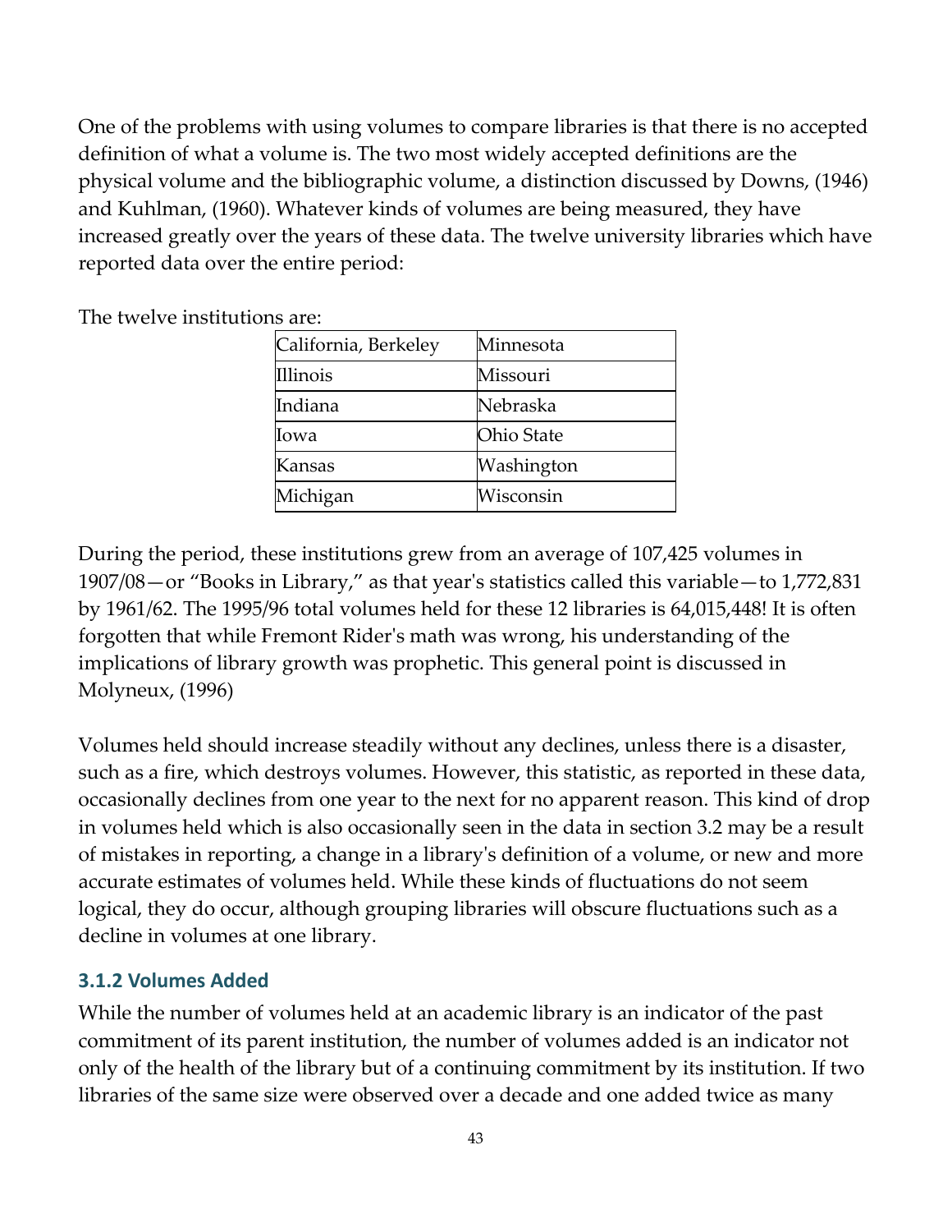One of the problems with using volumes to compare libraries is that there is no accepted definition of what a volume is. The two most widely accepted definitions are the physical volume and the bibliographic volume, a distinction discussed by Downs, (1946) and Kuhlman, (1960). Whatever kinds of volumes are being measured, they have increased greatly over the years of these data. The twelve university libraries which have reported data over the entire period:

The twelve institutions are:

| California, Berkeley | Minnesota |
|---|---|
| Illinois | Missouri |
| Indiana | Nebraska |
| Iowa | Ohio State |
| Kansas | Washington |
| Michigan | Wisconsin |

During the period, these institutions grew from an average of 107,425 volumes in 1907/08—or "Books in Library," as that year's statistics called this variable—to 1,772,831 by 1961/62. The 1995/96 total volumes held for these 12 libraries is 64,015,448! It is often forgotten that while Fremont Rider's math was wrong, his understanding of the implications of library growth was prophetic. This general point is discussed in Molyneux, (1996)

Volumes held should increase steadily without any declines, unless there is a disaster, such as a fire, which destroys volumes. However, this statistic, as reported in these data, occasionally declines from one year to the next for no apparent reason. This kind of drop in volumes held which is also occasionally seen in the data in section 3.2 may be a result of mistakes in reporting, a change in a library's definition of a volume, or new and more accurate estimates of volumes held. While these kinds of fluctuations do not seem logical, they do occur, although grouping libraries will obscure fluctuations such as a decline in volumes at one library.

### 3.1.2 Volumes Added

While the number of volumes held at an academic library is an indicator of the past commitment of its parent institution, the number of volumes added is an indicator not only of the health of the library but of a continuing commitment by its institution. If two libraries of the same size were observed over a decade and one added twice as many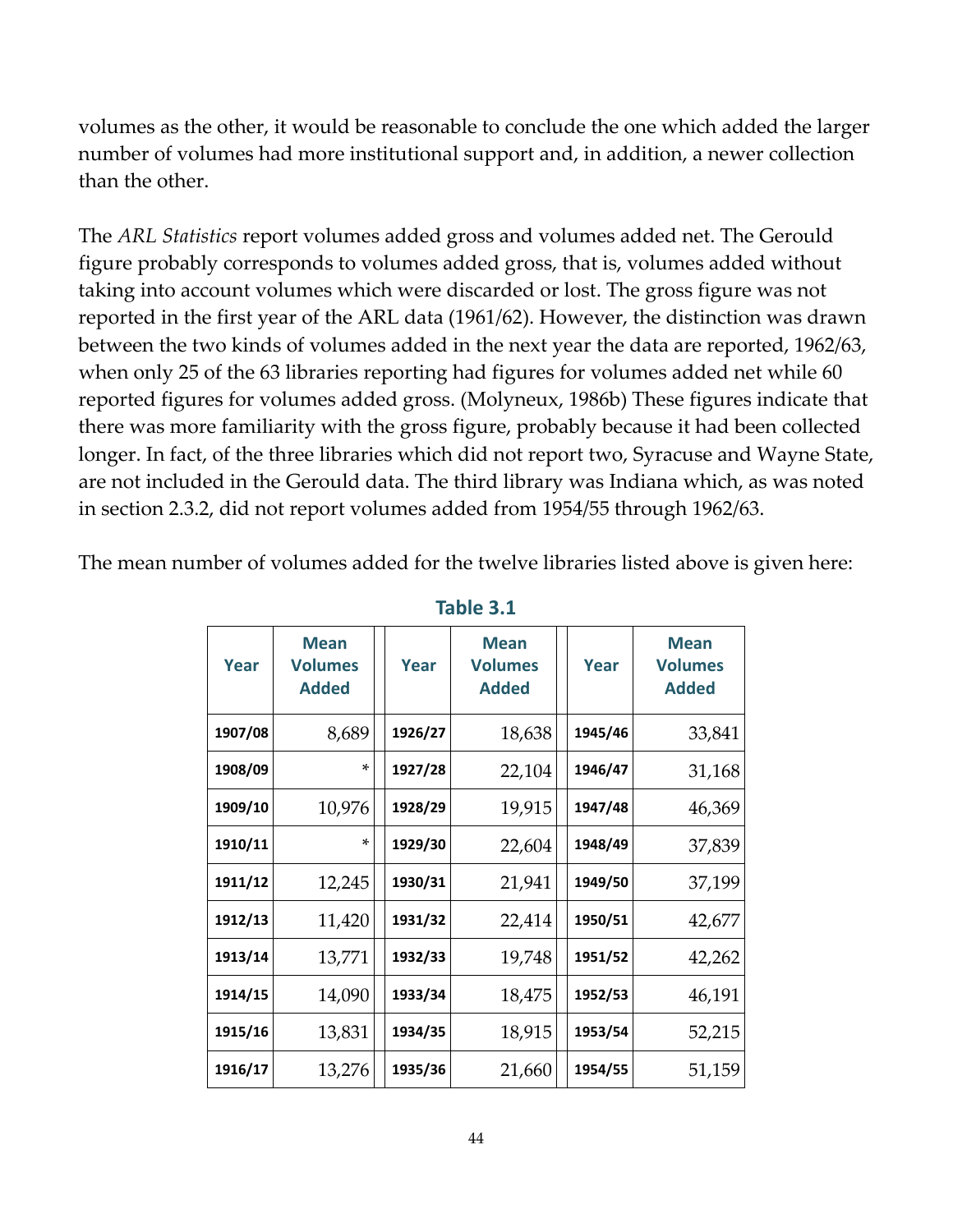volumes as the other, it would be reasonable to conclude the one which added the larger number of volumes had more institutional support and, in addition, a newer collection than the other.

The *ARL Statistics* report volumes added gross and volumes added net. The Gerould figure probably corresponds to volumes added gross, that is, volumes added without taking into account volumes which were discarded or lost. The gross figure was not reported in the first year of the ARL data (1961/62). However, the distinction was drawn between the two kinds of volumes added in the next year the data are reported, 1962/63, when only 25 of the 63 libraries reporting had figures for volumes added net while 60 reported figures for volumes added gross. (Molyneux, 1986b) These figures indicate that there was more familiarity with the gross figure, probably because it had been collected longer. In fact, of the three libraries which did not report two, Syracuse and Wayne State, are not included in the Gerould data. The third library was Indiana which, as was noted in section 2.3.2, did not report volumes added from 1954/55 through 1962/63.

The mean number of volumes added for the twelve libraries listed above is given here:

**Table 3.1**

| Year | Mean Volumes Added | Year | Mean Volumes Added | Year | Mean Volumes Added |
|---|---|---|---|---|---|
| 1907/08 | 8,689 | 1926/27 | 18,638 | 1945/46 | 33,841 |
| 1908/09 | * | 1927/28 | 22,104 | 1946/47 | 31,168 |
| 1909/10 | 10,976 | 1928/29 | 19,915 | 1947/48 | 46,369 |
| 1910/11 | * | 1929/30 | 22,604 | 1948/49 | 37,839 |
| 1911/12 | 12,245 | 1930/31 | 21,941 | 1949/50 | 37,199 |
| 1912/13 | 11,420 | 1931/32 | 22,414 | 1950/51 | 42,677 |
| 1913/14 | 13,771 | 1932/33 | 19,748 | 1951/52 | 42,262 |
| 1914/15 | 14,090 | 1933/34 | 18,475 | 1952/53 | 46,191 |
| 1915/16 | 13,831 | 1934/35 | 18,915 | 1953/54 | 52,215 |
| 1916/17 | 13,276 | 1935/36 | 21,660 | 1954/55 | 51,159 |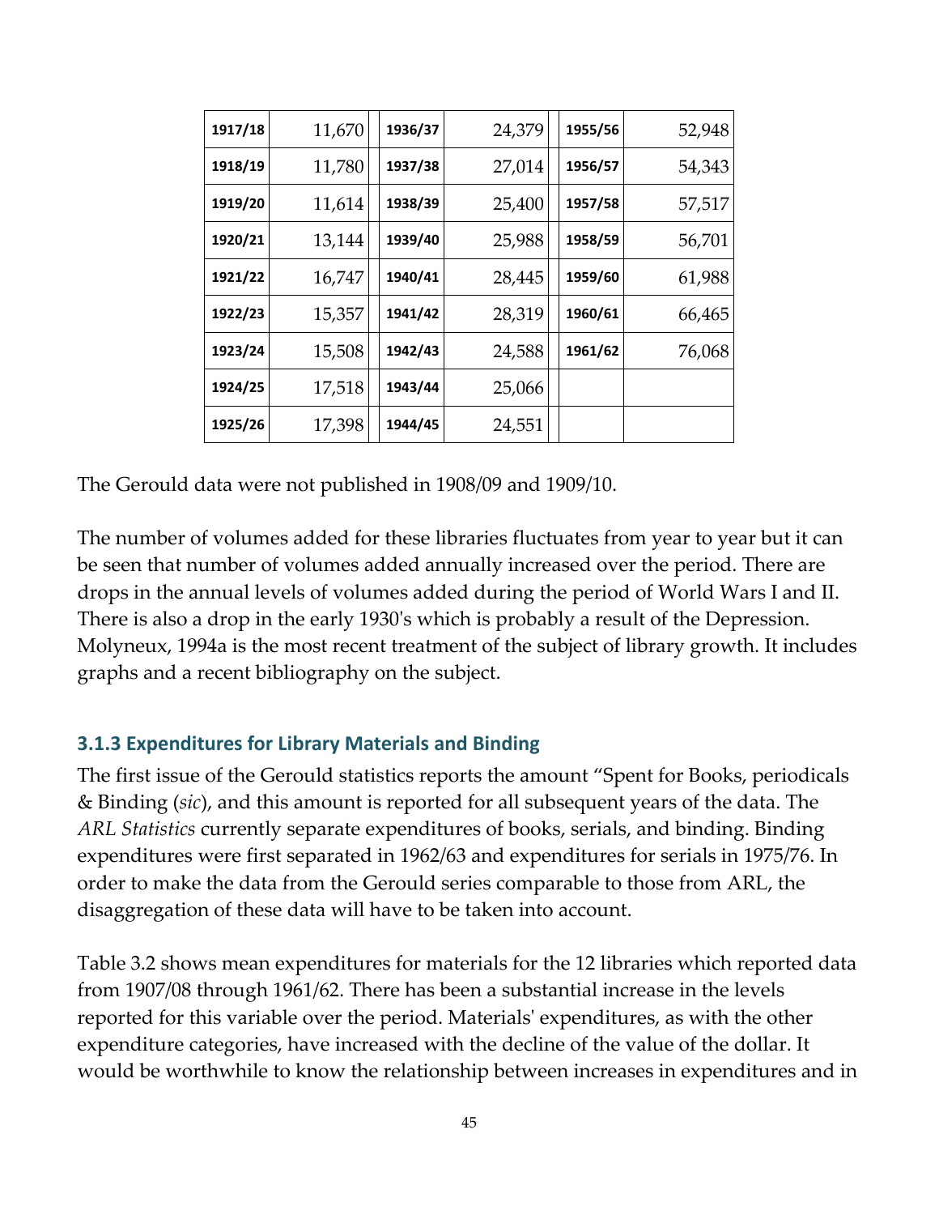| 1917/18 | 11,670 | | 1936/37 | 24,379 | | 1955/56 | 52,948 |
|---|---|---|---|---|---|---|---|
| 1918/19 | 11,780 | | 1937/38 | 27,014 | | 1956/57 | 54,343 |
| 1919/20 | 11,614 | | 1938/39 | 25,400 | | 1957/58 | 57,517 |
| 1920/21 | 13,144 | | 1939/40 | 25,988 | | 1958/59 | 56,701 |
| 1921/22 | 16,747 | | 1940/41 | 28,445 | | 1959/60 | 61,988 |
| 1922/23 | 15,357 | | 1941/42 | 28,319 | | 1960/61 | 66,465 |
| 1923/24 | 15,508 | | 1942/43 | 24,588 | | 1961/62 | 76,068 |
| 1924/25 | 17,518 | | 1943/44 | 25,066 | | | |
| 1925/26 | 17,398 | | 1944/45 | 24,551 | | | |

The Gerould data were not published in 1908/09 and 1909/10.

The number of volumes added for these libraries fluctuates from year to year but it can be seen that number of volumes added annually increased over the period. There are drops in the annual levels of volumes added during the period of World Wars I and II. There is also a drop in the early 1930's which is probably a result of the Depression. Molyneux, 1994a is the most recent treatment of the subject of library growth. It includes graphs and a recent bibliography on the subject.

### 3.1.3 Expenditures for Library Materials and Binding

The first issue of the Gerould statistics reports the amount "Spent for Books, periodicals & Binding (*sic*), and this amount is reported for all subsequent years of the data. The *ARL Statistics* currently separate expenditures of books, serials, and binding. Binding expenditures were first separated in 1962/63 and expenditures for serials in 1975/76. In order to make the data from the Gerould series comparable to those from ARL, the disaggregation of these data will have to be taken into account.

Table 3.2 shows mean expenditures for materials for the 12 libraries which reported data from 1907/08 through 1961/62. There has been a substantial increase in the levels reported for this variable over the period. Materials' expenditures, as with the other expenditure categories, have increased with the decline of the value of the dollar. It would be worthwhile to know the relationship between increases in expenditures and in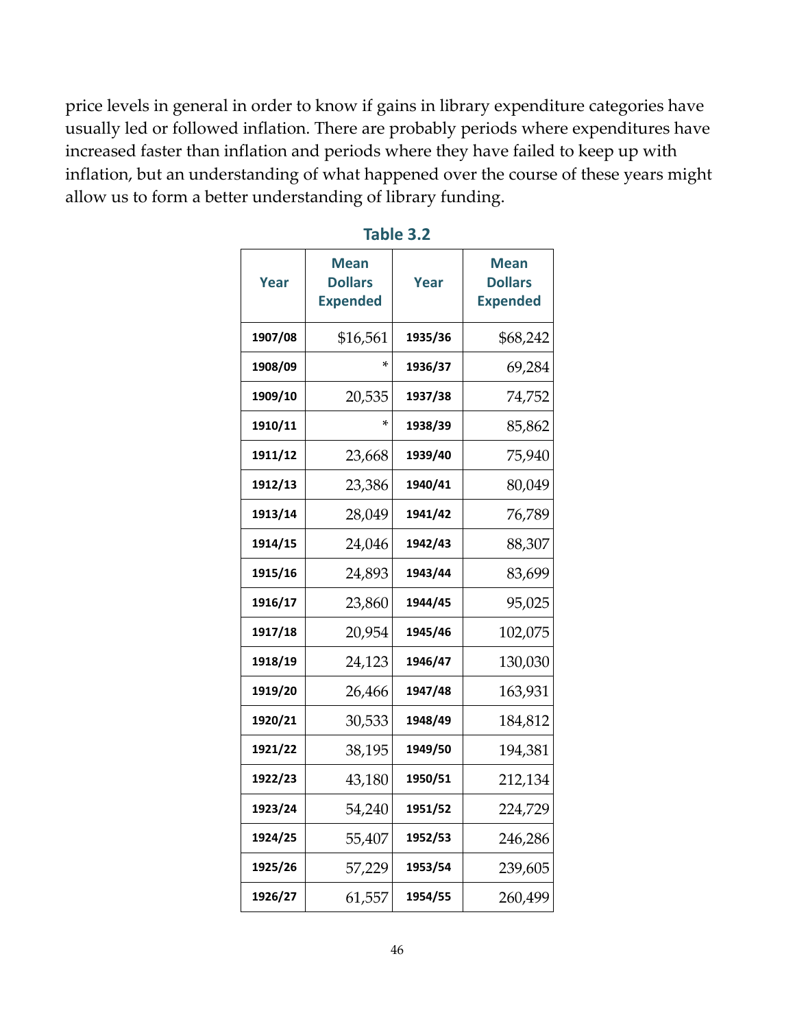price levels in general in order to know if gains in library expenditure categories have usually led or followed inflation. There are probably periods where expenditures have increased faster than inflation and periods where they have failed to keep up with inflation, but an understanding of what happened over the course of these years might allow us to form a better understanding of library funding.

**Table 3.2**

| Year | Mean Dollars Expended | Year | Mean Dollars Expended |
|---|---|---|---|
| 1907/08 | $16,561 | 1935/36 | $68,242 |
| 1908/09 | * | 1936/37 | 69,284 |
| 1909/10 | 20,535 | 1937/38 | 74,752 |
| 1910/11 | * | 1938/39 | 85,862 |
| 1911/12 | 23,668 | 1939/40 | 75,940 |
| 1912/13 | 23,386 | 1940/41 | 80,049 |
| 1913/14 | 28,049 | 1941/42 | 76,789 |
| 1914/15 | 24,046 | 1942/43 | 88,307 |
| 1915/16 | 24,893 | 1943/44 | 83,699 |
| 1916/17 | 23,860 | 1944/45 | 95,025 |
| 1917/18 | 20,954 | 1945/46 | 102,075 |
| 1918/19 | 24,123 | 1946/47 | 130,030 |
| 1919/20 | 26,466 | 1947/48 | 163,931 |
| 1920/21 | 30,533 | 1948/49 | 184,812 |
| 1921/22 | 38,195 | 1949/50 | 194,381 |
| 1922/23 | 43,180 | 1950/51 | 212,134 |
| 1923/24 | 54,240 | 1951/52 | 224,729 |
| 1924/25 | 55,407 | 1952/53 | 246,286 |
| 1925/26 | 57,229 | 1953/54 | 239,605 |
| 1926/27 | 61,557 | 1954/55 | 260,499 |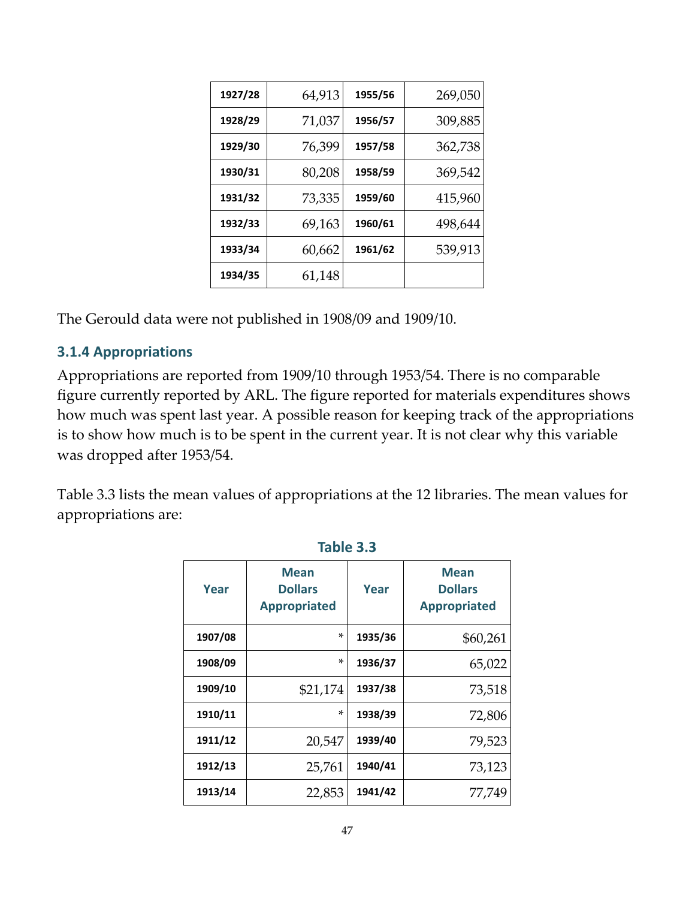| 1927/28 | 64,913 | 1955/56 | 269,050 |
|---|---|---|---|
| 1928/29 | 71,037 | 1956/57 | 309,885 |
| 1929/30 | 76,399 | 1957/58 | 362,738 |
| 1930/31 | 80,208 | 1958/59 | 369,542 |
| 1931/32 | 73,335 | 1959/60 | 415,960 |
| 1932/33 | 69,163 | 1960/61 | 498,644 |
| 1933/34 | 60,662 | 1961/62 | 539,913 |
| 1934/35 | 61,148 | | |

The Gerould data were not published in 1908/09 and 1909/10.

### 3.1.4 Appropriations

Appropriations are reported from 1909/10 through 1953/54. There is no comparable figure currently reported by ARL. The figure reported for materials expenditures shows how much was spent last year. A possible reason for keeping track of the appropriations is to show how much is to be spent in the current year. It is not clear why this variable was dropped after 1953/54.

Table 3.3 lists the mean values of appropriations at the 12 libraries. The mean values for appropriations are:

**Table 3.3**

| Year | Mean Dollars Appropriated | Year | Mean Dollars Appropriated |
|---|---|---|---|
| 1907/08 | * | 1935/36 | $60,261 |
| 1908/09 | * | 1936/37 | 65,022 |
| 1909/10 | $21,174 | 1937/38 | 73,518 |
| 1910/11 | * | 1938/39 | 72,806 |
| 1911/12 | 20,547 | 1939/40 | 79,523 |
| 1912/13 | 25,761 | 1940/41 | 73,123 |
| 1913/14 | 22,853 | 1941/42 | 77,749 |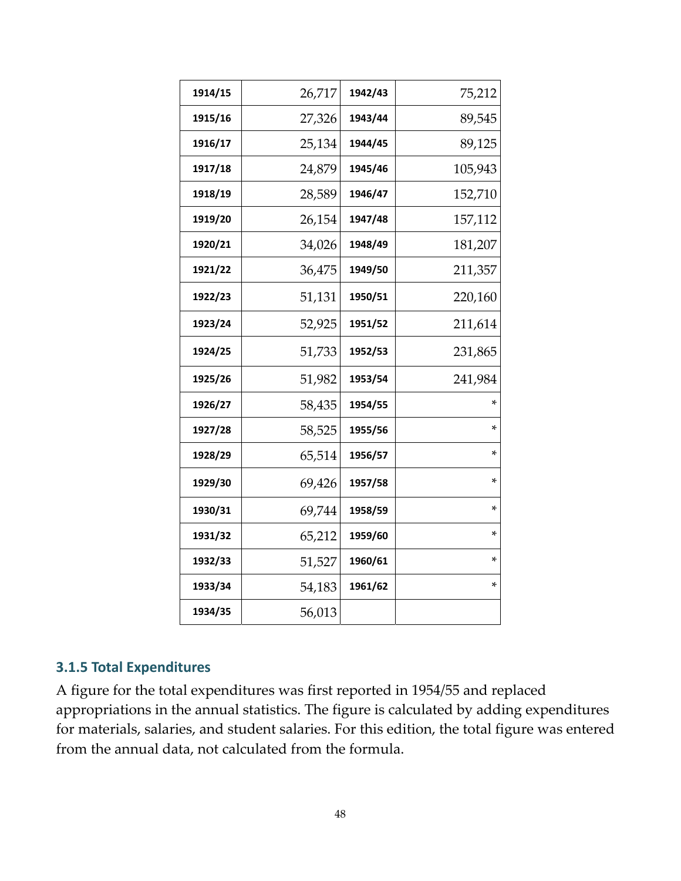| 1914/15 | 26,717 | 1942/43 | 75,212 |
|---|---|---|---|
| 1915/16 | 27,326 | 1943/44 | 89,545 |
| 1916/17 | 25,134 | 1944/45 | 89,125 |
| 1917/18 | 24,879 | 1945/46 | 105,943 |
| 1918/19 | 28,589 | 1946/47 | 152,710 |
| 1919/20 | 26,154 | 1947/48 | 157,112 |
| 1920/21 | 34,026 | 1948/49 | 181,207 |
| 1921/22 | 36,475 | 1949/50 | 211,357 |
| 1922/23 | 51,131 | 1950/51 | 220,160 |
| 1923/24 | 52,925 | 1951/52 | 211,614 |
| 1924/25 | 51,733 | 1952/53 | 231,865 |
| 1925/26 | 51,982 | 1953/54 | 241,984 |
| 1926/27 | 58,435 | 1954/55 | * |
| 1927/28 | 58,525 | 1955/56 | * |
| 1928/29 | 65,514 | 1956/57 | * |
| 1929/30 | 69,426 | 1957/58 | * |
| 1930/31 | 69,744 | 1958/59 | * |
| 1931/32 | 65,212 | 1959/60 | * |
| 1932/33 | 51,527 | 1960/61 | * |
| 1933/34 | 54,183 | 1961/62 | * |
| 1934/35 | 56,013 | | |

### 3.1.5 Total Expenditures

A figure for the total expenditures was first reported in 1954/55 and replaced appropriations in the annual statistics. The figure is calculated by adding expenditures for materials, salaries, and student salaries. For this edition, the total figure was entered from the annual data, not calculated from the formula.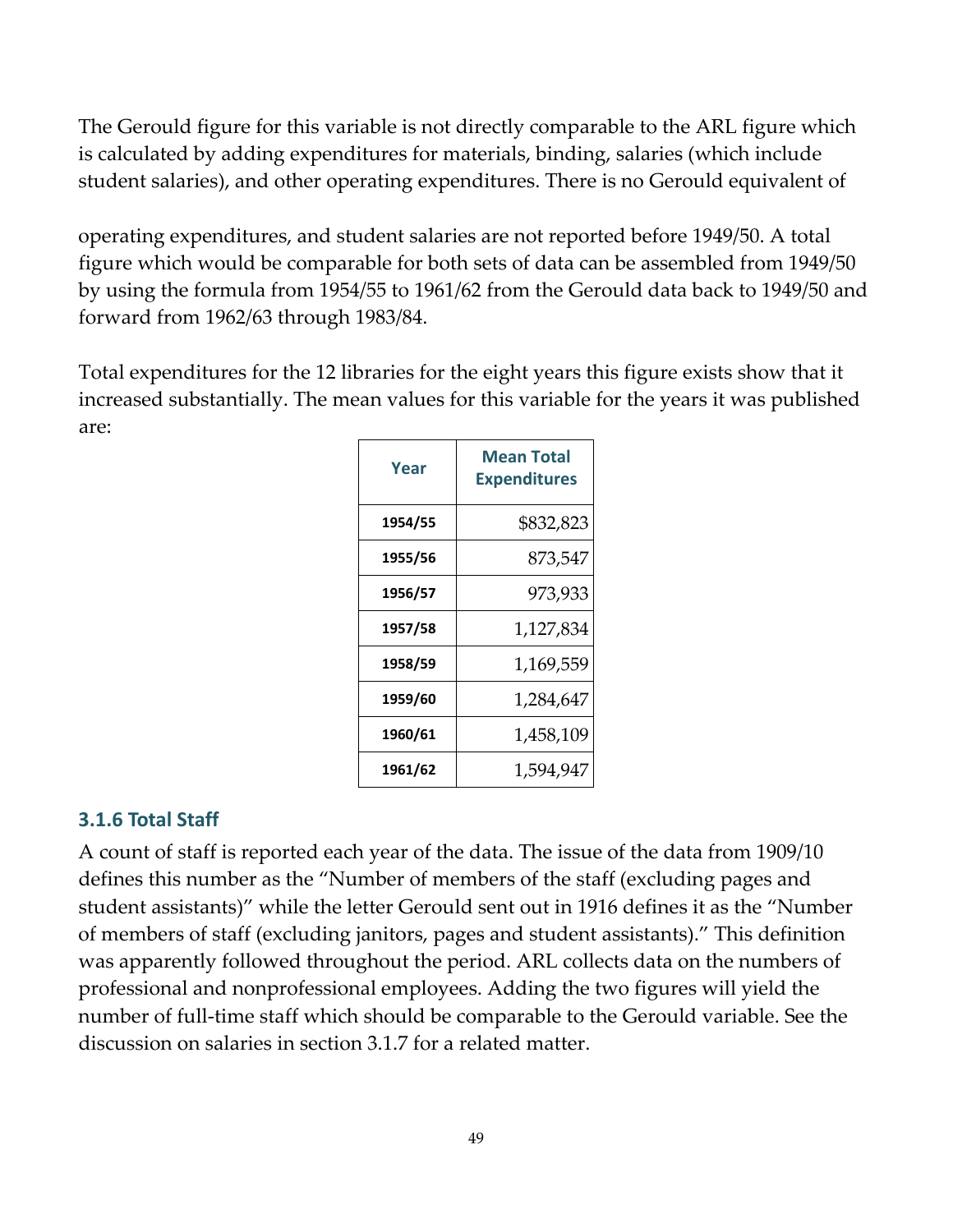The Gerould figure for this variable is not directly comparable to the ARL figure which is calculated by adding expenditures for materials, binding, salaries (which include student salaries), and other operating expenditures. There is no Gerould equivalent of

operating expenditures, and student salaries are not reported before 1949/50. A total figure which would be comparable for both sets of data can be assembled from 1949/50 by using the formula from 1954/55 to 1961/62 from the Gerould data back to 1949/50 and forward from 1962/63 through 1983/84.

Total expenditures for the 12 libraries for the eight years this figure exists show that it increased substantially. The mean values for this variable for the years it was published are:

| Year | Mean Total Expenditures |
|---|---|
| 1954/55 | $832,823 |
| 1955/56 | 873,547 |
| 1956/57 | 973,933 |
| 1957/58 | 1,127,834 |
| 1958/59 | 1,169,559 |
| 1959/60 | 1,284,647 |
| 1960/61 | 1,458,109 |
| 1961/62 | 1,594,947 |

### 3.1.6 Total Staff

A count of staff is reported each year of the data. The issue of the data from 1909/10 defines this number as the "Number of members of the staff (excluding pages and student assistants)" while the letter Gerould sent out in 1916 defines it as the "Number of members of staff (excluding janitors, pages and student assistants)." This definition was apparently followed throughout the period. ARL collects data on the numbers of professional and nonprofessional employees. Adding the two figures will yield the number of full-time staff which should be comparable to the Gerould variable. See the discussion on salaries in section 3.1.7 for a related matter.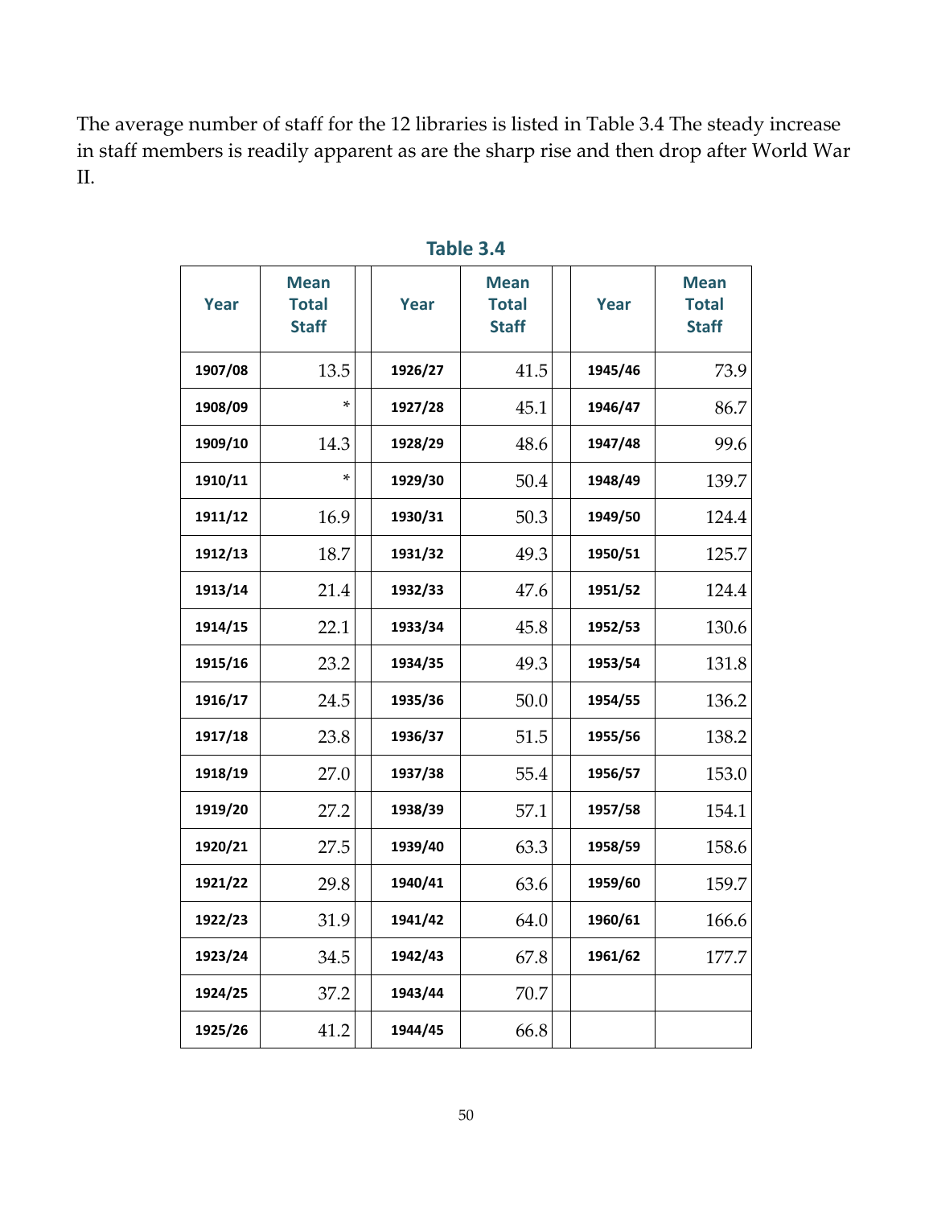The average number of staff for the 12 libraries is listed in Table 3.4 The steady increase in staff members is readily apparent as are the sharp rise and then drop after World War II.

**Table 3.4**

| Year | Mean Total Staff | Year | Mean Total Staff | Year | Mean Total Staff |
|---|---|---|---|---|---|
| 1907/08 | 13.5 | 1926/27 | 41.5 | 1945/46 | 73.9 |
| 1908/09 | * | 1927/28 | 45.1 | 1946/47 | 86.7 |
| 1909/10 | 14.3 | 1928/29 | 48.6 | 1947/48 | 99.6 |
| 1910/11 | * | 1929/30 | 50.4 | 1948/49 | 139.7 |
| 1911/12 | 16.9 | 1930/31 | 50.3 | 1949/50 | 124.4 |
| 1912/13 | 18.7 | 1931/32 | 49.3 | 1950/51 | 125.7 |
| 1913/14 | 21.4 | 1932/33 | 47.6 | 1951/52 | 124.4 |
| 1914/15 | 22.1 | 1933/34 | 45.8 | 1952/53 | 130.6 |
| 1915/16 | 23.2 | 1934/35 | 49.3 | 1953/54 | 131.8 |
| 1916/17 | 24.5 | 1935/36 | 50.0 | 1954/55 | 136.2 |
| 1917/18 | 23.8 | 1936/37 | 51.5 | 1955/56 | 138.2 |
| 1918/19 | 27.0 | 1937/38 | 55.4 | 1956/57 | 153.0 |
| 1919/20 | 27.2 | 1938/39 | 57.1 | 1957/58 | 154.1 |
| 1920/21 | 27.5 | 1939/40 | 63.3 | 1958/59 | 158.6 |
| 1921/22 | 29.8 | 1940/41 | 63.6 | 1959/60 | 159.7 |
| 1922/23 | 31.9 | 1941/42 | 64.0 | 1960/61 | 166.6 |
| 1923/24 | 34.5 | 1942/43 | 67.8 | 1961/62 | 177.7 |
| 1924/25 | 37.2 | 1943/44 | 70.7 | | |
| 1925/26 | 41.2 | 1944/45 | 66.8 | | |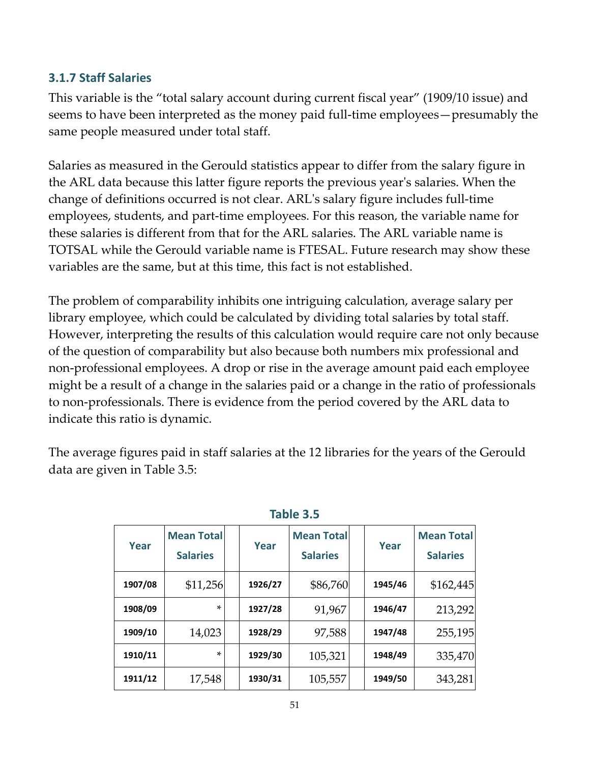### 3.1.7 Staff Salaries

This variable is the "total salary account during current fiscal year" (1909/10 issue) and seems to have been interpreted as the money paid full-time employees—presumably the same people measured under total staff.

Salaries as measured in the Gerould statistics appear to differ from the salary figure in the ARL data because this latter figure reports the previous year's salaries. When the change of definitions occurred is not clear. ARL's salary figure includes full-time employees, students, and part-time employees. For this reason, the variable name for these salaries is different from that for the ARL salaries. The ARL variable name is TOTSAL while the Gerould variable name is FTESAL. Future research may show these variables are the same, but at this time, this fact is not established.

The problem of comparability inhibits one intriguing calculation, average salary per library employee, which could be calculated by dividing total salaries by total staff. However, interpreting the results of this calculation would require care not only because of the question of comparability but also because both numbers mix professional and non-professional employees. A drop or rise in the average amount paid each employee might be a result of a change in the salaries paid or a change in the ratio of professionals to non-professionals. There is evidence from the period covered by the ARL data to indicate this ratio is dynamic.

The average figures paid in staff salaries at the 12 libraries for the years of the Gerould data are given in Table 3.5:

**Table 3.5**

| Year | Mean Total Salaries | | Year | Mean Total Salaries | | Year | Mean Total Salaries |
|---|---|---|---|---|---|---|---|
| 1907/08 | $11,256 | | 1926/27 | $86,760 | | 1945/46 | $162,445 |
| 1908/09 | * | | 1927/28 | 91,967 | | 1946/47 | 213,292 |
| 1909/10 | 14,023 | | 1928/29 | 97,588 | | 1947/48 | 255,195 |
| 1910/11 | * | | 1929/30 | 105,321 | | 1948/49 | 335,470 |
| 1911/12 | 17,548 | | 1930/31 | 105,557 | | 1949/50 | 343,281 |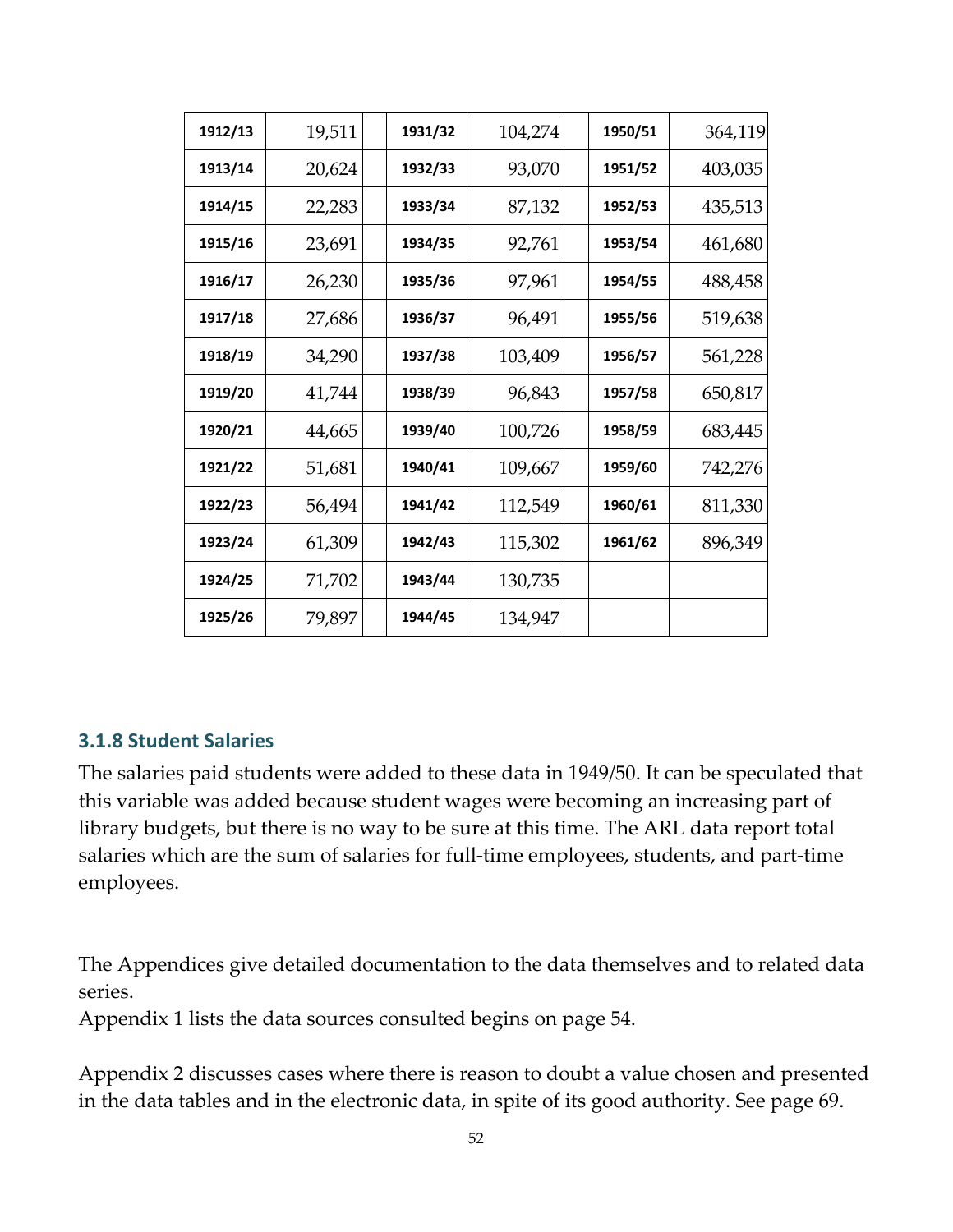| | | | | | | | |
|---|---|---|---|---|---|---|---|
| **1912/13** | 19,511 | | **1931/32** | 104,274 | | **1950/51** | 364,119 |
| **1913/14** | 20,624 | | **1932/33** | 93,070 | | **1951/52** | 403,035 |
| **1914/15** | 22,283 | | **1933/34** | 87,132 | | **1952/53** | 435,513 |
| **1915/16** | 23,691 | | **1934/35** | 92,761 | | **1953/54** | 461,680 |
| **1916/17** | 26,230 | | **1935/36** | 97,961 | | **1954/55** | 488,458 |
| **1917/18** | 27,686 | | **1936/37** | 96,491 | | **1955/56** | 519,638 |
| **1918/19** | 34,290 | | **1937/38** | 103,409 | | **1956/57** | 561,228 |
| **1919/20** | 41,744 | | **1938/39** | 96,843 | | **1957/58** | 650,817 |
| **1920/21** | 44,665 | | **1939/40** | 100,726 | | **1958/59** | 683,445 |
| **1921/22** | 51,681 | | **1940/41** | 109,667 | | **1959/60** | 742,276 |
| **1922/23** | 56,494 | | **1941/42** | 112,549 | | **1960/61** | 811,330 |
| **1923/24** | 61,309 | | **1942/43** | 115,302 | | **1961/62** | 896,349 |
| **1924/25** | 71,702 | | **1943/44** | 130,735 | | | |
| **1925/26** | 79,897 | | **1944/45** | 134,947 | | | |

### 3.1.8 Student Salaries

The salaries paid students were added to these data in 1949/50. It can be speculated that this variable was added because student wages were becoming an increasing part of library budgets, but there is no way to be sure at this time. The ARL data report total salaries which are the sum of salaries for full-time employees, students, and part-time employees.

The Appendices give detailed documentation to the data themselves and to related data series.

Appendix 1 lists the data sources consulted begins on page 54.

Appendix 2 discusses cases where there is reason to doubt a value chosen and presented in the data tables and in the electronic data, in spite of its good authority. See page 69.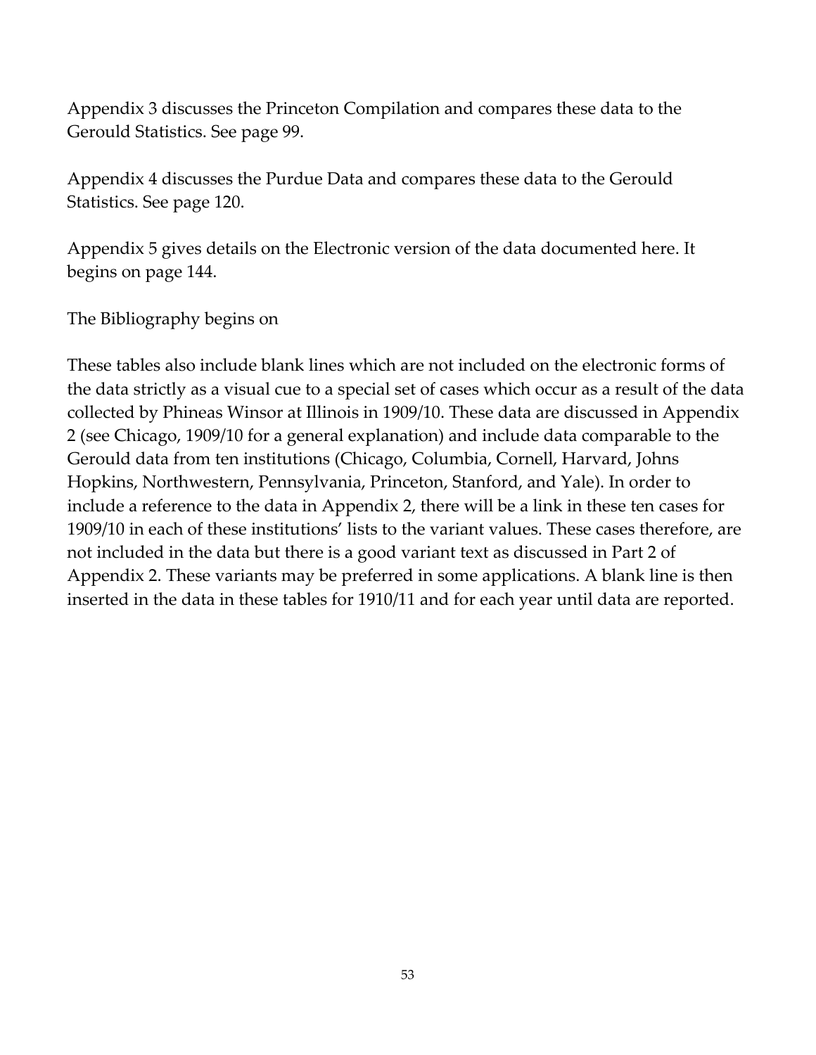Appendix 3 discusses the Princeton Compilation and compares these data to the Gerould Statistics. See page 99.

Appendix 4 discusses the Purdue Data and compares these data to the Gerould Statistics. See page 120.

Appendix 5 gives details on the Electronic version of the data documented here. It begins on page 144.

The Bibliography begins on

These tables also include blank lines which are not included on the electronic forms of the data strictly as a visual cue to a special set of cases which occur as a result of the data collected by Phineas Winsor at Illinois in 1909/10. These data are discussed in Appendix 2 (see Chicago, 1909/10 for a general explanation) and include data comparable to the Gerould data from ten institutions (Chicago, Columbia, Cornell, Harvard, Johns Hopkins, Northwestern, Pennsylvania, Princeton, Stanford, and Yale). In order to include a reference to the data in Appendix 2, there will be a link in these ten cases for 1909/10 in each of these institutions' lists to the variant values. These cases therefore, are not included in the data but there is a good variant text as discussed in Part 2 of Appendix 2. These variants may be preferred in some applications. A blank line is then inserted in the data in these tables for 1910/11 and for each year until data are reported.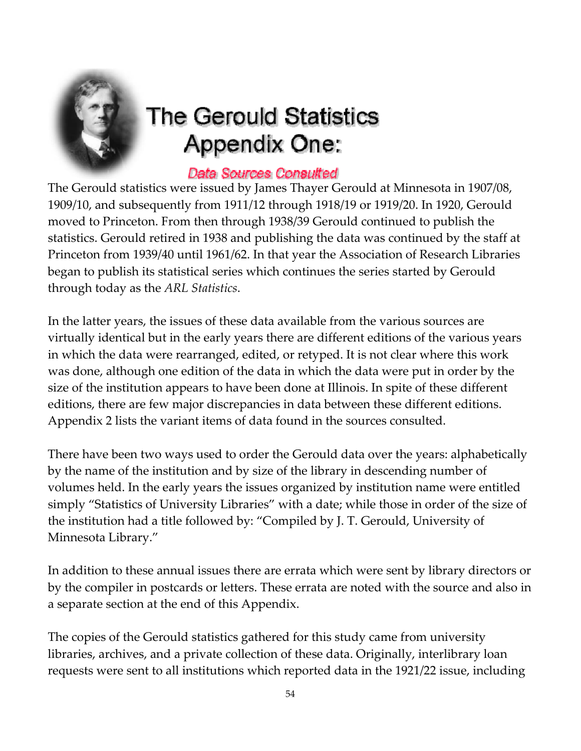# The Gerould Statistics Appendix One:

### Data Sources Consulted

The Gerould statistics were issued by James Thayer Gerould at Minnesota in 1907/08, 1909/10, and subsequently from 1911/12 through 1918/19 or 1919/20. In 1920, Gerould moved to Princeton. From then through 1938/39 Gerould continued to publish the statistics. Gerould retired in 1938 and publishing the data was continued by the staff at Princeton from 1939/40 until 1961/62. In that year the Association of Research Libraries began to publish its statistical series which continues the series started by Gerould through today as the *ARL Statistics*.

In the latter years, the issues of these data available from the various sources are virtually identical but in the early years there are different editions of the various years in which the data were rearranged, edited, or retyped. It is not clear where this work was done, although one edition of the data in which the data were put in order by the size of the institution appears to have been done at Illinois. In spite of these different editions, there are few major discrepancies in data between these different editions. Appendix 2 lists the variant items of data found in the sources consulted.

There have been two ways used to order the Gerould data over the years: alphabetically by the name of the institution and by size of the library in descending number of volumes held. In the early years the issues organized by institution name were entitled simply "Statistics of University Libraries" with a date; while those in order of the size of the institution had a title followed by: "Compiled by J. T. Gerould, University of Minnesota Library."

In addition to these annual issues there are errata which were sent by library directors or by the compiler in postcards or letters. These errata are noted with the source and also in a separate section at the end of this Appendix.

The copies of the Gerould statistics gathered for this study came from university libraries, archives, and a private collection of these data. Originally, interlibrary loan requests were sent to all institutions which reported data in the 1921/22 issue, including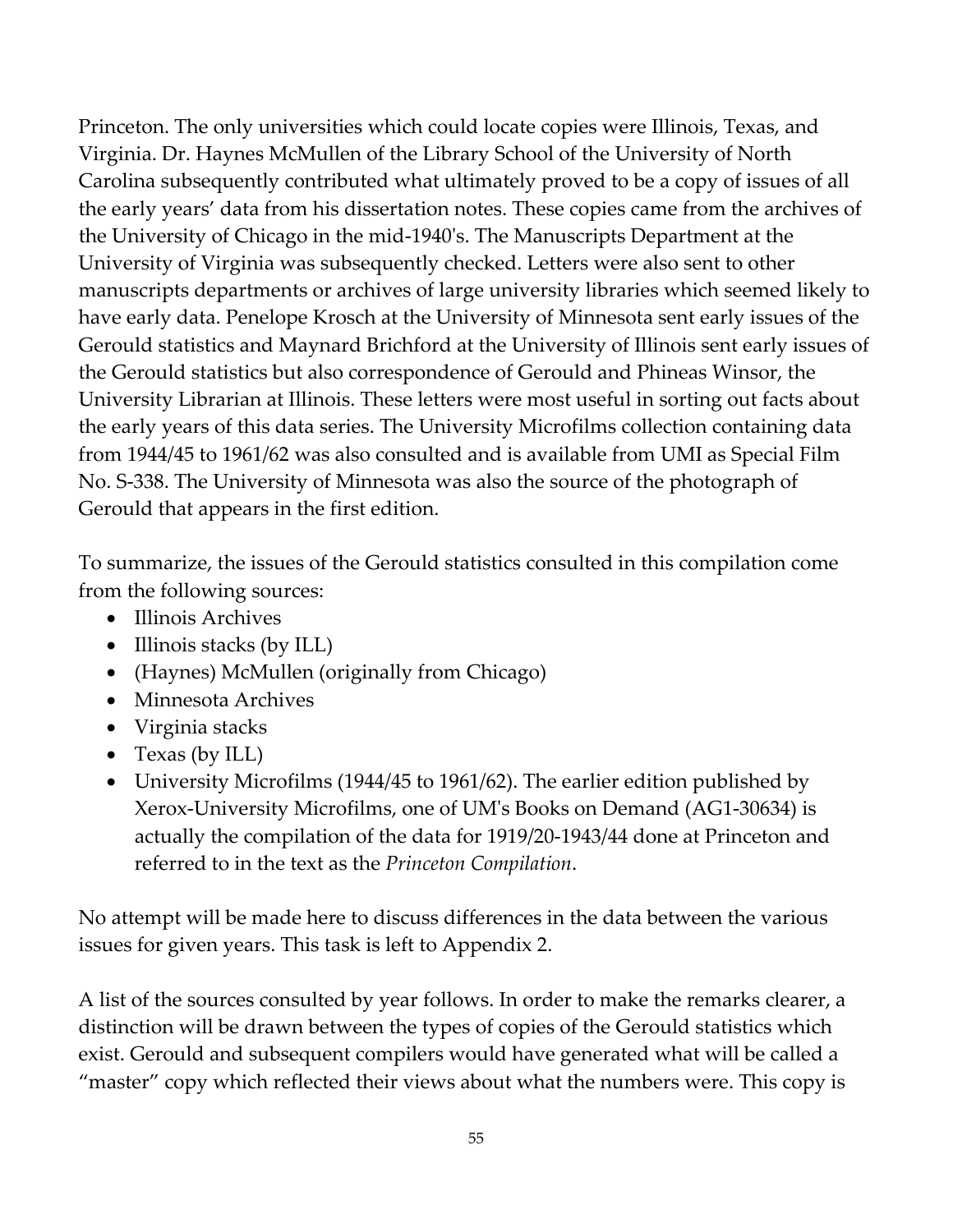Princeton. The only universities which could locate copies were Illinois, Texas, and Virginia. Dr. Haynes McMullen of the Library School of the University of North Carolina subsequently contributed what ultimately proved to be a copy of issues of all the early years' data from his dissertation notes. These copies came from the archives of the University of Chicago in the mid-1940's. The Manuscripts Department at the University of Virginia was subsequently checked. Letters were also sent to other manuscripts departments or archives of large university libraries which seemed likely to have early data. Penelope Krosch at the University of Minnesota sent early issues of the Gerould statistics and Maynard Brichford at the University of Illinois sent early issues of the Gerould statistics but also correspondence of Gerould and Phineas Winsor, the University Librarian at Illinois. These letters were most useful in sorting out facts about the early years of this data series. The University Microfilms collection containing data from 1944/45 to 1961/62 was also consulted and is available from UMI as Special Film No. S-338. The University of Minnesota was also the source of the photograph of Gerould that appears in the first edition.

To summarize, the issues of the Gerould statistics consulted in this compilation come from the following sources:

- Illinois Archives
- Illinois stacks (by ILL)
- (Haynes) McMullen (originally from Chicago)
- Minnesota Archives
- Virginia stacks
- Texas (by ILL)
- University Microfilms (1944/45 to 1961/62). The earlier edition published by Xerox-University Microfilms, one of UM's Books on Demand (AG1-30634) is actually the compilation of the data for 1919/20-1943/44 done at Princeton and referred to in the text as the *Princeton Compilation*.

No attempt will be made here to discuss differences in the data between the various issues for given years. This task is left to Appendix 2.

A list of the sources consulted by year follows. In order to make the remarks clearer, a distinction will be drawn between the types of copies of the Gerould statistics which exist. Gerould and subsequent compilers would have generated what will be called a "master" copy which reflected their views about what the numbers were. This copy is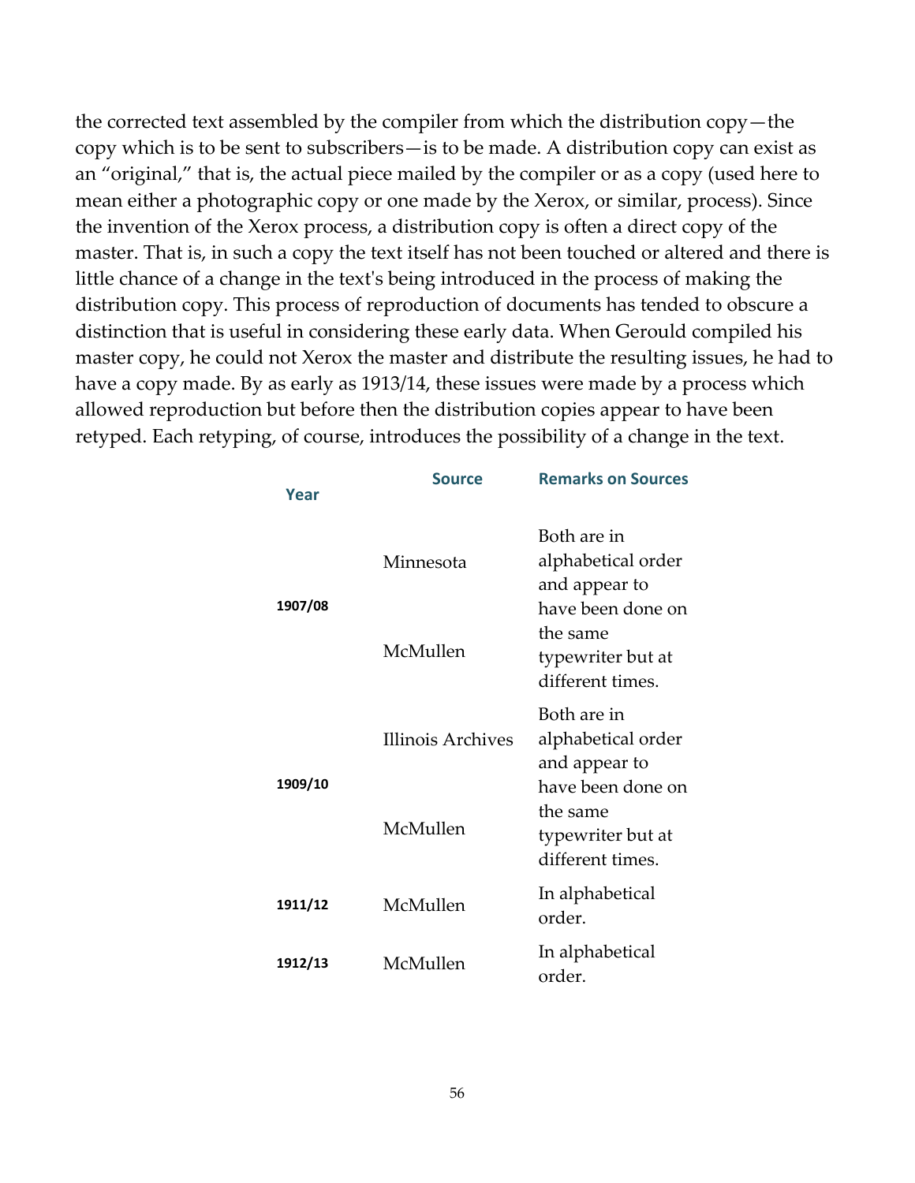the corrected text assembled by the compiler from which the distribution copy—the copy which is to be sent to subscribers—is to be made. A distribution copy can exist as an "original," that is, the actual piece mailed by the compiler or as a copy (used here to mean either a photographic copy or one made by the Xerox, or similar, process). Since the invention of the Xerox process, a distribution copy is often a direct copy of the master. That is, in such a copy the text itself has not been touched or altered and there is little chance of a change in the text's being introduced in the process of making the distribution copy. This process of reproduction of documents has tended to obscure a distinction that is useful in considering these early data. When Gerould compiled his master copy, he could not Xerox the master and distribute the resulting issues, he had to have a copy made. By as early as 1913/14, these issues were made by a process which allowed reproduction but before then the distribution copies appear to have been retyped. Each retyping, of course, introduces the possibility of a change in the text.

| Year | Source | Remarks on Sources |
|---|---|---|
| 1907/08 | Minnesota<br>McMullen | Both are in alphabetical order and appear to have been done on the same typewriter but at different times. |
| 1909/10 | Illinois Archives<br>McMullen | Both are in alphabetical order and appear to have been done on the same typewriter but at different times. |
| 1911/12 | McMullen | In alphabetical order. |
| 1912/13 | McMullen | In alphabetical order. |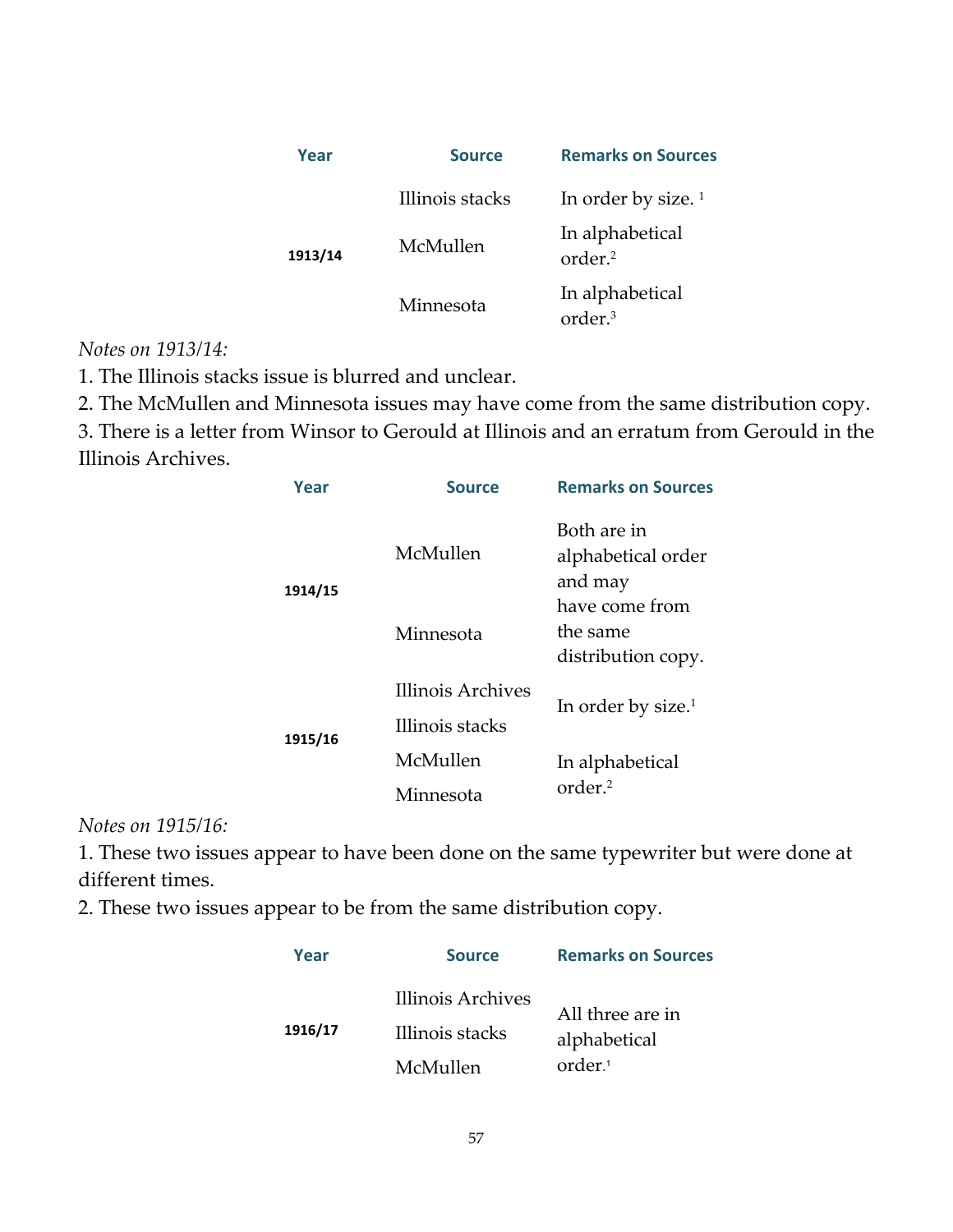| Year | Source | Remarks on Sources |
|---|---|---|
| 1913/14 | Illinois stacks | In order by size. [1] |
| | McMullen | In alphabetical order.[2] |
| | Minnesota | In alphabetical order.[3] |

*Notes on 1913/14:*

1. The Illinois stacks issue is blurred and unclear.
2. The McMullen and Minnesota issues may have come from the same distribution copy.
3. There is a letter from Winsor to Gerould at Illinois and an erratum from Gerould in the Illinois Archives.

| Year | Source | Remarks on Sources |
|---|---|---|
| 1914/15 | McMullen | Both are in alphabetical order and may have come from the same distribution copy. |
| | Minnesota | |
| 1915/16 | Illinois Archives | In order by size.[1] |
| | Illinois stacks | |
| | McMullen | In alphabetical order.[2] |
| | Minnesota | |

*Notes on 1915/16:*

1. These two issues appear to have been done on the same typewriter but were done at different times.
2. These two issues appear to be from the same distribution copy.

| Year | Source | Remarks on Sources |
|---|---|---|
| 1916/17 | Illinois Archives | All three are in alphabetical order.[1] |
| | Illinois stacks | |
| | McMullen | |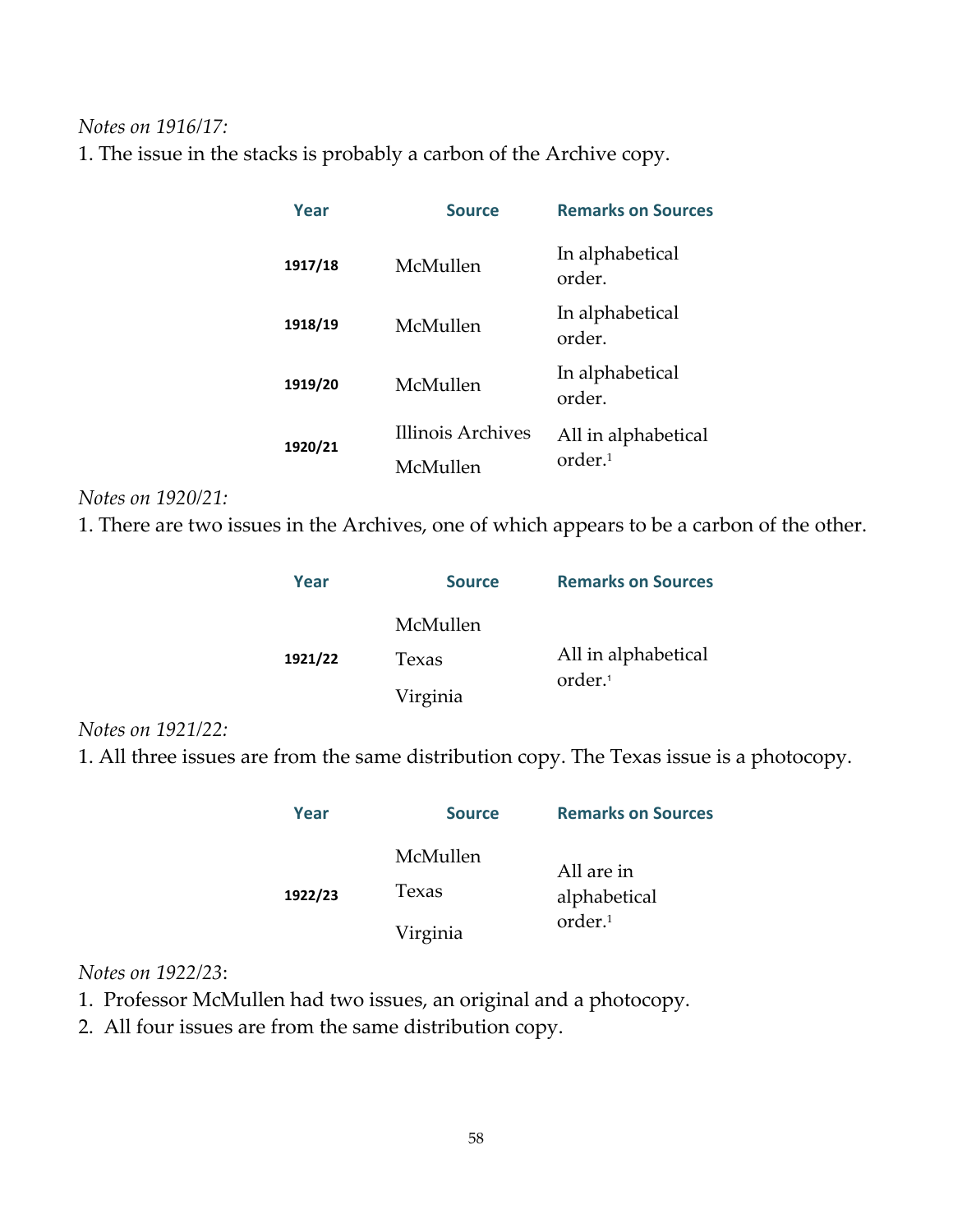*Notes on 1916/17:*

1. The issue in the stacks is probably a carbon of the Archive copy.

| Year | Source | Remarks on Sources |
|---|---|---|
| 1917/18 | McMullen | In alphabetical order. |
| 1918/19 | McMullen | In alphabetical order. |
| 1919/20 | McMullen | In alphabetical order. |
| 1920/21 | Illinois Archives<br>McMullen | All in alphabetical order.[1] |

*Notes on 1920/21:*

1. There are two issues in the Archives, one of which appears to be a carbon of the other.

| Year | Source | Remarks on Sources |
|---|---|---|
| 1921/22 | McMullen<br>Texas<br>Virginia | All in alphabetical order.[1] |

*Notes on 1921/22:*

1. All three issues are from the same distribution copy. The Texas issue is a photocopy.

| Year | Source | Remarks on Sources |
|---|---|---|
| 1922/23 | McMullen<br>Texas<br>Virginia | All are in alphabetical order.[1] |

*Notes on 1922/23*:

1. Professor McMullen had two issues, an original and a photocopy.
2. All four issues are from the same distribution copy.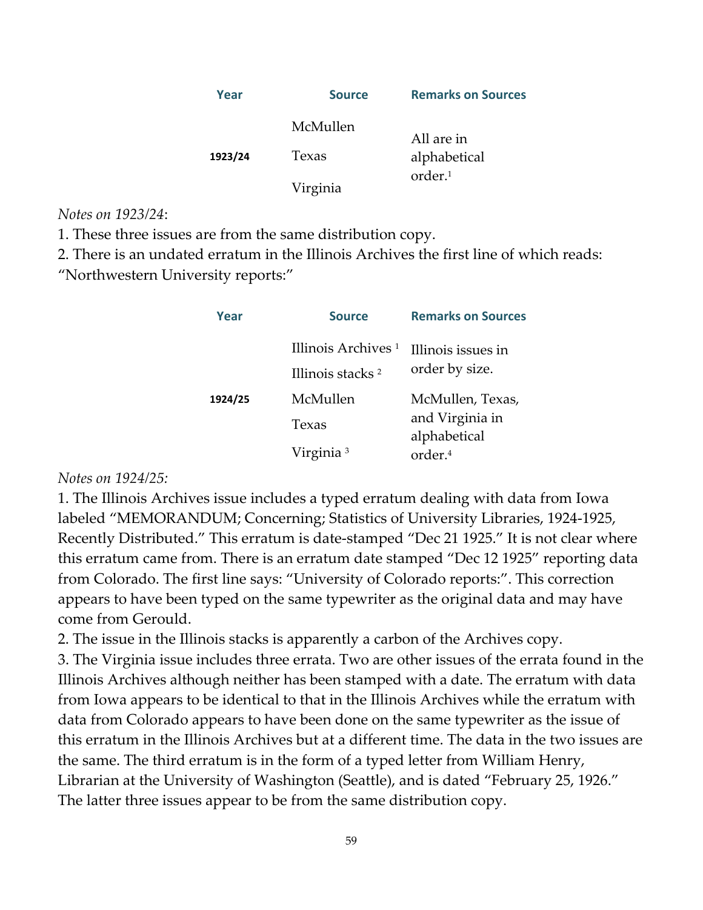| Year | Source | Remarks on Sources |
|---|---|---|
| 1923/24 | McMullen<br>Texas<br>Virginia | All are in alphabetical order.[1] |

*Notes on 1923/24*:

1. These three issues are from the same distribution copy.
2. There is an undated erratum in the Illinois Archives the first line of which reads: "Northwestern University reports:"

| Year | Source | Remarks on Sources |
|---|---|---|
| 1924/25 | Illinois Archives [1]<br>Illinois stacks [2]<br>McMullen<br>Texas<br>Virginia [3] | Illinois issues in order by size.<br>McMullen, Texas, and Virginia in alphabetical order.[4] |

*Notes on 1924/25:*

1. The Illinois Archives issue includes a typed erratum dealing with data from Iowa labeled "MEMORANDUM; Concerning; Statistics of University Libraries, 1924-1925, Recently Distributed." This erratum is date-stamped "Dec 21 1925." It is not clear where this erratum came from. There is an erratum date stamped "Dec 12 1925" reporting data from Colorado. The first line says: "University of Colorado reports:". This correction appears to have been typed on the same typewriter as the original data and may have come from Gerould.
2. The issue in the Illinois stacks is apparently a carbon of the Archives copy.
3. The Virginia issue includes three errata. Two are other issues of the errata found in the Illinois Archives although neither has been stamped with a date. The erratum with data from Iowa appears to be identical to that in the Illinois Archives while the erratum with data from Colorado appears to have been done on the same typewriter as the issue of this erratum in the Illinois Archives but at a different time. The data in the two issues are the same. The third erratum is in the form of a typed letter from William Henry, Librarian at the University of Washington (Seattle), and is dated "February 25, 1926." The latter three issues appear to be from the same distribution copy.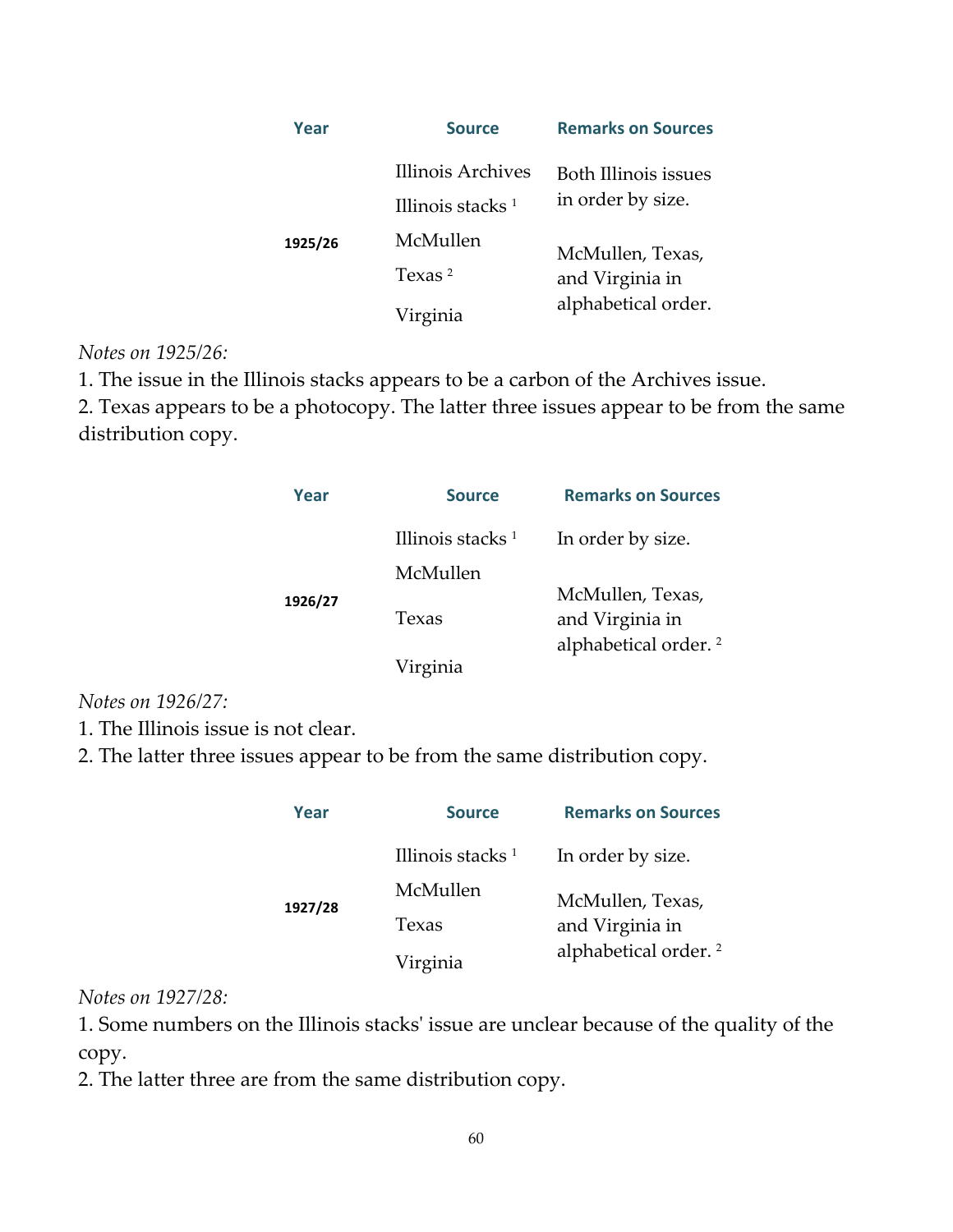| Year | Source | Remarks on Sources |
|---|---|---|
| 1925/26 | Illinois Archives | Both Illinois issues in order by size. |
| | Illinois stacks [1] | |
| | McMullen | McMullen, Texas, and Virginia in alphabetical order. |
| | Texas [2] | |
| | Virginia | |

*Notes on 1925/26:*

1. The issue in the Illinois stacks appears to be a carbon of the Archives issue.
2. Texas appears to be a photocopy. The latter three issues appear to be from the same distribution copy.

| Year | Source | Remarks on Sources |
|---|---|---|
| 1926/27 | Illinois stacks [1] | In order by size. |
| | McMullen | McMullen, Texas, and Virginia in alphabetical order. [2] |
| | Texas | |
| | Virginia | |

*Notes on 1926/27:*

1. The Illinois issue is not clear.
2. The latter three issues appear to be from the same distribution copy.

| Year | Source | Remarks on Sources |
|---|---|---|
| 1927/28 | Illinois stacks [1] | In order by size. |
| | McMullen | McMullen, Texas, and Virginia in alphabetical order. [2] |
| | Texas | |
| | Virginia | |

*Notes on 1927/28:*

1. Some numbers on the Illinois stacks' issue are unclear because of the quality of the copy.
2. The latter three are from the same distribution copy.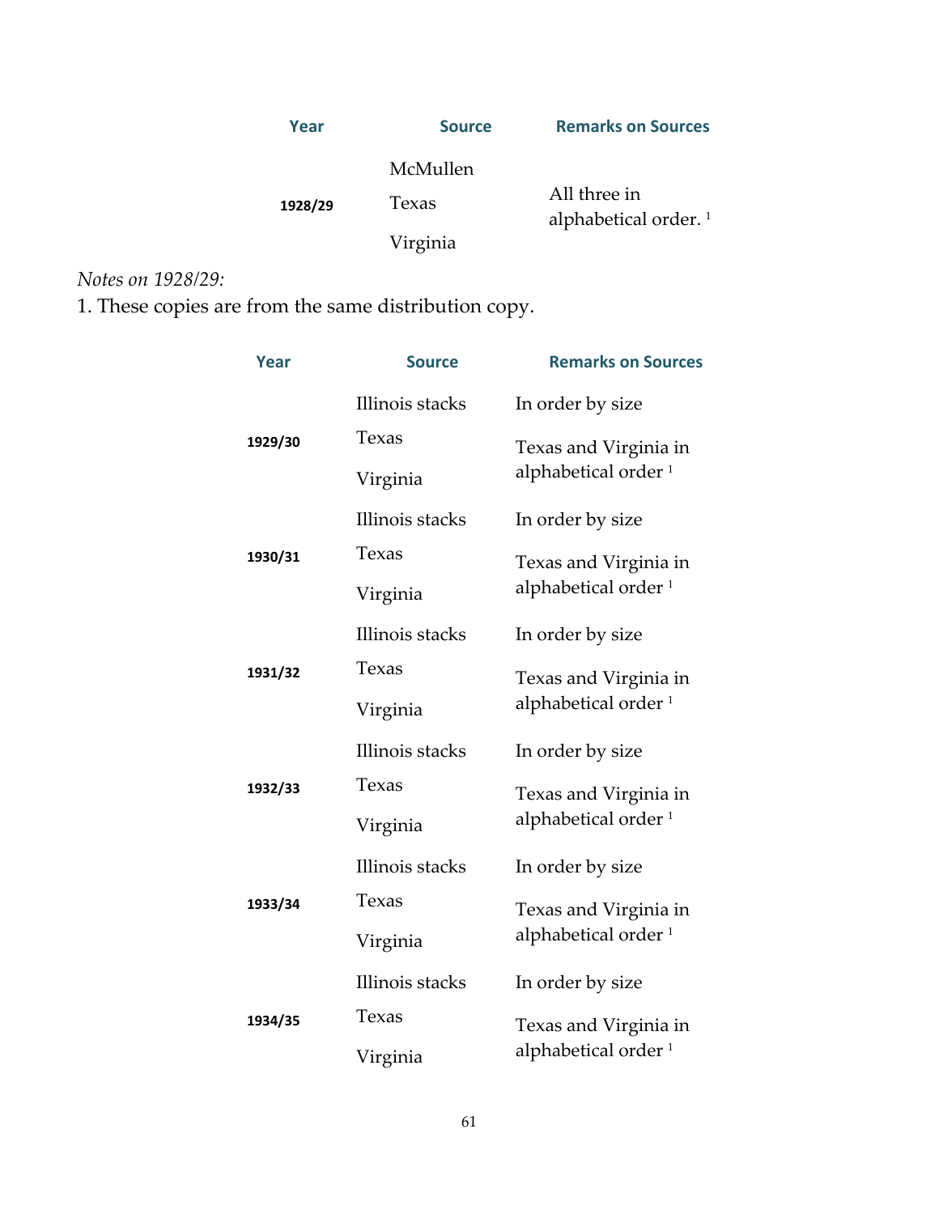| Year | Source | Remarks on Sources |
| --- | --- | --- |
| 1928/29 | McMullen | All three in alphabetical order. [1] |
| | Texas | |
| | Virginia | |

*Notes on 1928/29:*

1. These copies are from the same distribution copy.

| Year | Source | Remarks on Sources |
| --- | --- | --- |
| 1929/30 | Illinois stacks | In order by size |
| | Texas | Texas and Virginia in alphabetical order [1] |
| | Virginia | |
| 1930/31 | Illinois stacks | In order by size |
| | Texas | Texas and Virginia in alphabetical order [1] |
| | Virginia | |
| 1931/32 | Illinois stacks | In order by size |
| | Texas | Texas and Virginia in alphabetical order [1] |
| | Virginia | |
| 1932/33 | Illinois stacks | In order by size |
| | Texas | Texas and Virginia in alphabetical order [1] |
| | Virginia | |
| 1933/34 | Illinois stacks | In order by size |
| | Texas | Texas and Virginia in alphabetical order [1] |
| | Virginia | |
| 1934/35 | Illinois stacks | In order by size |
| | Texas | Texas and Virginia in alphabetical order [1] |
| | Virginia | |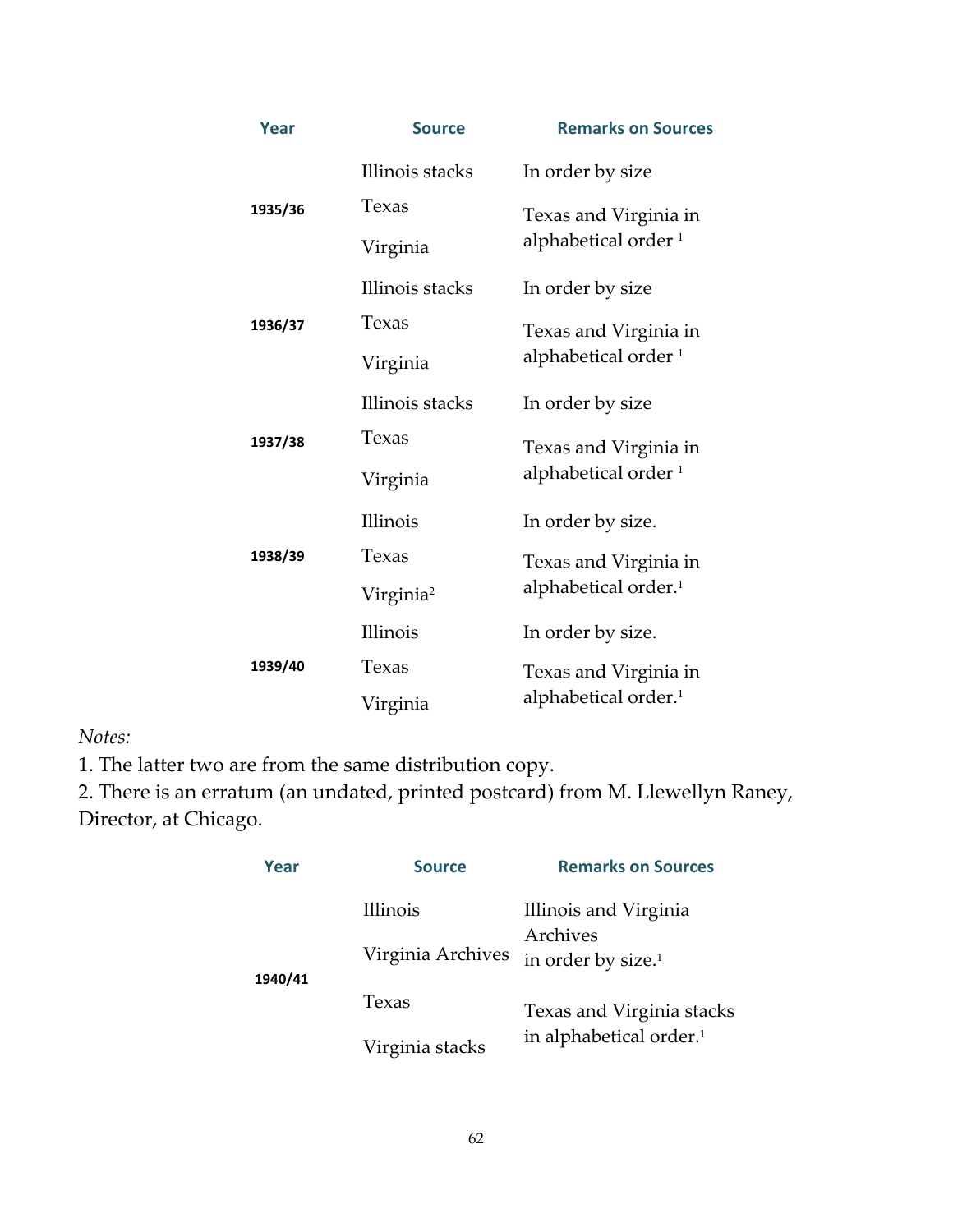| Year | Source | Remarks on Sources |
|---|---|---|
| 1935/36 | Illinois stacks | In order by size |
| | Texas | Texas and Virginia in alphabetical order [1] |
| | Virginia | |
| 1936/37 | Illinois stacks | In order by size |
| | Texas | Texas and Virginia in alphabetical order [1] |
| | Virginia | |
| 1937/38 | Illinois stacks | In order by size |
| | Texas | Texas and Virginia in alphabetical order [1] |
| | Virginia | |
| 1938/39 | Illinois | In order by size. |
| | Texas | Texas and Virginia in alphabetical order.[1] |
| | Virginia[2] | |
| 1939/40 | Illinois | In order by size. |
| | Texas | Texas and Virginia in alphabetical order.[1] |
| | Virginia | |

*Notes:*

1. The latter two are from the same distribution copy.
2. There is an erratum (an undated, printed postcard) from M. Llewellyn Raney, Director, at Chicago.

| Year | Source | Remarks on Sources |
|---|---|---|
| 1940/41 | Illinois | Illinois and Virginia Archives in order by size.[1] |
| | Virginia Archives | |
| | Texas | Texas and Virginia stacks in alphabetical order.[1] |
| | Virginia stacks | |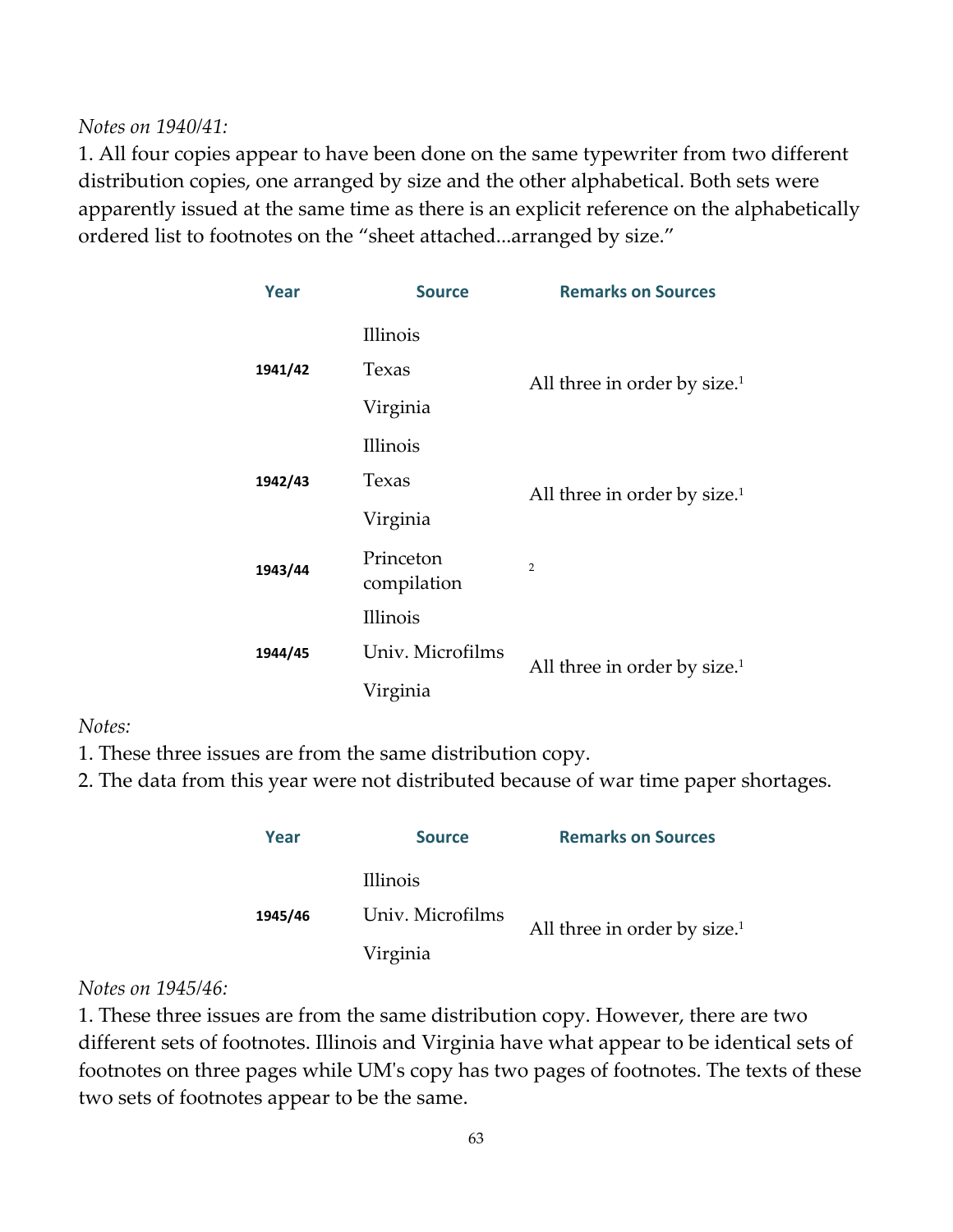*Notes on 1940/41:*

1. All four copies appear to have been done on the same typewriter from two different distribution copies, one arranged by size and the other alphabetical. Both sets were apparently issued at the same time as there is an explicit reference on the alphabetically ordered list to footnotes on the "sheet attached...arranged by size."

| Year | Source | Remarks on Sources |
|---|---|---|
| **1941/42** | Illinois<br>Texas<br>Virginia | All three in order by size.[1] |
| **1942/43** | Illinois<br>Texas<br>Virginia | All three in order by size.[1] |
| **1943/44** | Princeton compilation | [2] |
| **1944/45** | Illinois<br>Univ. Microfilms<br>Virginia | All three in order by size.[1] |

*Notes:*

1. These three issues are from the same distribution copy.
2. The data from this year were not distributed because of war time paper shortages.

| Year | Source | Remarks on Sources |
|---|---|---|
| **1945/46** | Illinois<br>Univ. Microfilms<br>Virginia | All three in order by size.[1] |

*Notes on 1945/46:*

1. These three issues are from the same distribution copy. However, there are two different sets of footnotes. Illinois and Virginia have what appear to be identical sets of footnotes on three pages while UM's copy has two pages of footnotes. The texts of these two sets of footnotes appear to be the same.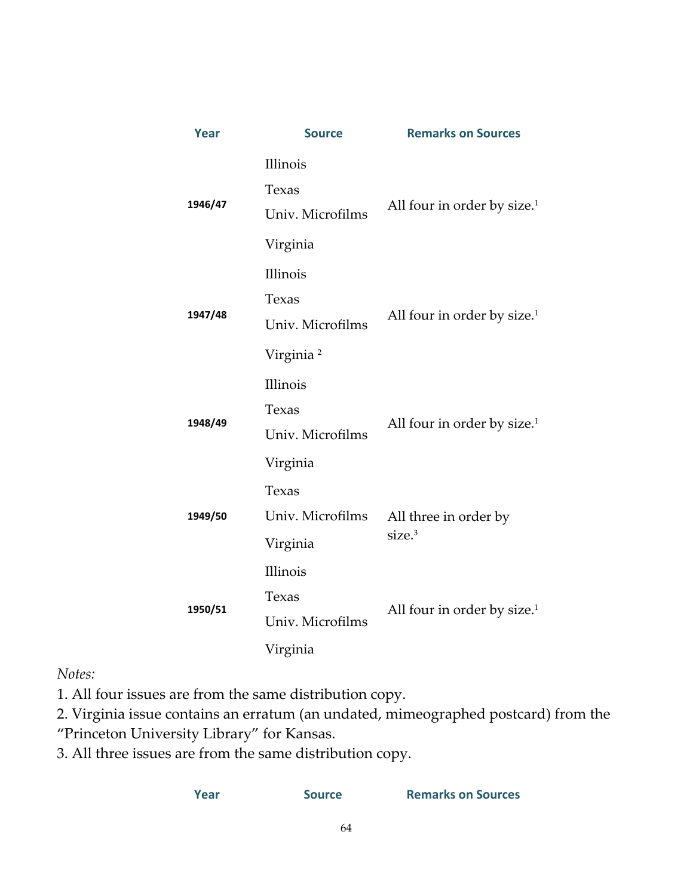| Year | Source | Remarks on Sources |
| --- | --- | --- |
| 1946/47 | Illinois<br>Texas<br>Univ. Microfilms<br>Virginia | All four in order by size.[1] |
| 1947/48 | Illinois<br>Texas<br>Univ. Microfilms<br>Virginia [2] | All four in order by size.[1] |
| 1948/49 | Illinois<br>Texas<br>Univ. Microfilms<br>Virginia | All four in order by size.[1] |
| 1949/50 | Texas<br>Univ. Microfilms<br>Virginia | All three in order by size.[3] |
| 1950/51 | Illinois<br>Texas<br>Univ. Microfilms<br>Virginia | All four in order by size.[1] |

*Notes:*

1. All four issues are from the same distribution copy.
2. Virginia issue contains an erratum (an undated, mimeographed postcard) from the "Princeton University Library" for Kansas.
3. All three issues are from the same distribution copy.

| Year | Source | Remarks on Sources |
| --- | --- | --- |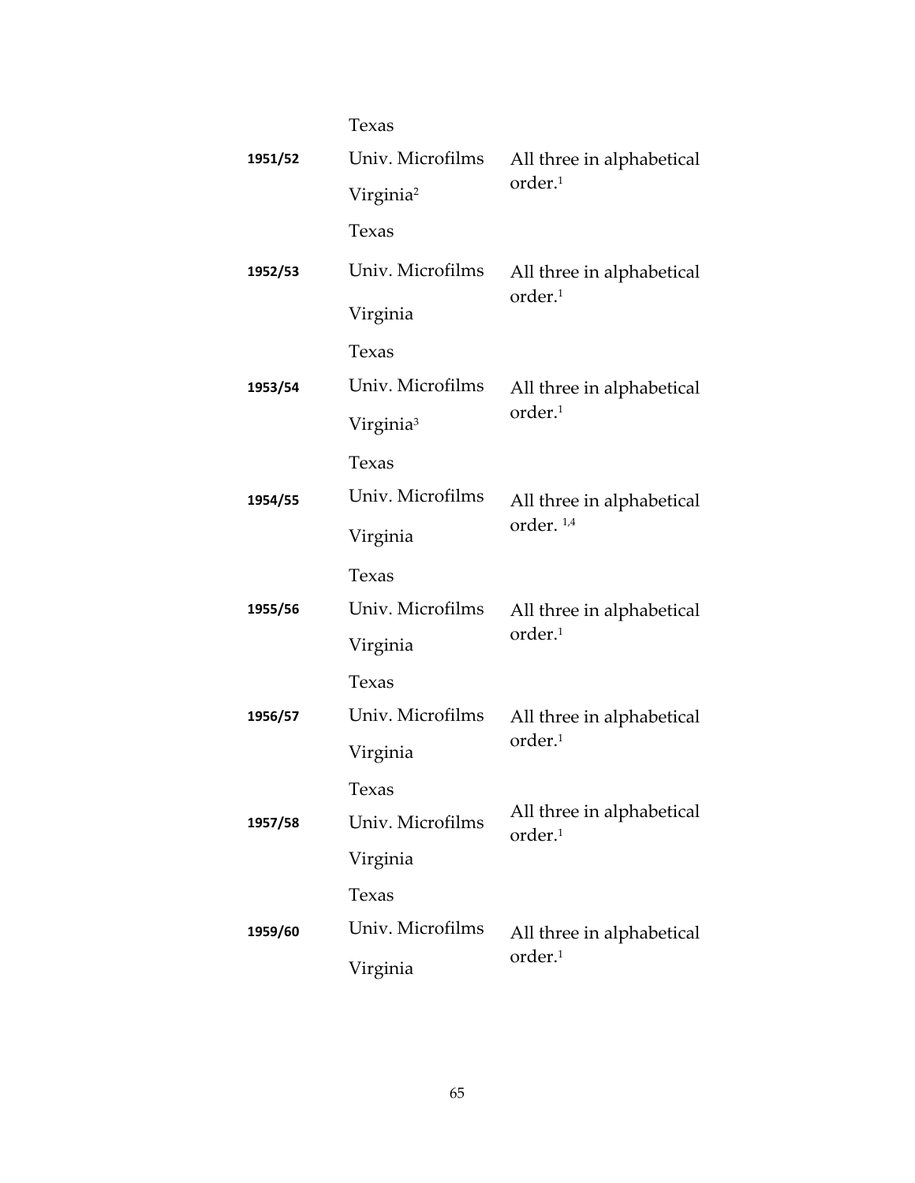| | | |
|---|---|---|
| | Texas | |
| **1951/52** | Univ. Microfilms | All three in alphabetical order.[1] |
| | Virginia[2] | |
| | Texas | |
| **1952/53** | Univ. Microfilms | All three in alphabetical order.[1] |
| | Virginia | |
| | Texas | |
| **1953/54** | Univ. Microfilms | All three in alphabetical order.[1] |
| | Virginia[3] | |
| | Texas | |
| **1954/55** | Univ. Microfilms | All three in alphabetical order. [1,4] |
| | Virginia | |
| | Texas | |
| **1955/56** | Univ. Microfilms | All three in alphabetical order.[1] |
| | Virginia | |
| | Texas | |
| **1956/57** | Univ. Microfilms | All three in alphabetical order.[1] |
| | Virginia | |
| | Texas | |
| **1957/58** | Univ. Microfilms | All three in alphabetical order.[1] |
| | Virginia | |
| | Texas | |
| **1959/60** | Univ. Microfilms | All three in alphabetical order.[1] |
| | Virginia | |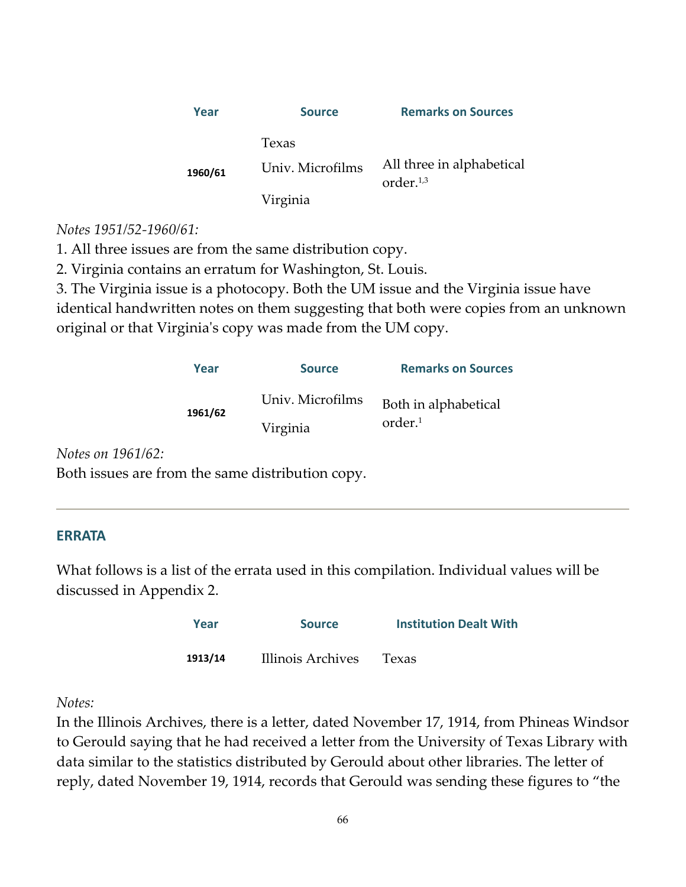| Year | Source | Remarks on Sources |
|---|---|---|
| 1960/61 | Texas<br>Univ. Microfilms<br>Virginia | All three in alphabetical order.[1,3] |

*Notes 1951/52-1960/61:*

1. All three issues are from the same distribution copy.
2. Virginia contains an erratum for Washington, St. Louis.
3. The Virginia issue is a photocopy. Both the UM issue and the Virginia issue have identical handwritten notes on them suggesting that both were copies from an unknown original or that Virginia's copy was made from the UM copy.

| Year | Source | Remarks on Sources |
|---|---|---|
| 1961/62 | Univ. Microfilms<br>Virginia | Both in alphabetical order.[1] |

*Notes on 1961/62:*

Both issues are from the same distribution copy.

---

## ERRATA

What follows is a list of the errata used in this compilation. Individual values will be discussed in Appendix 2.

| Year | Source | Institution Dealt With |
|---|---|---|
| 1913/14 | Illinois Archives | Texas |

*Notes:*

In the Illinois Archives, there is a letter, dated November 17, 1914, from Phineas Windsor to Gerould saying that he had received a letter from the University of Texas Library with data similar to the statistics distributed by Gerould about other libraries. The letter of reply, dated November 19, 1914, records that Gerould was sending these figures to "the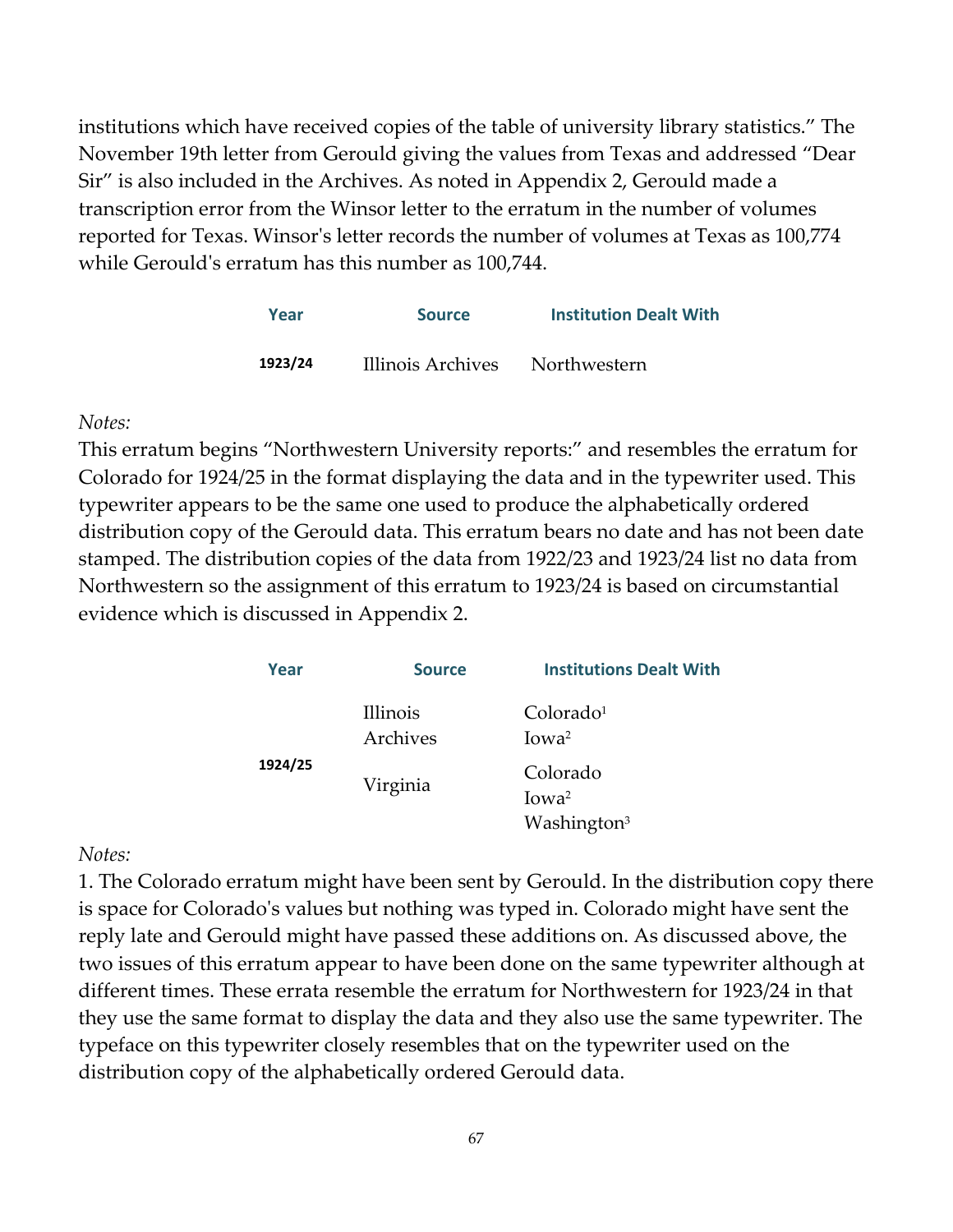institutions which have received copies of the table of university library statistics." The November 19th letter from Gerould giving the values from Texas and addressed "Dear Sir" is also included in the Archives. As noted in Appendix 2, Gerould made a transcription error from the Winsor letter to the erratum in the number of volumes reported for Texas. Winsor's letter records the number of volumes at Texas as 100,774 while Gerould's erratum has this number as 100,744.

| Year | Source | Institution Dealt With |
|---|---|---|
| 1923/24 | Illinois Archives | Northwestern |

*Notes:*
This erratum begins "Northwestern University reports:" and resembles the erratum for Colorado for 1924/25 in the format displaying the data and in the typewriter used. This typewriter appears to be the same one used to produce the alphabetically ordered distribution copy of the Gerould data. This erratum bears no date and has not been date stamped. The distribution copies of the data from 1922/23 and 1923/24 list no data from Northwestern so the assignment of this erratum to 1923/24 is based on circumstantial evidence which is discussed in Appendix 2.

| Year | Source | Institutions Dealt With |
|---|---|---|
| 1924/25 | Illinois Archives | Colorado[1]<br>Iowa[2] |
| | Virginia | Colorado<br>Iowa[2]<br>Washington[3] |

*Notes:*
1. The Colorado erratum might have been sent by Gerould. In the distribution copy there is space for Colorado's values but nothing was typed in. Colorado might have sent the reply late and Gerould might have passed these additions on. As discussed above, the two issues of this erratum appear to have been done on the same typewriter although at different times. These errata resemble the erratum for Northwestern for 1923/24 in that they use the same format to display the data and they also use the same typewriter. The typeface on this typewriter closely resembles that on the typewriter used on the distribution copy of the alphabetically ordered Gerould data.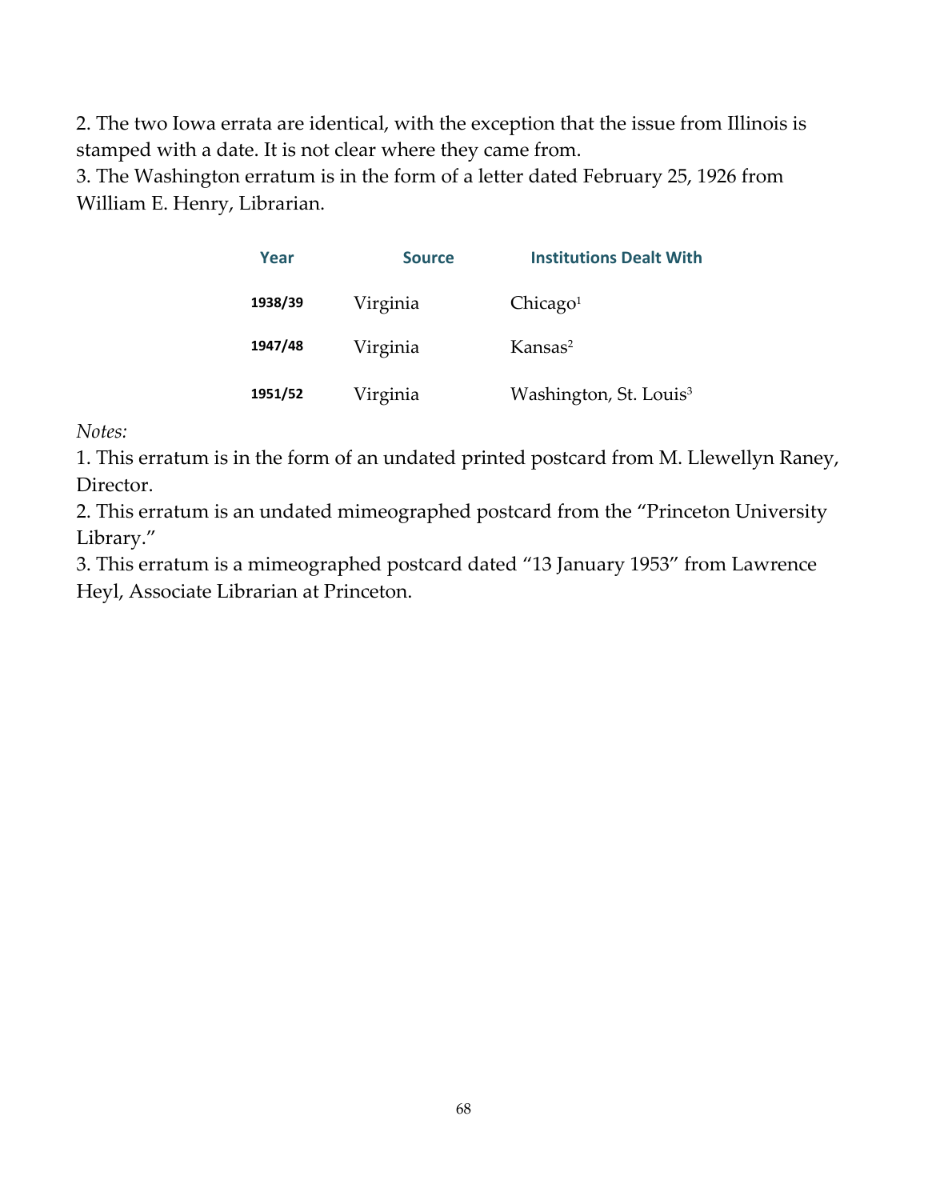2. The two Iowa errata are identical, with the exception that the issue from Illinois is stamped with a date. It is not clear where they came from.

3. The Washington erratum is in the form of a letter dated February 25, 1926 from William E. Henry, Librarian.

| Year | Source | Institutions Dealt With |
|---|---|---|
| 1938/39 | Virginia | Chicago[1] |
| 1947/48 | Virginia | Kansas[2] |
| 1951/52 | Virginia | Washington, St. Louis[3] |

*Notes:*

1. This erratum is in the form of an undated printed postcard from M. Llewellyn Raney, Director.
2. This erratum is an undated mimeographed postcard from the "Princeton University Library."
3. This erratum is a mimeographed postcard dated "13 January 1953" from Lawrence Heyl, Associate Librarian at Princeton.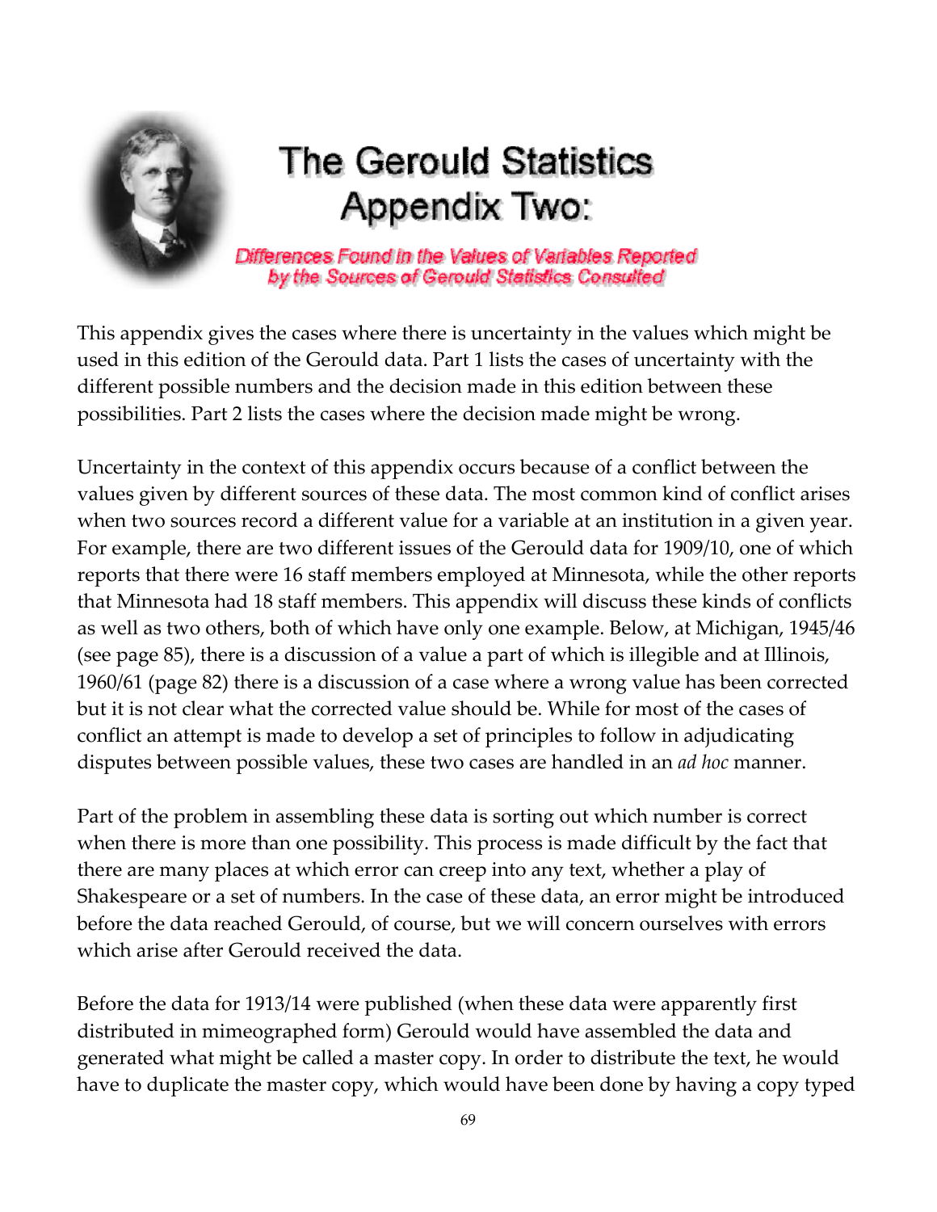# The Gerould Statistics Appendix Two:

*Differences Found in the Values of Variables Reported by the Sources of Gerould Statistics Consulted*

This appendix gives the cases where there is uncertainty in the values which might be used in this edition of the Gerould data. Part 1 lists the cases of uncertainty with the different possible numbers and the decision made in this edition between these possibilities. Part 2 lists the cases where the decision made might be wrong.

Uncertainty in the context of this appendix occurs because of a conflict between the values given by different sources of these data. The most common kind of conflict arises when two sources record a different value for a variable at an institution in a given year. For example, there are two different issues of the Gerould data for 1909/10, one of which reports that there were 16 staff members employed at Minnesota, while the other reports that Minnesota had 18 staff members. This appendix will discuss these kinds of conflicts as well as two others, both of which have only one example. Below, at Michigan, 1945/46 (see page 85), there is a discussion of a value a part of which is illegible and at Illinois, 1960/61 (page 82) there is a discussion of a case where a wrong value has been corrected but it is not clear what the corrected value should be. While for most of the cases of conflict an attempt is made to develop a set of principles to follow in adjudicating disputes between possible values, these two cases are handled in an *ad hoc* manner.

Part of the problem in assembling these data is sorting out which number is correct when there is more than one possibility. This process is made difficult by the fact that there are many places at which error can creep into any text, whether a play of Shakespeare or a set of numbers. In the case of these data, an error might be introduced before the data reached Gerould, of course, but we will concern ourselves with errors which arise after Gerould received the data.

Before the data for 1913/14 were published (when these data were apparently first distributed in mimeographed form) Gerould would have assembled the data and generated what might be called a master copy. In order to distribute the text, he would have to duplicate the master copy, which would have been done by having a copy typed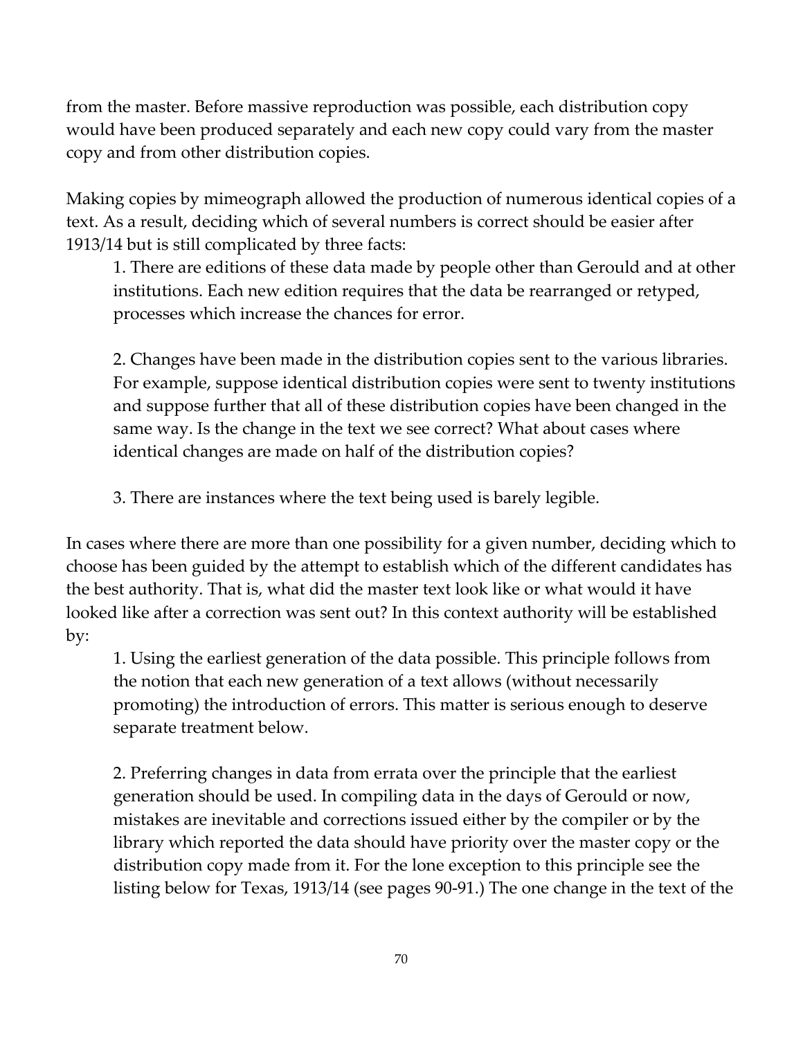from the master. Before massive reproduction was possible, each distribution copy would have been produced separately and each new copy could vary from the master copy and from other distribution copies.

Making copies by mimeograph allowed the production of numerous identical copies of a text. As a result, deciding which of several numbers is correct should be easier after 1913/14 but is still complicated by three facts:

1. There are editions of these data made by people other than Gerould and at other institutions. Each new edition requires that the data be rearranged or retyped, processes which increase the chances for error.

2. Changes have been made in the distribution copies sent to the various libraries. For example, suppose identical distribution copies were sent to twenty institutions and suppose further that all of these distribution copies have been changed in the same way. Is the change in the text we see correct? What about cases where identical changes are made on half of the distribution copies?

3. There are instances where the text being used is barely legible.

In cases where there are more than one possibility for a given number, deciding which to choose has been guided by the attempt to establish which of the different candidates has the best authority. That is, what did the master text look like or what would it have looked like after a correction was sent out? In this context authority will be established by:

1. Using the earliest generation of the data possible. This principle follows from the notion that each new generation of a text allows (without necessarily promoting) the introduction of errors. This matter is serious enough to deserve separate treatment below.

2. Preferring changes in data from errata over the principle that the earliest generation should be used. In compiling data in the days of Gerould or now, mistakes are inevitable and corrections issued either by the compiler or by the library which reported the data should have priority over the master copy or the distribution copy made from it. For the lone exception to this principle see the listing below for Texas, 1913/14 (see pages 90-91.) The one change in the text of the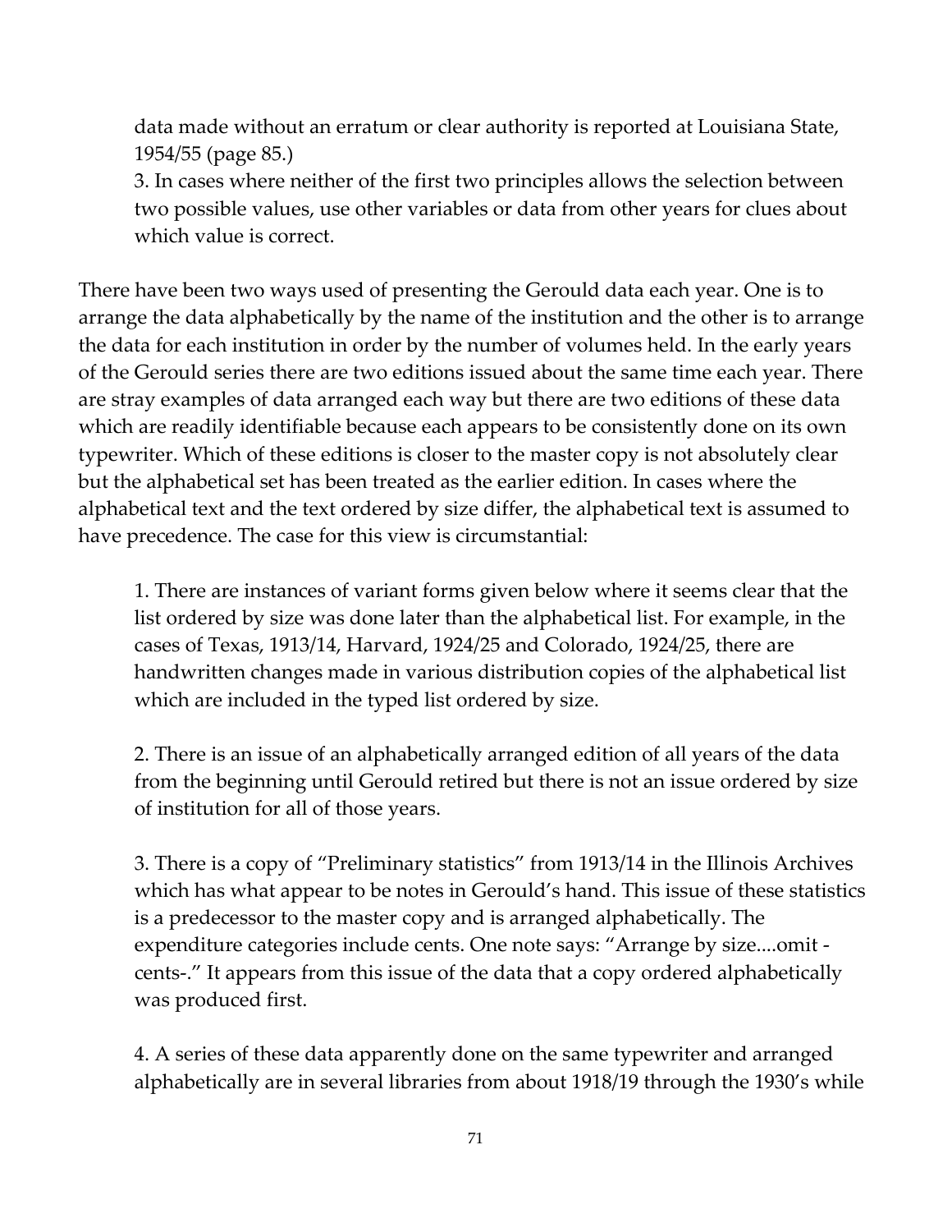data made without an erratum or clear authority is reported at Louisiana State, 1954/55 (page 85.)

3. In cases where neither of the first two principles allows the selection between two possible values, use other variables or data from other years for clues about which value is correct.

There have been two ways used of presenting the Gerould data each year. One is to arrange the data alphabetically by the name of the institution and the other is to arrange the data for each institution in order by the number of volumes held. In the early years of the Gerould series there are two editions issued about the same time each year. There are stray examples of data arranged each way but there are two editions of these data which are readily identifiable because each appears to be consistently done on its own typewriter. Which of these editions is closer to the master copy is not absolutely clear but the alphabetical set has been treated as the earlier edition. In cases where the alphabetical text and the text ordered by size differ, the alphabetical text is assumed to have precedence. The case for this view is circumstantial:

1. There are instances of variant forms given below where it seems clear that the list ordered by size was done later than the alphabetical list. For example, in the cases of Texas, 1913/14, Harvard, 1924/25 and Colorado, 1924/25, there are handwritten changes made in various distribution copies of the alphabetical list which are included in the typed list ordered by size.

2. There is an issue of an alphabetically arranged edition of all years of the data from the beginning until Gerould retired but there is not an issue ordered by size of institution for all of those years.

3. There is a copy of "Preliminary statistics" from 1913/14 in the Illinois Archives which has what appear to be notes in Gerould's hand. This issue of these statistics is a predecessor to the master copy and is arranged alphabetically. The expenditure categories include cents. One note says: "Arrange by size....omit -cents-." It appears from this issue of the data that a copy ordered alphabetically was produced first.

4. A series of these data apparently done on the same typewriter and arranged alphabetically are in several libraries from about 1918/19 through the 1930's while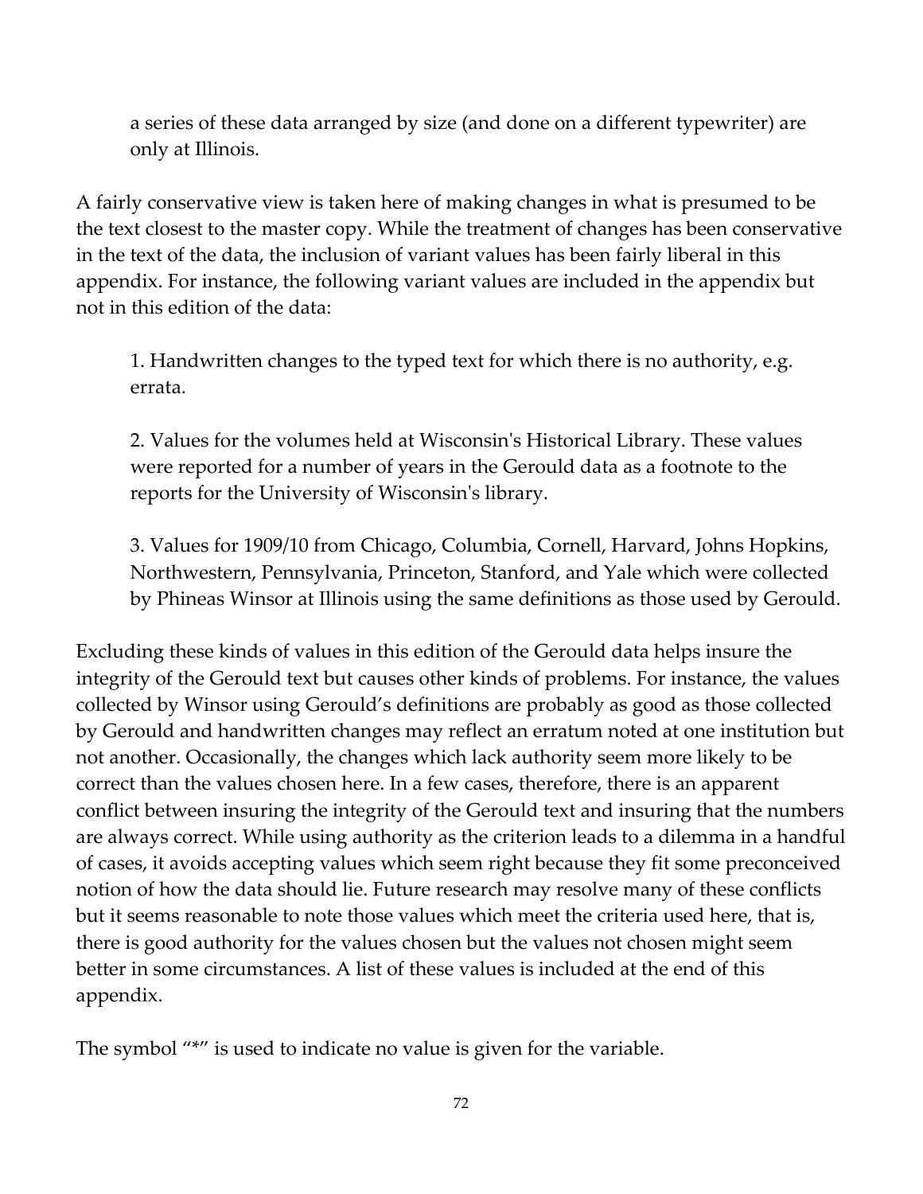a series of these data arranged by size (and done on a different typewriter) are only at Illinois.

A fairly conservative view is taken here of making changes in what is presumed to be the text closest to the master copy. While the treatment of changes has been conservative in the text of the data, the inclusion of variant values has been fairly liberal in this appendix. For instance, the following variant values are included in the appendix but not in this edition of the data:

1. Handwritten changes to the typed text for which there is no authority, e.g. errata.

2. Values for the volumes held at Wisconsin's Historical Library. These values were reported for a number of years in the Gerould data as a footnote to the reports for the University of Wisconsin's library.

3. Values for 1909/10 from Chicago, Columbia, Cornell, Harvard, Johns Hopkins, Northwestern, Pennsylvania, Princeton, Stanford, and Yale which were collected by Phineas Winsor at Illinois using the same definitions as those used by Gerould.

Excluding these kinds of values in this edition of the Gerould data helps insure the integrity of the Gerould text but causes other kinds of problems. For instance, the values collected by Winsor using Gerould's definitions are probably as good as those collected by Gerould and handwritten changes may reflect an erratum noted at one institution but not another. Occasionally, the changes which lack authority seem more likely to be correct than the values chosen here. In a few cases, therefore, there is an apparent conflict between insuring the integrity of the Gerould text and insuring that the numbers are always correct. While using authority as the criterion leads to a dilemma in a handful of cases, it avoids accepting values which seem right because they fit some preconceived notion of how the data should lie. Future research may resolve many of these conflicts but it seems reasonable to note those values which meet the criteria used here, that is, there is good authority for the values chosen but the values not chosen might seem better in some circumstances. A list of these values is included at the end of this appendix.

The symbol "*" is used to indicate no value is given for the variable.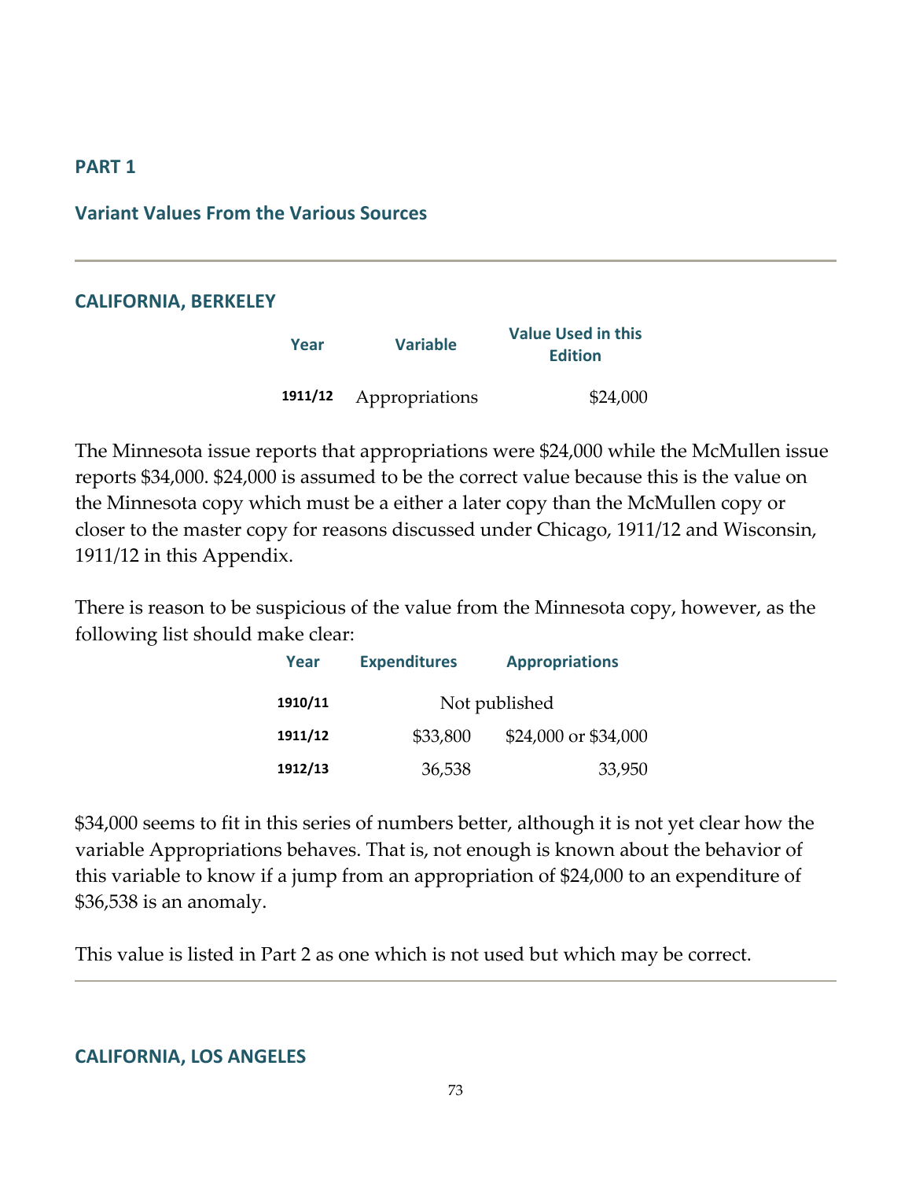## PART 1

### Variant Values From the Various Sources

---

### CALIFORNIA, BERKELEY

| Year | Variable | Value Used in this Edition |
|---|---|---|
| 1911/12 | Appropriations | $24,000 |

The Minnesota issue reports that appropriations were $24,000 while the McMullen issue reports $34,000. $24,000 is assumed to be the correct value because this is the value on the Minnesota copy which must be a either a later copy than the McMullen copy or closer to the master copy for reasons discussed under Chicago, 1911/12 and Wisconsin, 1911/12 in this Appendix.

There is reason to be suspicious of the value from the Minnesota copy, however, as the following list should make clear:

| Year | Expenditures | Appropriations |
|---|---|---|
| 1910/11 | Not published | |
| 1911/12 | $33,800 | $24,000 or $34,000 |
| 1912/13 | 36,538 | 33,950 |

$34,000 seems to fit in this series of numbers better, although it is not yet clear how the variable Appropriations behaves. That is, not enough is known about the behavior of this variable to know if a jump from an appropriation of $24,000 to an expenditure of $36,538 is an anomaly.

This value is listed in Part 2 as one which is not used but which may be correct.

---

### CALIFORNIA, LOS ANGELES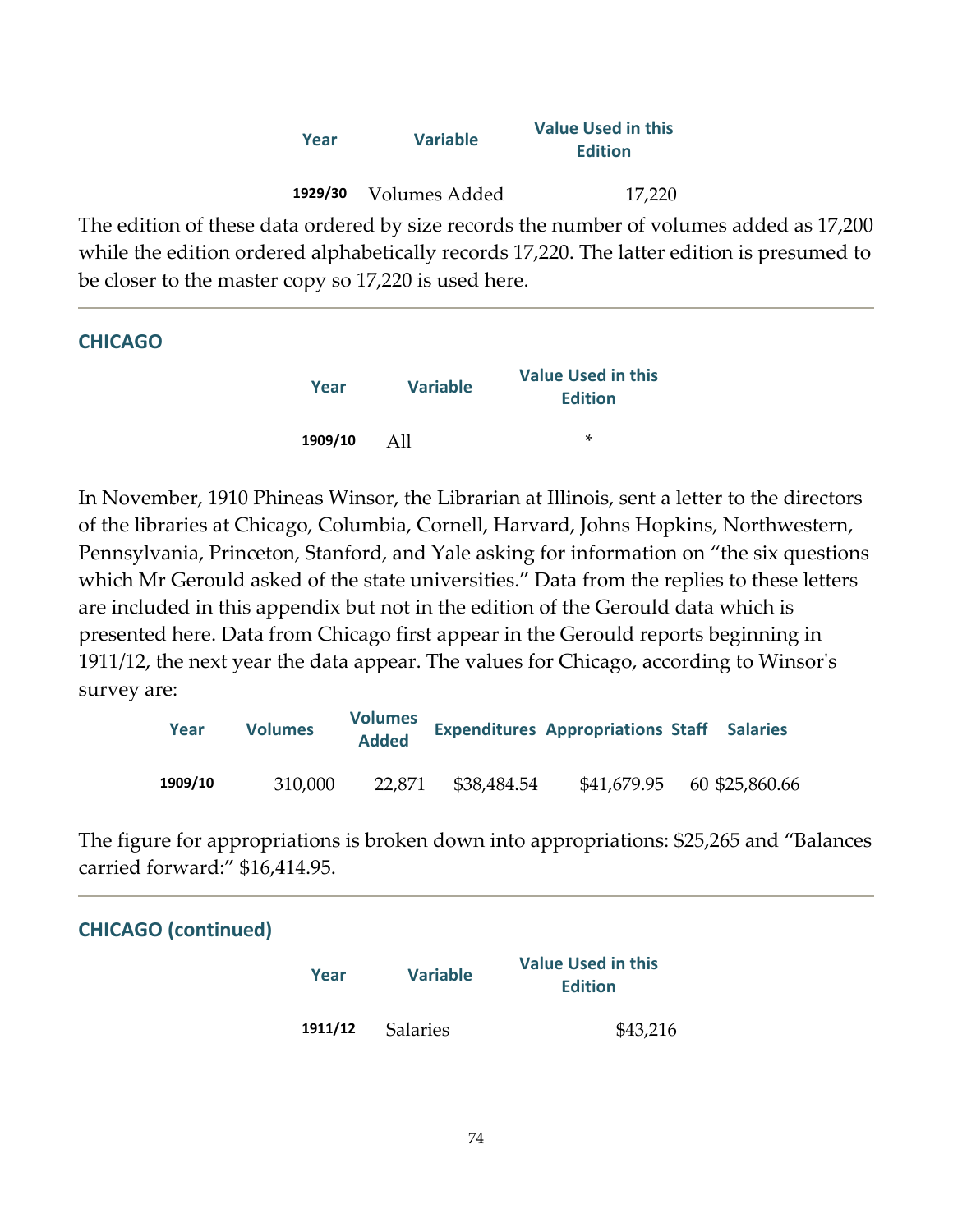| Year | Variable | Value Used in this Edition |
|---|---|---|
| 1929/30 | Volumes Added | 17,220 |

The edition of these data ordered by size records the number of volumes added as 17,200 while the edition ordered alphabetically records 17,220. The latter edition is presumed to be closer to the master copy so 17,220 is used here.

---

## CHICAGO

| Year | Variable | Value Used in this Edition |
|---|---|---|
| 1909/10 | All | * |

In November, 1910 Phineas Winsor, the Librarian at Illinois, sent a letter to the directors of the libraries at Chicago, Columbia, Cornell, Harvard, Johns Hopkins, Northwestern, Pennsylvania, Princeton, Stanford, and Yale asking for information on "the six questions which Mr Gerould asked of the state universities." Data from the replies to these letters are included in this appendix but not in the edition of the Gerould data which is presented here. Data from Chicago first appear in the Gerould reports beginning in 1911/12, the next year the data appear. The values for Chicago, according to Winsor's survey are:

| Year | Volumes | Volumes Added | Expenditures | Appropriations | Staff | Salaries |
|---|---|---|---|---|---|---|
| 1909/10 | 310,000 | 22,871 | $38,484.54 | $41,679.95 | 60 | $25,860.66 |

The figure for appropriations is broken down into appropriations: $25,265 and "Balances carried forward:" $16,414.95.

---

## CHICAGO (continued)

| Year | Variable | Value Used in this Edition |
|---|---|---|
| 1911/12 | Salaries | $43,216 |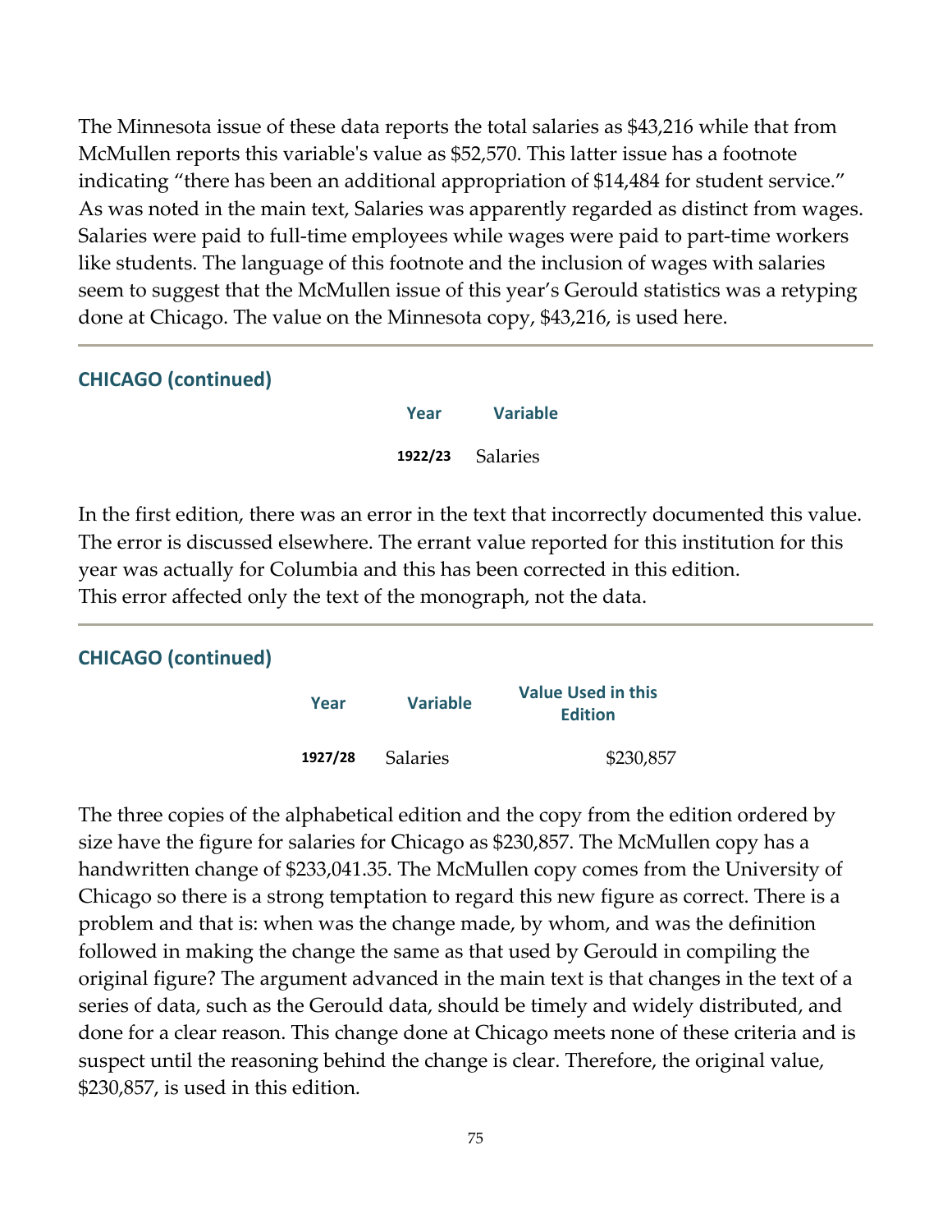The Minnesota issue of these data reports the total salaries as $43,216 while that from McMullen reports this variable's value as $52,570. This latter issue has a footnote indicating "there has been an additional appropriation of $14,484 for student service." As was noted in the main text, Salaries was apparently regarded as distinct from wages. Salaries were paid to full-time employees while wages were paid to part-time workers like students. The language of this footnote and the inclusion of wages with salaries seem to suggest that the McMullen issue of this year's Gerould statistics was a retyping done at Chicago. The value on the Minnesota copy, $43,216, is used here.

---

### CHICAGO (continued)

| Year | Variable |
| --- | --- |
| 1922/23 | Salaries |

In the first edition, there was an error in the text that incorrectly documented this value. The error is discussed elsewhere. The errant value reported for this institution for this year was actually for Columbia and this has been corrected in this edition.
This error affected only the text of the monograph, not the data.

---

### CHICAGO (continued)

| Year | Variable | Value Used in this Edition |
| --- | --- | --- |
| 1927/28 | Salaries | $230,857 |

The three copies of the alphabetical edition and the copy from the edition ordered by size have the figure for salaries for Chicago as $230,857. The McMullen copy has a handwritten change of $233,041.35. The McMullen copy comes from the University of Chicago so there is a strong temptation to regard this new figure as correct. There is a problem and that is: when was the change made, by whom, and was the definition followed in making the change the same as that used by Gerould in compiling the original figure? The argument advanced in the main text is that changes in the text of a series of data, such as the Gerould data, should be timely and widely distributed, and done for a clear reason. This change done at Chicago meets none of these criteria and is suspect until the reasoning behind the change is clear. Therefore, the original value, $230,857, is used in this edition.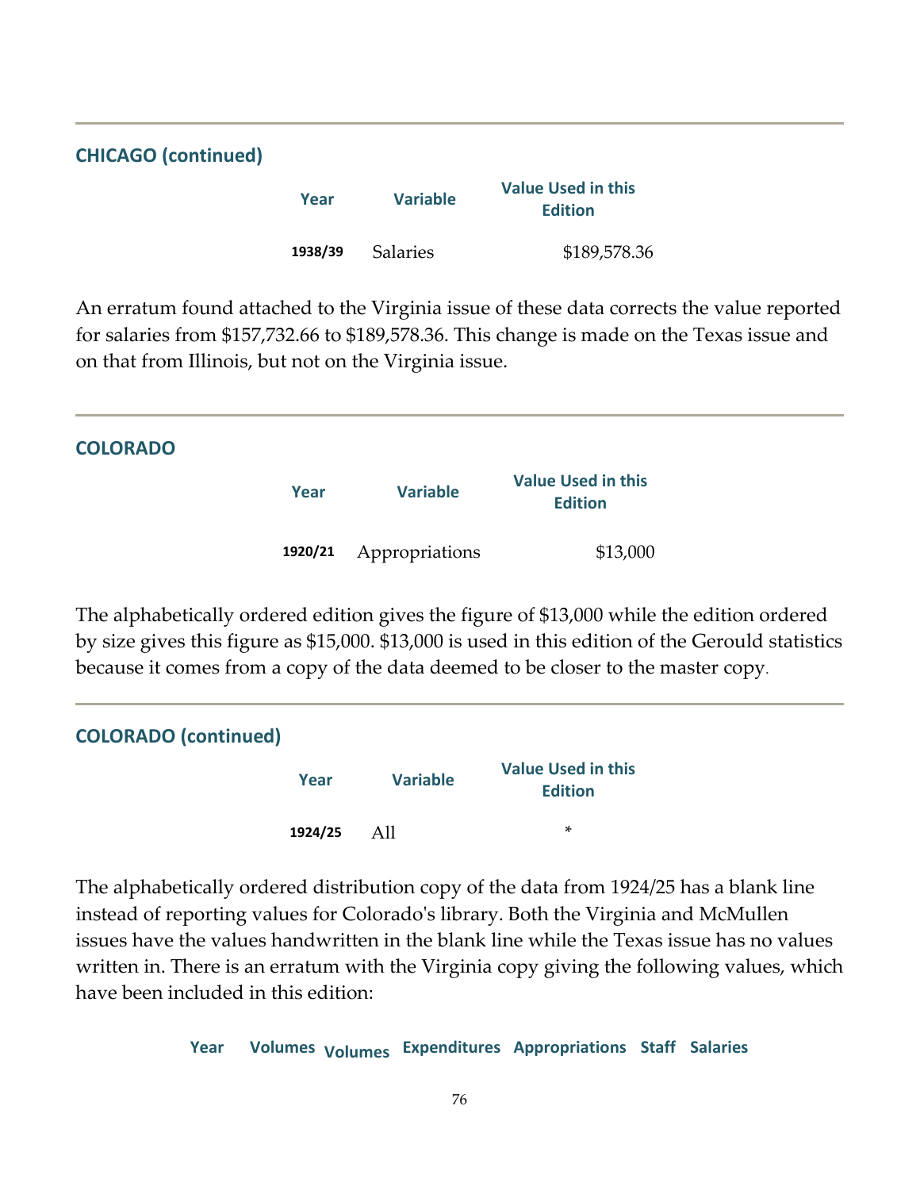## CHICAGO (continued)

| Year | Variable | Value Used in this Edition |
|---|---|---|
| 1938/39 | Salaries | $189,578.36 |

An erratum found attached to the Virginia issue of these data corrects the value reported for salaries from $157,732.66 to $189,578.36. This change is made on the Texas issue and on that from Illinois, but not on the Virginia issue.

## COLORADO

| Year | Variable | Value Used in this Edition |
|---|---|---|
| 1920/21 | Appropriations | $13,000 |

The alphabetically ordered edition gives the figure of $13,000 while the edition ordered by size gives this figure as $15,000. $13,000 is used in this edition of the Gerould statistics because it comes from a copy of the data deemed to be closer to the master copy.

## COLORADO (continued)

| Year | Variable | Value Used in this Edition |
|---|---|---|
| 1924/25 | All | * |

The alphabetically ordered distribution copy of the data from 1924/25 has a blank line instead of reporting values for Colorado's library. Both the Virginia and McMullen issues have the values handwritten in the blank line while the Texas issue has no values written in. There is an erratum with the Virginia copy giving the following values, which have been included in this edition:

| Year | Volumes | Volumes | Expenditures | Appropriations | Staff | Salaries |
|---|---|---|---|---|---|---|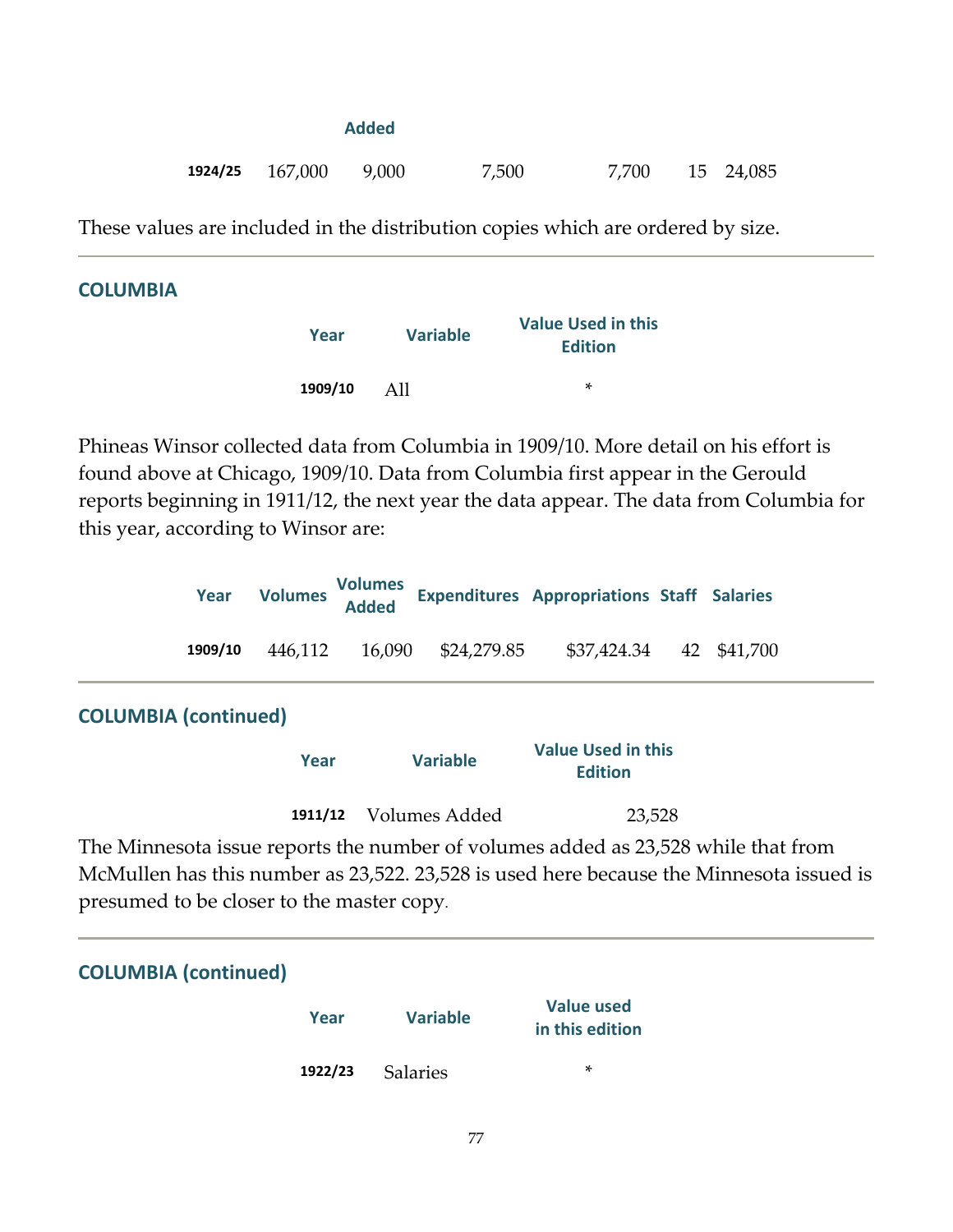| | | Added | | | | |
|---|---|---|---|---|---|---|
| 1924/25 | 167,000 | 9,000 | 7,500 | 7,700 | 15 | 24,085 |

These values are included in the distribution copies which are ordered by size.

---

## COLUMBIA

| Year | Variable | Value Used in this Edition |
|---|---|---|
| 1909/10 | All | * |

Phineas Winsor collected data from Columbia in 1909/10. More detail on his effort is found above at Chicago, 1909/10. Data from Columbia first appear in the Gerould reports beginning in 1911/12, the next year the data appear. The data from Columbia for this year, according to Winsor are:

| Year | Volumes | Volumes Added | Expenditures | Appropriations | Staff | Salaries |
|---|---|---|---|---|---|---|
| 1909/10 | 446,112 | 16,090 | $24,279.85 | $37,424.34 | 42 | $41,700 |

---

## COLUMBIA (continued)

| Year | Variable | Value Used in this Edition |
|---|---|---|
| 1911/12 | Volumes Added | 23,528 |

The Minnesota issue reports the number of volumes added as 23,528 while that from McMullen has this number as 23,522. 23,528 is used here because the Minnesota issued is presumed to be closer to the master copy.

---

## COLUMBIA (continued)

| Year | Variable | Value used in this edition |
|---|---|---|
| 1922/23 | Salaries | * |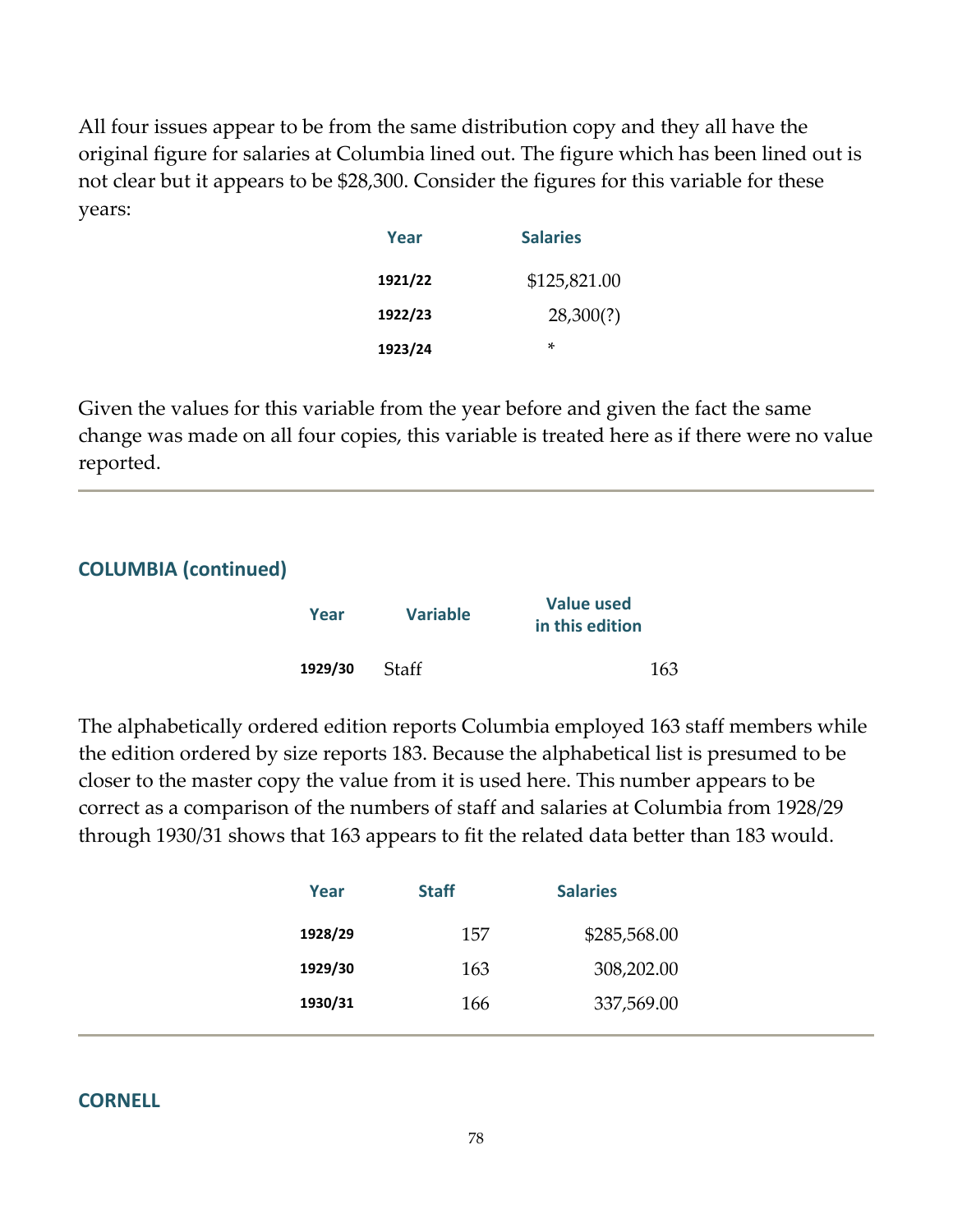All four issues appear to be from the same distribution copy and they all have the original figure for salaries at Columbia lined out. The figure which has been lined out is not clear but it appears to be $28,300. Consider the figures for this variable for these years:

| Year | Salaries |
|---|---|
| 1921/22 | $125,821.00 |
| 1922/23 | 28,300(?) |
| 1923/24 | * |

Given the values for this variable from the year before and given the fact the same change was made on all four copies, this variable is treated here as if there were no value reported.

---

### COLUMBIA (continued)

| Year | Variable | Value used in this edition |
|---|---|---|
| 1929/30 | Staff | 163 |

The alphabetically ordered edition reports Columbia employed 163 staff members while the edition ordered by size reports 183. Because the alphabetical list is presumed to be closer to the master copy the value from it is used here. This number appears to be correct as a comparison of the numbers of staff and salaries at Columbia from 1928/29 through 1930/31 shows that 163 appears to fit the related data better than 183 would.

| Year | Staff | Salaries |
|---|---|---|
| 1928/29 | 157 | $285,568.00 |
| 1929/30 | 163 | 308,202.00 |
| 1930/31 | 166 | 337,569.00 |

---

### CORNELL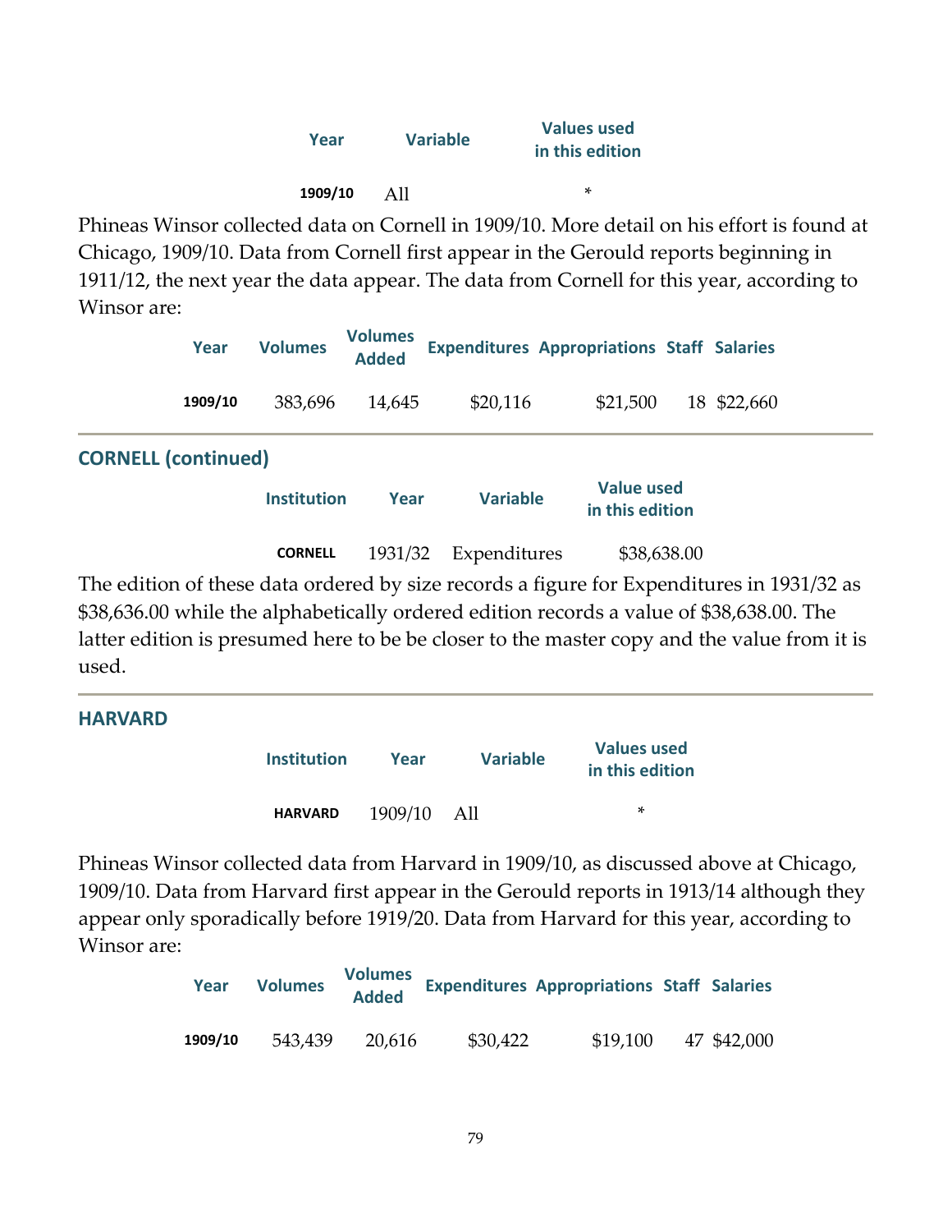| Year | Variable | Values used in this edition |
|---|---|---|
| 1909/10 | All | * |

Phineas Winsor collected data on Cornell in 1909/10. More detail on his effort is found at Chicago, 1909/10. Data from Cornell first appear in the Gerould reports beginning in 1911/12, the next year the data appear. The data from Cornell for this year, according to Winsor are:

| Year | Volumes | Volumes Added | Expenditures | Appropriations | Staff | Salaries |
|---|---|---|---|---|---|---|
| 1909/10 | 383,696 | 14,645 | $20,116 | $21,500 | 18 | $22,660 |

---

## CORNELL (continued)

| Institution | Year | Variable | Value used in this edition |
|---|---|---|---|
| CORNELL | 1931/32 | Expenditures | $38,638.00 |

The edition of these data ordered by size records a figure for Expenditures in 1931/32 as $38,636.00 while the alphabetically ordered edition records a value of $38,638.00. The latter edition is presumed here to be be closer to the master copy and the value from it is used.

---

## HARVARD

| Institution | Year | Variable | Values used in this edition |
|---|---|---|---|
| HARVARD | 1909/10 | All | * |

Phineas Winsor collected data from Harvard in 1909/10, as discussed above at Chicago, 1909/10. Data from Harvard first appear in the Gerould reports in 1913/14 although they appear only sporadically before 1919/20. Data from Harvard for this year, according to Winsor are:

| Year | Volumes | Volumes Added | Expenditures | Appropriations | Staff | Salaries |
|---|---|---|---|---|---|---|
| 1909/10 | 543,439 | 20,616 | $30,422 | $19,100 | 47 | $42,000 |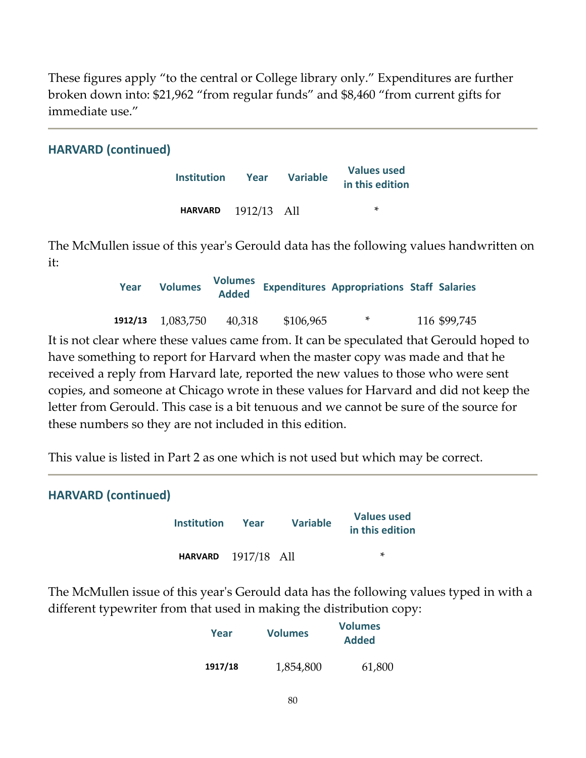These figures apply "to the central or College library only." Expenditures are further broken down into: $21,962 "from regular funds" and $8,460 "from current gifts for immediate use."

---

### HARVARD (continued)

| Institution | Year | Variable | Values used in this edition |
|---|---|---|---|
| HARVARD | 1912/13 | All | * |

The McMullen issue of this year's Gerould data has the following values handwritten on it:

| Year | Volumes | Volumes Added | Expenditures | Appropriations | Staff | Salaries |
|---|---|---|---|---|---|---|
| 1912/13 | 1,083,750 | 40,318 | $106,965 | * | 116 | $99,745 |

It is not clear where these values came from. It can be speculated that Gerould hoped to have something to report for Harvard when the master copy was made and that he received a reply from Harvard late, reported the new values to those who were sent copies, and someone at Chicago wrote in these values for Harvard and did not keep the letter from Gerould. This case is a bit tenuous and we cannot be sure of the source for these numbers so they are not included in this edition.

This value is listed in Part 2 as one which is not used but which may be correct.

---

### HARVARD (continued)

| Institution | Year | Variable | Values used in this edition |
|---|---|---|---|
| HARVARD | 1917/18 | All | * |

The McMullen issue of this year's Gerould data has the following values typed in with a different typewriter from that used in making the distribution copy:

| Year | Volumes | Volumes Added |
|---|---|---|
| 1917/18 | 1,854,800 | 61,800 |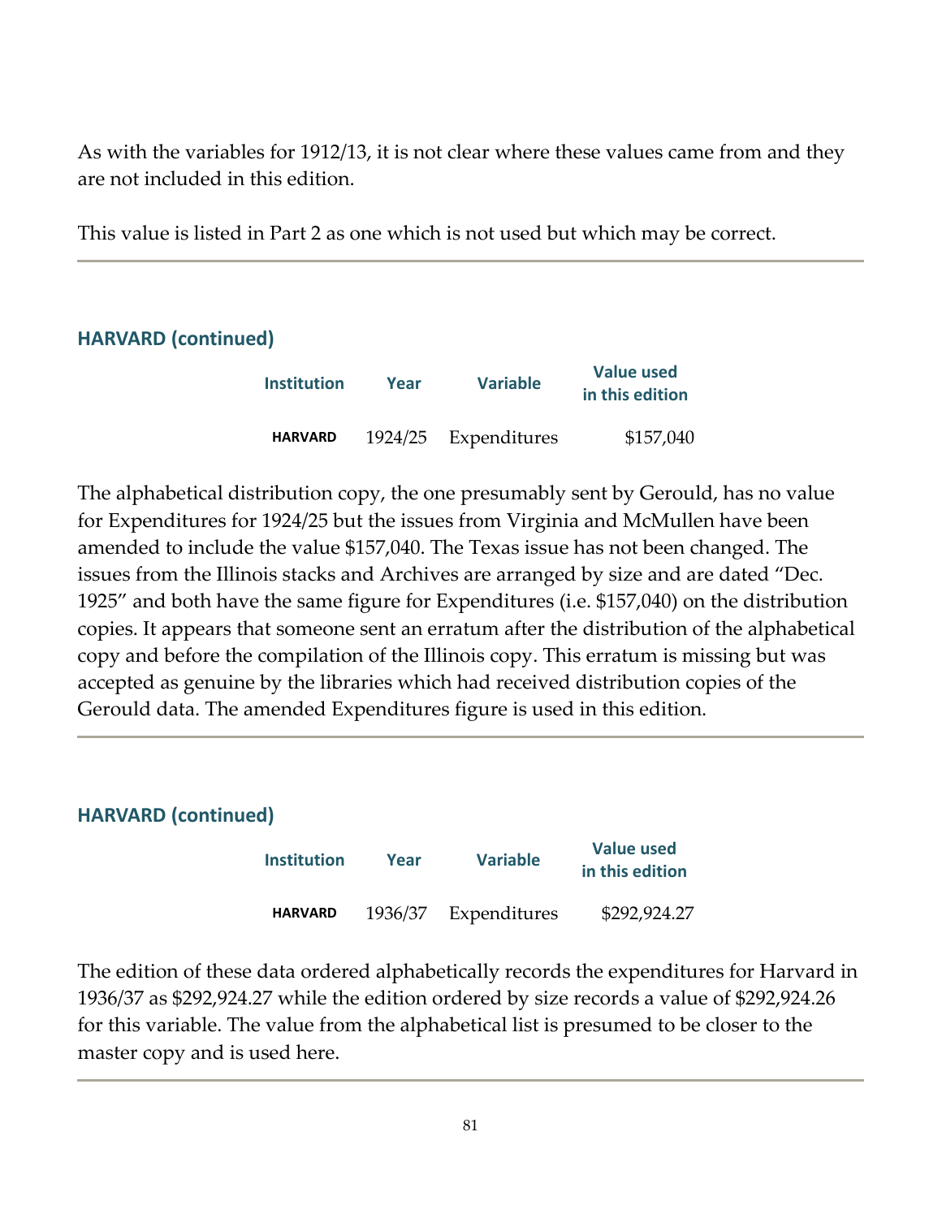As with the variables for 1912/13, it is not clear where these values came from and they are not included in this edition.

This value is listed in Part 2 as one which is not used but which may be correct.

---

### HARVARD (continued)

| Institution | Year | Variable | Value used in this edition |
|---|---|---|---|
| HARVARD | 1924/25 | Expenditures | $157,040 |

The alphabetical distribution copy, the one presumably sent by Gerould, has no value for Expenditures for 1924/25 but the issues from Virginia and McMullen have been amended to include the value $157,040. The Texas issue has not been changed. The issues from the Illinois stacks and Archives are arranged by size and are dated "Dec. 1925" and both have the same figure for Expenditures (i.e. $157,040) on the distribution copies. It appears that someone sent an erratum after the distribution of the alphabetical copy and before the compilation of the Illinois copy. This erratum is missing but was accepted as genuine by the libraries which had received distribution copies of the Gerould data. The amended Expenditures figure is used in this edition.

---

### HARVARD (continued)

| Institution | Year | Variable | Value used in this edition |
|---|---|---|---|
| HARVARD | 1936/37 | Expenditures | $292,924.27 |

The edition of these data ordered alphabetically records the expenditures for Harvard in 1936/37 as $292,924.27 while the edition ordered by size records a value of $292,924.26 for this variable. The value from the alphabetical list is presumed to be closer to the master copy and is used here.

---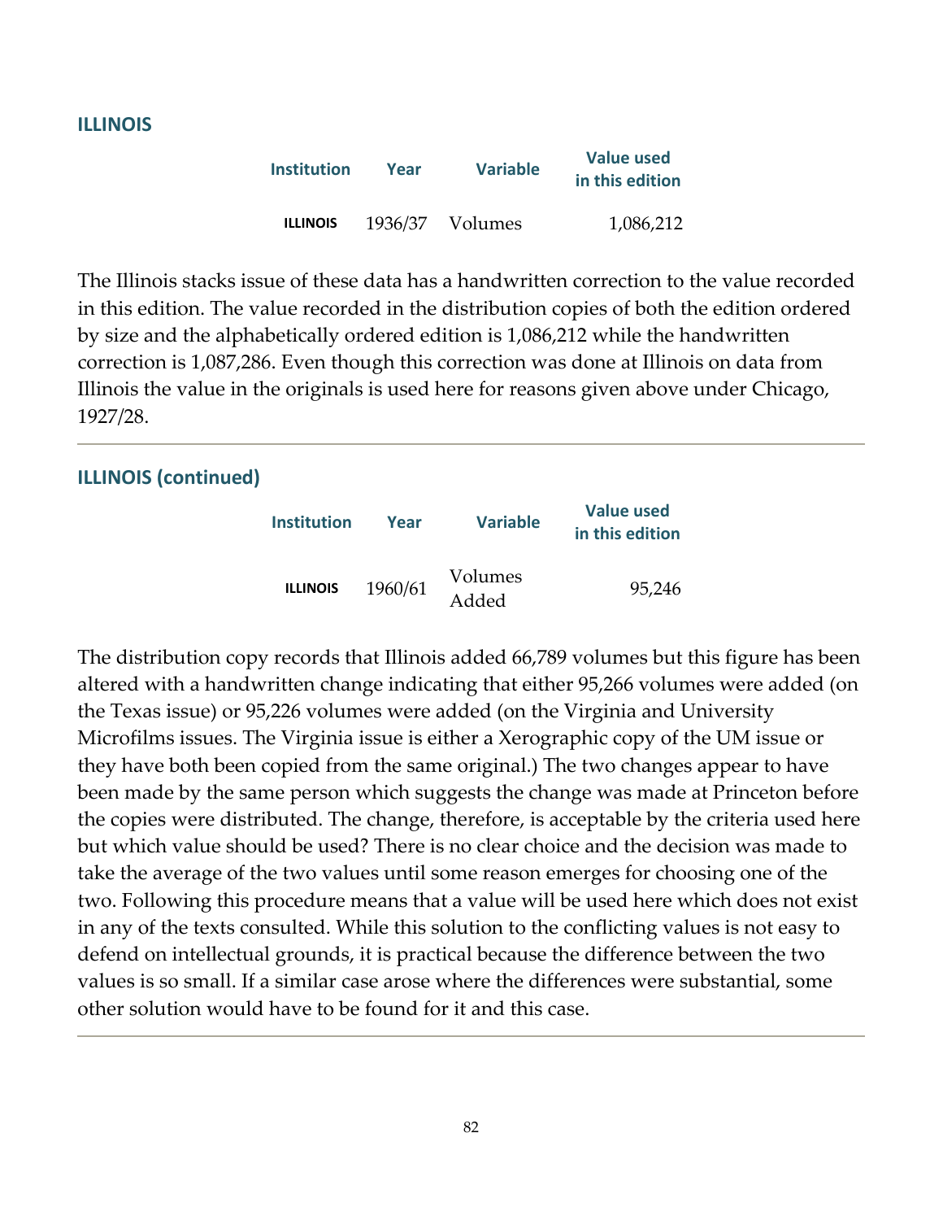## ILLINOIS

| Institution | Year | Variable | Value used in this edition |
|---|---|---|---|
| ILLINOIS | 1936/37 | Volumes | 1,086,212 |

The Illinois stacks issue of these data has a handwritten correction to the value recorded in this edition. The value recorded in the distribution copies of both the edition ordered by size and the alphabetically ordered edition is 1,086,212 while the handwritten correction is 1,087,286. Even though this correction was done at Illinois on data from Illinois the value in the originals is used here for reasons given above under Chicago, 1927/28.

---

## ILLINOIS (continued)

| Institution | Year | Variable | Value used in this edition |
|---|---|---|---|
| ILLINOIS | 1960/61 | Volumes Added | 95,246 |

The distribution copy records that Illinois added 66,789 volumes but this figure has been altered with a handwritten change indicating that either 95,266 volumes were added (on the Texas issue) or 95,226 volumes were added (on the Virginia and University Microfilms issues. The Virginia issue is either a Xerographic copy of the UM issue or they have both been copied from the same original.) The two changes appear to have been made by the same person which suggests the change was made at Princeton before the copies were distributed. The change, therefore, is acceptable by the criteria used here but which value should be used? There is no clear choice and the decision was made to take the average of the two values until some reason emerges for choosing one of the two. Following this procedure means that a value will be used here which does not exist in any of the texts consulted. While this solution to the conflicting values is not easy to defend on intellectual grounds, it is practical because the difference between the two values is so small. If a similar case arose where the differences were substantial, some other solution would have to be found for it and this case.

---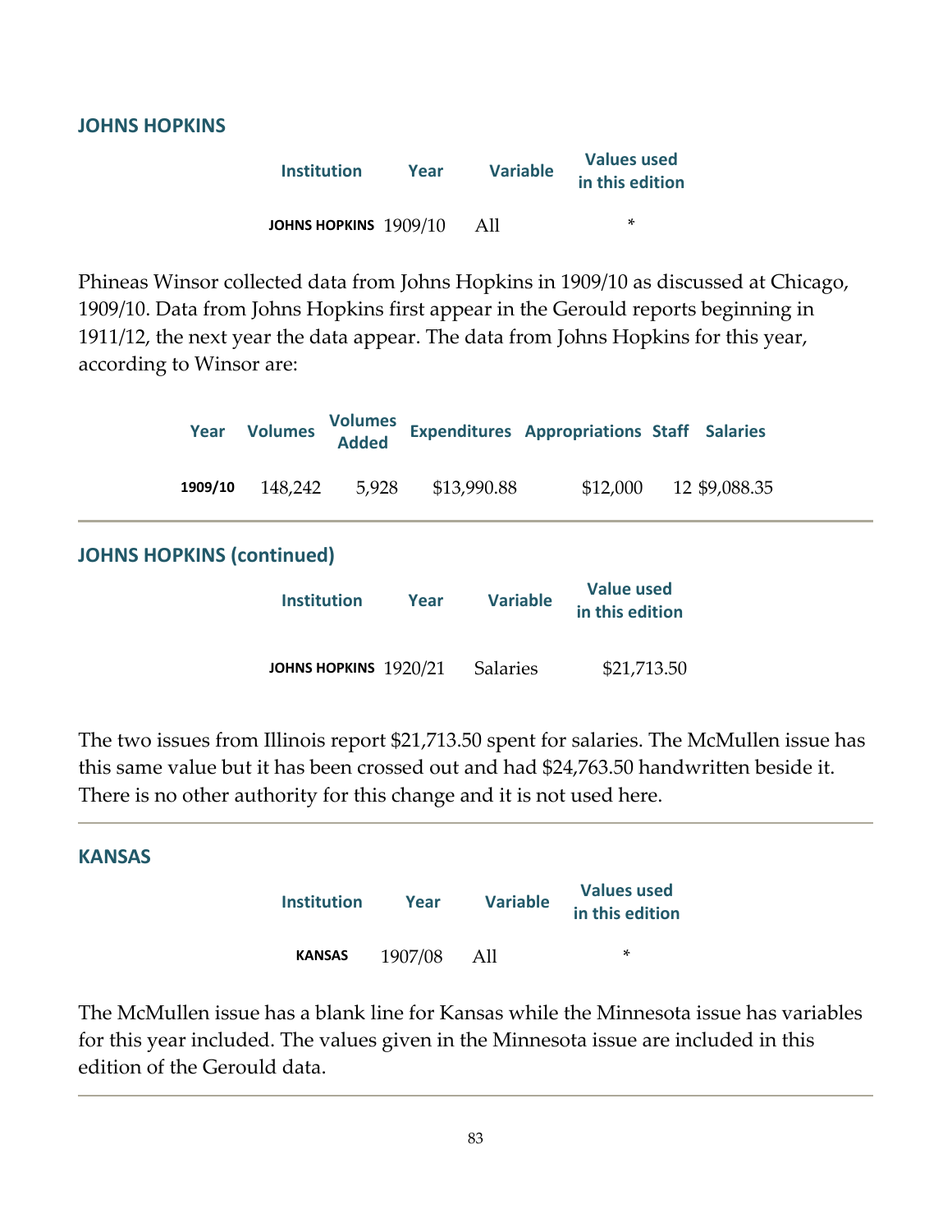### JOHNS HOPKINS

| Institution | Year | Variable | Values used in this edition |
|---|---|---|---|
| JOHNS HOPKINS | 1909/10 | All | * |

Phineas Winsor collected data from Johns Hopkins in 1909/10 as discussed at Chicago, 1909/10. Data from Johns Hopkins first appear in the Gerould reports beginning in 1911/12, the next year the data appear. The data from Johns Hopkins for this year, according to Winsor are:

| Year | Volumes | Volumes Added | Expenditures | Appropriations | Staff | Salaries |
|---|---|---|---|---|---|---|
| 1909/10 | 148,242 | 5,928 | $13,990.88 | $12,000 | 12 | $9,088.35 |

---

### JOHNS HOPKINS (continued)

| Institution | Year | Variable | Value used in this edition |
|---|---|---|---|
| JOHNS HOPKINS | 1920/21 | Salaries | $21,713.50 |

The two issues from Illinois report $21,713.50 spent for salaries. The McMullen issue has this same value but it has been crossed out and had $24,763.50 handwritten beside it. There is no other authority for this change and it is not used here.

---

### KANSAS

| Institution | Year | Variable | Values used in this edition |
|---|---|---|---|
| KANSAS | 1907/08 | All | * |

The McMullen issue has a blank line for Kansas while the Minnesota issue has variables for this year included. The values given in the Minnesota issue are included in this edition of the Gerould data.

---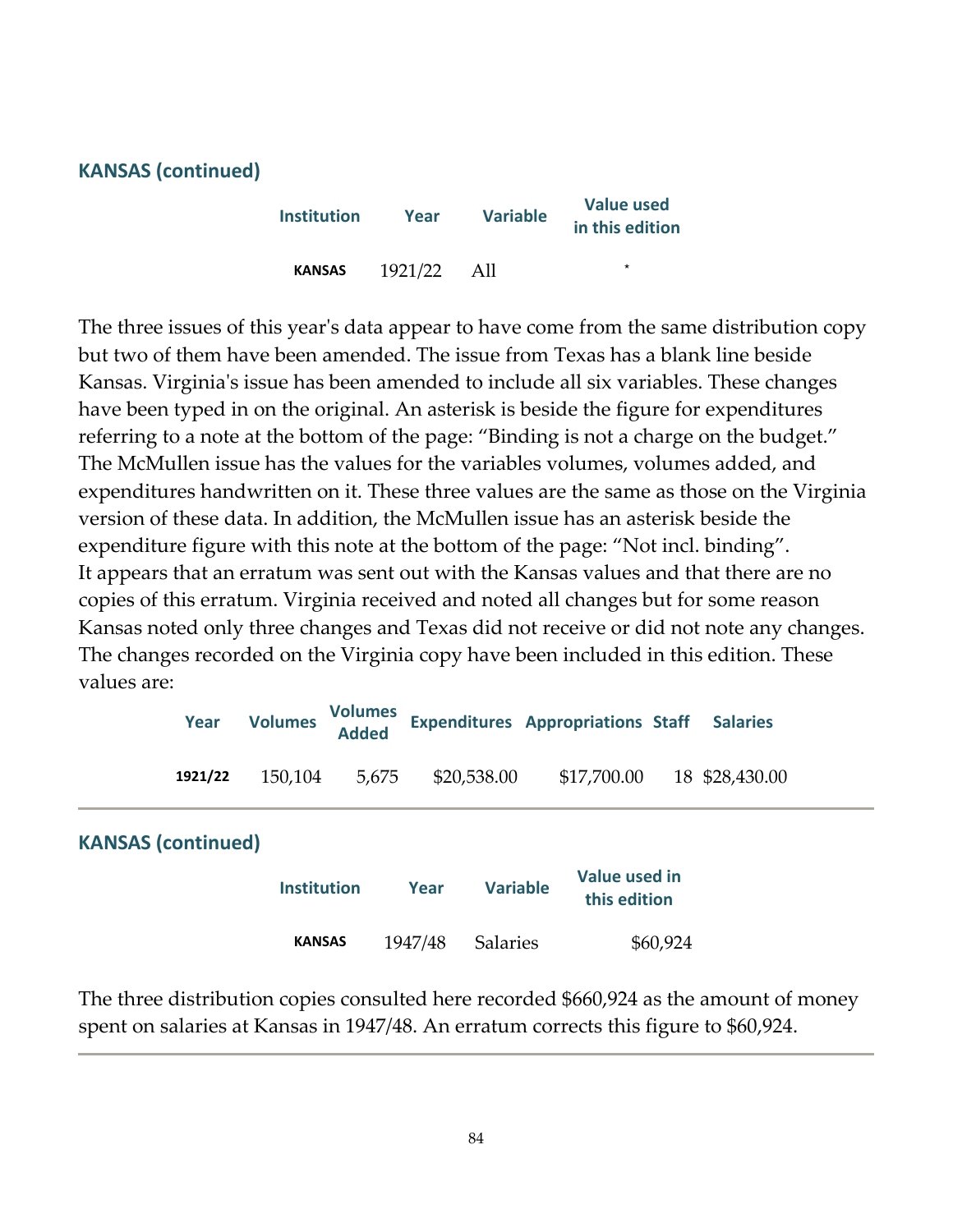## KANSAS (continued)

| Institution | Year | Variable | Value used in this edition |
|---|---|---|---|
| KANSAS | 1921/22 | All | * |

The three issues of this year's data appear to have come from the same distribution copy but two of them have been amended. The issue from Texas has a blank line beside Kansas. Virginia's issue has been amended to include all six variables. These changes have been typed in on the original. An asterisk is beside the figure for expenditures referring to a note at the bottom of the page: "Binding is not a charge on the budget." The McMullen issue has the values for the variables volumes, volumes added, and expenditures handwritten on it. These three values are the same as those on the Virginia version of these data. In addition, the McMullen issue has an asterisk beside the expenditure figure with this note at the bottom of the page: "Not incl. binding". It appears that an erratum was sent out with the Kansas values and that there are no copies of this erratum. Virginia received and noted all changes but for some reason Kansas noted only three changes and Texas did not receive or did not note any changes. The changes recorded on the Virginia copy have been included in this edition. These values are:

| Year | Volumes | Volumes Added | Expenditures | Appropriations | Staff | Salaries |
|---|---|---|---|---|---|---|
| 1921/22 | 150,104 | 5,675 | $20,538.00 | $17,700.00 | 18 | $28,430.00 |

## KANSAS (continued)

| Institution | Year | Variable | Value used in this edition |
|---|---|---|---|
| KANSAS | 1947/48 | Salaries | $60,924 |

The three distribution copies consulted here recorded $660,924 as the amount of money spent on salaries at Kansas in 1947/48. An erratum corrects this figure to $60,924.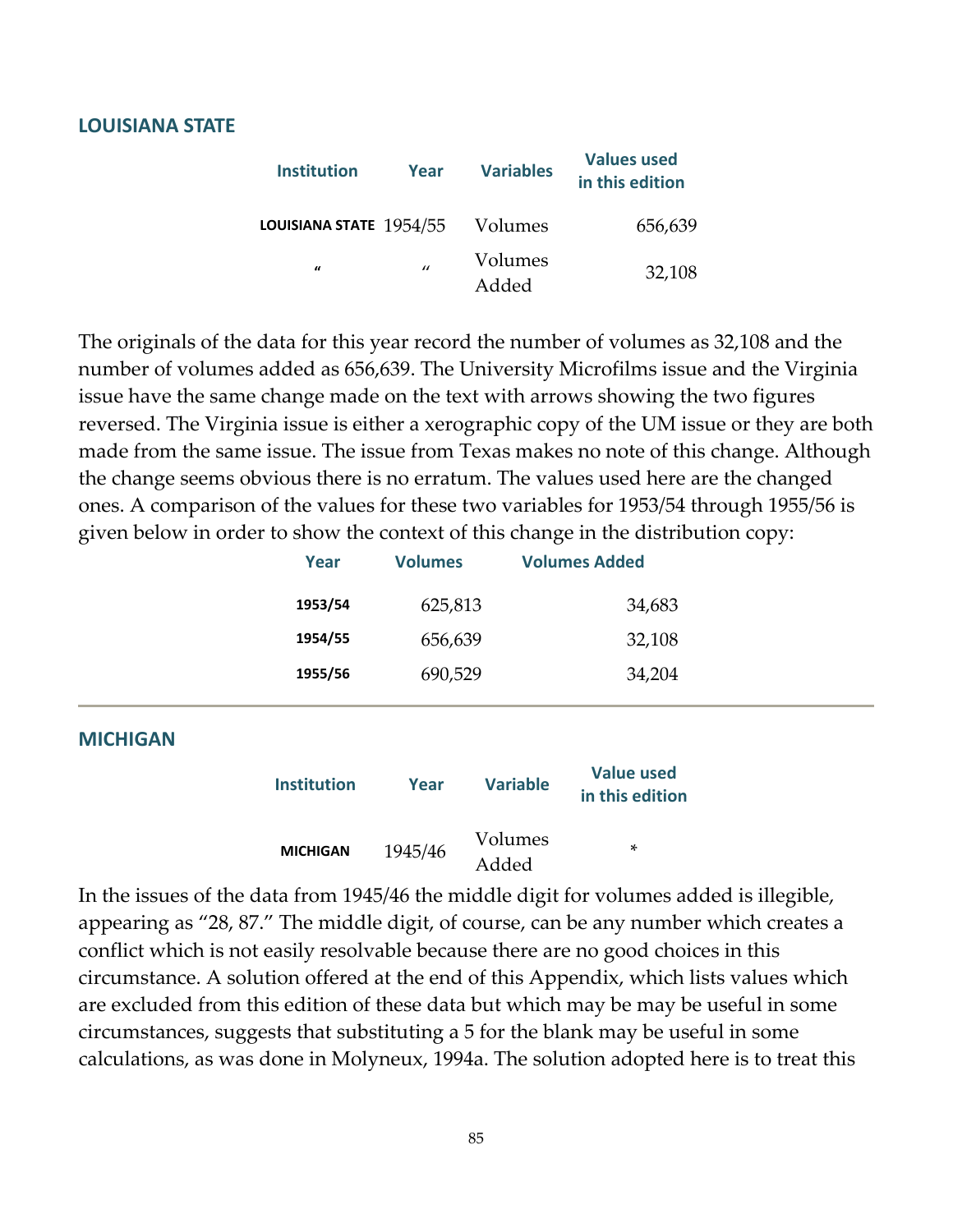## LOUISIANA STATE

| Institution | Year | Variables | Values used in this edition |
|---|---|---|---|
| LOUISIANA STATE | 1954/55 | Volumes | 656,639 |
| " | " | Volumes Added | 32,108 |

The originals of the data for this year record the number of volumes as 32,108 and the number of volumes added as 656,639. The University Microfilms issue and the Virginia issue have the same change made on the text with arrows showing the two figures reversed. The Virginia issue is either a xerographic copy of the UM issue or they are both made from the same issue. The issue from Texas makes no note of this change. Although the change seems obvious there is no erratum. The values used here are the changed ones. A comparison of the values for these two variables for 1953/54 through 1955/56 is given below in order to show the context of this change in the distribution copy:

| Year | Volumes | Volumes Added |
|---|---|---|
| 1953/54 | 625,813 | 34,683 |
| 1954/55 | 656,639 | 32,108 |
| 1955/56 | 690,529 | 34,204 |

## MICHIGAN

| Institution | Year | Variable | Value used in this edition |
|---|---|---|---|
| MICHIGAN | 1945/46 | Volumes Added | * |

In the issues of the data from 1945/46 the middle digit for volumes added is illegible, appearing as "28, 87." The middle digit, of course, can be any number which creates a conflict which is not easily resolvable because there are no good choices in this circumstance. A solution offered at the end of this Appendix, which lists values which are excluded from this edition of these data but which may be may be useful in some circumstances, suggests that substituting a 5 for the blank may be useful in some calculations, as was done in Molyneux, 1994a. The solution adopted here is to treat this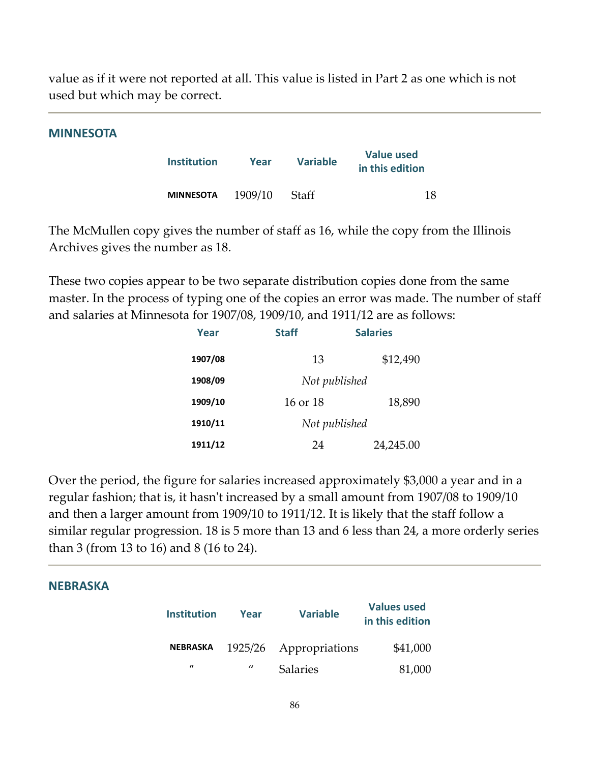value as if it were not reported at all. This value is listed in Part 2 as one which is not used but which may be correct.

---

## MINNESOTA

| Institution | Year | Variable | Value used in this edition |
|---|---|---|---|
| **MINNESOTA** | 1909/10 | Staff | 18 |

The McMullen copy gives the number of staff as 16, while the copy from the Illinois Archives gives the number as 18.

These two copies appear to be two separate distribution copies done from the same master. In the process of typing one of the copies an error was made. The number of staff and salaries at Minnesota for 1907/08, 1909/10, and 1911/12 are as follows:

| Year | Staff | Salaries |
|---|---|---|
| **1907/08** | 13 | $12,490 |
| **1908/09** | *Not published* | |
| **1909/10** | 16 or 18 | 18,890 |
| **1910/11** | *Not published* | |
| **1911/12** | 24 | 24,245.00 |

Over the period, the figure for salaries increased approximately $3,000 a year and in a regular fashion; that is, it hasn't increased by a small amount from 1907/08 to 1909/10 and then a larger amount from 1909/10 to 1911/12. It is likely that the staff follow a similar regular progression. 18 is 5 more than 13 and 6 less than 24, a more orderly series than 3 (from 13 to 16) and 8 (16 to 24).

---

## NEBRASKA

| Institution | Year | Variable | Values used in this edition |
|---|---|---|---|
| **NEBRASKA** | 1925/26 | Appropriations | $41,000 |
| " | " | Salaries | 81,000 |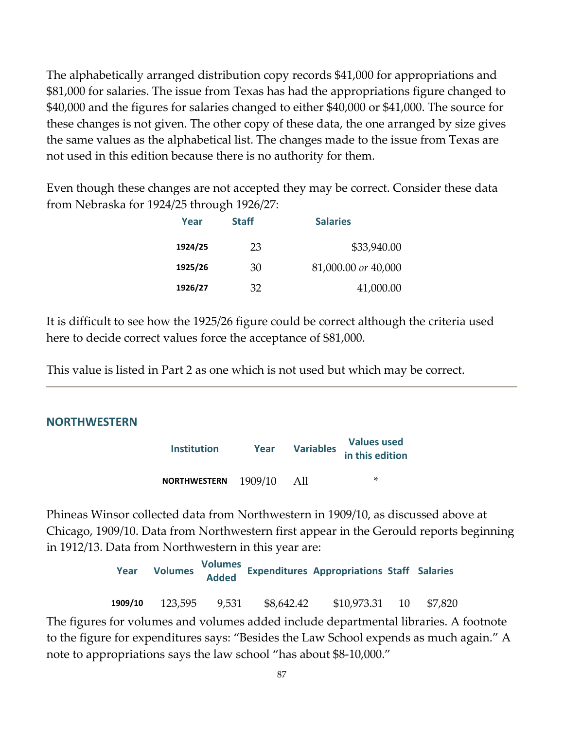The alphabetically arranged distribution copy records $41,000 for appropriations and $81,000 for salaries. The issue from Texas has had the appropriations figure changed to $40,000 and the figures for salaries changed to either $40,000 or $41,000. The source for these changes is not given. The other copy of these data, the one arranged by size gives the same values as the alphabetical list. The changes made to the issue from Texas are not used in this edition because there is no authority for them.

Even though these changes are not accepted they may be correct. Consider these data from Nebraska for 1924/25 through 1926/27:

| Year | Staff | Salaries |
|---|---|---|
| **1924/25** | 23 | $33,940.00 |
| **1925/26** | 30 | 81,000.00 *or* 40,000 |
| **1926/27** | 32 | 41,000.00 |

It is difficult to see how the 1925/26 figure could be correct although the criteria used here to decide correct values force the acceptance of $81,000.

This value is listed in Part 2 as one which is not used but which may be correct.

---

## NORTHWESTERN

| Institution | Year | Variables | Values used in this edition |
|---|---|---|---|
| **NORTHWESTERN** | 1909/10 | All | * |

Phineas Winsor collected data from Northwestern in 1909/10, as discussed above at Chicago, 1909/10. Data from Northwestern first appear in the Gerould reports beginning in 1912/13. Data from Northwestern in this year are:

| Year | Volumes | Volumes Added | Expenditures | Appropriations | Staff | Salaries |
|---|---|---|---|---|---|---|
| **1909/10** | 123,595 | 9,531 | $8,642.42 | $10,973.31 | 10 | $7,820 |

The figures for volumes and volumes added include departmental libraries. A footnote to the figure for expenditures says: "Besides the Law School expends as much again." A note to appropriations says the law school "has about $8-10,000."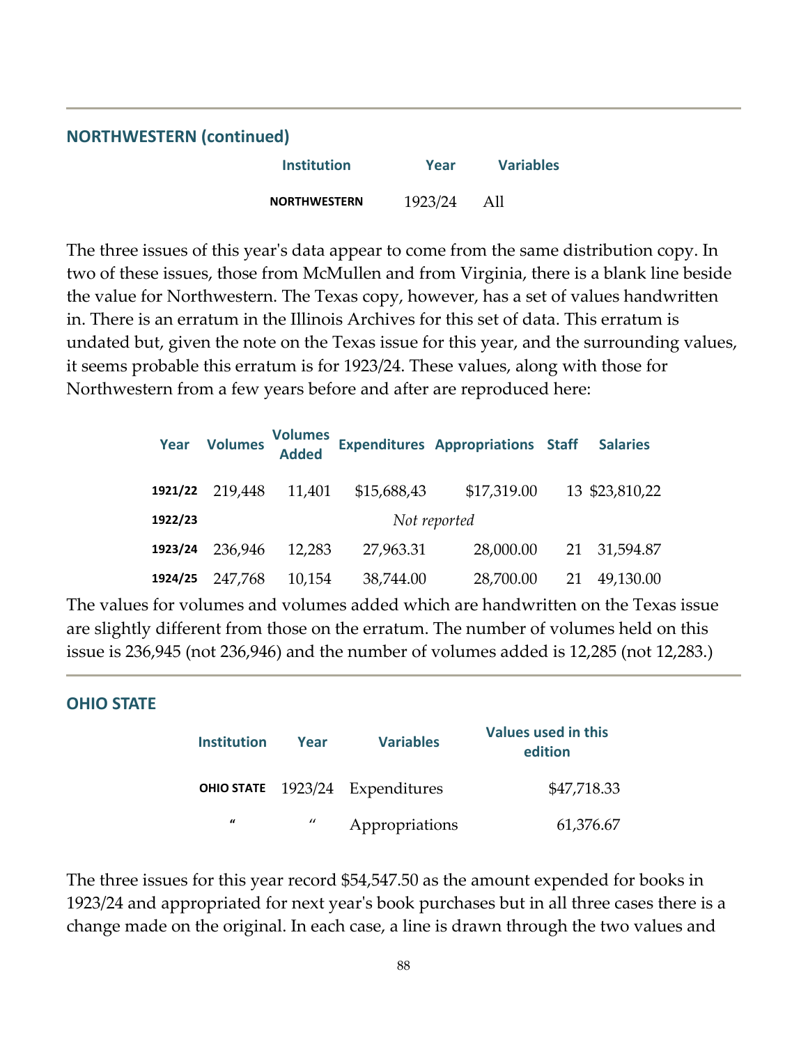## NORTHWESTERN (continued)

| Institution | Year | Variables |
|---|---|---|
| NORTHWESTERN | 1923/24 | All |

The three issues of this year's data appear to come from the same distribution copy. In two of these issues, those from McMullen and from Virginia, there is a blank line beside the value for Northwestern. The Texas copy, however, has a set of values handwritten in. There is an erratum in the Illinois Archives for this set of data. This erratum is undated but, given the note on the Texas issue for this year, and the surrounding values, it seems probable this erratum is for 1923/24. These values, along with those for Northwestern from a few years before and after are reproduced here:

| Year | Volumes | Volumes Added | Expenditures | Appropriations | Staff | Salaries |
|---|---|---|---|---|---|---|
| 1921/22 | 219,448 | 11,401 | $15,688,43 | $17,319.00 | 13 | $23,810,22 |
| 1922/23 | | | *Not reported* | | | |
| 1923/24 | 236,946 | 12,283 | 27,963.31 | 28,000.00 | 21 | 31,594.87 |
| 1924/25 | 247,768 | 10,154 | 38,744.00 | 28,700.00 | 21 | 49,130.00 |

The values for volumes and volumes added which are handwritten on the Texas issue are slightly different from those on the erratum. The number of volumes held on this issue is 236,945 (not 236,946) and the number of volumes added is 12,285 (not 12,283.)

## OHIO STATE

| Institution | Year | Variables | Values used in this edition |
|---|---|---|---|
| OHIO STATE | 1923/24 | Expenditures | $47,718.33 |
| " | " | Appropriations | 61,376.67 |

The three issues for this year record $54,547.50 as the amount expended for books in 1923/24 and appropriated for next year's book purchases but in all three cases there is a change made on the original. In each case, a line is drawn through the two values and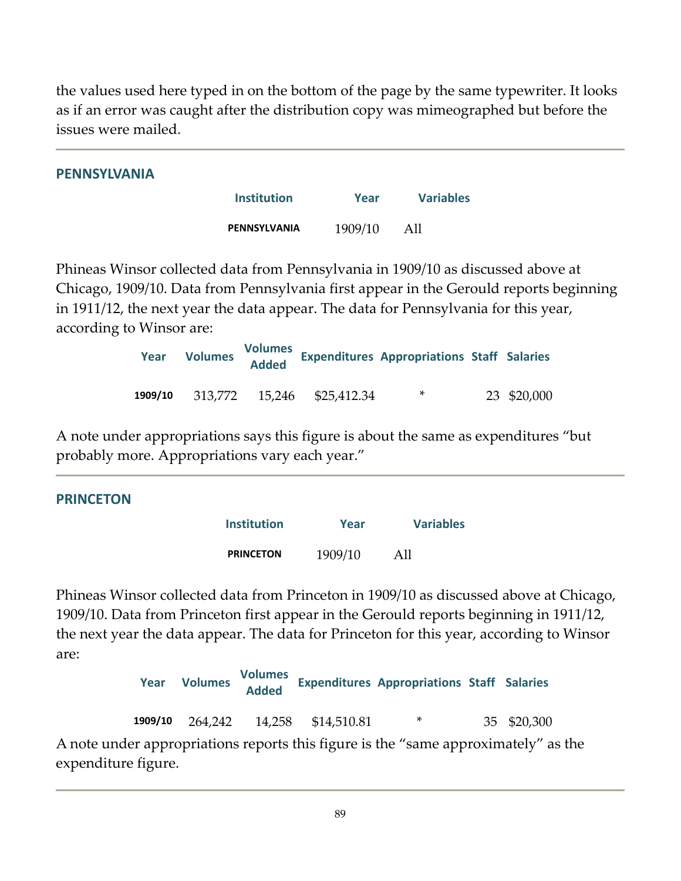the values used here typed in on the bottom of the page by the same typewriter. It looks as if an error was caught after the distribution copy was mimeographed but before the issues were mailed.

## PENNSYLVANIA

| Institution | Year | Variables |
|---|---|---|
| PENNSYLVANIA | 1909/10 | All |

Phineas Winsor collected data from Pennsylvania in 1909/10 as discussed above at Chicago, 1909/10. Data from Pennsylvania first appear in the Gerould reports beginning in 1911/12, the next year the data appear. The data for Pennsylvania for this year, according to Winsor are:

| Year | Volumes | Volumes Added | Expenditures | Appropriations | Staff | Salaries |
|---|---|---|---|---|---|---|
| 1909/10 | 313,772 | 15,246 | $25,412.34 | * | 23 | $20,000 |

A note under appropriations says this figure is about the same as expenditures "but probably more. Appropriations vary each year."

## PRINCETON

| Institution | Year | Variables |
|---|---|---|
| PRINCETON | 1909/10 | All |

Phineas Winsor collected data from Princeton in 1909/10 as discussed above at Chicago, 1909/10. Data from Princeton first appear in the Gerould reports beginning in 1911/12, the next year the data appear. The data for Princeton for this year, according to Winsor are:

| Year | Volumes | Volumes Added | Expenditures | Appropriations | Staff | Salaries |
|---|---|---|---|---|---|---|
| 1909/10 | 264,242 | 14,258 | $14,510.81 | * | 35 | $20,300 |

A note under appropriations reports this figure is the "same approximately" as the expenditure figure.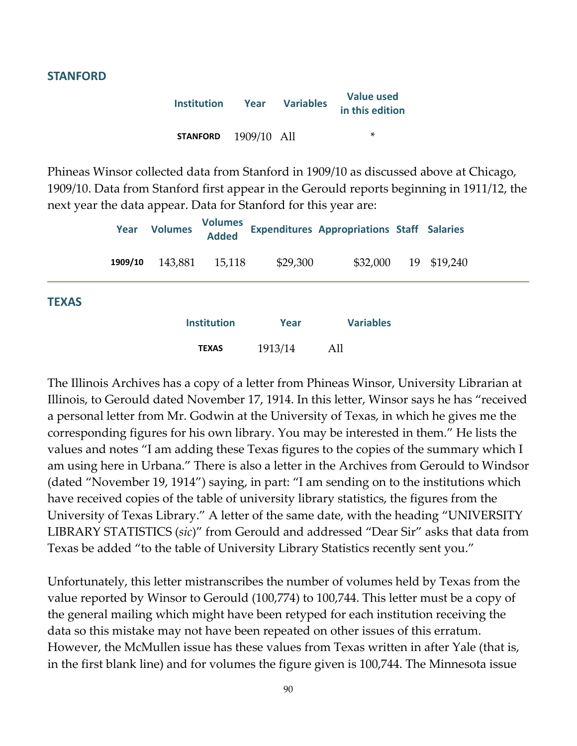## STANFORD

| Institution | Year | Variables | Value used in this edition |
|---|---|---|---|
| STANFORD | 1909/10 | All | * |

Phineas Winsor collected data from Stanford in 1909/10 as discussed above at Chicago, 1909/10. Data from Stanford first appear in the Gerould reports beginning in 1911/12, the next year the data appear. Data for Stanford for this year are:

| Year | Volumes | Volumes Added | Expenditures | Appropriations | Staff | Salaries |
|---|---|---|---|---|---|---|
| 1909/10 | 143,881 | 15,118 | $29,300 | $32,000 | 19 | $19,240 |

## TEXAS

| Institution | Year | Variables |
|---|---|---|
| TEXAS | 1913/14 | All |

The Illinois Archives has a copy of a letter from Phineas Winsor, University Librarian at Illinois, to Gerould dated November 17, 1914. In this letter, Winsor says he has "received a personal letter from Mr. Godwin at the University of Texas, in which he gives me the corresponding figures for his own library. You may be interested in them." He lists the values and notes "I am adding these Texas figures to the copies of the summary which I am using here in Urbana." There is also a letter in the Archives from Gerould to Windsor (dated "November 19, 1914") saying, in part: "I am sending on to the institutions which have received copies of the table of university library statistics, the figures from the University of Texas Library." A letter of the same date, with the heading "UNIVERSITY LIBRARY STATISTICS (*sic*)" from Gerould and addressed "Dear Sir" asks that data from Texas be added "to the table of University Library Statistics recently sent you."

Unfortunately, this letter mistranscribes the number of volumes held by Texas from the value reported by Winsor to Gerould (100,774) to 100,744. This letter must be a copy of the general mailing which might have been retyped for each institution receiving the data so this mistake may not have been repeated on other issues of this erratum. However, the McMullen issue has these values from Texas written in after Yale (that is, in the first blank line) and for volumes the figure given is 100,744. The Minnesota issue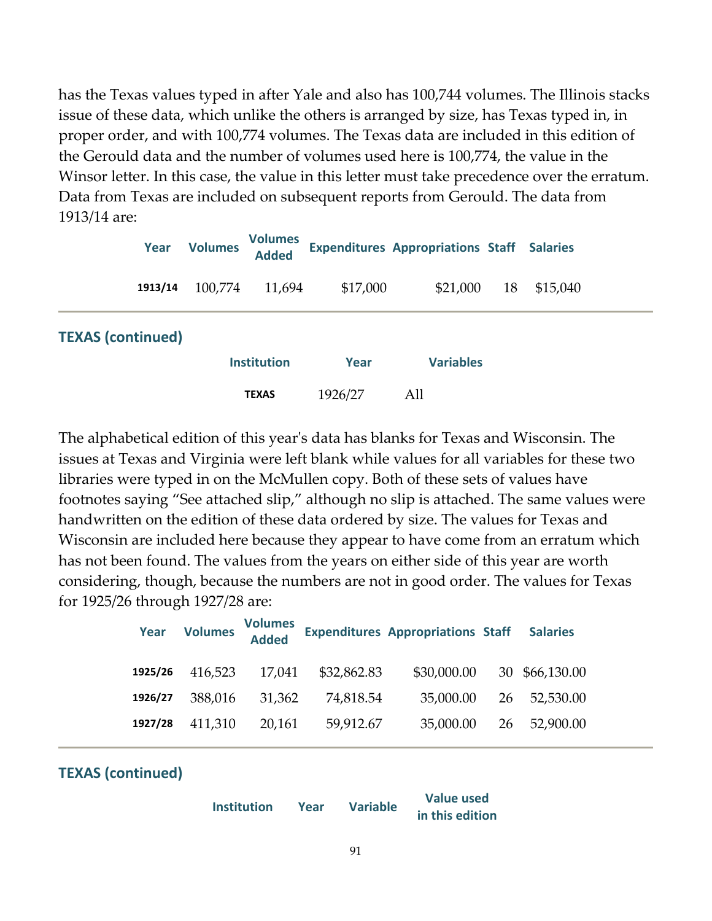has the Texas values typed in after Yale and also has 100,744 volumes. The Illinois stacks issue of these data, which unlike the others is arranged by size, has Texas typed in, in proper order, and with 100,774 volumes. The Texas data are included in this edition of the Gerould data and the number of volumes used here is 100,774, the value in the Winsor letter. In this case, the value in this letter must take precedence over the erratum. Data from Texas are included on subsequent reports from Gerould. The data from 1913/14 are:

| Year | Volumes | Volumes Added | Expenditures | Appropriations | Staff | Salaries |
|---|---|---|---|---|---|---|
| **1913/14** | 100,774 | 11,694 | $17,000 | $21,000 | 18 | $15,040 |

## TEXAS (continued)

| Institution | Year | Variables |
|---|---|---|
| **TEXAS** | 1926/27 | All |

The alphabetical edition of this year's data has blanks for Texas and Wisconsin. The issues at Texas and Virginia were left blank while values for all variables for these two libraries were typed in on the McMullen copy. Both of these sets of values have footnotes saying "See attached slip," although no slip is attached. The same values were handwritten on the edition of these data ordered by size. The values for Texas and Wisconsin are included here because they appear to have come from an erratum which has not been found. The values from the years on either side of this year are worth considering, though, because the numbers are not in good order. The values for Texas for 1925/26 through 1927/28 are:

| Year | Volumes | Volumes Added | Expenditures | Appropriations | Staff | Salaries |
|---|---|---|---|---|---|---|
| **1925/26** | 416,523 | 17,041 | $32,862.83 | $30,000.00 | 30 | $66,130.00 |
| **1926/27** | 388,016 | 31,362 | 74,818.54 | 35,000.00 | 26 | 52,530.00 |
| **1927/28** | 411,310 | 20,161 | 59,912.67 | 35,000.00 | 26 | 52,900.00 |

## TEXAS (continued)

| Institution | Year | Variable | Value used in this edition |
|---|---|---|---|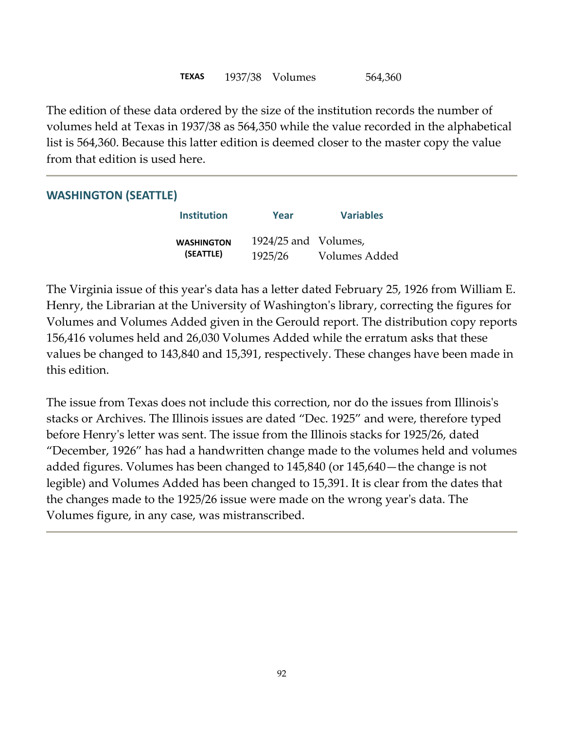| | | | |
|---|---|---|---|
| **TEXAS** | 1937/38 | Volumes | 564,360 |

The edition of these data ordered by the size of the institution records the number of volumes held at Texas in 1937/38 as 564,350 while the value recorded in the alphabetical list is 564,360. Because this latter edition is deemed closer to the master copy the value from that edition is used here.

---

## WASHINGTON (SEATTLE)

| Institution | Year | Variables |
|---|---|---|
| **WASHINGTON (SEATTLE)** | 1924/25 and 1925/26 | Volumes, Volumes Added |

The Virginia issue of this year's data has a letter dated February 25, 1926 from William E. Henry, the Librarian at the University of Washington's library, correcting the figures for Volumes and Volumes Added given in the Gerould report. The distribution copy reports 156,416 volumes held and 26,030 Volumes Added while the erratum asks that these values be changed to 143,840 and 15,391, respectively. These changes have been made in this edition.

The issue from Texas does not include this correction, nor do the issues from Illinois's stacks or Archives. The Illinois issues are dated "Dec. 1925" and were, therefore typed before Henry's letter was sent. The issue from the Illinois stacks for 1925/26, dated "December, 1926" has had a handwritten change made to the volumes held and volumes added figures. Volumes has been changed to 145,840 (or 145,640—the change is not legible) and Volumes Added has been changed to 15,391. It is clear from the dates that the changes made to the 1925/26 issue were made on the wrong year's data. The Volumes figure, in any case, was mistranscribed.

---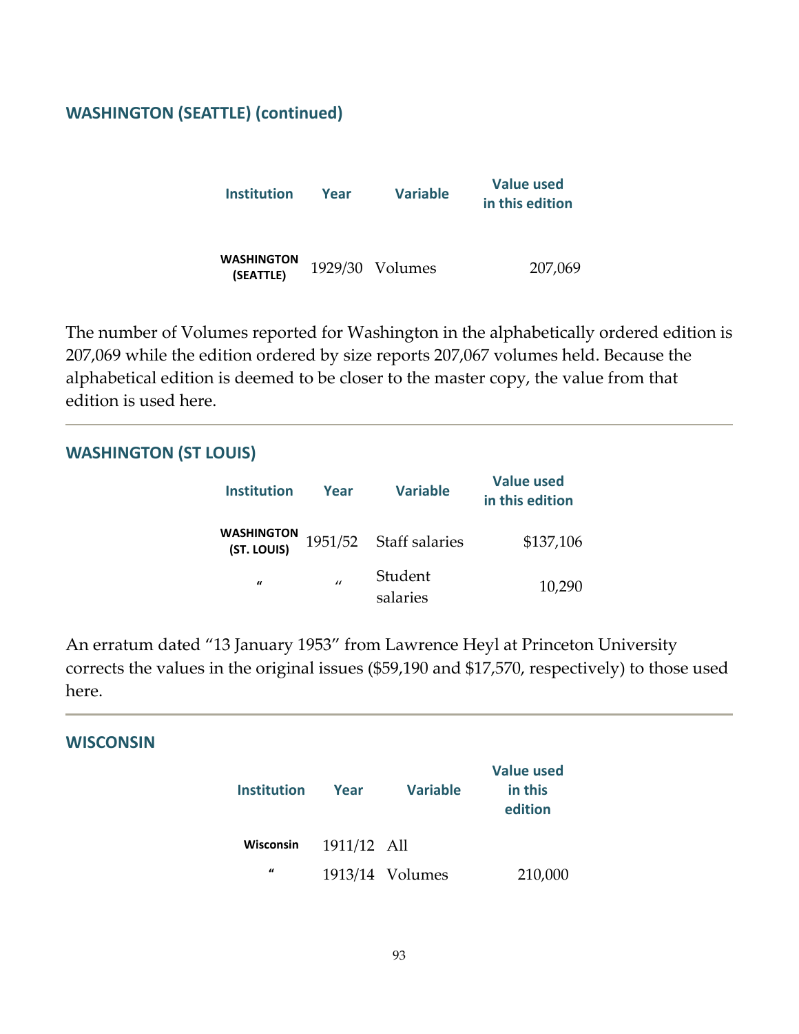## WASHINGTON (SEATTLE) (continued)

| Institution | Year | Variable | Value used in this edition |
|---|---|---|---|
| **WASHINGTON (SEATTLE)** | 1929/30 | Volumes | 207,069 |

The number of Volumes reported for Washington in the alphabetically ordered edition is 207,069 while the edition ordered by size reports 207,067 volumes held. Because the alphabetical edition is deemed to be closer to the master copy, the value from that edition is used here.

---

## WASHINGTON (ST LOUIS)

| Institution | Year | Variable | Value used in this edition |
|---|---|---|---|
| **WASHINGTON (ST. LOUIS)** | 1951/52 | Staff salaries | $137,106 |
| " | " | Student salaries | 10,290 |

An erratum dated "13 January 1953" from Lawrence Heyl at Princeton University corrects the values in the original issues ($59,190 and $17,570, respectively) to those used here.

---

## WISCONSIN

| Institution | Year | Variable | Value used in this edition |
|---|---|---|---|
| **Wisconsin** | 1911/12 | All | |
| " | 1913/14 | Volumes | 210,000 |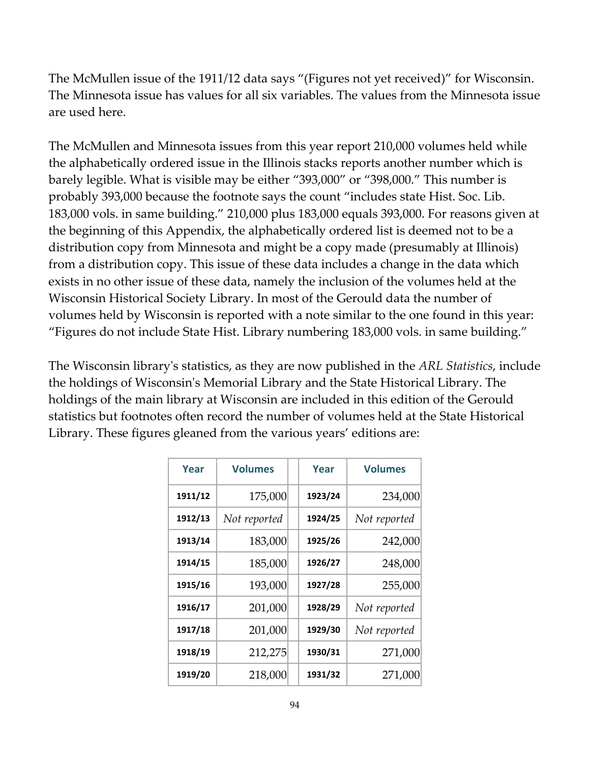The McMullen issue of the 1911/12 data says "(Figures not yet received)" for Wisconsin. The Minnesota issue has values for all six variables. The values from the Minnesota issue are used here.

The McMullen and Minnesota issues from this year report 210,000 volumes held while the alphabetically ordered issue in the Illinois stacks reports another number which is barely legible. What is visible may be either "393,000" or "398,000." This number is probably 393,000 because the footnote says the count "includes state Hist. Soc. Lib. 183,000 vols. in same building." 210,000 plus 183,000 equals 393,000. For reasons given at the beginning of this Appendix, the alphabetically ordered list is deemed not to be a distribution copy from Minnesota and might be a copy made (presumably at Illinois) from a distribution copy. This issue of these data includes a change in the data which exists in no other issue of these data, namely the inclusion of the volumes held at the Wisconsin Historical Society Library. In most of the Gerould data the number of volumes held by Wisconsin is reported with a note similar to the one found in this year: "Figures do not include State Hist. Library numbering 183,000 vols. in same building."

The Wisconsin library's statistics, as they are now published in the *ARL Statistics*, include the holdings of Wisconsin's Memorial Library and the State Historical Library. The holdings of the main library at Wisconsin are included in this edition of the Gerould statistics but footnotes often record the number of volumes held at the State Historical Library. These figures gleaned from the various years' editions are:

| Year | Volumes | | Year | Volumes |
|---|---:|---|---|---:|
| **1911/12** | 175,000 | | **1923/24** | 234,000 |
| **1912/13** | *Not reported* | | **1924/25** | *Not reported* |
| **1913/14** | 183,000 | | **1925/26** | 242,000 |
| **1914/15** | 185,000 | | **1926/27** | 248,000 |
| **1915/16** | 193,000 | | **1927/28** | 255,000 |
| **1916/17** | 201,000 | | **1928/29** | *Not reported* |
| **1917/18** | 201,000 | | **1929/30** | *Not reported* |
| **1918/19** | 212,275 | | **1930/31** | 271,000 |
| **1919/20** | 218,000 | | **1931/32** | 271,000 |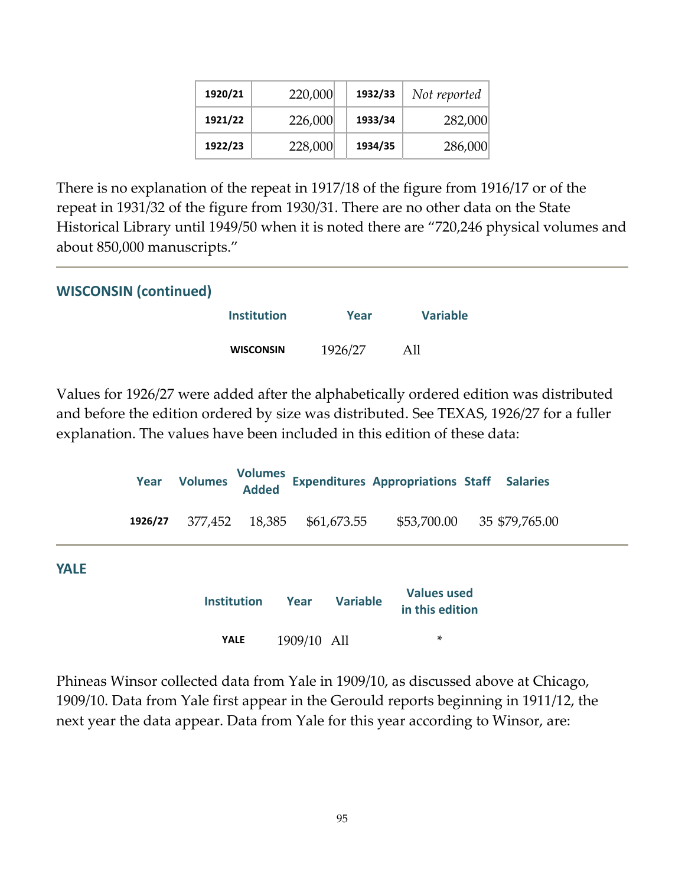| | | | | |
|---|---|---|---|---|
| **1920/21** | 220,000 | | **1932/33** | *Not reported* |
| **1921/22** | 226,000 | | **1933/34** | 282,000 |
| **1922/23** | 228,000 | | **1934/35** | 286,000 |

There is no explanation of the repeat in 1917/18 of the figure from 1916/17 or of the repeat in 1931/32 of the figure from 1930/31. There are no other data on the State Historical Library until 1949/50 when it is noted there are "720,246 physical volumes and about 850,000 manuscripts."

## WISCONSIN (continued)

| Institution | Year | Variable |
|---|---|---|
| **WISCONSIN** | 1926/27 | All |

Values for 1926/27 were added after the alphabetically ordered edition was distributed and before the edition ordered by size was distributed. See TEXAS, 1926/27 for a fuller explanation. The values have been included in this edition of these data:

| Year | Volumes | Volumes Added | Expenditures | Appropriations | Staff | Salaries |
|---|---|---|---|---|---|---|
| **1926/27** | 377,452 | 18,385 | $61,673.55 | $53,700.00 | 35 | $79,765.00 |

## YALE

| Institution | Year | Variable | Values used in this edition |
|---|---|---|---|
| **YALE** | 1909/10 | All | * |

Phineas Winsor collected data from Yale in 1909/10, as discussed above at Chicago, 1909/10. Data from Yale first appear in the Gerould reports beginning in 1911/12, the next year the data appear. Data from Yale for this year according to Winsor, are: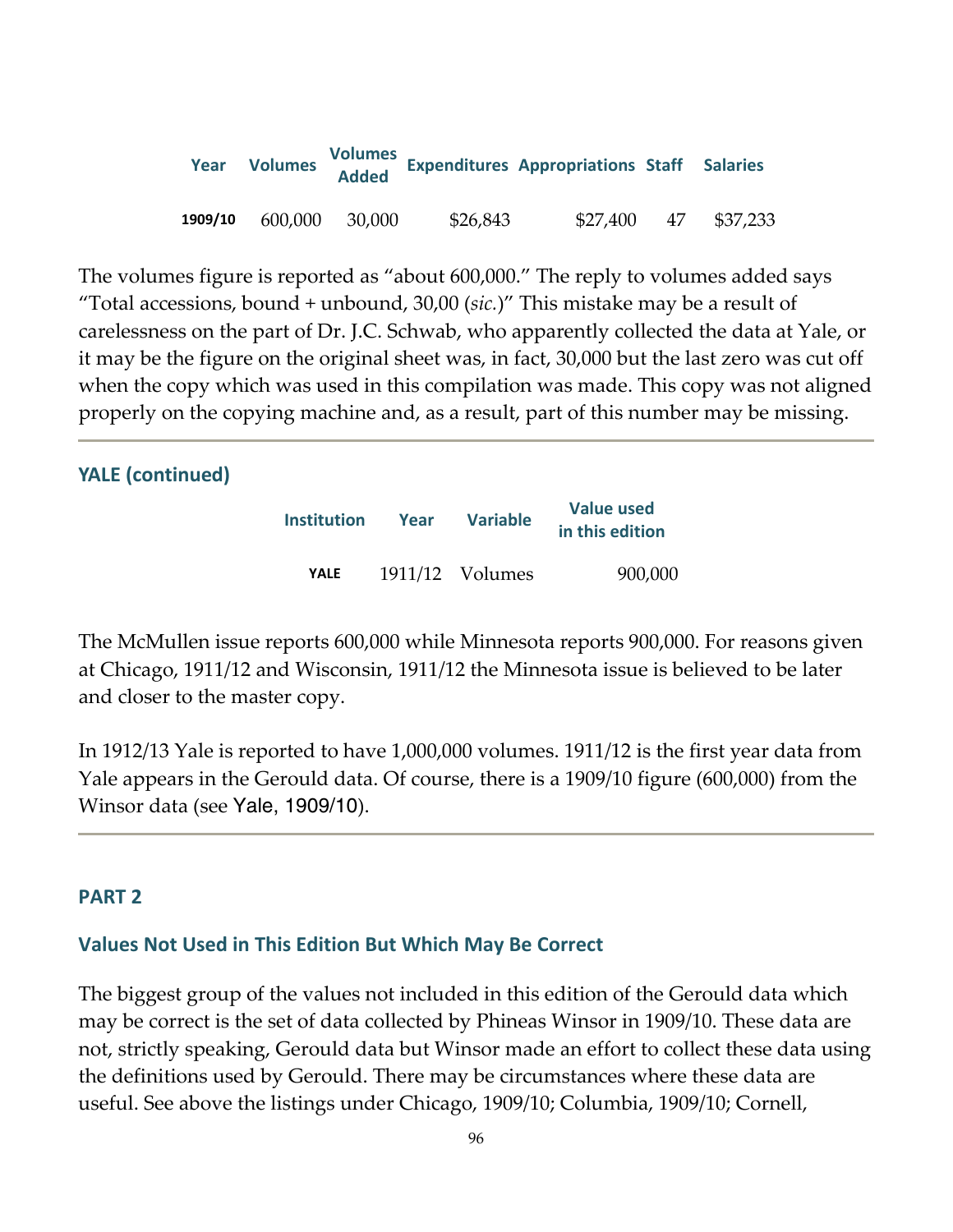| Year | Volumes | Volumes Added | Expenditures | Appropriations | Staff | Salaries |
|---|---|---|---|---|---|---|
| **1909/10** | 600,000 | 30,000 | $26,843 | $27,400 | 47 | $37,233 |

The volumes figure is reported as "about 600,000." The reply to volumes added says "Total accessions, bound + unbound, 30,00 (*sic.*)" This mistake may be a result of carelessness on the part of Dr. J.C. Schwab, who apparently collected the data at Yale, or it may be the figure on the original sheet was, in fact, 30,000 but the last zero was cut off when the copy which was used in this compilation was made. This copy was not aligned properly on the copying machine and, as a result, part of this number may be missing.

---

### YALE (continued)

| Institution | Year | Variable | Value used in this edition |
|---|---|---|---|
| **YALE** | 1911/12 | Volumes | 900,000 |

The McMullen issue reports 600,000 while Minnesota reports 900,000. For reasons given at Chicago, 1911/12 and Wisconsin, 1911/12 the Minnesota issue is believed to be later and closer to the master copy.

In 1912/13 Yale is reported to have 1,000,000 volumes. 1911/12 is the first year data from Yale appears in the Gerould data. Of course, there is a 1909/10 figure (600,000) from the Winsor data (see Yale, 1909/10).

---

## PART 2

### Values Not Used in This Edition But Which May Be Correct

The biggest group of the values not included in this edition of the Gerould data which may be correct is the set of data collected by Phineas Winsor in 1909/10. These data are not, strictly speaking, Gerould data but Winsor made an effort to collect these data using the definitions used by Gerould. There may be circumstances where these data are useful. See above the listings under Chicago, 1909/10; Columbia, 1909/10; Cornell,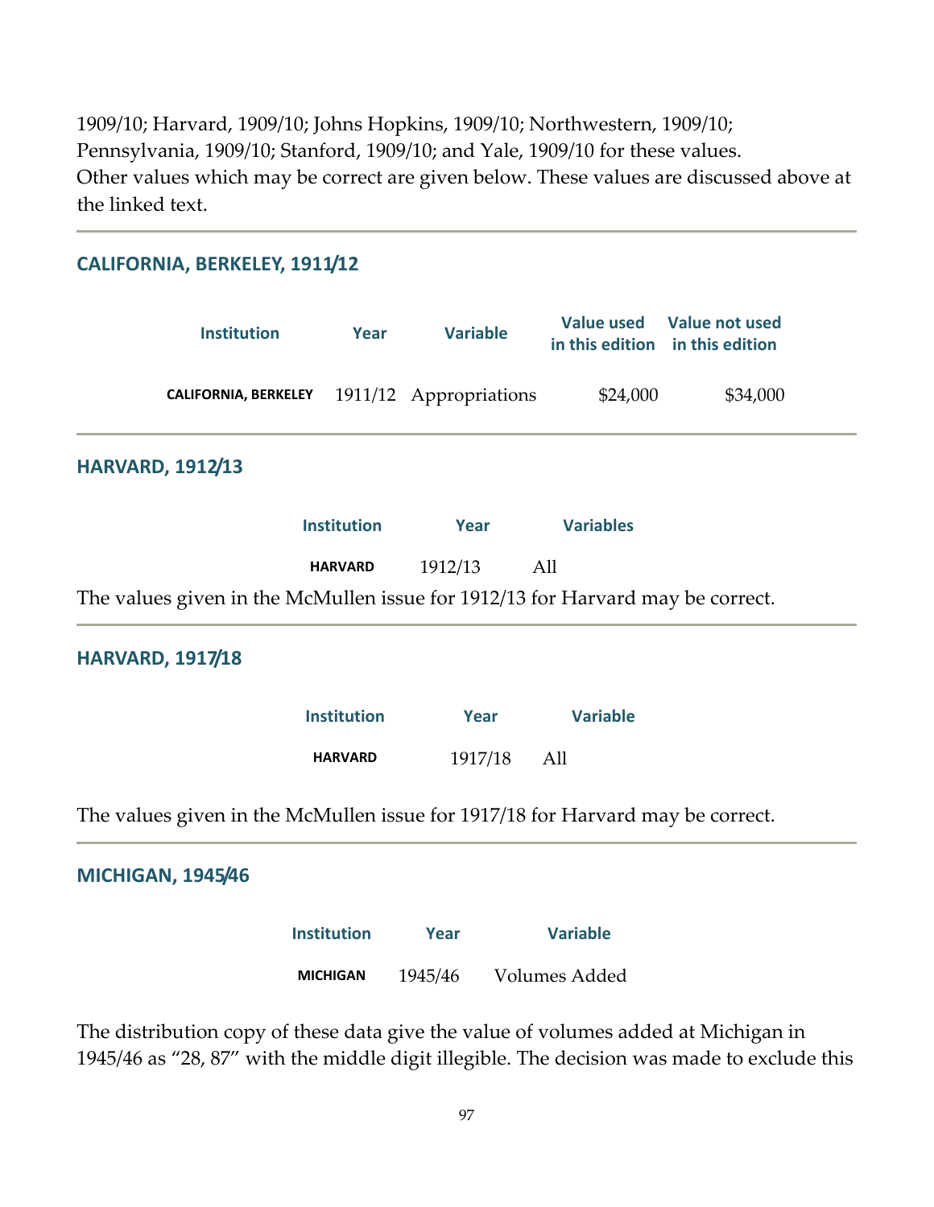1909/10; Harvard, 1909/10; Johns Hopkins, 1909/10; Northwestern, 1909/10; Pennsylvania, 1909/10; Stanford, 1909/10; and Yale, 1909/10 for these values.
Other values which may be correct are given below. These values are discussed above at the linked text.

---

## CALIFORNIA, BERKELEY, 1911/12

| Institution | Year | Variable | Value used in this edition | Value not used in this edition |
|---|---|---|---|---|
| CALIFORNIA, BERKELEY | 1911/12 | Appropriations | $24,000 | $34,000 |

---

## HARVARD, 1912/13

| Institution | Year | Variables |
|---|---|---|
| HARVARD | 1912/13 | All |

The values given in the McMullen issue for 1912/13 for Harvard may be correct.

---

## HARVARD, 1917/18

| Institution | Year | Variable |
|---|---|---|
| HARVARD | 1917/18 | All |

The values given in the McMullen issue for 1917/18 for Harvard may be correct.

---

## MICHIGAN, 1945/46

| Institution | Year | Variable |
|---|---|---|
| MICHIGAN | 1945/46 | Volumes Added |

The distribution copy of these data give the value of volumes added at Michigan in 1945/46 as "28, 87" with the middle digit illegible. The decision was made to exclude this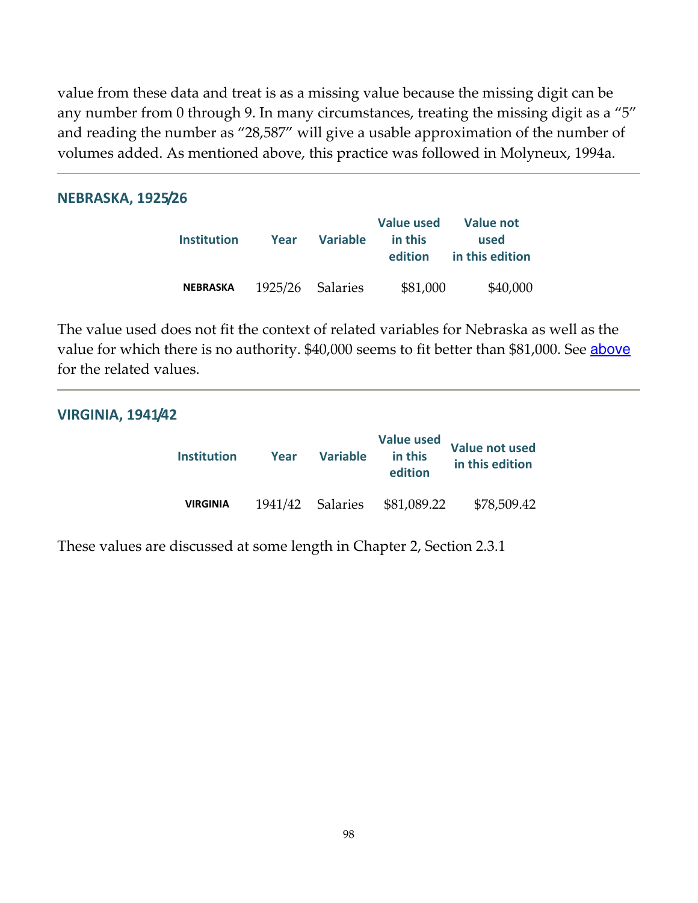value from these data and treat is as a missing value because the missing digit can be any number from 0 through 9. In many circumstances, treating the missing digit as a "5" and reading the number as "28,587" will give a usable approximation of the number of volumes added. As mentioned above, this practice was followed in Molyneux, 1994a.

---

### NEBRASKA, 1925/26

| Institution | Year | Variable | Value used in this edition | Value not used in this edition |
|---|---|---|---|---|
| NEBRASKA | 1925/26 | Salaries | $81,000 | $40,000 |

The value used does not fit the context of related variables for Nebraska as well as the value for which there is no authority. $40,000 seems to fit better than $81,000. See above for the related values.

---

### VIRGINIA, 1941/42

| Institution | Year | Variable | Value used in this edition | Value not used in this edition |
|---|---|---|---|---|
| VIRGINIA | 1941/42 | Salaries | $81,089.22 | $78,509.42 |

These values are discussed at some length in Chapter 2, Section 2.3.1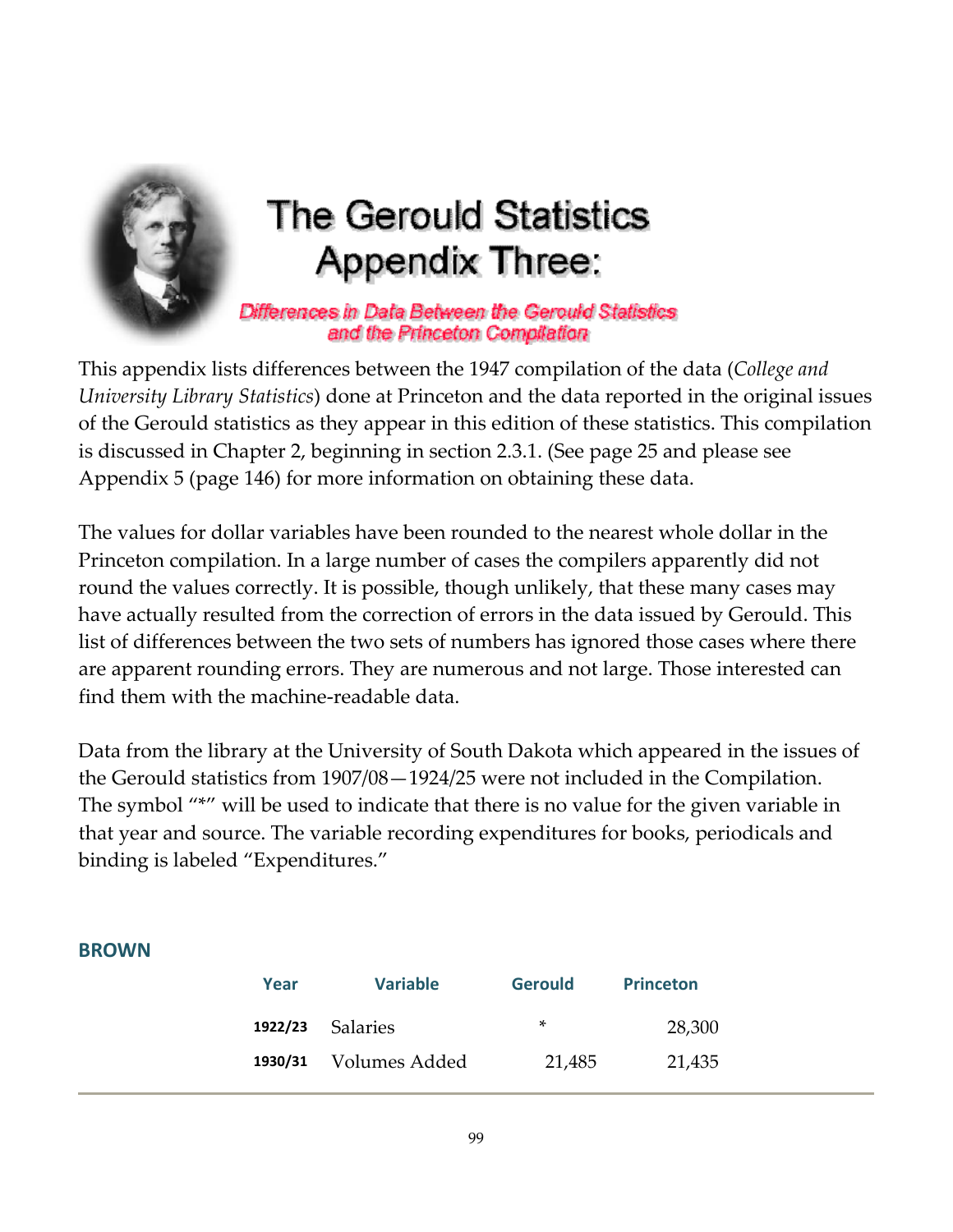# The Gerould Statistics Appendix Three:

## *Differences in Data Between the Gerould Statistics and the Princeton Compilation*

This appendix lists differences between the 1947 compilation of the data (*College and University Library Statistics*) done at Princeton and the data reported in the original issues of the Gerould statistics as they appear in this edition of these statistics. This compilation is discussed in Chapter 2, beginning in section 2.3.1. (See page 25 and please see Appendix 5 (page 146) for more information on obtaining these data.

The values for dollar variables have been rounded to the nearest whole dollar in the Princeton compilation. In a large number of cases the compilers apparently did not round the values correctly. It is possible, though unlikely, that these many cases may have actually resulted from the correction of errors in the data issued by Gerould. This list of differences between the two sets of numbers has ignored those cases where there are apparent rounding errors. They are numerous and not large. Those interested can find them with the machine-readable data.

Data from the library at the University of South Dakota which appeared in the issues of the Gerould statistics from 1907/08—1924/25 were not included in the Compilation. The symbol "*" will be used to indicate that there is no value for the given variable in that year and source. The variable recording expenditures for books, periodicals and binding is labeled "Expenditures."

### BROWN

| Year | Variable | Gerould | Princeton |
|---|---|---|---|
| **1922/23** | Salaries | * | 28,300 |
| **1930/31** | Volumes Added | 21,485 | 21,435 |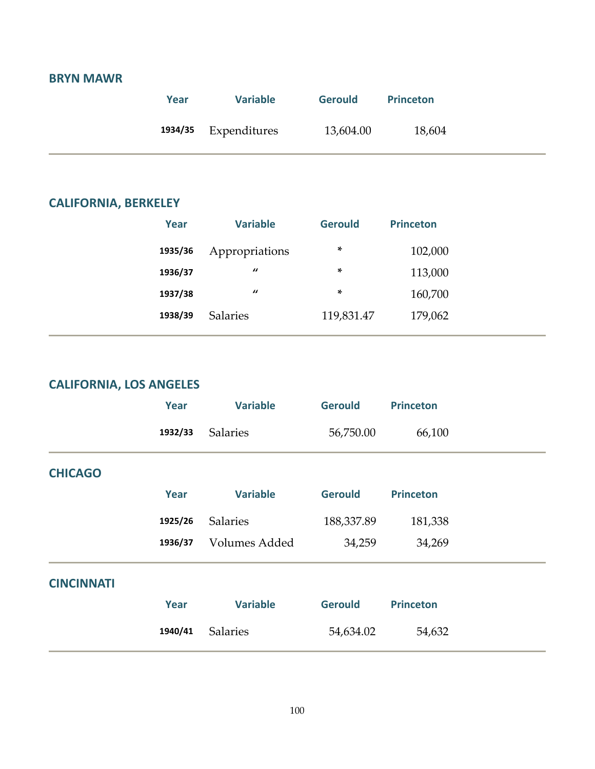## BRYN MAWR

| Year | Variable | Gerould | Princeton |
|---|---|---|---|
| 1934/35 | Expenditures | 13,604.00 | 18,604 |

## CALIFORNIA, BERKELEY

| Year | Variable | Gerould | Princeton |
|---|---|---|---|
| 1935/36 | Appropriations | * | 102,000 |
| 1936/37 | " | * | 113,000 |
| 1937/38 | " | * | 160,700 |
| 1938/39 | Salaries | 119,831.47 | 179,062 |

## CALIFORNIA, LOS ANGELES

| Year | Variable | Gerould | Princeton |
|---|---|---|---|
| 1932/33 | Salaries | 56,750.00 | 66,100 |

## CHICAGO

| Year | Variable | Gerould | Princeton |
|---|---|---|---|
| 1925/26 | Salaries | 188,337.89 | 181,338 |
| 1936/37 | Volumes Added | 34,259 | 34,269 |

## CINCINNATI

| Year | Variable | Gerould | Princeton |
|---|---|---|---|
| 1940/41 | Salaries | 54,634.02 | 54,632 |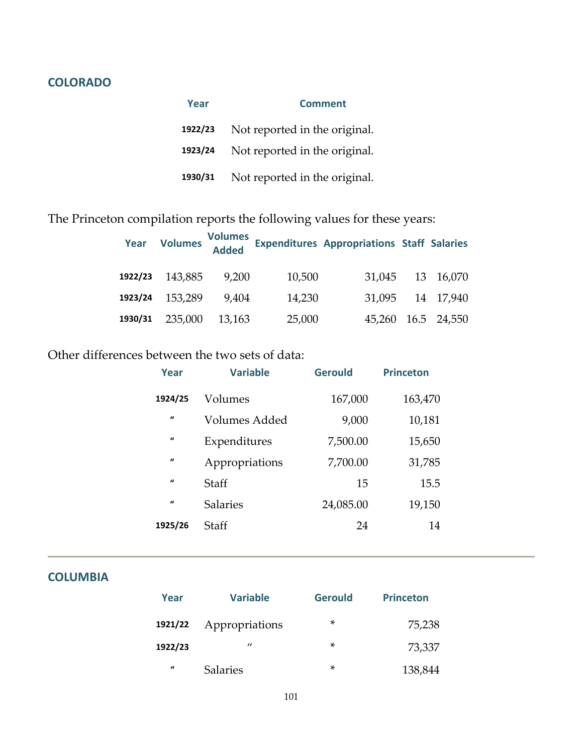## COLORADO

| Year | Comment |
|---|---|
| 1922/23 | Not reported in the original. |
| 1923/24 | Not reported in the original. |
| 1930/31 | Not reported in the original. |

The Princeton compilation reports the following values for these years:

| Year | Volumes | Volumes Added | Expenditures | Appropriations | Staff | Salaries |
|---|---|---|---|---|---|---|
| 1922/23 | 143,885 | 9,200 | 10,500 | 31,045 | 13 | 16,070 |
| 1923/24 | 153,289 | 9,404 | 14,230 | 31,095 | 14 | 17,940 |
| 1930/31 | 235,000 | 13,163 | 25,000 | 45,260 | 16.5 | 24,550 |

Other differences between the two sets of data:

| Year | Variable | Gerould | Princeton |
|---|---|---|---|
| 1924/25 | Volumes | 167,000 | 163,470 |
| " | Volumes Added | 9,000 | 10,181 |
| " | Expenditures | 7,500.00 | 15,650 |
| " | Appropriations | 7,700.00 | 31,785 |
| " | Staff | 15 | 15.5 |
| " | Salaries | 24,085.00 | 19,150 |
| 1925/26 | Staff | 24 | 14 |

---

## COLUMBIA

| Year | Variable | Gerould | Princeton |
|---|---|---|---|
| 1921/22 | Appropriations | * | 75,238 |
| 1922/23 | " | * | 73,337 |
| " | Salaries | * | 138,844 |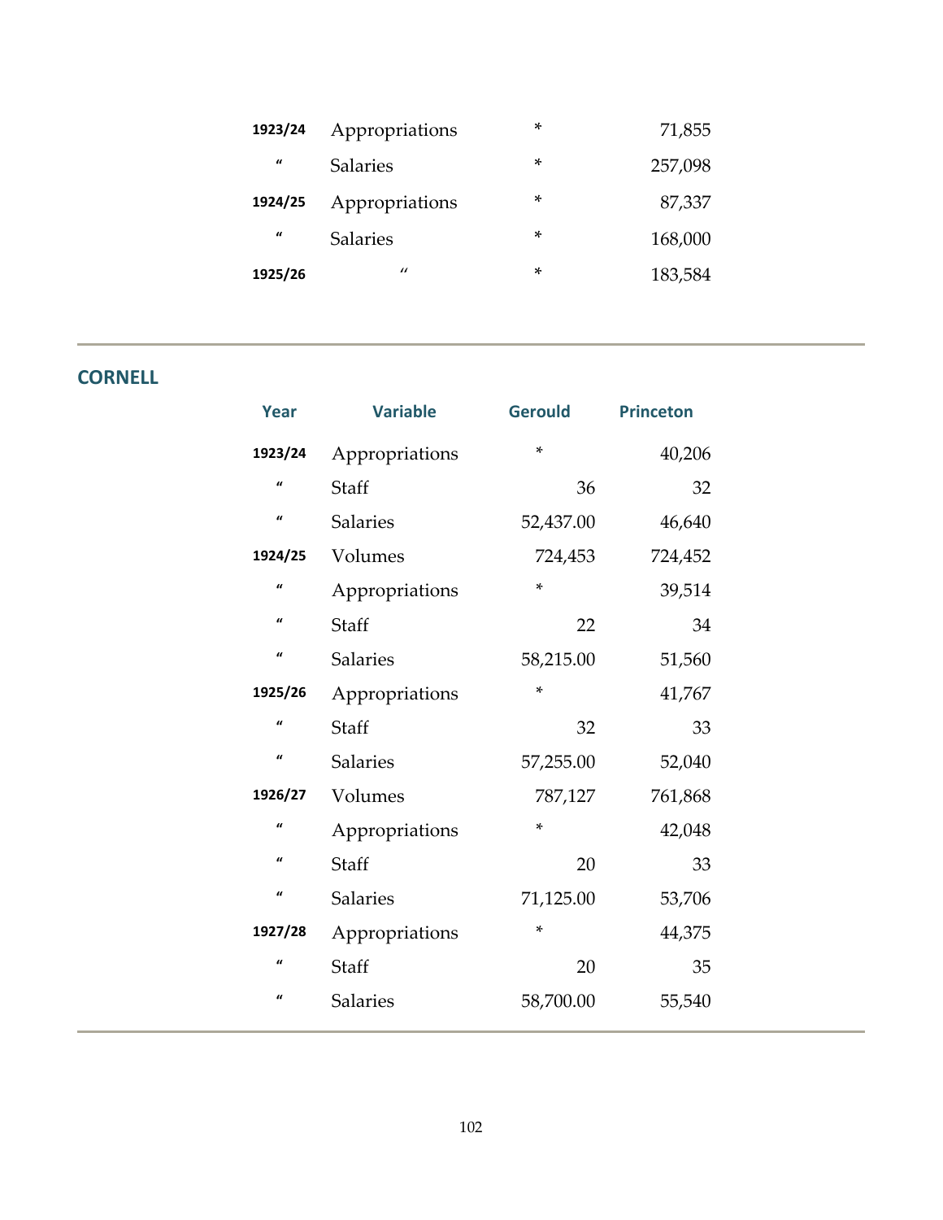| | | | |
|---|---|---|---|
| 1923/24 | Appropriations | * | 71,855 |
| " | Salaries | * | 257,098 |
| 1924/25 | Appropriations | * | 87,337 |
| " | Salaries | * | 168,000 |
| 1925/26 | " | * | 183,584 |

## CORNELL

| Year | Variable | Gerould | Princeton |
|---|---|---|---|
| 1923/24 | Appropriations | * | 40,206 |
| " | Staff | 36 | 32 |
| " | Salaries | 52,437.00 | 46,640 |
| 1924/25 | Volumes | 724,453 | 724,452 |
| " | Appropriations | * | 39,514 |
| " | Staff | 22 | 34 |
| " | Salaries | 58,215.00 | 51,560 |
| 1925/26 | Appropriations | * | 41,767 |
| " | Staff | 32 | 33 |
| " | Salaries | 57,255.00 | 52,040 |
| 1926/27 | Volumes | 787,127 | 761,868 |
| " | Appropriations | * | 42,048 |
| " | Staff | 20 | 33 |
| " | Salaries | 71,125.00 | 53,706 |
| 1927/28 | Appropriations | * | 44,375 |
| " | Staff | 20 | 35 |
| " | Salaries | 58,700.00 | 55,540 |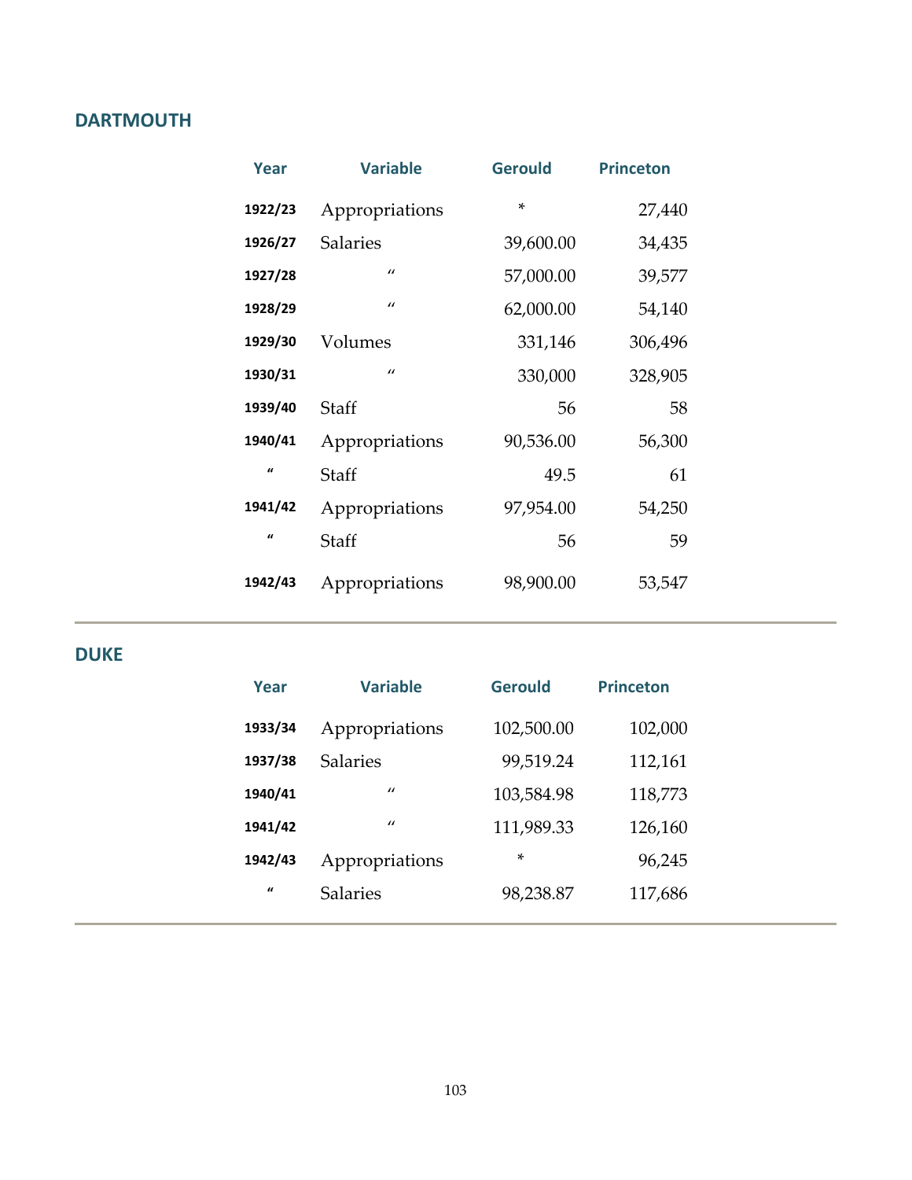## DARTMOUTH

| Year | Variable | Gerould | Princeton |
|---|---|---|---|
| 1922/23 | Appropriations | * | 27,440 |
| 1926/27 | Salaries | 39,600.00 | 34,435 |
| 1927/28 | " | 57,000.00 | 39,577 |
| 1928/29 | " | 62,000.00 | 54,140 |
| 1929/30 | Volumes | 331,146 | 306,496 |
| 1930/31 | " | 330,000 | 328,905 |
| 1939/40 | Staff | 56 | 58 |
| 1940/41 | Appropriations | 90,536.00 | 56,300 |
| " | Staff | 49.5 | 61 |
| 1941/42 | Appropriations | 97,954.00 | 54,250 |
| " | Staff | 56 | 59 |
| 1942/43 | Appropriations | 98,900.00 | 53,547 |

## DUKE

| Year | Variable | Gerould | Princeton |
|---|---|---|---|
| 1933/34 | Appropriations | 102,500.00 | 102,000 |
| 1937/38 | Salaries | 99,519.24 | 112,161 |
| 1940/41 | " | 103,584.98 | 118,773 |
| 1941/42 | " | 111,989.33 | 126,160 |
| 1942/43 | Appropriations | * | 96,245 |
| " | Salaries | 98,238.87 | 117,686 |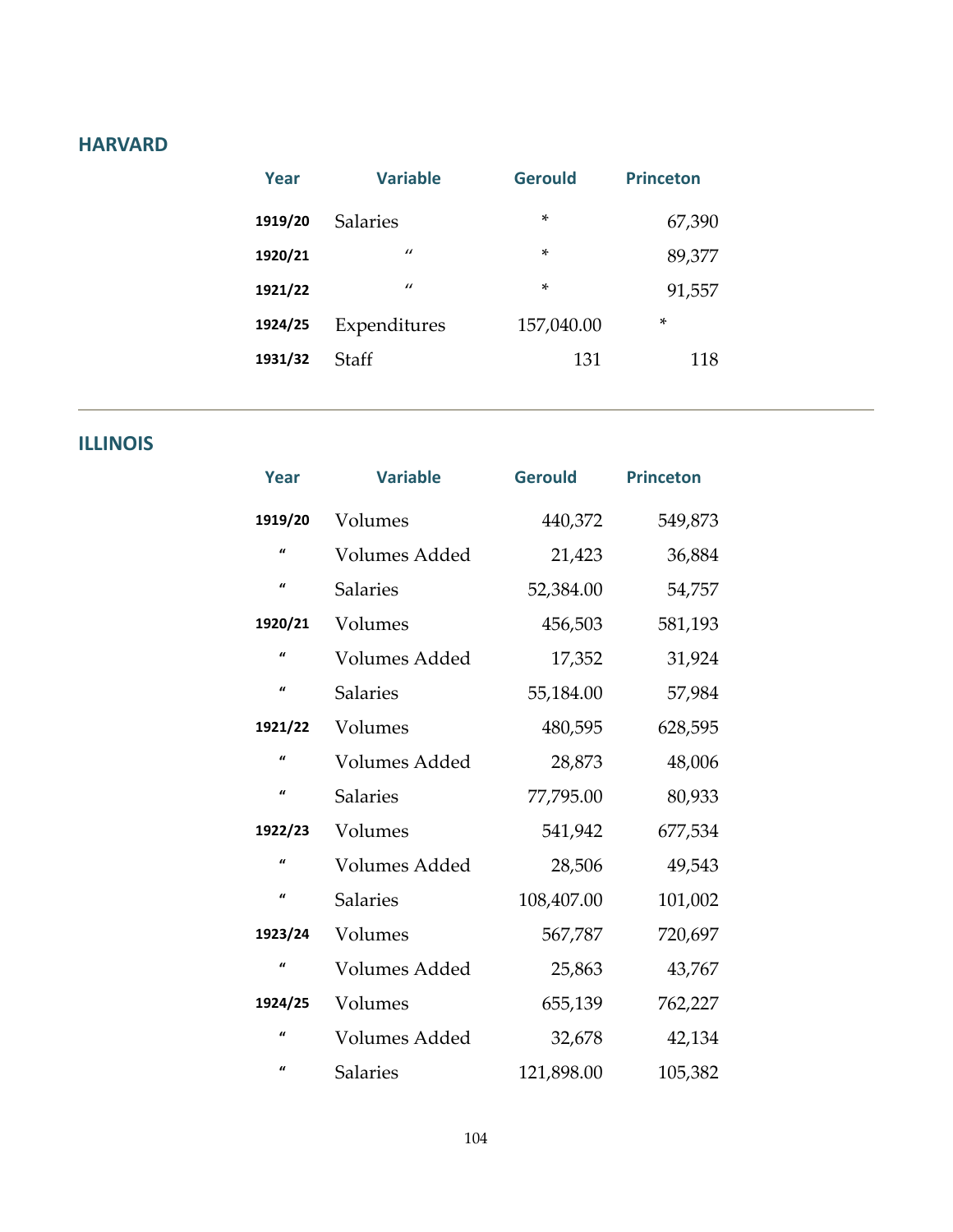## HARVARD

| Year | Variable | Gerould | Princeton |
|---|---|---|---|
| 1919/20 | Salaries | * | 67,390 |
| 1920/21 | " | * | 89,377 |
| 1921/22 | " | * | 91,557 |
| 1924/25 | Expenditures | 157,040.00 | * |
| 1931/32 | Staff | 131 | 118 |

---

## ILLINOIS

| Year | Variable | Gerould | Princeton |
|---|---|---|---|
| 1919/20 | Volumes | 440,372 | 549,873 |
| " | Volumes Added | 21,423 | 36,884 |
| " | Salaries | 52,384.00 | 54,757 |
| 1920/21 | Volumes | 456,503 | 581,193 |
| " | Volumes Added | 17,352 | 31,924 |
| " | Salaries | 55,184.00 | 57,984 |
| 1921/22 | Volumes | 480,595 | 628,595 |
| " | Volumes Added | 28,873 | 48,006 |
| " | Salaries | 77,795.00 | 80,933 |
| 1922/23 | Volumes | 541,942 | 677,534 |
| " | Volumes Added | 28,506 | 49,543 |
| " | Salaries | 108,407.00 | 101,002 |
| 1923/24 | Volumes | 567,787 | 720,697 |
| " | Volumes Added | 25,863 | 43,767 |
| 1924/25 | Volumes | 655,139 | 762,227 |
| " | Volumes Added | 32,678 | 42,134 |
| " | Salaries | 121,898.00 | 105,382 |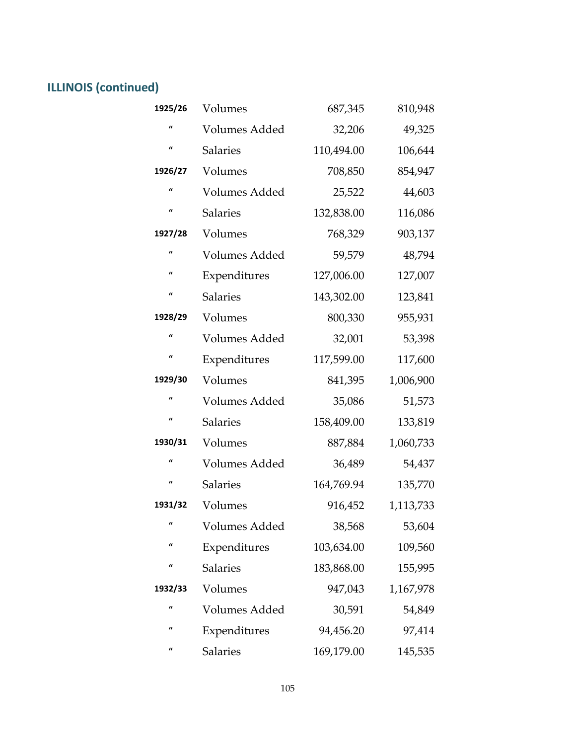## ILLINOIS (continued)

| | | | |
|---|---|---|---|
| 1925/26 | Volumes | 687,345 | 810,948 |
| " | Volumes Added | 32,206 | 49,325 |
| " | Salaries | 110,494.00 | 106,644 |
| 1926/27 | Volumes | 708,850 | 854,947 |
| " | Volumes Added | 25,522 | 44,603 |
| " | Salaries | 132,838.00 | 116,086 |
| 1927/28 | Volumes | 768,329 | 903,137 |
| " | Volumes Added | 59,579 | 48,794 |
| " | Expenditures | 127,006.00 | 127,007 |
| " | Salaries | 143,302.00 | 123,841 |
| 1928/29 | Volumes | 800,330 | 955,931 |
| " | Volumes Added | 32,001 | 53,398 |
| " | Expenditures | 117,599.00 | 117,600 |
| 1929/30 | Volumes | 841,395 | 1,006,900 |
| " | Volumes Added | 35,086 | 51,573 |
| " | Salaries | 158,409.00 | 133,819 |
| 1930/31 | Volumes | 887,884 | 1,060,733 |
| " | Volumes Added | 36,489 | 54,437 |
| " | Salaries | 164,769.94 | 135,770 |
| 1931/32 | Volumes | 916,452 | 1,113,733 |
| " | Volumes Added | 38,568 | 53,604 |
| " | Expenditures | 103,634.00 | 109,560 |
| " | Salaries | 183,868.00 | 155,995 |
| 1932/33 | Volumes | 947,043 | 1,167,978 |
| " | Volumes Added | 30,591 | 54,849 |
| " | Expenditures | 94,456.20 | 97,414 |
| " | Salaries | 169,179.00 | 145,535 |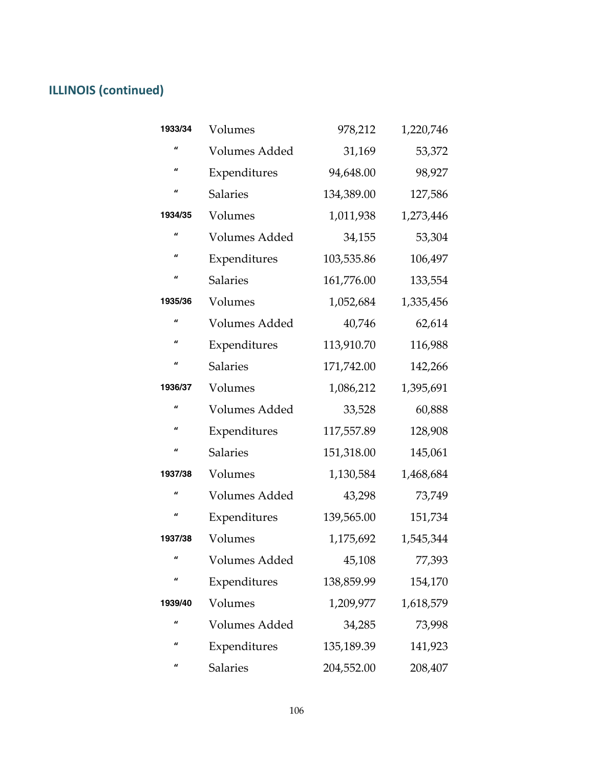## ILLINOIS (continued)

| | | | |
|---|---|---|---|
| 1933/34 | Volumes | 978,212 | 1,220,746 |
| " | Volumes Added | 31,169 | 53,372 |
| " | Expenditures | 94,648.00 | 98,927 |
| " | Salaries | 134,389.00 | 127,586 |
| 1934/35 | Volumes | 1,011,938 | 1,273,446 |
| " | Volumes Added | 34,155 | 53,304 |
| " | Expenditures | 103,535.86 | 106,497 |
| " | Salaries | 161,776.00 | 133,554 |
| 1935/36 | Volumes | 1,052,684 | 1,335,456 |
| " | Volumes Added | 40,746 | 62,614 |
| " | Expenditures | 113,910.70 | 116,988 |
| " | Salaries | 171,742.00 | 142,266 |
| 1936/37 | Volumes | 1,086,212 | 1,395,691 |
| " | Volumes Added | 33,528 | 60,888 |
| " | Expenditures | 117,557.89 | 128,908 |
| " | Salaries | 151,318.00 | 145,061 |
| 1937/38 | Volumes | 1,130,584 | 1,468,684 |
| " | Volumes Added | 43,298 | 73,749 |
| " | Expenditures | 139,565.00 | 151,734 |
| 1937/38 | Volumes | 1,175,692 | 1,545,344 |
| " | Volumes Added | 45,108 | 77,393 |
| " | Expenditures | 138,859.99 | 154,170 |
| 1939/40 | Volumes | 1,209,977 | 1,618,579 |
| " | Volumes Added | 34,285 | 73,998 |
| " | Expenditures | 135,189.39 | 141,923 |
| " | Salaries | 204,552.00 | 208,407 |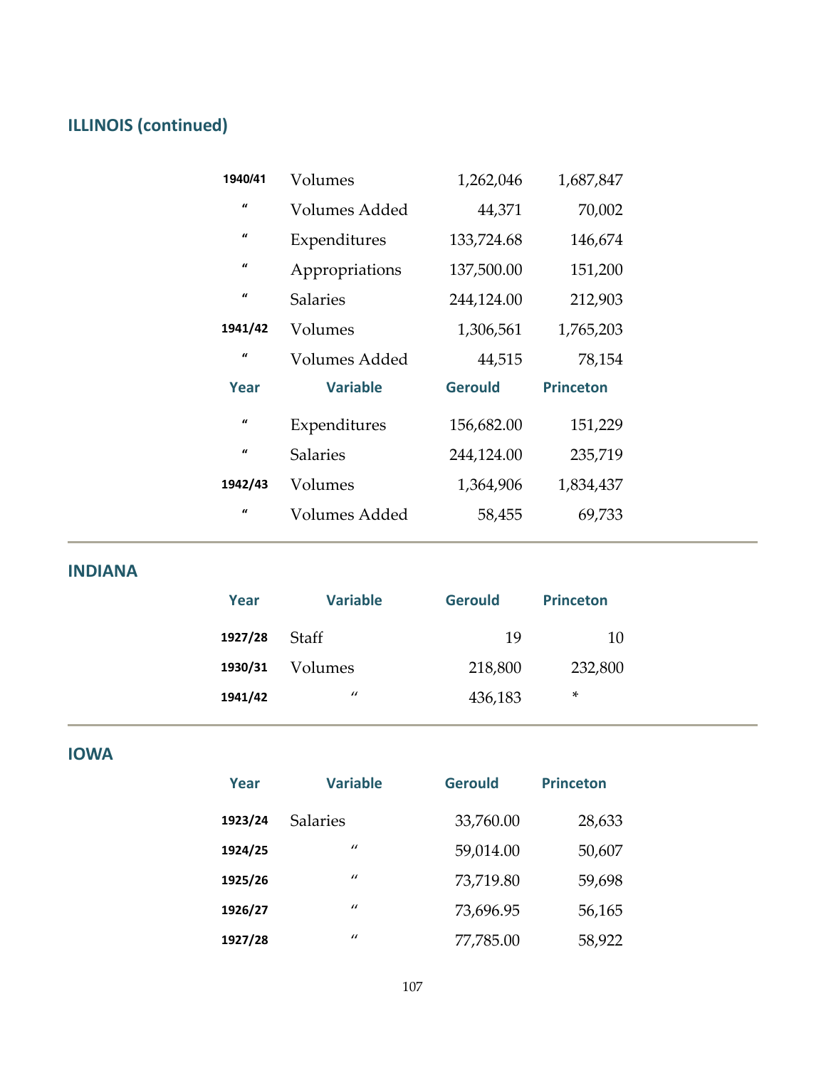## ILLINOIS (continued)

| Year | Variable | Gerould | Princeton |
|---|---|---|---|
| 1940/41 | Volumes | 1,262,046 | 1,687,847 |
| " | Volumes Added | 44,371 | 70,002 |
| " | Expenditures | 133,724.68 | 146,674 |
| " | Appropriations | 137,500.00 | 151,200 |
| " | Salaries | 244,124.00 | 212,903 |
| 1941/42 | Volumes | 1,306,561 | 1,765,203 |
| " | Volumes Added | 44,515 | 78,154 |
| " | Expenditures | 156,682.00 | 151,229 |
| " | Salaries | 244,124.00 | 235,719 |
| 1942/43 | Volumes | 1,364,906 | 1,834,437 |
| " | Volumes Added | 58,455 | 69,733 |

## INDIANA

| Year | Variable | Gerould | Princeton |
|---|---|---|---|
| 1927/28 | Staff | 19 | 10 |
| 1930/31 | Volumes | 218,800 | 232,800 |
| 1941/42 | " | 436,183 | * |

## IOWA

| Year | Variable | Gerould | Princeton |
|---|---|---|---|
| 1923/24 | Salaries | 33,760.00 | 28,633 |
| 1924/25 | " | 59,014.00 | 50,607 |
| 1925/26 | " | 73,719.80 | 59,698 |
| 1926/27 | " | 73,696.95 | 56,165 |
| 1927/28 | " | 77,785.00 | 58,922 |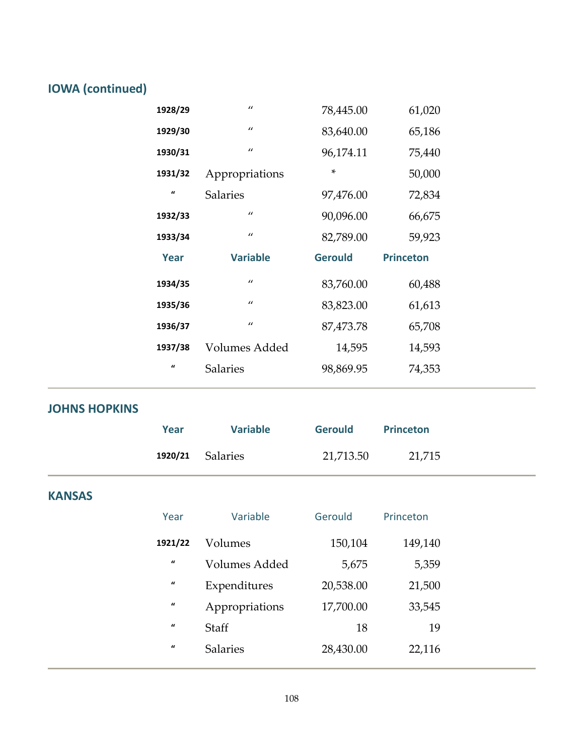## IOWA (continued)

| Year | Variable | Gerould | Princeton |
|---|---|---|---|
| 1928/29 | " | 78,445.00 | 61,020 |
| 1929/30 | " | 83,640.00 | 65,186 |
| 1930/31 | " | 96,174.11 | 75,440 |
| 1931/32 | Appropriations | * | 50,000 |
| " | Salaries | 97,476.00 | 72,834 |
| 1932/33 | " | 90,096.00 | 66,675 |
| 1933/34 | " | 82,789.00 | 59,923 |
| 1934/35 | " | 83,760.00 | 60,488 |
| 1935/36 | " | 83,823.00 | 61,613 |
| 1936/37 | " | 87,473.78 | 65,708 |
| 1937/38 | Volumes Added | 14,595 | 14,593 |
| " | Salaries | 98,869.95 | 74,353 |

## JOHNS HOPKINS

| Year | Variable | Gerould | Princeton |
|---|---|---|---|
| 1920/21 | Salaries | 21,713.50 | 21,715 |

## KANSAS

| Year | Variable | Gerould | Princeton |
|---|---|---|---|
| 1921/22 | Volumes | 150,104 | 149,140 |
| " | Volumes Added | 5,675 | 5,359 |
| " | Expenditures | 20,538.00 | 21,500 |
| " | Appropriations | 17,700.00 | 33,545 |
| " | Staff | 18 | 19 |
| " | Salaries | 28,430.00 | 22,116 |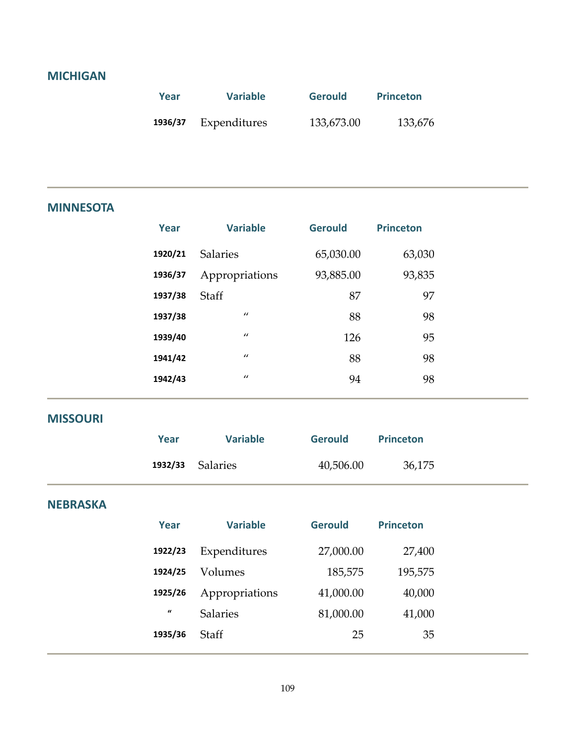## MICHIGAN

| Year | Variable | Gerould | Princeton |
|---|---|---|---|
| 1936/37 | Expenditures | 133,673.00 | 133,676 |

## MINNESOTA

| Year | Variable | Gerould | Princeton |
|---|---|---|---|
| 1920/21 | Salaries | 65,030.00 | 63,030 |
| 1936/37 | Appropriations | 93,885.00 | 93,835 |
| 1937/38 | Staff | 87 | 97 |
| 1937/38 | " | 88 | 98 |
| 1939/40 | " | 126 | 95 |
| 1941/42 | " | 88 | 98 |
| 1942/43 | " | 94 | 98 |

## MISSOURI

| Year | Variable | Gerould | Princeton |
|---|---|---|---|
| 1932/33 | Salaries | 40,506.00 | 36,175 |

## NEBRASKA

| Year | Variable | Gerould | Princeton |
|---|---|---|---|
| 1922/23 | Expenditures | 27,000.00 | 27,400 |
| 1924/25 | Volumes | 185,575 | 195,575 |
| 1925/26 | Appropriations | 41,000.00 | 40,000 |
| " | Salaries | 81,000.00 | 41,000 |
| 1935/36 | Staff | 25 | 35 |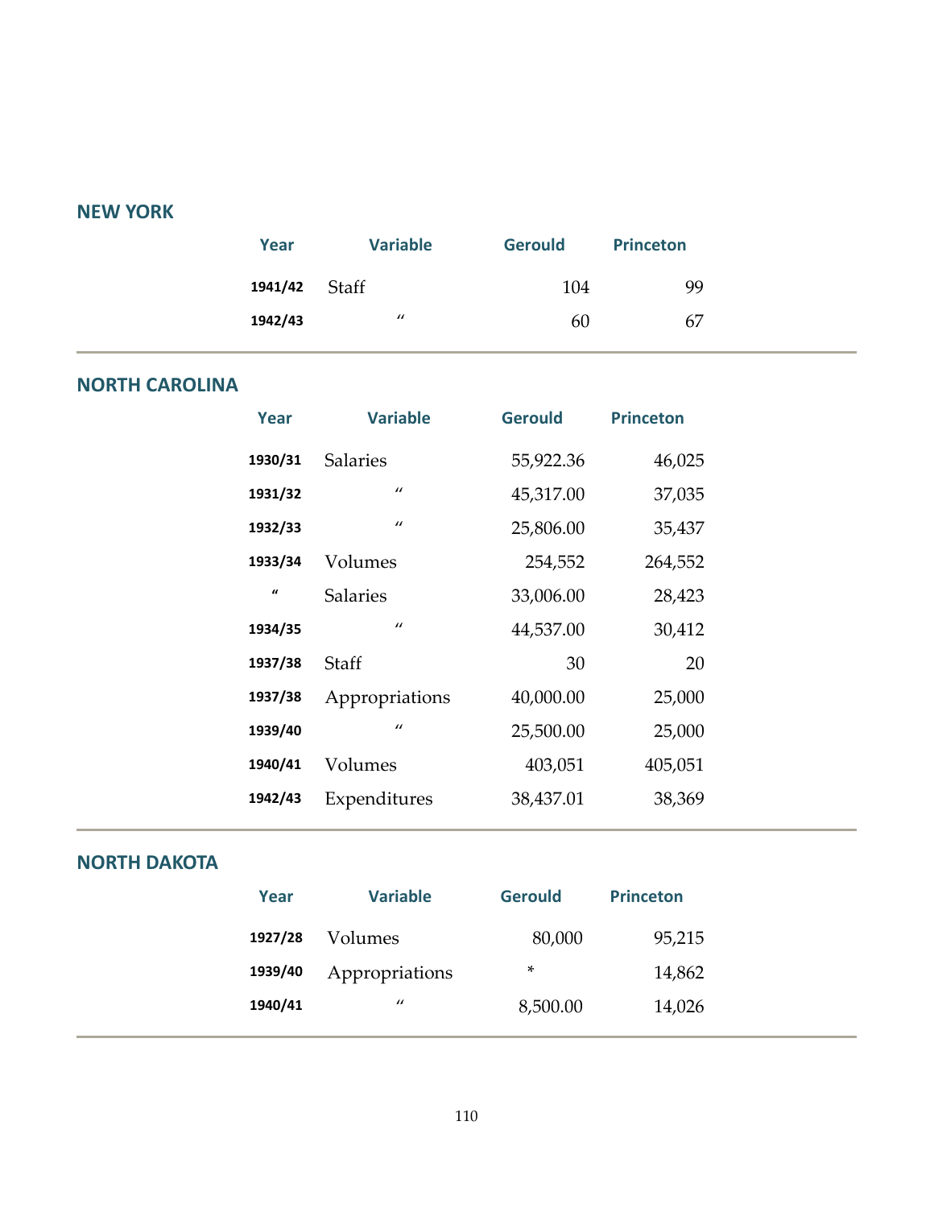## NEW YORK

| Year | Variable | Gerould | Princeton |
|---|---|---|---|
| 1941/42 | Staff | 104 | 99 |
| 1942/43 | " | 60 | 67 |

## NORTH CAROLINA

| Year | Variable | Gerould | Princeton |
|---|---|---|---|
| 1930/31 | Salaries | 55,922.36 | 46,025 |
| 1931/32 | " | 45,317.00 | 37,035 |
| 1932/33 | " | 25,806.00 | 35,437 |
| 1933/34 | Volumes | 254,552 | 264,552 |
| " | Salaries | 33,006.00 | 28,423 |
| 1934/35 | " | 44,537.00 | 30,412 |
| 1937/38 | Staff | 30 | 20 |
| 1937/38 | Appropriations | 40,000.00 | 25,000 |
| 1939/40 | " | 25,500.00 | 25,000 |
| 1940/41 | Volumes | 403,051 | 405,051 |
| 1942/43 | Expenditures | 38,437.01 | 38,369 |

## NORTH DAKOTA

| Year | Variable | Gerould | Princeton |
|---|---|---|---|
| 1927/28 | Volumes | 80,000 | 95,215 |
| 1939/40 | Appropriations | * | 14,862 |
| 1940/41 | " | 8,500.00 | 14,026 |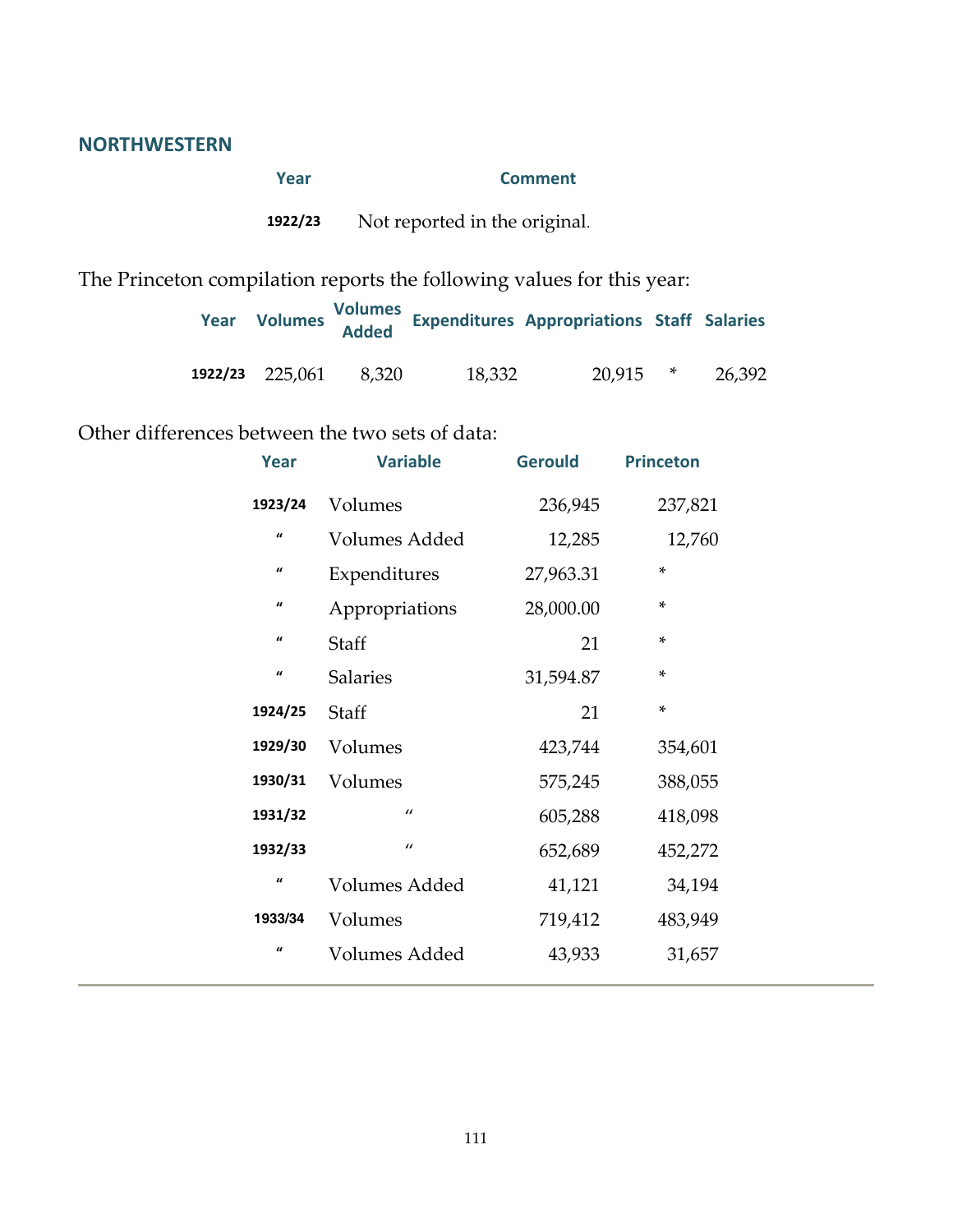## NORTHWESTERN

| Year | Comment |
|---|---|
| 1922/23 | Not reported in the original. |

The Princeton compilation reports the following values for this year:

| Year | Volumes | Volumes Added | Expenditures | Appropriations | Staff | Salaries |
|---|---|---|---|---|---|---|
| 1922/23 | 225,061 | 8,320 | 18,332 | 20,915 | * | 26,392 |

Other differences between the two sets of data:

| Year | Variable | Gerould | Princeton |
|---|---|---|---|
| 1923/24 | Volumes | 236,945 | 237,821 |
| " | Volumes Added | 12,285 | 12,760 |
| " | Expenditures | 27,963.31 | * |
| " | Appropriations | 28,000.00 | * |
| " | Staff | 21 | * |
| " | Salaries | 31,594.87 | * |
| 1924/25 | Staff | 21 | * |
| 1929/30 | Volumes | 423,744 | 354,601 |
| 1930/31 | Volumes | 575,245 | 388,055 |
| 1931/32 | " | 605,288 | 418,098 |
| 1932/33 | " | 652,689 | 452,272 |
| " | Volumes Added | 41,121 | 34,194 |
| 1933/34 | Volumes | 719,412 | 483,949 |
| " | Volumes Added | 43,933 | 31,657 |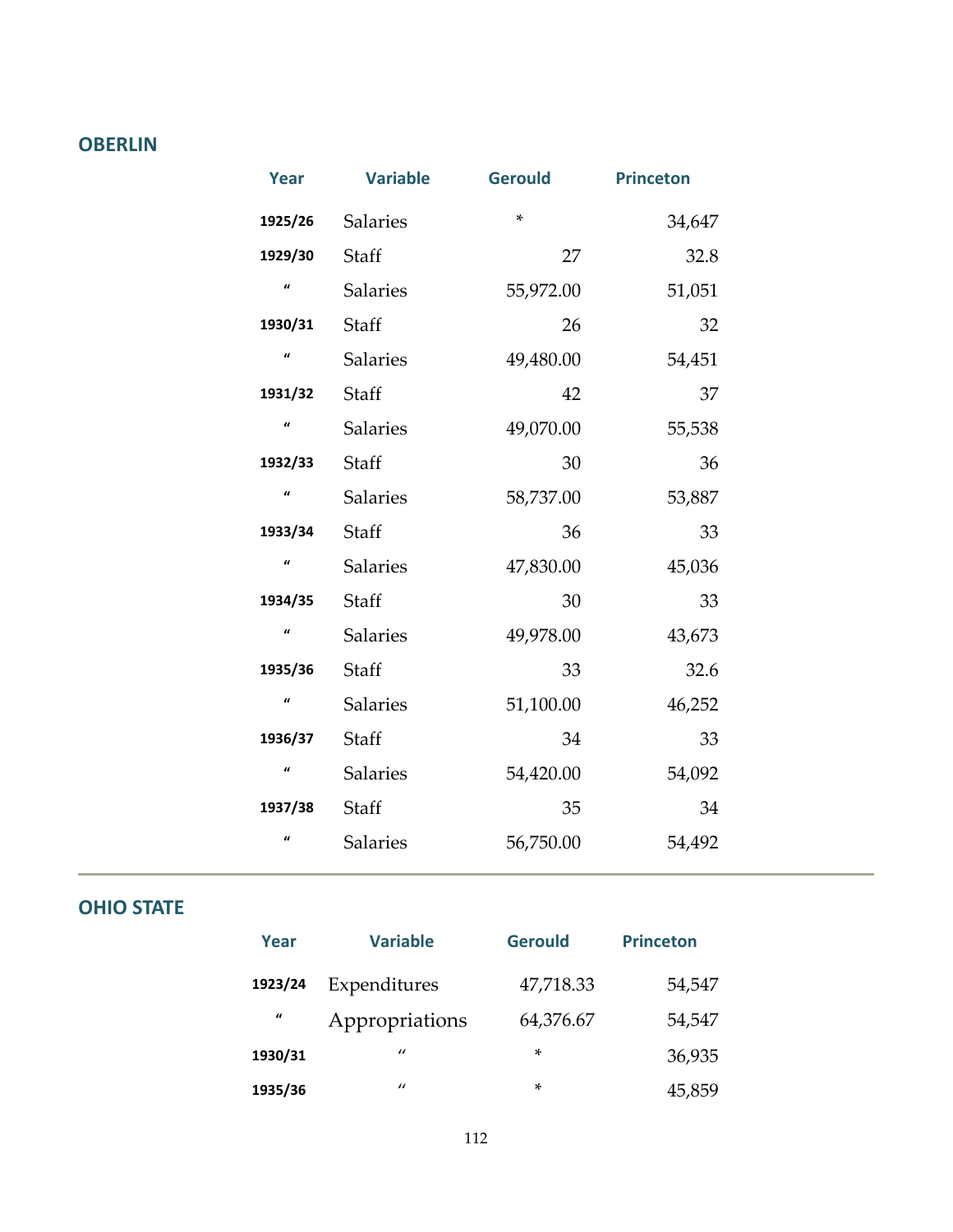## OBERLIN

| Year | Variable | Gerould | Princeton |
|---|---|---|---|
| 1925/26 | Salaries | * | 34,647 |
| 1929/30 | Staff | 27 | 32.8 |
| " | Salaries | 55,972.00 | 51,051 |
| 1930/31 | Staff | 26 | 32 |
| " | Salaries | 49,480.00 | 54,451 |
| 1931/32 | Staff | 42 | 37 |
| " | Salaries | 49,070.00 | 55,538 |
| 1932/33 | Staff | 30 | 36 |
| " | Salaries | 58,737.00 | 53,887 |
| 1933/34 | Staff | 36 | 33 |
| " | Salaries | 47,830.00 | 45,036 |
| 1934/35 | Staff | 30 | 33 |
| " | Salaries | 49,978.00 | 43,673 |
| 1935/36 | Staff | 33 | 32.6 |
| " | Salaries | 51,100.00 | 46,252 |
| 1936/37 | Staff | 34 | 33 |
| " | Salaries | 54,420.00 | 54,092 |
| 1937/38 | Staff | 35 | 34 |
| " | Salaries | 56,750.00 | 54,492 |

## OHIO STATE

| Year | Variable | Gerould | Princeton |
|---|---|---|---|
| 1923/24 | Expenditures | 47,718.33 | 54,547 |
| " | Appropriations | 64,376.67 | 54,547 |
| 1930/31 | " | * | 36,935 |
| 1935/36 | " | * | 45,859 |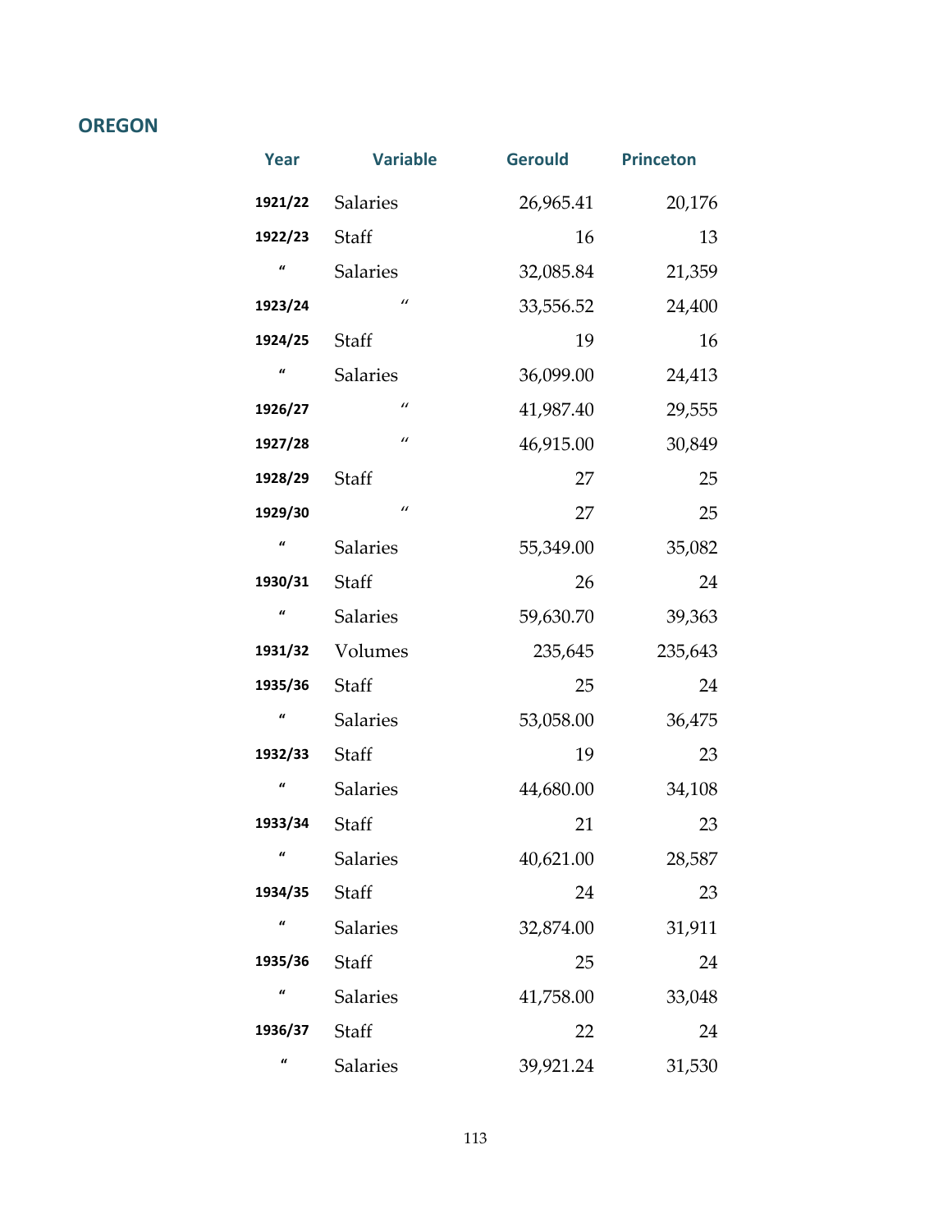## OREGON

| Year | Variable | Gerould | Princeton |
|---|---|---|---|
| 1921/22 | Salaries | 26,965.41 | 20,176 |
| 1922/23 | Staff | 16 | 13 |
| " | Salaries | 32,085.84 | 21,359 |
| 1923/24 | " | 33,556.52 | 24,400 |
| 1924/25 | Staff | 19 | 16 |
| " | Salaries | 36,099.00 | 24,413 |
| 1926/27 | " | 41,987.40 | 29,555 |
| 1927/28 | " | 46,915.00 | 30,849 |
| 1928/29 | Staff | 27 | 25 |
| 1929/30 | " | 27 | 25 |
| " | Salaries | 55,349.00 | 35,082 |
| 1930/31 | Staff | 26 | 24 |
| " | Salaries | 59,630.70 | 39,363 |
| 1931/32 | Volumes | 235,645 | 235,643 |
| 1935/36 | Staff | 25 | 24 |
| " | Salaries | 53,058.00 | 36,475 |
| 1932/33 | Staff | 19 | 23 |
| " | Salaries | 44,680.00 | 34,108 |
| 1933/34 | Staff | 21 | 23 |
| " | Salaries | 40,621.00 | 28,587 |
| 1934/35 | Staff | 24 | 23 |
| " | Salaries | 32,874.00 | 31,911 |
| 1935/36 | Staff | 25 | 24 |
| " | Salaries | 41,758.00 | 33,048 |
| 1936/37 | Staff | 22 | 24 |
| " | Salaries | 39,921.24 | 31,530 |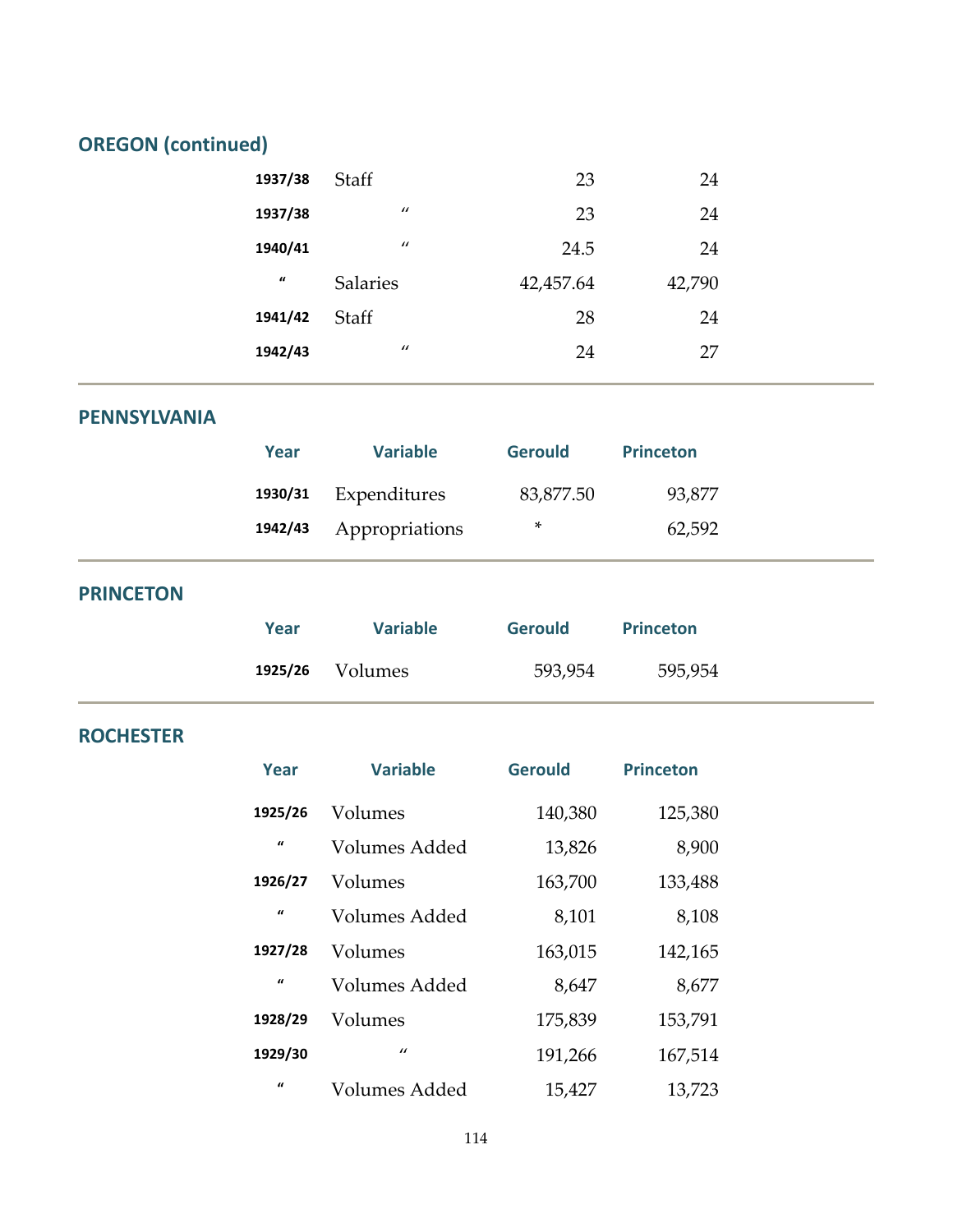## OREGON (continued)

| Year | Variable | Gerould | Princeton |
|---|---|---|---|
| 1937/38 | Staff | 23 | 24 |
| 1937/38 | " | 23 | 24 |
| 1940/41 | " | 24.5 | 24 |
| " | Salaries | 42,457.64 | 42,790 |
| 1941/42 | Staff | 28 | 24 |
| 1942/43 | " | 24 | 27 |

## PENNSYLVANIA

| Year | Variable | Gerould | Princeton |
|---|---|---|---|
| 1930/31 | Expenditures | 83,877.50 | 93,877 |
| 1942/43 | Appropriations | * | 62,592 |

## PRINCETON

| Year | Variable | Gerould | Princeton |
|---|---|---|---|
| 1925/26 | Volumes | 593,954 | 595,954 |

## ROCHESTER

| Year | Variable | Gerould | Princeton |
|---|---|---|---|
| 1925/26 | Volumes | 140,380 | 125,380 |
| " | Volumes Added | 13,826 | 8,900 |
| 1926/27 | Volumes | 163,700 | 133,488 |
| " | Volumes Added | 8,101 | 8,108 |
| 1927/28 | Volumes | 163,015 | 142,165 |
| " | Volumes Added | 8,647 | 8,677 |
| 1928/29 | Volumes | 175,839 | 153,791 |
| 1929/30 | " | 191,266 | 167,514 |
| " | Volumes Added | 15,427 | 13,723 |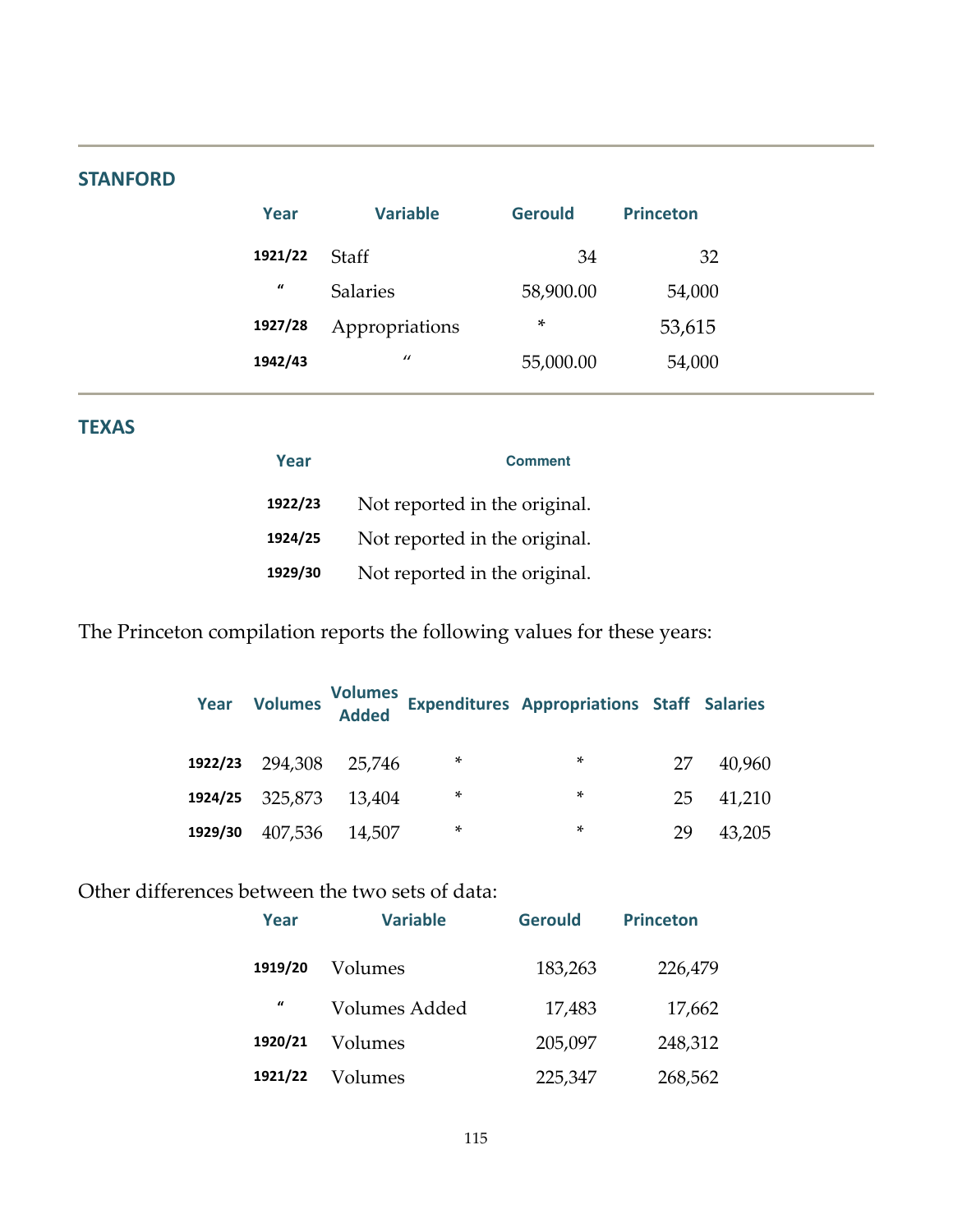## STANFORD

| Year | Variable | Gerould | Princeton |
|---|---|---|---|
| 1921/22 | Staff | 34 | 32 |
| " | Salaries | 58,900.00 | 54,000 |
| 1927/28 | Appropriations | * | 53,615 |
| 1942/43 | " | 55,000.00 | 54,000 |

## TEXAS

| Year | Comment |
|---|---|
| 1922/23 | Not reported in the original. |
| 1924/25 | Not reported in the original. |
| 1929/30 | Not reported in the original. |

The Princeton compilation reports the following values for these years:

| Year | Volumes | Volumes Added | Expenditures | Appropriations | Staff | Salaries |
|---|---|---|---|---|---|---|
| 1922/23 | 294,308 | 25,746 | * | * | 27 | 40,960 |
| 1924/25 | 325,873 | 13,404 | * | * | 25 | 41,210 |
| 1929/30 | 407,536 | 14,507 | * | * | 29 | 43,205 |

Other differences between the two sets of data:

| Year | Variable | Gerould | Princeton |
|---|---|---|---|
| 1919/20 | Volumes | 183,263 | 226,479 |
| " | Volumes Added | 17,483 | 17,662 |
| 1920/21 | Volumes | 205,097 | 248,312 |
| 1921/22 | Volumes | 225,347 | 268,562 |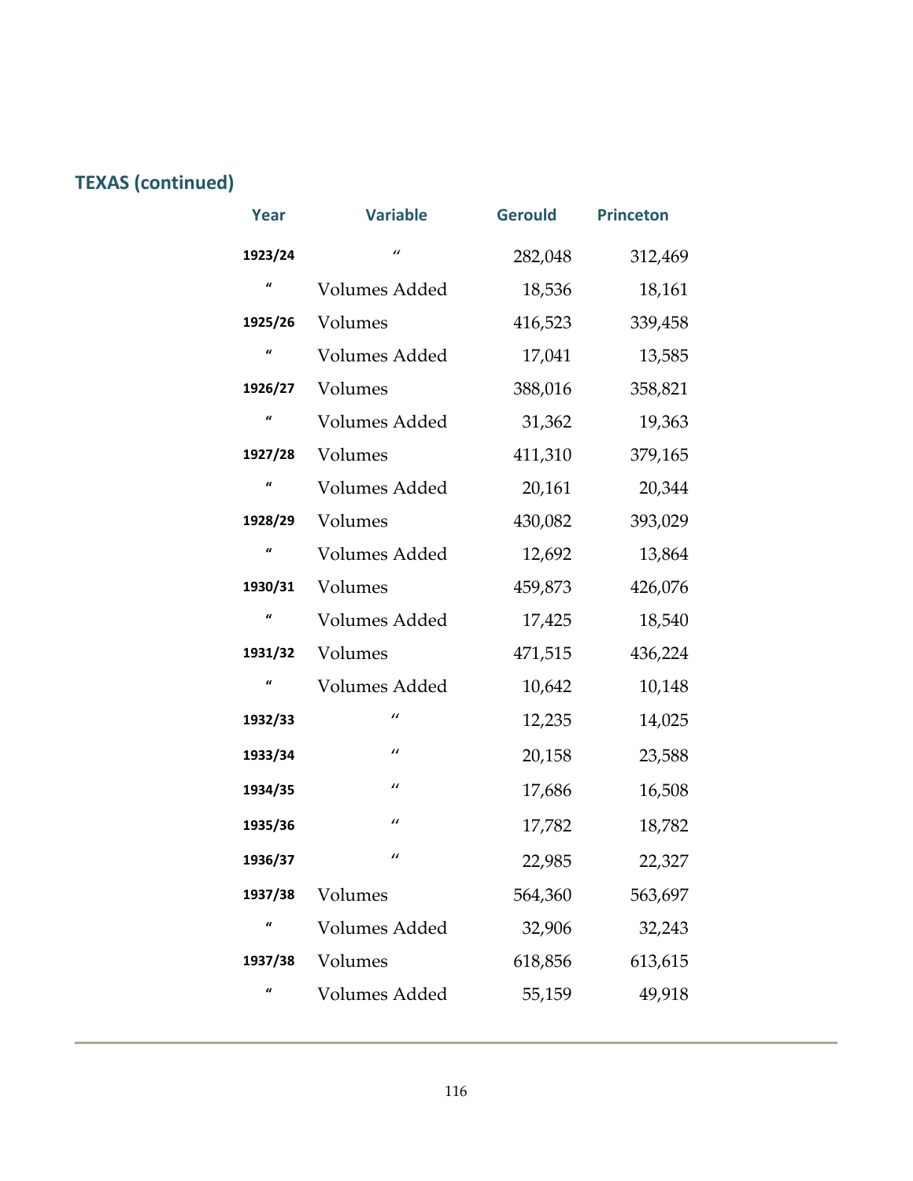## TEXAS (continued)

| Year | Variable | Gerould | Princeton |
|---|---|---|---|
| 1923/24 | " | 282,048 | 312,469 |
| " | Volumes Added | 18,536 | 18,161 |
| 1925/26 | Volumes | 416,523 | 339,458 |
| " | Volumes Added | 17,041 | 13,585 |
| 1926/27 | Volumes | 388,016 | 358,821 |
| " | Volumes Added | 31,362 | 19,363 |
| 1927/28 | Volumes | 411,310 | 379,165 |
| " | Volumes Added | 20,161 | 20,344 |
| 1928/29 | Volumes | 430,082 | 393,029 |
| " | Volumes Added | 12,692 | 13,864 |
| 1930/31 | Volumes | 459,873 | 426,076 |
| " | Volumes Added | 17,425 | 18,540 |
| 1931/32 | Volumes | 471,515 | 436,224 |
| " | Volumes Added | 10,642 | 10,148 |
| 1932/33 | " | 12,235 | 14,025 |
| 1933/34 | " | 20,158 | 23,588 |
| 1934/35 | " | 17,686 | 16,508 |
| 1935/36 | " | 17,782 | 18,782 |
| 1936/37 | " | 22,985 | 22,327 |
| 1937/38 | Volumes | 564,360 | 563,697 |
| " | Volumes Added | 32,906 | 32,243 |
| 1937/38 | Volumes | 618,856 | 613,615 |
| " | Volumes Added | 55,159 | 49,918 |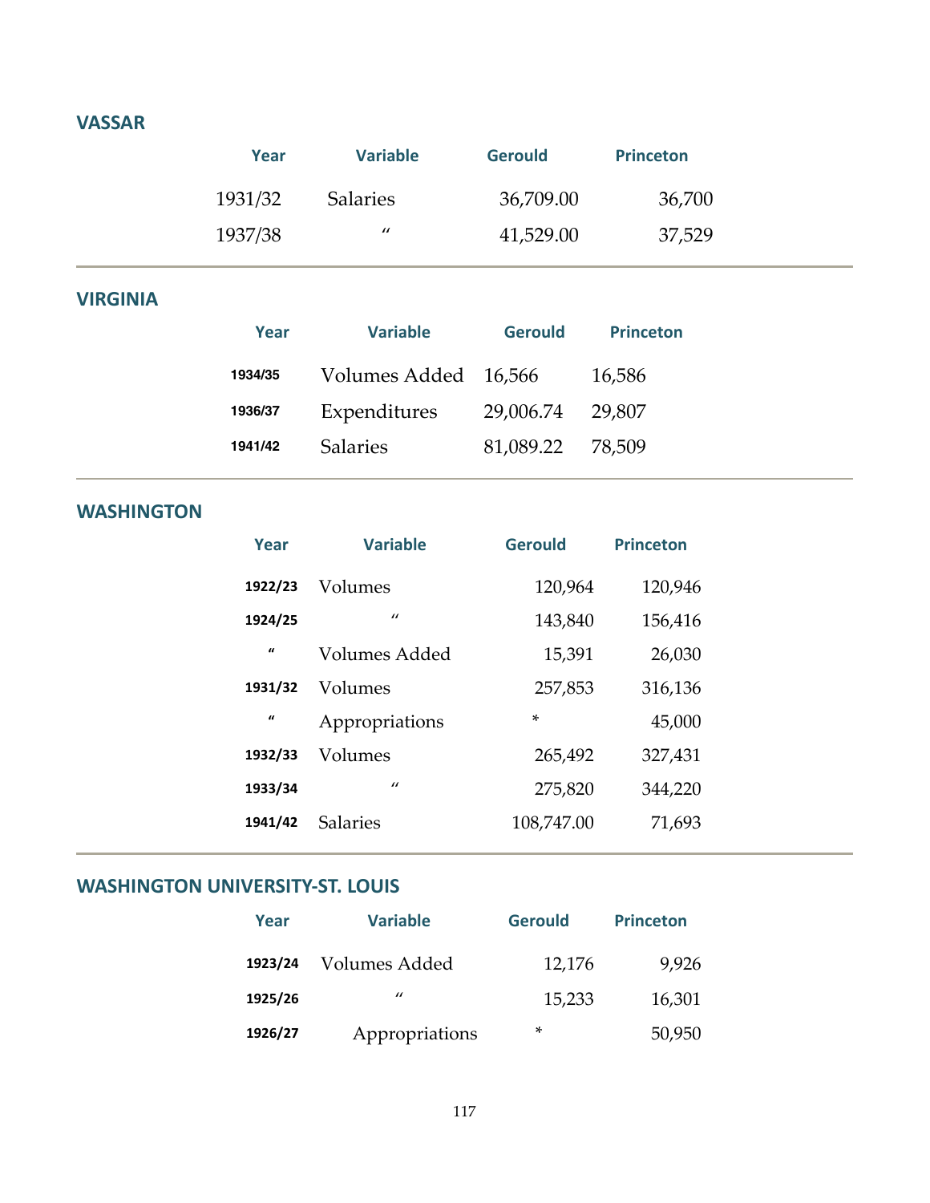## VASSAR

| Year | Variable | Gerould | Princeton |
| --- | --- | --- | --- |
| 1931/32 | Salaries | 36,709.00 | 36,700 |
| 1937/38 | " | 41,529.00 | 37,529 |

## VIRGINIA

| Year | Variable | Gerould | Princeton |
| --- | --- | --- | --- |
| 1934/35 | Volumes Added | 16,566 | 16,586 |
| 1936/37 | Expenditures | 29,006.74 | 29,807 |
| 1941/42 | Salaries | 81,089.22 | 78,509 |

## WASHINGTON

| Year | Variable | Gerould | Princeton |
| --- | --- | --- | --- |
| 1922/23 | Volumes | 120,964 | 120,946 |
| 1924/25 | " | 143,840 | 156,416 |
| " | Volumes Added | 15,391 | 26,030 |
| 1931/32 | Volumes | 257,853 | 316,136 |
| " | Appropriations | * | 45,000 |
| 1932/33 | Volumes | 265,492 | 327,431 |
| 1933/34 | " | 275,820 | 344,220 |
| 1941/42 | Salaries | 108,747.00 | 71,693 |

## WASHINGTON UNIVERSITY-ST. LOUIS

| Year | Variable | Gerould | Princeton |
| --- | --- | --- | --- |
| 1923/24 | Volumes Added | 12,176 | 9,926 |
| 1925/26 | " | 15,233 | 16,301 |
| 1926/27 | Appropriations | * | 50,950 |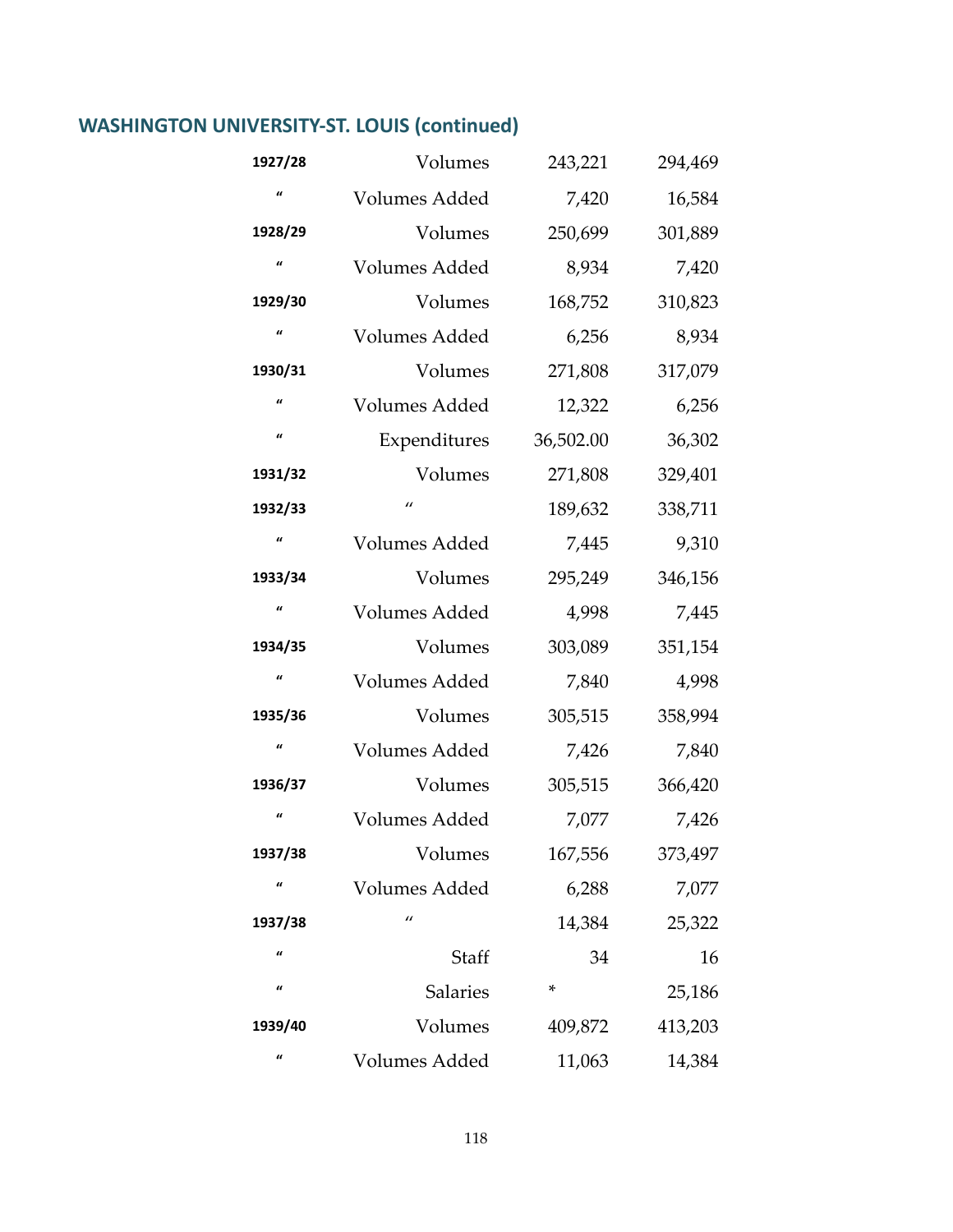## WASHINGTON UNIVERSITY-ST. LOUIS (continued)

| | | | |
|---|---|---|---|
| 1927/28 | Volumes | 243,221 | 294,469 |
| " | Volumes Added | 7,420 | 16,584 |
| 1928/29 | Volumes | 250,699 | 301,889 |
| " | Volumes Added | 8,934 | 7,420 |
| 1929/30 | Volumes | 168,752 | 310,823 |
| " | Volumes Added | 6,256 | 8,934 |
| 1930/31 | Volumes | 271,808 | 317,079 |
| " | Volumes Added | 12,322 | 6,256 |
| " | Expenditures | 36,502.00 | 36,302 |
| 1931/32 | Volumes | 271,808 | 329,401 |
| 1932/33 | " | 189,632 | 338,711 |
| " | Volumes Added | 7,445 | 9,310 |
| 1933/34 | Volumes | 295,249 | 346,156 |
| " | Volumes Added | 4,998 | 7,445 |
| 1934/35 | Volumes | 303,089 | 351,154 |
| " | Volumes Added | 7,840 | 4,998 |
| 1935/36 | Volumes | 305,515 | 358,994 |
| " | Volumes Added | 7,426 | 7,840 |
| 1936/37 | Volumes | 305,515 | 366,420 |
| " | Volumes Added | 7,077 | 7,426 |
| 1937/38 | Volumes | 167,556 | 373,497 |
| " | Volumes Added | 6,288 | 7,077 |
| 1937/38 | " | 14,384 | 25,322 |
| " | Staff | 34 | 16 |
| " | Salaries | * | 25,186 |
| 1939/40 | Volumes | 409,872 | 413,203 |
| " | Volumes Added | 11,063 | 14,384 |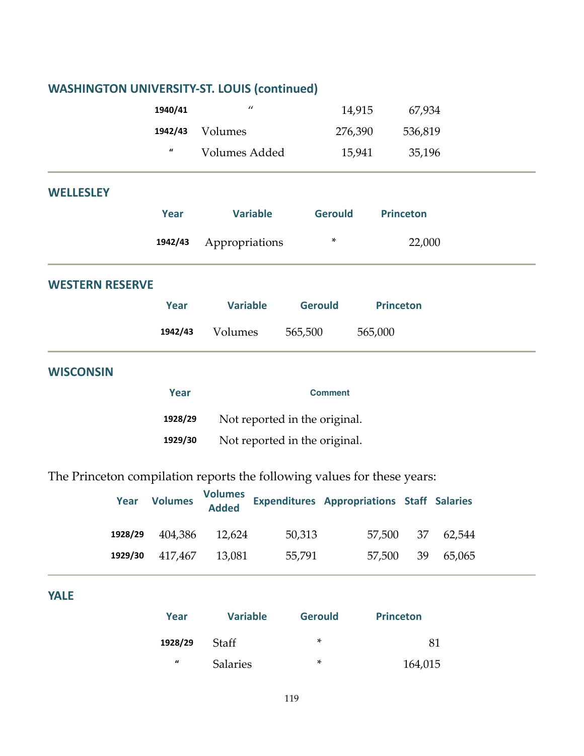## WASHINGTON UNIVERSITY-ST. LOUIS (continued)

| Year | Variable | Gerould | Princeton |
|---|---|---|---|
| 1940/41 | " | 14,915 | 67,934 |
| 1942/43 | Volumes | 276,390 | 536,819 |
| " | Volumes Added | 15,941 | 35,196 |

## WELLESLEY

| Year | Variable | Gerould | Princeton |
|---|---|---|---|
| 1942/43 | Appropriations | * | 22,000 |

## WESTERN RESERVE

| Year | Variable | Gerould | Princeton |
|---|---|---|---|
| 1942/43 | Volumes | 565,500 | 565,000 |

## WISCONSIN

| Year | Comment |
|---|---|
| 1928/29 | Not reported in the original. |
| 1929/30 | Not reported in the original. |

The Princeton compilation reports the following values for these years:

| Year | Volumes | Volumes Added | Expenditures | Appropriations | Staff | Salaries |
|---|---|---|---|---|---|---|
| 1928/29 | 404,386 | 12,624 | 50,313 | 57,500 | 37 | 62,544 |
| 1929/30 | 417,467 | 13,081 | 55,791 | 57,500 | 39 | 65,065 |

## YALE

| Year | Variable | Gerould | Princeton |
|---|---|---|---|
| 1928/29 | Staff | * | 81 |
| " | Salaries | * | 164,015 |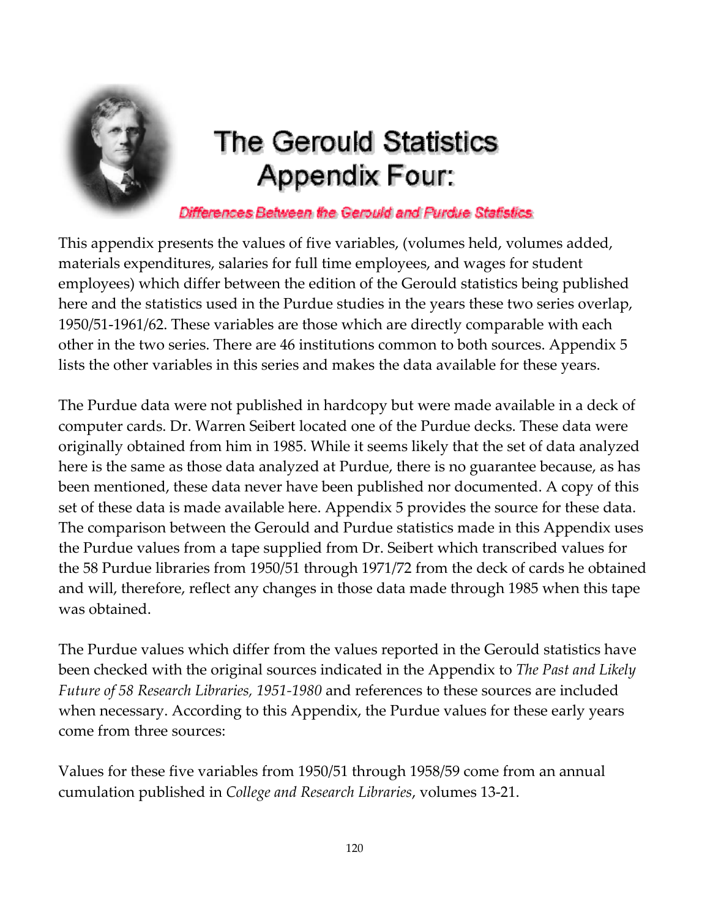# The Gerould Statistics Appendix Four:

### Differences Between the Gerould and Purdue Statistics

This appendix presents the values of five variables, (volumes held, volumes added, materials expenditures, salaries for full time employees, and wages for student employees) which differ between the edition of the Gerould statistics being published here and the statistics used in the Purdue studies in the years these two series overlap, 1950/51-1961/62. These variables are those which are directly comparable with each other in the two series. There are 46 institutions common to both sources. Appendix 5 lists the other variables in this series and makes the data available for these years.

The Purdue data were not published in hardcopy but were made available in a deck of computer cards. Dr. Warren Seibert located one of the Purdue decks. These data were originally obtained from him in 1985. While it seems likely that the set of data analyzed here is the same as those data analyzed at Purdue, there is no guarantee because, as has been mentioned, these data never have been published nor documented. A copy of this set of these data is made available here. Appendix 5 provides the source for these data. The comparison between the Gerould and Purdue statistics made in this Appendix uses the Purdue values from a tape supplied from Dr. Seibert which transcribed values for the 58 Purdue libraries from 1950/51 through 1971/72 from the deck of cards he obtained and will, therefore, reflect any changes in those data made through 1985 when this tape was obtained.

The Purdue values which differ from the values reported in the Gerould statistics have been checked with the original sources indicated in the Appendix to *The Past and Likely Future of 58 Research Libraries, 1951-1980* and references to these sources are included when necessary. According to this Appendix, the Purdue values for these early years come from three sources:

Values for these five variables from 1950/51 through 1958/59 come from an annual cumulation published in *College and Research Libraries*, volumes 13-21.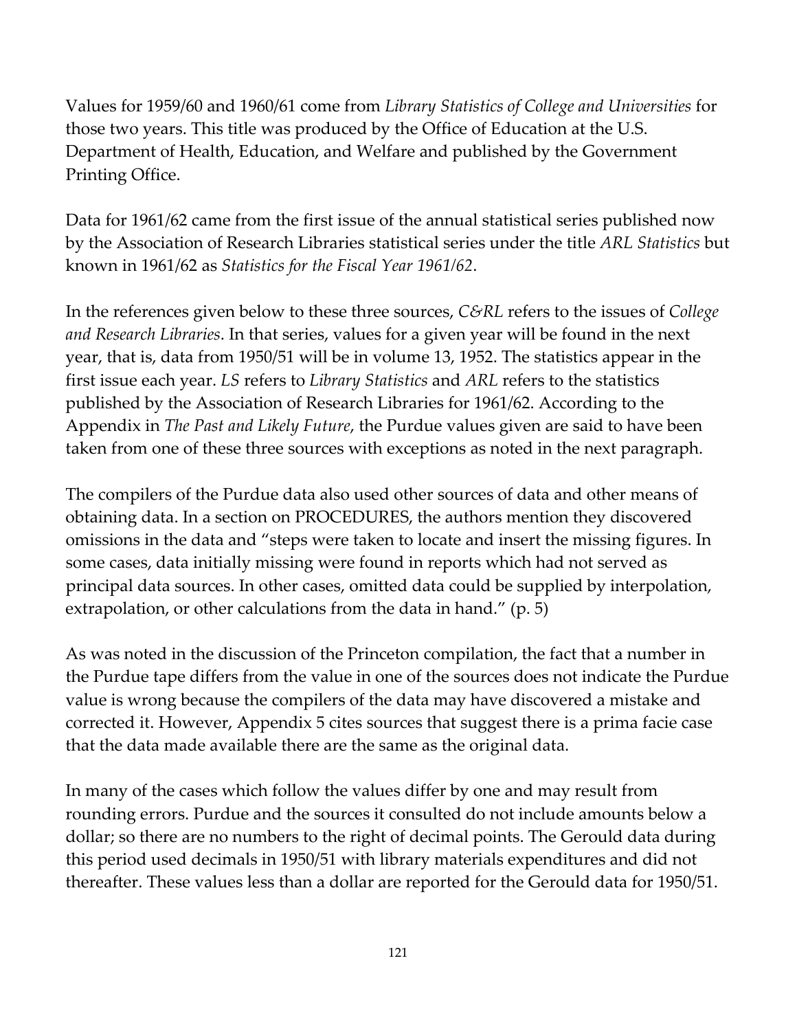Values for 1959/60 and 1960/61 come from *Library Statistics of College and Universities* for those two years. This title was produced by the Office of Education at the U.S. Department of Health, Education, and Welfare and published by the Government Printing Office.

Data for 1961/62 came from the first issue of the annual statistical series published now by the Association of Research Libraries statistical series under the title *ARL Statistics* but known in 1961/62 as *Statistics for the Fiscal Year 1961/62*.

In the references given below to these three sources, *C&RL* refers to the issues of *College and Research Libraries*. In that series, values for a given year will be found in the next year, that is, data from 1950/51 will be in volume 13, 1952. The statistics appear in the first issue each year. *LS* refers to *Library Statistics* and *ARL* refers to the statistics published by the Association of Research Libraries for 1961/62. According to the Appendix in *The Past and Likely Future*, the Purdue values given are said to have been taken from one of these three sources with exceptions as noted in the next paragraph.

The compilers of the Purdue data also used other sources of data and other means of obtaining data. In a section on PROCEDURES, the authors mention they discovered omissions in the data and "steps were taken to locate and insert the missing figures. In some cases, data initially missing were found in reports which had not served as principal data sources. In other cases, omitted data could be supplied by interpolation, extrapolation, or other calculations from the data in hand." (p. 5)

As was noted in the discussion of the Princeton compilation, the fact that a number in the Purdue tape differs from the value in one of the sources does not indicate the Purdue value is wrong because the compilers of the data may have discovered a mistake and corrected it. However, Appendix 5 cites sources that suggest there is a prima facie case that the data made available there are the same as the original data.

In many of the cases which follow the values differ by one and may result from rounding errors. Purdue and the sources it consulted do not include amounts below a dollar; so there are no numbers to the right of decimal points. The Gerould data during this period used decimals in 1950/51 with library materials expenditures and did not thereafter. These values less than a dollar are reported for the Gerould data for 1950/51.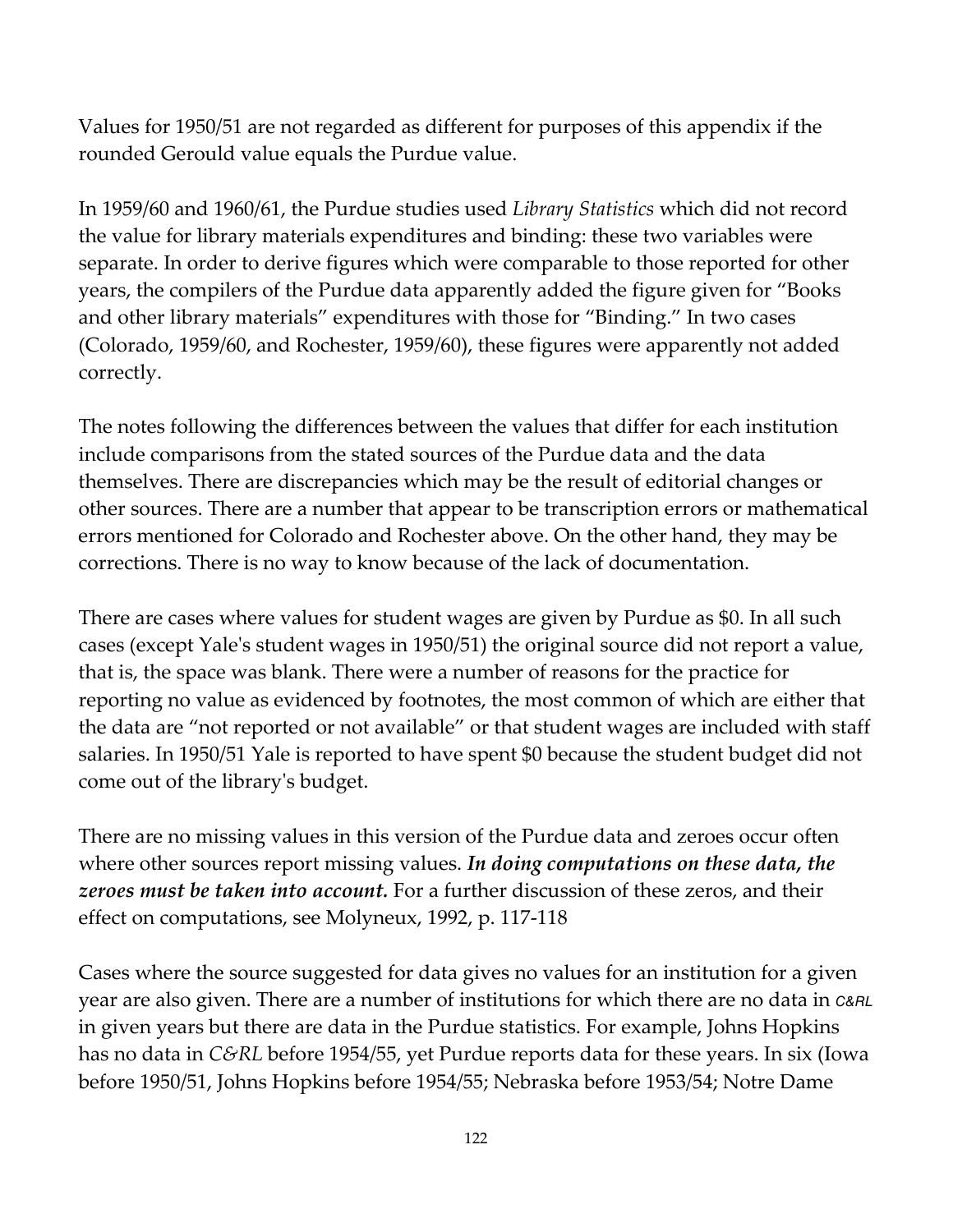Values for 1950/51 are not regarded as different for purposes of this appendix if the rounded Gerould value equals the Purdue value.

In 1959/60 and 1960/61, the Purdue studies used *Library Statistics* which did not record the value for library materials expenditures and binding: these two variables were separate. In order to derive figures which were comparable to those reported for other years, the compilers of the Purdue data apparently added the figure given for "Books and other library materials" expenditures with those for "Binding." In two cases (Colorado, 1959/60, and Rochester, 1959/60), these figures were apparently not added correctly.

The notes following the differences between the values that differ for each institution include comparisons from the stated sources of the Purdue data and the data themselves. There are discrepancies which may be the result of editorial changes or other sources. There are a number that appear to be transcription errors or mathematical errors mentioned for Colorado and Rochester above. On the other hand, they may be corrections. There is no way to know because of the lack of documentation.

There are cases where values for student wages are given by Purdue as $0. In all such cases (except Yale's student wages in 1950/51) the original source did not report a value, that is, the space was blank. There were a number of reasons for the practice for reporting no value as evidenced by footnotes, the most common of which are either that the data are "not reported or not available" or that student wages are included with staff salaries. In 1950/51 Yale is reported to have spent $0 because the student budget did not come out of the library's budget.

There are no missing values in this version of the Purdue data and zeroes occur often where other sources report missing values. ***In doing computations on these data, the zeroes must be taken into account.*** For a further discussion of these zeros, and their effect on computations, see Molyneux, 1992, p. 117-118

Cases where the source suggested for data gives no values for an institution for a given year are also given. There are a number of institutions for which there are no data in *C&RL* in given years but there are data in the Purdue statistics. For example, Johns Hopkins has no data in *C&RL* before 1954/55, yet Purdue reports data for these years. In six (Iowa before 1950/51, Johns Hopkins before 1954/55; Nebraska before 1953/54; Notre Dame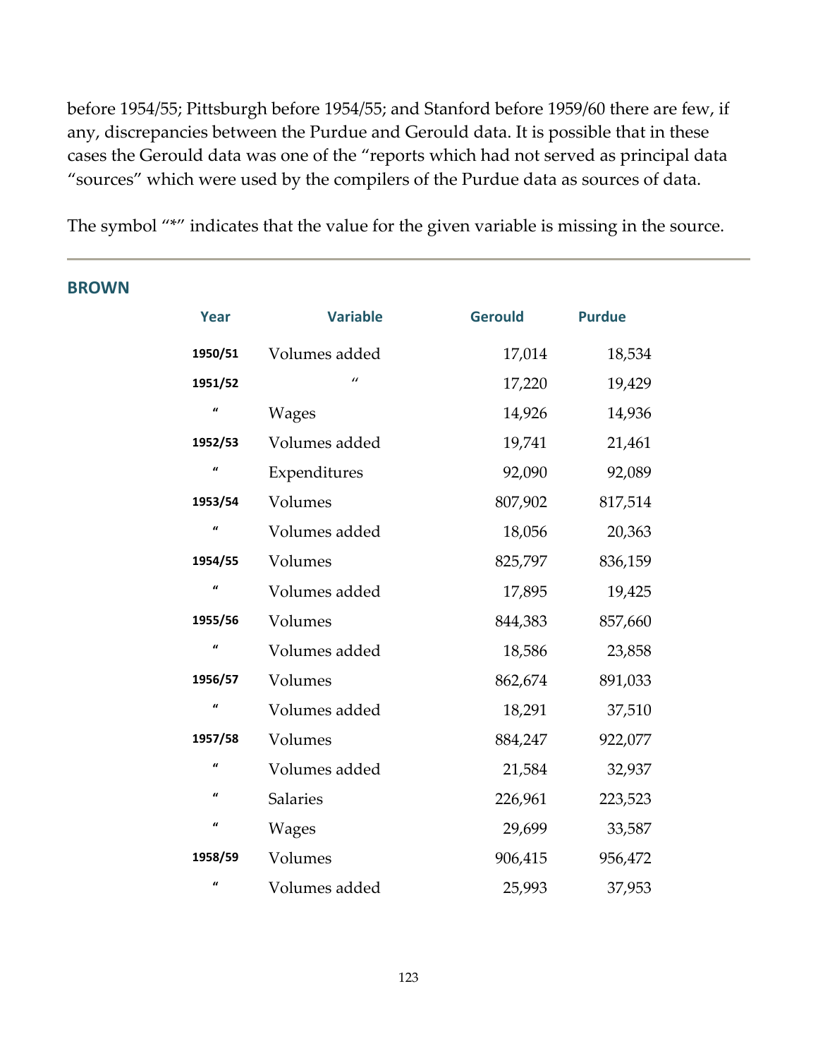before 1954/55; Pittsburgh before 1954/55; and Stanford before 1959/60 there are few, if any, discrepancies between the Purdue and Gerould data. It is possible that in these cases the Gerould data was one of the "reports which had not served as principal data "sources" which were used by the compilers of the Purdue data as sources of data.

The symbol "*" indicates that the value for the given variable is missing in the source.

---

### BROWN

| Year | Variable | Gerould | Purdue |
|---|---|---|---|
| 1950/51 | Volumes added | 17,014 | 18,534 |
| 1951/52 | " | 17,220 | 19,429 |
| " | Wages | 14,926 | 14,936 |
| 1952/53 | Volumes added | 19,741 | 21,461 |
| " | Expenditures | 92,090 | 92,089 |
| 1953/54 | Volumes | 807,902 | 817,514 |
| " | Volumes added | 18,056 | 20,363 |
| 1954/55 | Volumes | 825,797 | 836,159 |
| " | Volumes added | 17,895 | 19,425 |
| 1955/56 | Volumes | 844,383 | 857,660 |
| " | Volumes added | 18,586 | 23,858 |
| 1956/57 | Volumes | 862,674 | 891,033 |
| " | Volumes added | 18,291 | 37,510 |
| 1957/58 | Volumes | 884,247 | 922,077 |
| " | Volumes added | 21,584 | 32,937 |
| " | Salaries | 226,961 | 223,523 |
| " | Wages | 29,699 | 33,587 |
| 1958/59 | Volumes | 906,415 | 956,472 |
| " | Volumes added | 25,993 | 37,953 |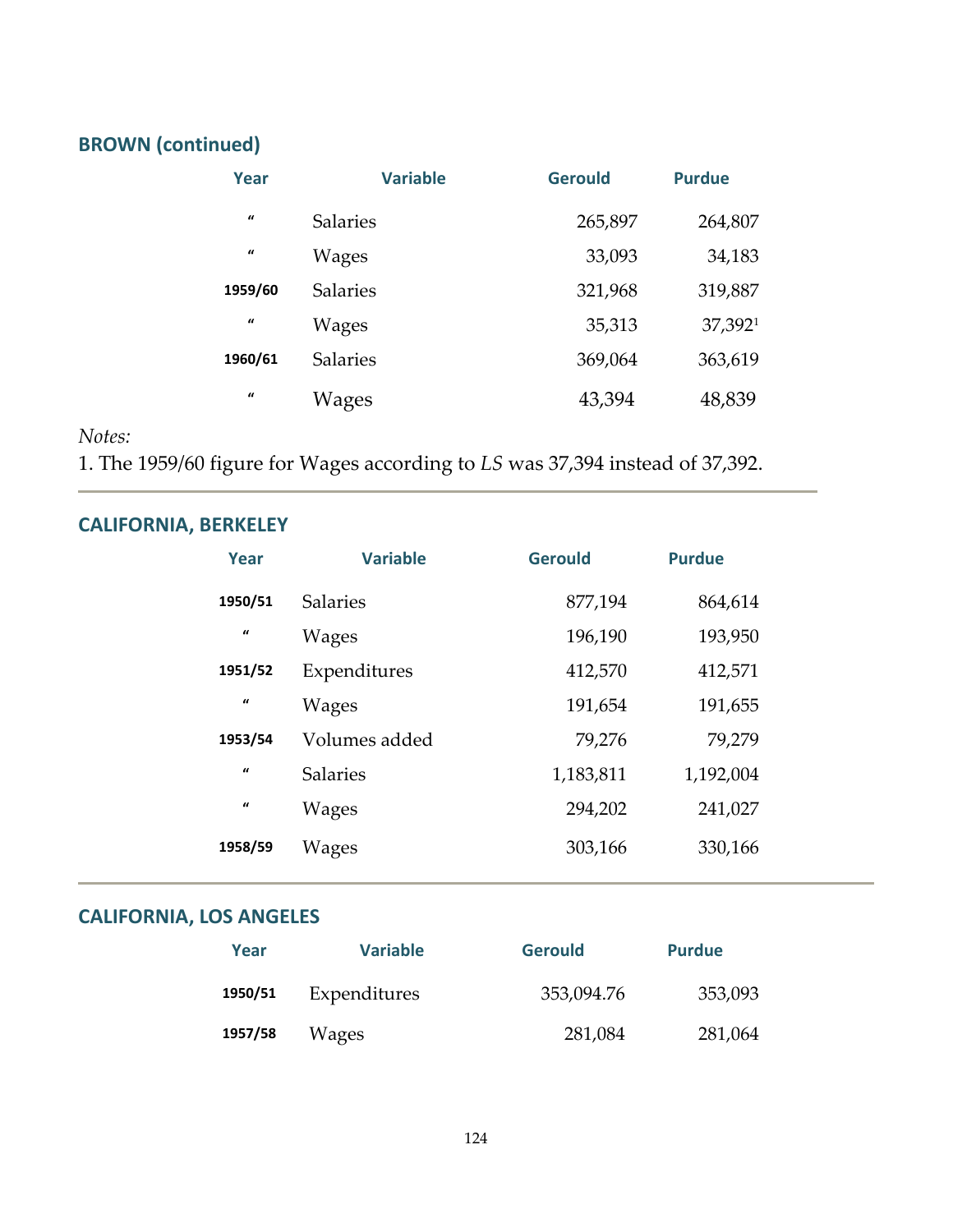## BROWN (continued)

| Year | Variable | Gerould | Purdue |
|---|---|---|---|
| " | Salaries | 265,897 | 264,807 |
| " | Wages | 33,093 | 34,183 |
| 1959/60 | Salaries | 321,968 | 319,887 |
| " | Wages | 35,313 | 37,392[1] |
| 1960/61 | Salaries | 369,064 | 363,619 |
| " | Wages | 43,394 | 48,839 |

*Notes:*
1. The 1959/60 figure for Wages according to *LS* was 37,394 instead of 37,392.

---

## CALIFORNIA, BERKELEY

| Year | Variable | Gerould | Purdue |
|---|---|---|---|
| 1950/51 | Salaries | 877,194 | 864,614 |
| " | Wages | 196,190 | 193,950 |
| 1951/52 | Expenditures | 412,570 | 412,571 |
| " | Wages | 191,654 | 191,655 |
| 1953/54 | Volumes added | 79,276 | 79,279 |
| " | Salaries | 1,183,811 | 1,192,004 |
| " | Wages | 294,202 | 241,027 |
| 1958/59 | Wages | 303,166 | 330,166 |

---

## CALIFORNIA, LOS ANGELES

| Year | Variable | Gerould | Purdue |
|---|---|---|---|
| 1950/51 | Expenditures | 353,094.76 | 353,093 |
| 1957/58 | Wages | 281,084 | 281,064 |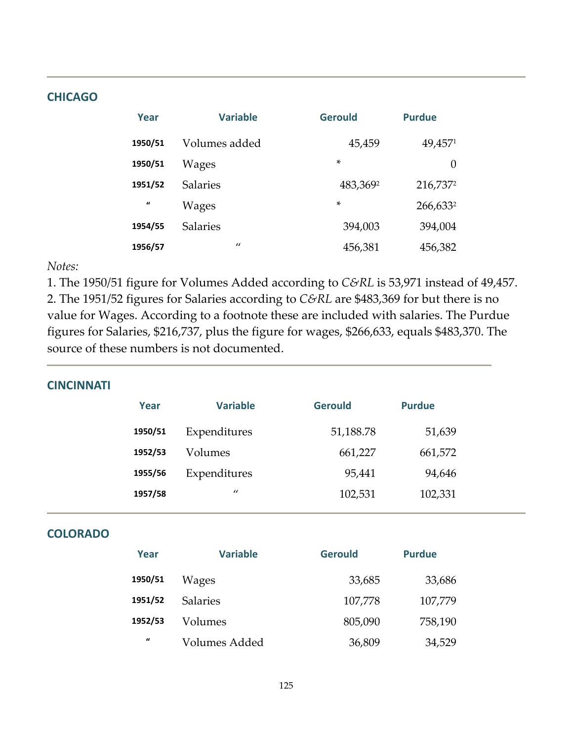## CHICAGO

| Year | Variable | Gerould | Purdue |
|---|---|---|---|
| 1950/51 | Volumes added | 45,459 | 49,457[1] |
| 1950/51 | Wages | * | 0 |
| 1951/52 | Salaries | 483,369[2] | 216,737[2] |
| " | Wages | * | 266,633[2] |
| 1954/55 | Salaries | 394,003 | 394,004 |
| 1956/57 | " | 456,381 | 456,382 |

*Notes:*

1. The 1950/51 figure for Volumes Added according to *C&RL* is 53,971 instead of 49,457.
2. The 1951/52 figures for Salaries according to *C&RL* are $483,369 for but there is no value for Wages. According to a footnote these are included with salaries. The Purdue figures for Salaries, $216,737, plus the figure for wages, $266,633, equals $483,370. The source of these numbers is not documented.

## CINCINNATI

| Year | Variable | Gerould | Purdue |
|---|---|---|---|
| 1950/51 | Expenditures | 51,188.78 | 51,639 |
| 1952/53 | Volumes | 661,227 | 661,572 |
| 1955/56 | Expenditures | 95,441 | 94,646 |
| 1957/58 | " | 102,531 | 102,331 |

## COLORADO

| Year | Variable | Gerould | Purdue |
|---|---|---|---|
| 1950/51 | Wages | 33,685 | 33,686 |
| 1951/52 | Salaries | 107,778 | 107,779 |
| 1952/53 | Volumes | 805,090 | 758,190 |
| " | Volumes Added | 36,809 | 34,529 |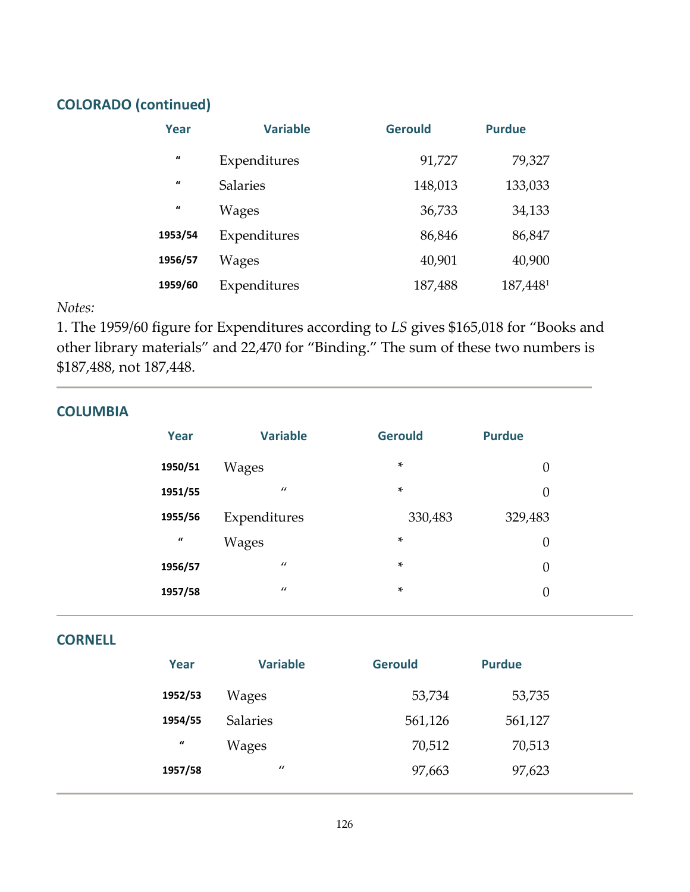## COLORADO (continued)

| Year | Variable | Gerould | Purdue |
|---|---|---|---|
| " | Expenditures | 91,727 | 79,327 |
| " | Salaries | 148,013 | 133,033 |
| " | Wages | 36,733 | 34,133 |
| 1953/54 | Expenditures | 86,846 | 86,847 |
| 1956/57 | Wages | 40,901 | 40,900 |
| 1959/60 | Expenditures | 187,488 | 187,448[1] |

*Notes:*

1. The 1959/60 figure for Expenditures according to *LS* gives $165,018 for "Books and other library materials" and 22,470 for "Binding." The sum of these two numbers is $187,488, not 187,448.

## COLUMBIA

| Year | Variable | Gerould | Purdue |
|---|---|---|---|
| 1950/51 | Wages | * | 0 |
| 1951/55 | " | * | 0 |
| 1955/56 | Expenditures | 330,483 | 329,483 |
| " | Wages | * | 0 |
| 1956/57 | " | * | 0 |
| 1957/58 | " | * | 0 |

## CORNELL

| Year | Variable | Gerould | Purdue |
|---|---|---|---|
| 1952/53 | Wages | 53,734 | 53,735 |
| 1954/55 | Salaries | 561,126 | 561,127 |
| " | Wages | 70,512 | 70,513 |
| 1957/58 | " | 97,663 | 97,623 |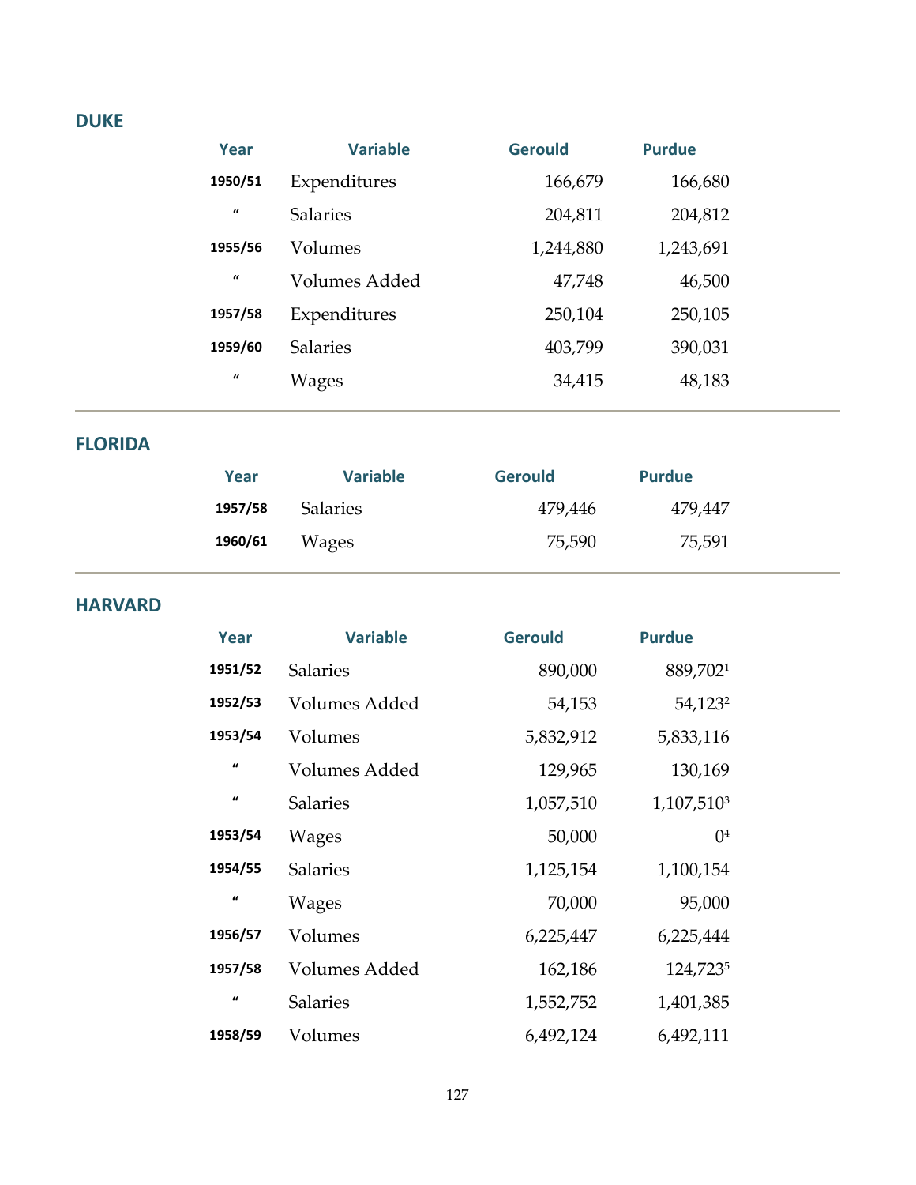## DUKE

| Year | Variable | Gerould | Purdue |
|---|---|---|---|
| 1950/51 | Expenditures | 166,679 | 166,680 |
| " | Salaries | 204,811 | 204,812 |
| 1955/56 | Volumes | 1,244,880 | 1,243,691 |
| " | Volumes Added | 47,748 | 46,500 |
| 1957/58 | Expenditures | 250,104 | 250,105 |
| 1959/60 | Salaries | 403,799 | 390,031 |
| " | Wages | 34,415 | 48,183 |

## FLORIDA

| Year | Variable | Gerould | Purdue |
|---|---|---|---|
| 1957/58 | Salaries | 479,446 | 479,447 |
| 1960/61 | Wages | 75,590 | 75,591 |

## HARVARD

| Year | Variable | Gerould | Purdue |
|---|---|---|---|
| 1951/52 | Salaries | 890,000 | 889,702[1] |
| 1952/53 | Volumes Added | 54,153 | 54,123[2] |
| 1953/54 | Volumes | 5,832,912 | 5,833,116 |
| " | Volumes Added | 129,965 | 130,169 |
| " | Salaries | 1,057,510 | 1,107,510[3] |
| 1953/54 | Wages | 50,000 | 0[4] |
| 1954/55 | Salaries | 1,125,154 | 1,100,154 |
| " | Wages | 70,000 | 95,000 |
| 1956/57 | Volumes | 6,225,447 | 6,225,444 |
| 1957/58 | Volumes Added | 162,186 | 124,723[5] |
| " | Salaries | 1,552,752 | 1,401,385 |
| 1958/59 | Volumes | 6,492,124 | 6,492,111 |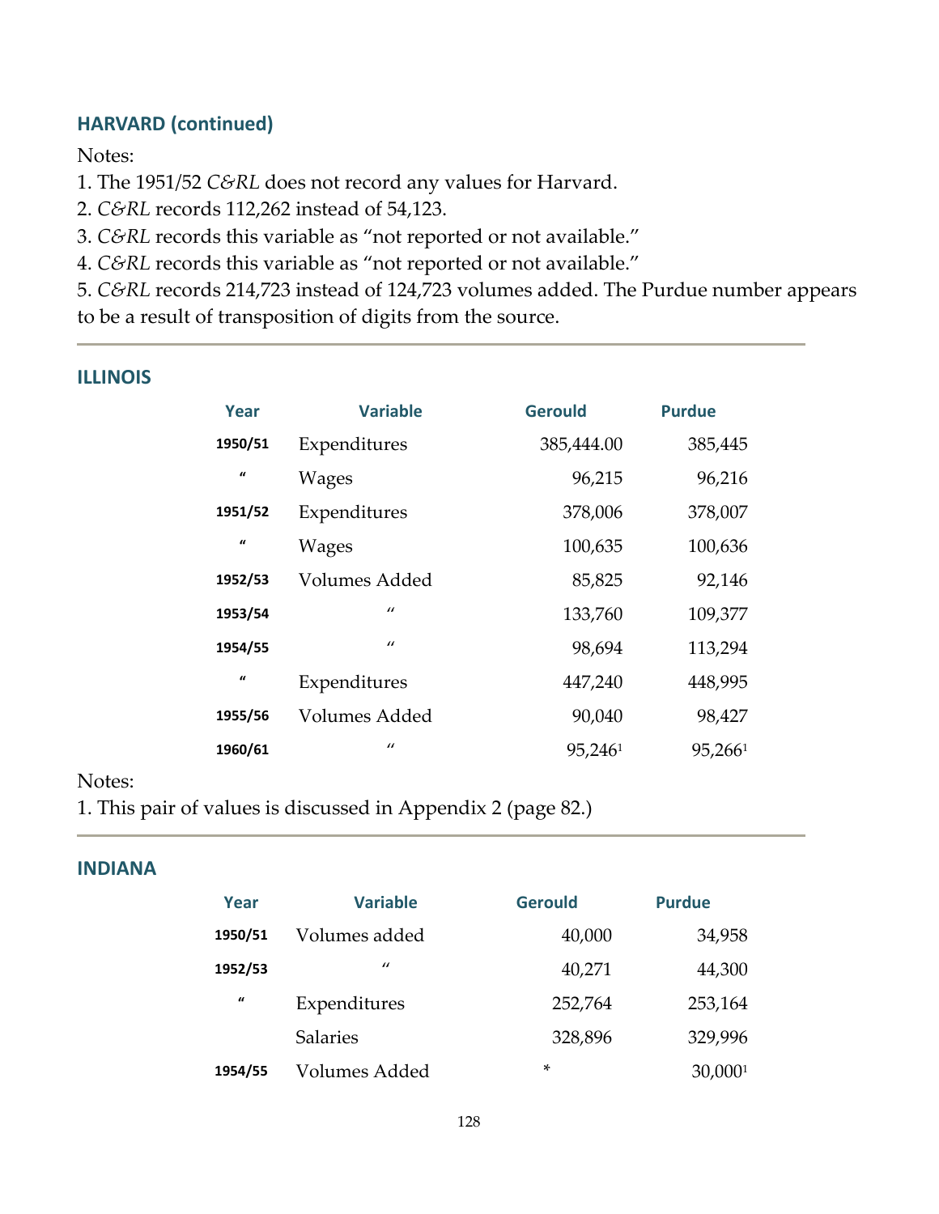### HARVARD (continued)

Notes:

1. The 1951/52 *C&RL* does not record any values for Harvard.
2. *C&RL* records 112,262 instead of 54,123.
3. *C&RL* records this variable as "not reported or not available."
4. *C&RL* records this variable as "not reported or not available."
5. *C&RL* records 214,723 instead of 124,723 volumes added. The Purdue number appears to be a result of transposition of digits from the source.

---

### ILLINOIS

| Year | Variable | Gerould | Purdue |
|---|---|---|---|
| 1950/51 | Expenditures | 385,444.00 | 385,445 |
| " | Wages | 96,215 | 96,216 |
| 1951/52 | Expenditures | 378,006 | 378,007 |
| " | Wages | 100,635 | 100,636 |
| 1952/53 | Volumes Added | 85,825 | 92,146 |
| 1953/54 | " | 133,760 | 109,377 |
| 1954/55 | " | 98,694 | 113,294 |
| " | Expenditures | 447,240 | 448,995 |
| 1955/56 | Volumes Added | 90,040 | 98,427 |
| 1960/61 | " | 95,246[1] | 95,266[1] |

Notes:

1. This pair of values is discussed in Appendix 2 (page 82.)

---

### INDIANA

| Year | Variable | Gerould | Purdue |
|---|---|---|---|
| 1950/51 | Volumes added | 40,000 | 34,958 |
| 1952/53 | " | 40,271 | 44,300 |
| " | Expenditures | 252,764 | 253,164 |
| | Salaries | 328,896 | 329,996 |
| 1954/55 | Volumes Added | * | 30,000[1] |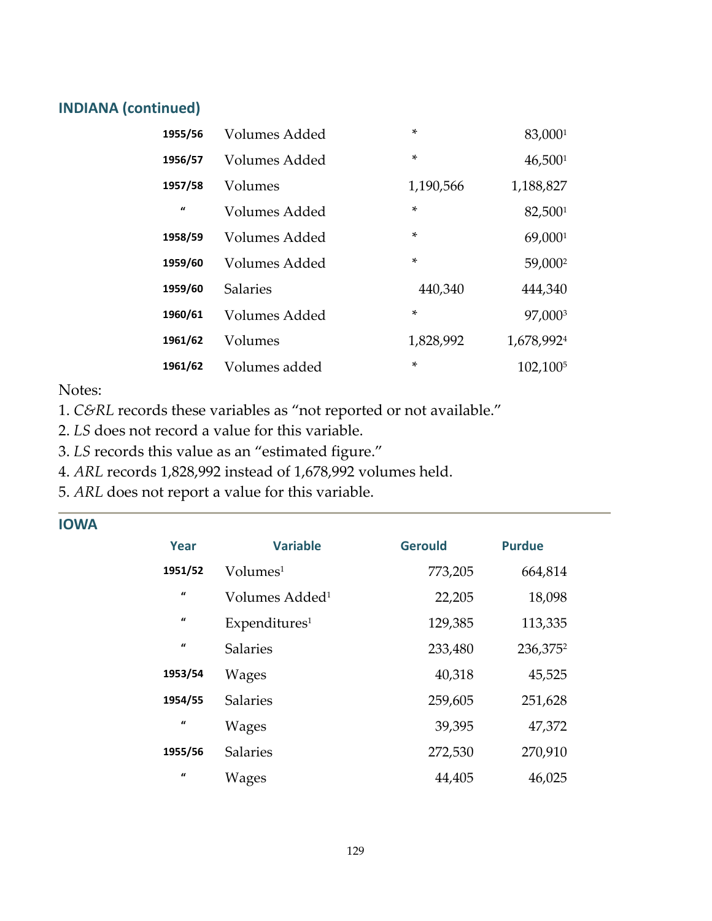## INDIANA (continued)

| Year | Variable | Gerould | Purdue |
|---|---|---|---|
| 1955/56 | Volumes Added | * | 83,000[1] |
| 1956/57 | Volumes Added | * | 46,500[1] |
| 1957/58 | Volumes | 1,190,566 | 1,188,827 |
| " | Volumes Added | * | 82,500[1] |
| 1958/59 | Volumes Added | * | 69,000[1] |
| 1959/60 | Volumes Added | * | 59,000[2] |
| 1959/60 | Salaries | 440,340 | 444,340 |
| 1960/61 | Volumes Added | * | 97,000[3] |
| 1961/62 | Volumes | 1,828,992 | 1,678,992[4] |
| 1961/62 | Volumes added | * | 102,100[5] |

Notes:

1. *C&RL* records these variables as "not reported or not available."
2. *LS* does not record a value for this variable.
3. *LS* records this value as an "estimated figure."
4. *ARL* records 1,828,992 instead of 1,678,992 volumes held.
5. *ARL* does not report a value for this variable.

## IOWA

| Year | Variable | Gerould | Purdue |
|---|---|---|---|
| 1951/52 | Volumes[1] | 773,205 | 664,814 |
| " | Volumes Added[1] | 22,205 | 18,098 |
| " | Expenditures[1] | 129,385 | 113,335 |
| " | Salaries | 233,480 | 236,375[2] |
| 1953/54 | Wages | 40,318 | 45,525 |
| 1954/55 | Salaries | 259,605 | 251,628 |
| " | Wages | 39,395 | 47,372 |
| 1955/56 | Salaries | 272,530 | 270,910 |
| " | Wages | 44,405 | 46,025 |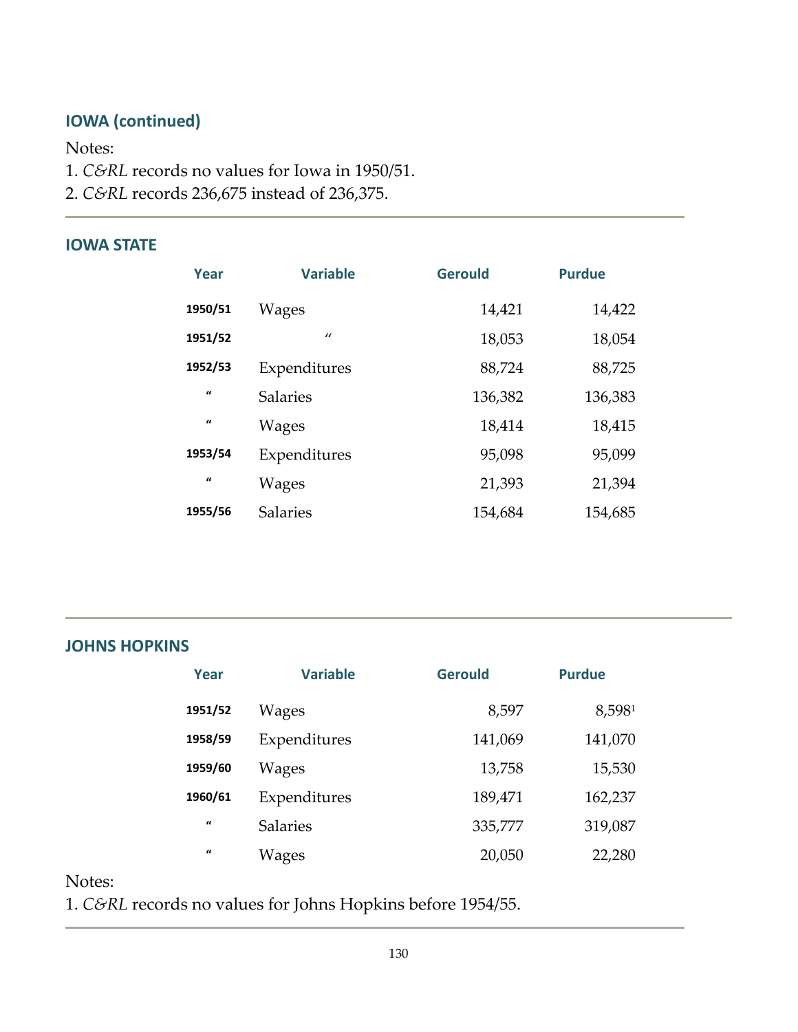## IOWA (continued)

Notes:
1. *C&RL* records no values for Iowa in 1950/51.
2. *C&RL* records 236,675 instead of 236,375.

---

## IOWA STATE

| Year | Variable | Gerould | Purdue |
|---|---|---|---|
| 1950/51 | Wages | 14,421 | 14,422 |
| 1951/52 | " | 18,053 | 18,054 |
| 1952/53 | Expenditures | 88,724 | 88,725 |
| " | Salaries | 136,382 | 136,383 |
| " | Wages | 18,414 | 18,415 |
| 1953/54 | Expenditures | 95,098 | 95,099 |
| " | Wages | 21,393 | 21,394 |
| 1955/56 | Salaries | 154,684 | 154,685 |

---

## JOHNS HOPKINS

| Year | Variable | Gerould | Purdue |
|---|---|---|---|
| 1951/52 | Wages | 8,597 | 8,598[1] |
| 1958/59 | Expenditures | 141,069 | 141,070 |
| 1959/60 | Wages | 13,758 | 15,530 |
| 1960/61 | Expenditures | 189,471 | 162,237 |
| " | Salaries | 335,777 | 319,087 |
| " | Wages | 20,050 | 22,280 |

Notes:
1. *C&RL* records no values for Johns Hopkins before 1954/55.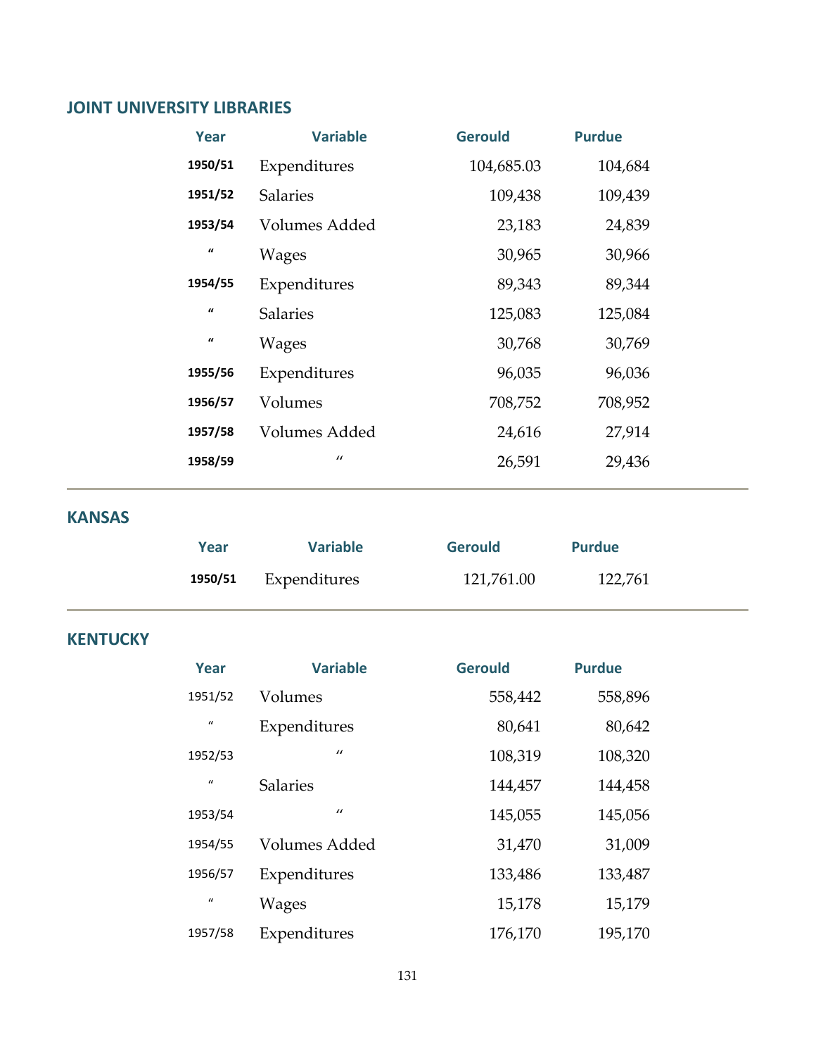## JOINT UNIVERSITY LIBRARIES

| Year | Variable | Gerould | Purdue |
|---|---|---|---|
| **1950/51** | Expenditures | 104,685.03 | 104,684 |
| **1951/52** | Salaries | 109,438 | 109,439 |
| **1953/54** | Volumes Added | 23,183 | 24,839 |
| " | Wages | 30,965 | 30,966 |
| **1954/55** | Expenditures | 89,343 | 89,344 |
| " | Salaries | 125,083 | 125,084 |
| " | Wages | 30,768 | 30,769 |
| **1955/56** | Expenditures | 96,035 | 96,036 |
| **1956/57** | Volumes | 708,752 | 708,952 |
| **1957/58** | Volumes Added | 24,616 | 27,914 |
| **1958/59** | " | 26,591 | 29,436 |

## KANSAS

| Year | Variable | Gerould | Purdue |
|---|---|---|---|
| **1950/51** | Expenditures | 121,761.00 | 122,761 |

## KENTUCKY

| Year | Variable | Gerould | Purdue |
|---|---|---|---|
| 1951/52 | Volumes | 558,442 | 558,896 |
| " | Expenditures | 80,641 | 80,642 |
| 1952/53 | " | 108,319 | 108,320 |
| " | Salaries | 144,457 | 144,458 |
| 1953/54 | " | 145,055 | 145,056 |
| 1954/55 | Volumes Added | 31,470 | 31,009 |
| 1956/57 | Expenditures | 133,486 | 133,487 |
| " | Wages | 15,178 | 15,179 |
| 1957/58 | Expenditures | 176,170 | 195,170 |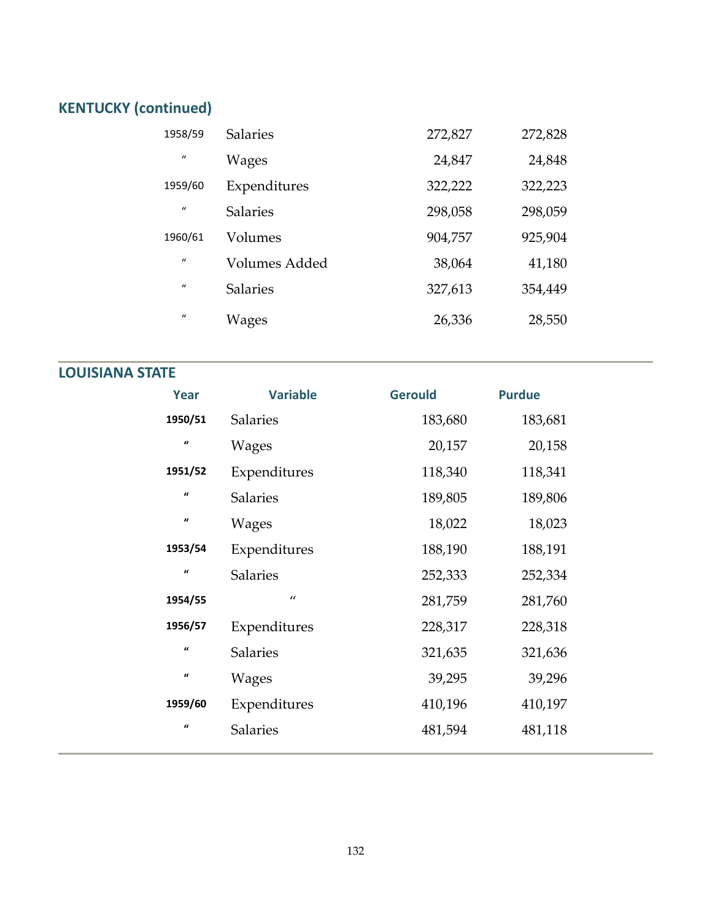## KENTUCKY (continued)

| | | | |
|---|---|---|---|
| 1958/59 | Salaries | 272,827 | 272,828 |
| " | Wages | 24,847 | 24,848 |
| 1959/60 | Expenditures | 322,222 | 322,223 |
| " | Salaries | 298,058 | 298,059 |
| 1960/61 | Volumes | 904,757 | 925,904 |
| " | Volumes Added | 38,064 | 41,180 |
| " | Salaries | 327,613 | 354,449 |
| " | Wages | 26,336 | 28,550 |

## LOUISIANA STATE

| Year | Variable | Gerould | Purdue |
|---|---|---|---|
| 1950/51 | Salaries | 183,680 | 183,681 |
| " | Wages | 20,157 | 20,158 |
| 1951/52 | Expenditures | 118,340 | 118,341 |
| " | Salaries | 189,805 | 189,806 |
| " | Wages | 18,022 | 18,023 |
| 1953/54 | Expenditures | 188,190 | 188,191 |
| " | Salaries | 252,333 | 252,334 |
| 1954/55 | " | 281,759 | 281,760 |
| 1956/57 | Expenditures | 228,317 | 228,318 |
| " | Salaries | 321,635 | 321,636 |
| " | Wages | 39,295 | 39,296 |
| 1959/60 | Expenditures | 410,196 | 410,197 |
| " | Salaries | 481,594 | 481,118 |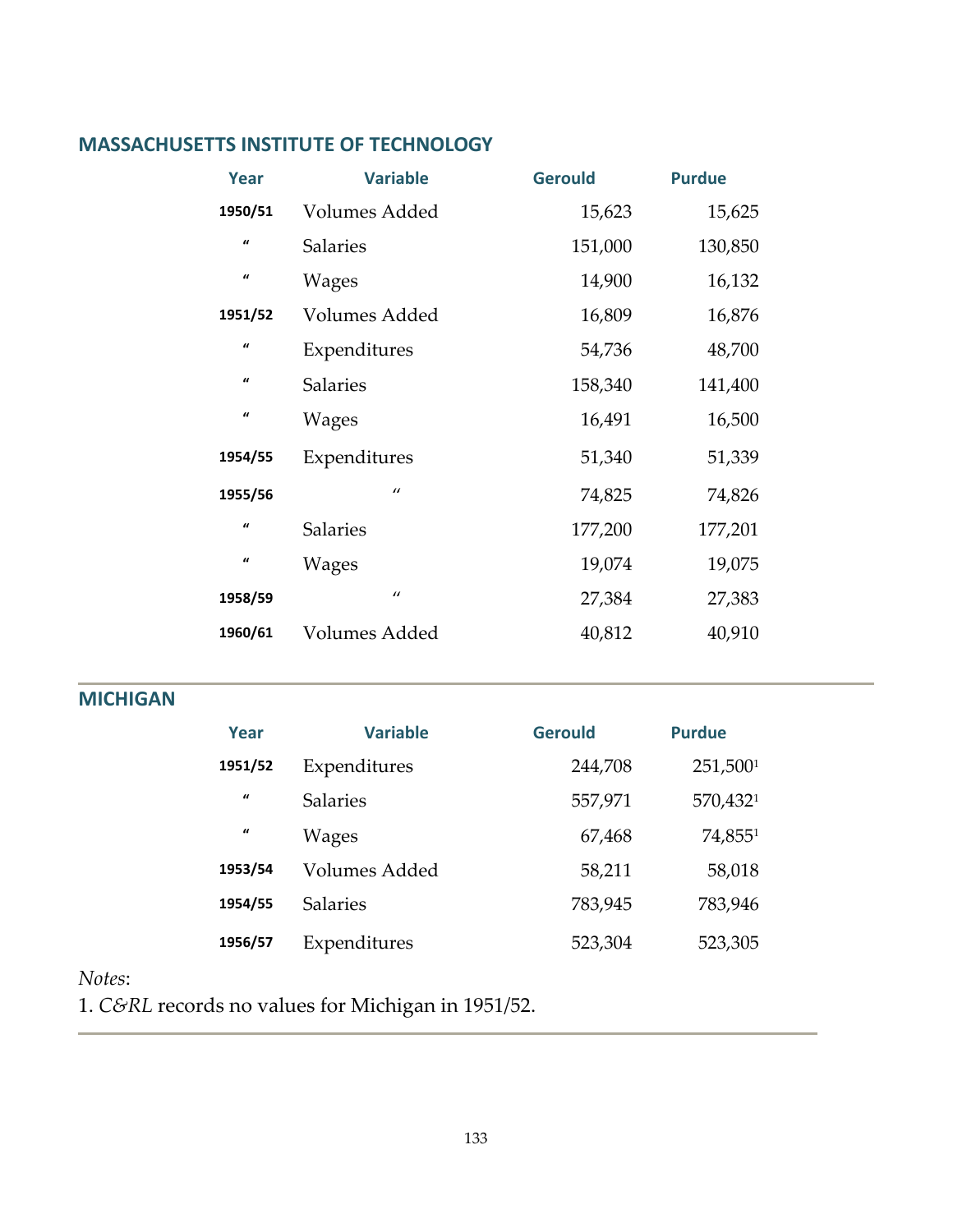## MASSACHUSETTS INSTITUTE OF TECHNOLOGY

| Year | Variable | Gerould | Purdue |
|---|---|---|---|
| 1950/51 | Volumes Added | 15,623 | 15,625 |
| " | Salaries | 151,000 | 130,850 |
| " | Wages | 14,900 | 16,132 |
| 1951/52 | Volumes Added | 16,809 | 16,876 |
| " | Expenditures | 54,736 | 48,700 |
| " | Salaries | 158,340 | 141,400 |
| " | Wages | 16,491 | 16,500 |
| 1954/55 | Expenditures | 51,340 | 51,339 |
| 1955/56 | " | 74,825 | 74,826 |
| " | Salaries | 177,200 | 177,201 |
| " | Wages | 19,074 | 19,075 |
| 1958/59 | " | 27,384 | 27,383 |
| 1960/61 | Volumes Added | 40,812 | 40,910 |

## MICHIGAN

| Year | Variable | Gerould | Purdue |
|---|---|---|---|
| 1951/52 | Expenditures | 244,708 | 251,500[1] |
| " | Salaries | 557,971 | 570,432[1] |
| " | Wages | 67,468 | 74,855[1] |
| 1953/54 | Volumes Added | 58,211 | 58,018 |
| 1954/55 | Salaries | 783,945 | 783,946 |
| 1956/57 | Expenditures | 523,304 | 523,305 |

*Notes*:
1. *C&RL* records no values for Michigan in 1951/52.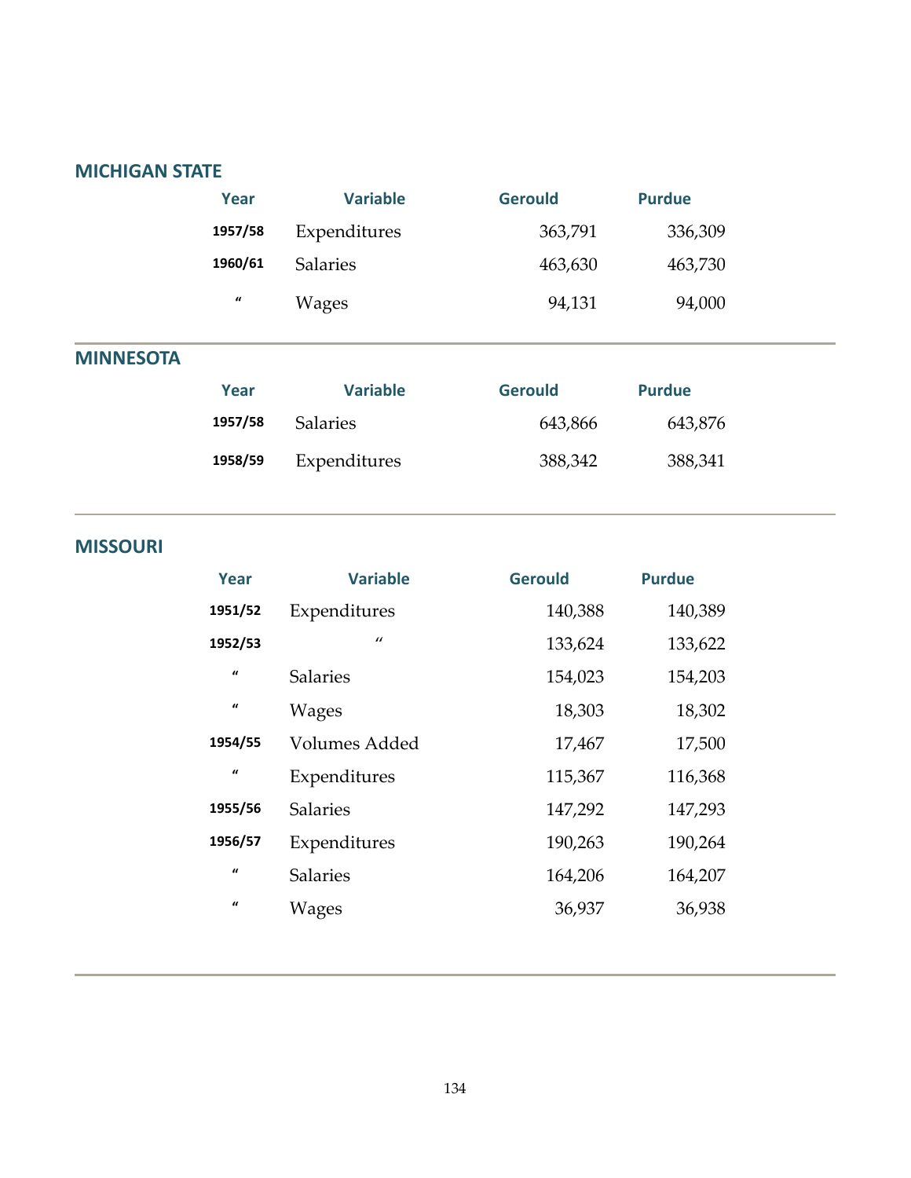## MICHIGAN STATE

| Year | Variable | Gerould | Purdue |
|---|---|---|---|
| 1957/58 | Expenditures | 363,791 | 336,309 |
| 1960/61 | Salaries | 463,630 | 463,730 |
| " | Wages | 94,131 | 94,000 |

## MINNESOTA

| Year | Variable | Gerould | Purdue |
|---|---|---|---|
| 1957/58 | Salaries | 643,866 | 643,876 |
| 1958/59 | Expenditures | 388,342 | 388,341 |

## MISSOURI

| Year | Variable | Gerould | Purdue |
|---|---|---|---|
| 1951/52 | Expenditures | 140,388 | 140,389 |
| 1952/53 | " | 133,624 | 133,622 |
| " | Salaries | 154,023 | 154,203 |
| " | Wages | 18,303 | 18,302 |
| 1954/55 | Volumes Added | 17,467 | 17,500 |
| " | Expenditures | 115,367 | 116,368 |
| 1955/56 | Salaries | 147,292 | 147,293 |
| 1956/57 | Expenditures | 190,263 | 190,264 |
| " | Salaries | 164,206 | 164,207 |
| " | Wages | 36,937 | 36,938 |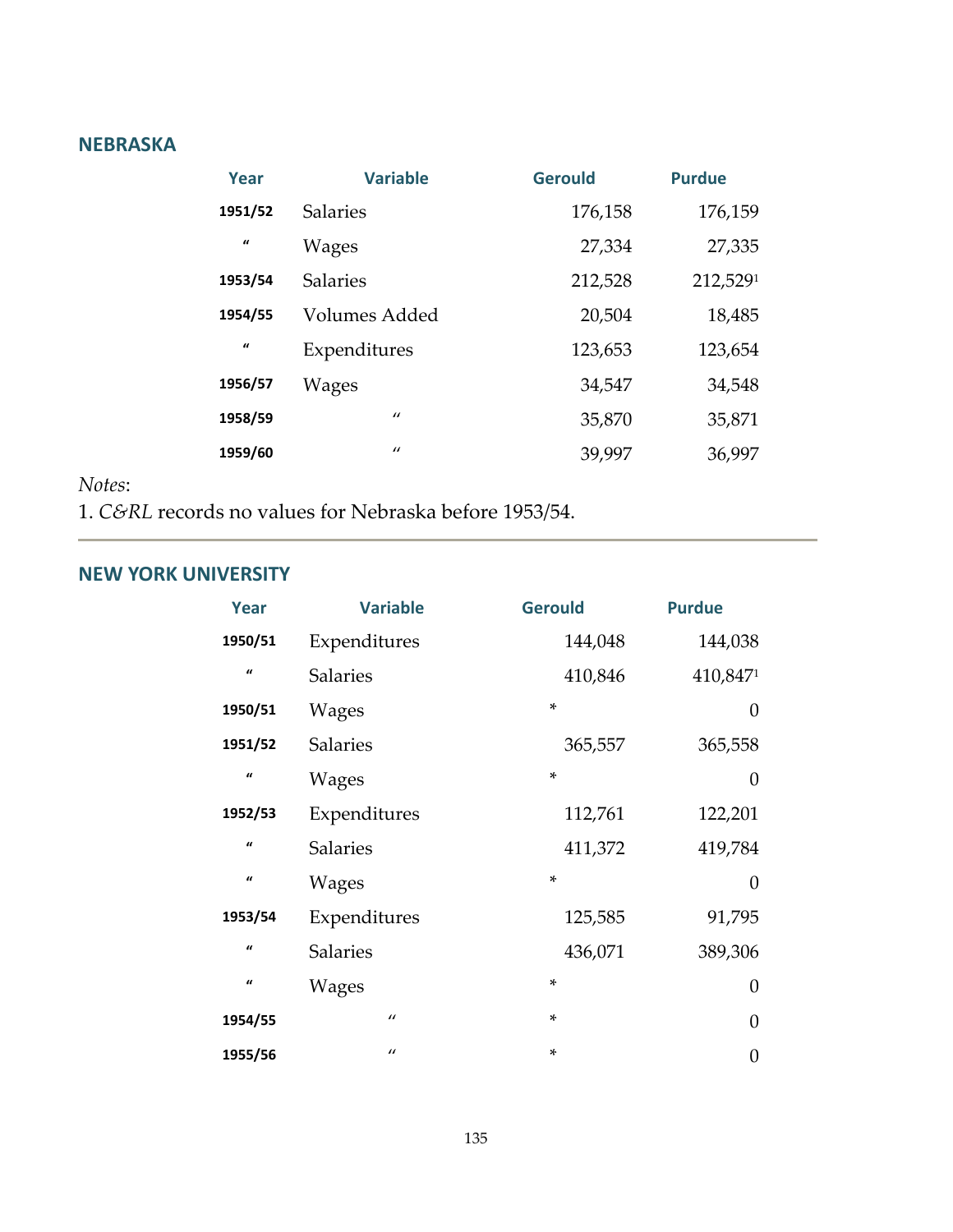## NEBRASKA

| Year | Variable | Gerould | Purdue |
|---|---|---|---|
| 1951/52 | Salaries | 176,158 | 176,159 |
| “ | Wages | 27,334 | 27,335 |
| 1953/54 | Salaries | 212,528 | 212,529[1] |
| 1954/55 | Volumes Added | 20,504 | 18,485 |
| “ | Expenditures | 123,653 | 123,654 |
| 1956/57 | Wages | 34,547 | 34,548 |
| 1958/59 | “ | 35,870 | 35,871 |
| 1959/60 | “ | 39,997 | 36,997 |

*Notes*:
1. *C&RL* records no values for Nebraska before 1953/54.

---

## NEW YORK UNIVERSITY

| Year | Variable | Gerould | Purdue |
|---|---|---|---|
| 1950/51 | Expenditures | 144,048 | 144,038 |
| “ | Salaries | 410,846 | 410,847[1] |
| 1950/51 | Wages | * | 0 |
| 1951/52 | Salaries | 365,557 | 365,558 |
| “ | Wages | * | 0 |
| 1952/53 | Expenditures | 112,761 | 122,201 |
| “ | Salaries | 411,372 | 419,784 |
| “ | Wages | * | 0 |
| 1953/54 | Expenditures | 125,585 | 91,795 |
| “ | Salaries | 436,071 | 389,306 |
| “ | Wages | * | 0 |
| 1954/55 | “ | * | 0 |
| 1955/56 | “ | * | 0 |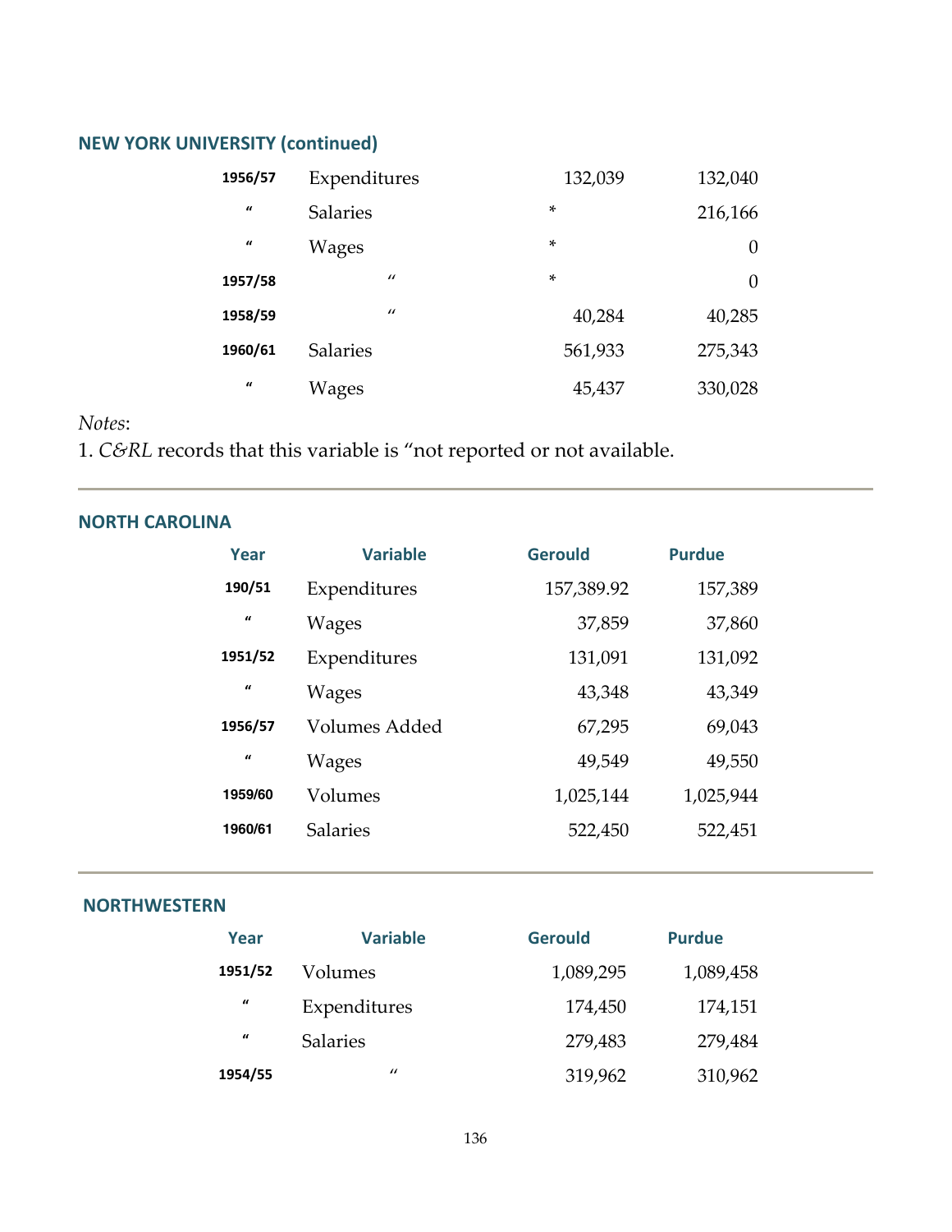### NEW YORK UNIVERSITY (continued)

| Year | Variable | Gerould | Purdue |
|---|---|---|---|
| 1956/57 | Expenditures | 132,039 | 132,040 |
| " | Salaries | * | 216,166 |
| " | Wages | * | 0 |
| 1957/58 | " | * | 0 |
| 1958/59 | " | 40,284 | 40,285 |
| 1960/61 | Salaries | 561,933 | 275,343 |
| " | Wages | 45,437 | 330,028 |

*Notes*:
1. *C&RL* records that this variable is "not reported or not available.

### NORTH CAROLINA

| Year | Variable | Gerould | Purdue |
|---|---|---|---|
| 190/51 | Expenditures | 157,389.92 | 157,389 |
| " | Wages | 37,859 | 37,860 |
| 1951/52 | Expenditures | 131,091 | 131,092 |
| " | Wages | 43,348 | 43,349 |
| 1956/57 | Volumes Added | 67,295 | 69,043 |
| " | Wages | 49,549 | 49,550 |
| 1959/60 | Volumes | 1,025,144 | 1,025,944 |
| 1960/61 | Salaries | 522,450 | 522,451 |

### NORTHWESTERN

| Year | Variable | Gerould | Purdue |
|---|---|---|---|
| 1951/52 | Volumes | 1,089,295 | 1,089,458 |
| " | Expenditures | 174,450 | 174,151 |
| " | Salaries | 279,483 | 279,484 |
| 1954/55 | " | 319,962 | 310,962 |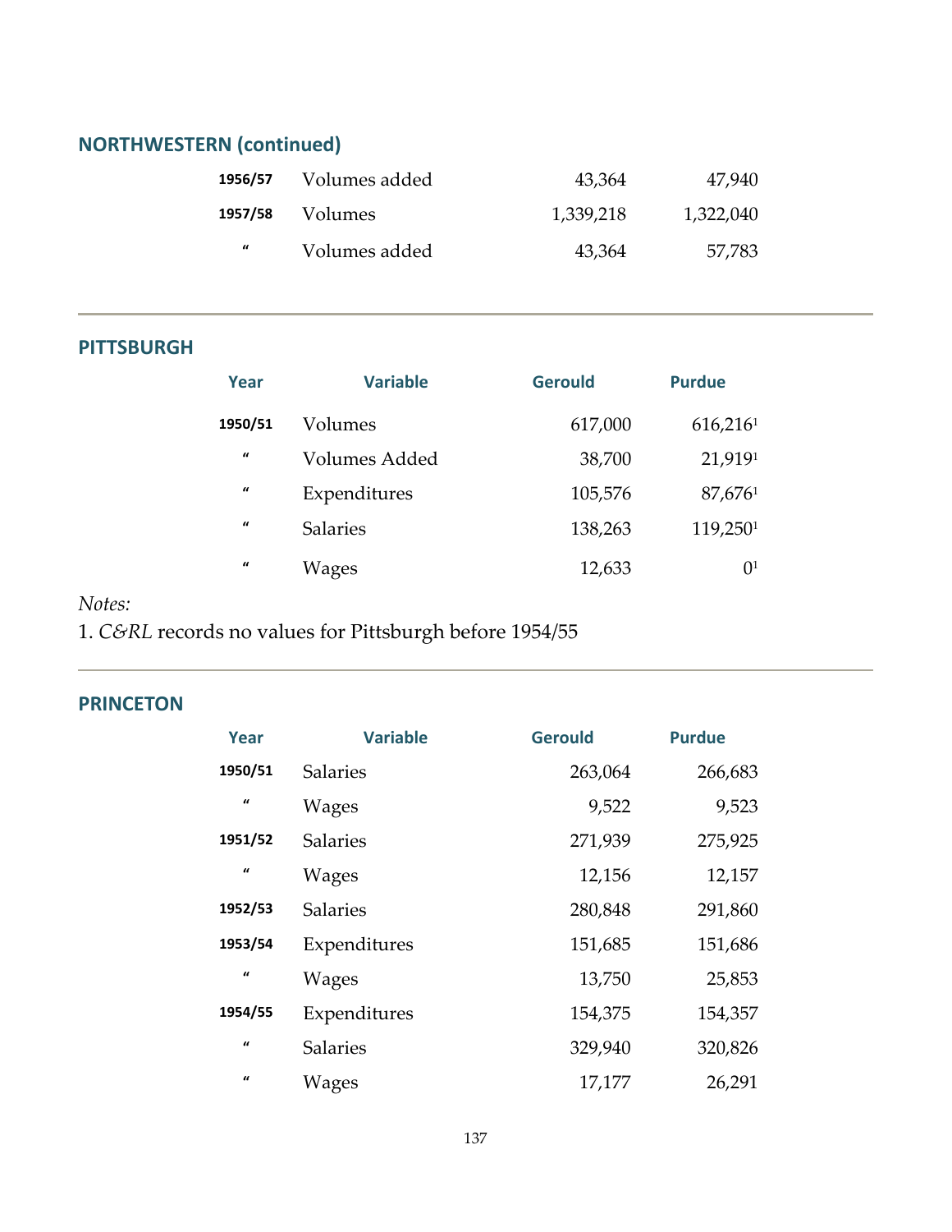## NORTHWESTERN (continued)

| Year | Variable | Gerould | Purdue |
|---|---|---|---|
| 1956/57 | Volumes added | 43,364 | 47,940 |
| 1957/58 | Volumes | 1,339,218 | 1,322,040 |
| " | Volumes added | 43,364 | 57,783 |

## PITTSBURGH

| Year | Variable | Gerould | Purdue |
|---|---|---|---|
| 1950/51 | Volumes | 617,000 | 616,216[1] |
| " | Volumes Added | 38,700 | 21,919[1] |
| " | Expenditures | 105,576 | 87,676[1] |
| " | Salaries | 138,263 | 119,250[1] |
| " | Wages | 12,633 | 0[1] |

*Notes:*

1. *C&RL* records no values for Pittsburgh before 1954/55

## PRINCETON

| Year | Variable | Gerould | Purdue |
|---|---|---|---|
| 1950/51 | Salaries | 263,064 | 266,683 |
| " | Wages | 9,522 | 9,523 |
| 1951/52 | Salaries | 271,939 | 275,925 |
| " | Wages | 12,156 | 12,157 |
| 1952/53 | Salaries | 280,848 | 291,860 |
| 1953/54 | Expenditures | 151,685 | 151,686 |
| " | Wages | 13,750 | 25,853 |
| 1954/55 | Expenditures | 154,375 | 154,357 |
| " | Salaries | 329,940 | 320,826 |
| " | Wages | 17,177 | 26,291 |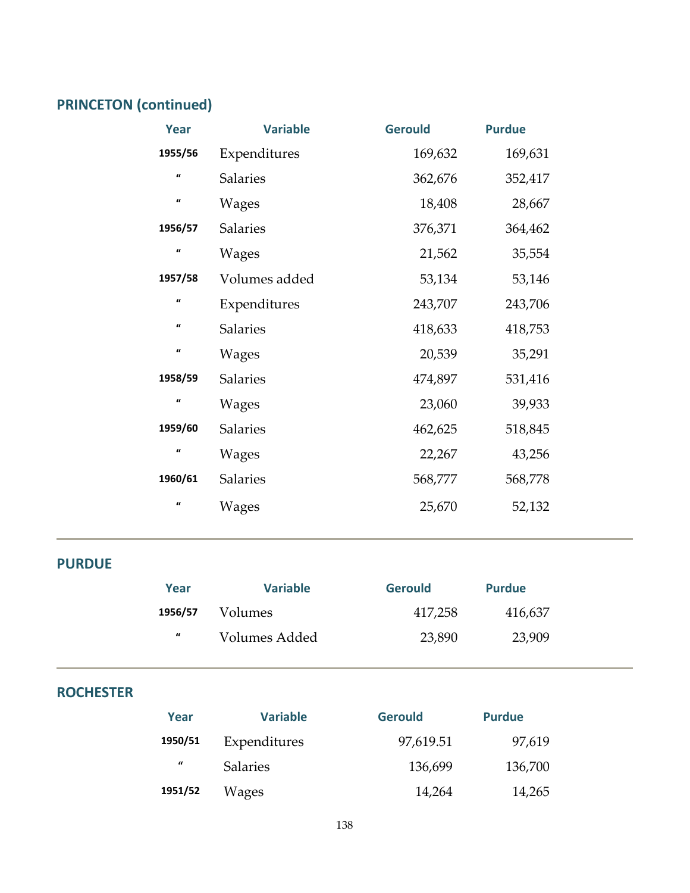## PRINCETON (continued)

| Year | Variable | Gerould | Purdue |
|---|---|---|---|
| 1955/56 | Expenditures | 169,632 | 169,631 |
| " | Salaries | 362,676 | 352,417 |
| " | Wages | 18,408 | 28,667 |
| 1956/57 | Salaries | 376,371 | 364,462 |
| " | Wages | 21,562 | 35,554 |
| 1957/58 | Volumes added | 53,134 | 53,146 |
| " | Expenditures | 243,707 | 243,706 |
| " | Salaries | 418,633 | 418,753 |
| " | Wages | 20,539 | 35,291 |
| 1958/59 | Salaries | 474,897 | 531,416 |
| " | Wages | 23,060 | 39,933 |
| 1959/60 | Salaries | 462,625 | 518,845 |
| " | Wages | 22,267 | 43,256 |
| 1960/61 | Salaries | 568,777 | 568,778 |
| " | Wages | 25,670 | 52,132 |

## PURDUE

| Year | Variable | Gerould | Purdue |
|---|---|---|---|
| 1956/57 | Volumes | 417,258 | 416,637 |
| " | Volumes Added | 23,890 | 23,909 |

## ROCHESTER

| Year | Variable | Gerould | Purdue |
|---|---|---|---|
| 1950/51 | Expenditures | 97,619.51 | 97,619 |
| " | Salaries | 136,699 | 136,700 |
| 1951/52 | Wages | 14,264 | 14,265 |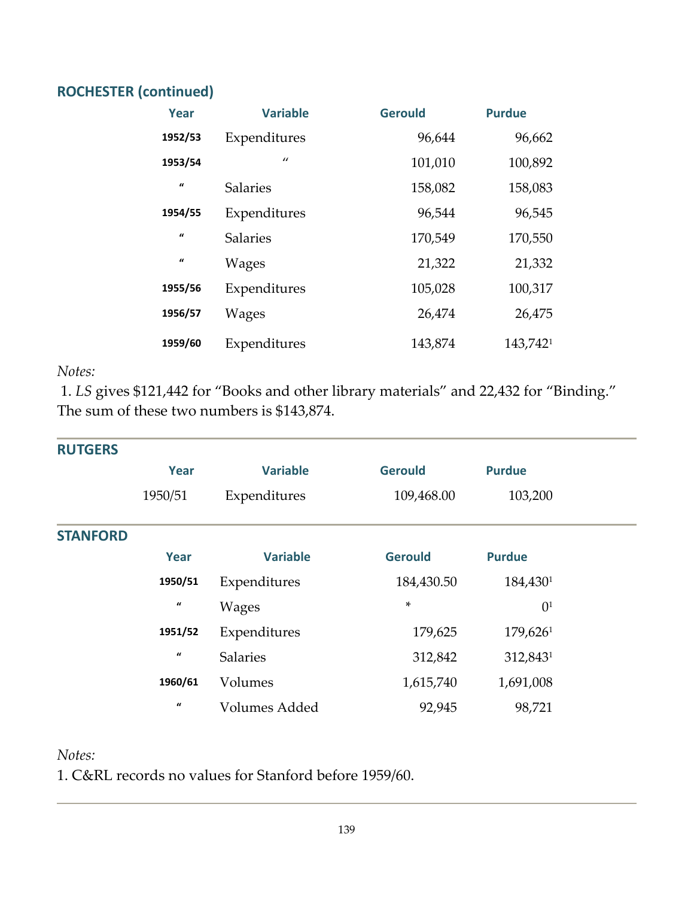## ROCHESTER (continued)

| Year | Variable | Gerould | Purdue |
|---|---|---|---|
| 1952/53 | Expenditures | 96,644 | 96,662 |
| 1953/54 | " | 101,010 | 100,892 |
| " | Salaries | 158,082 | 158,083 |
| 1954/55 | Expenditures | 96,544 | 96,545 |
| " | Salaries | 170,549 | 170,550 |
| " | Wages | 21,322 | 21,332 |
| 1955/56 | Expenditures | 105,028 | 100,317 |
| 1956/57 | Wages | 26,474 | 26,475 |
| 1959/60 | Expenditures | 143,874 | 143,742[1] |

*Notes:*

1. *LS* gives $121,442 for "Books and other library materials" and 22,432 for "Binding." The sum of these two numbers is $143,874.

---

## RUTGERS

| Year | Variable | Gerould | Purdue |
|---|---|---|---|
| 1950/51 | Expenditures | 109,468.00 | 103,200 |

---

## STANFORD

| Year | Variable | Gerould | Purdue |
|---|---|---|---|
| 1950/51 | Expenditures | 184,430.50 | 184,430[1] |
| " | Wages | * | 0[1] |
| 1951/52 | Expenditures | 179,625 | 179,626[1] |
| " | Salaries | 312,842 | 312,843[1] |
| 1960/61 | Volumes | 1,615,740 | 1,691,008 |
| " | Volumes Added | 92,945 | 98,721 |

*Notes:*

1. C&RL records no values for Stanford before 1959/60.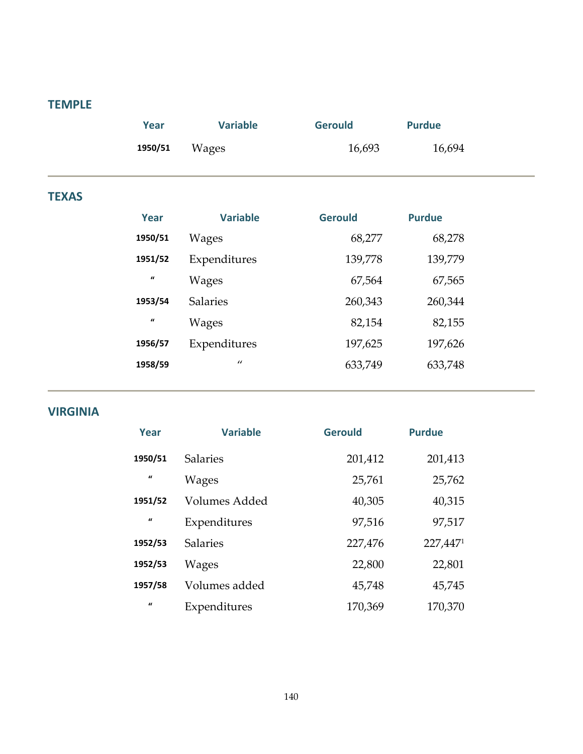## TEMPLE

| Year | Variable | Gerould | Purdue |
|---|---|---|---|
| 1950/51 | Wages | 16,693 | 16,694 |

## TEXAS

| Year | Variable | Gerould | Purdue |
|---|---|---|---|
| 1950/51 | Wages | 68,277 | 68,278 |
| 1951/52 | Expenditures | 139,778 | 139,779 |
| “ | Wages | 67,564 | 67,565 |
| 1953/54 | Salaries | 260,343 | 260,344 |
| “ | Wages | 82,154 | 82,155 |
| 1956/57 | Expenditures | 197,625 | 197,626 |
| 1958/59 | “ | 633,749 | 633,748 |

## VIRGINIA

| Year | Variable | Gerould | Purdue |
|---|---|---|---|
| 1950/51 | Salaries | 201,412 | 201,413 |
| “ | Wages | 25,761 | 25,762 |
| 1951/52 | Volumes Added | 40,305 | 40,315 |
| “ | Expenditures | 97,516 | 97,517 |
| 1952/53 | Salaries | 227,476 | 227,447[1] |
| 1952/53 | Wages | 22,800 | 22,801 |
| 1957/58 | Volumes added | 45,748 | 45,745 |
| “ | Expenditures | 170,369 | 170,370 |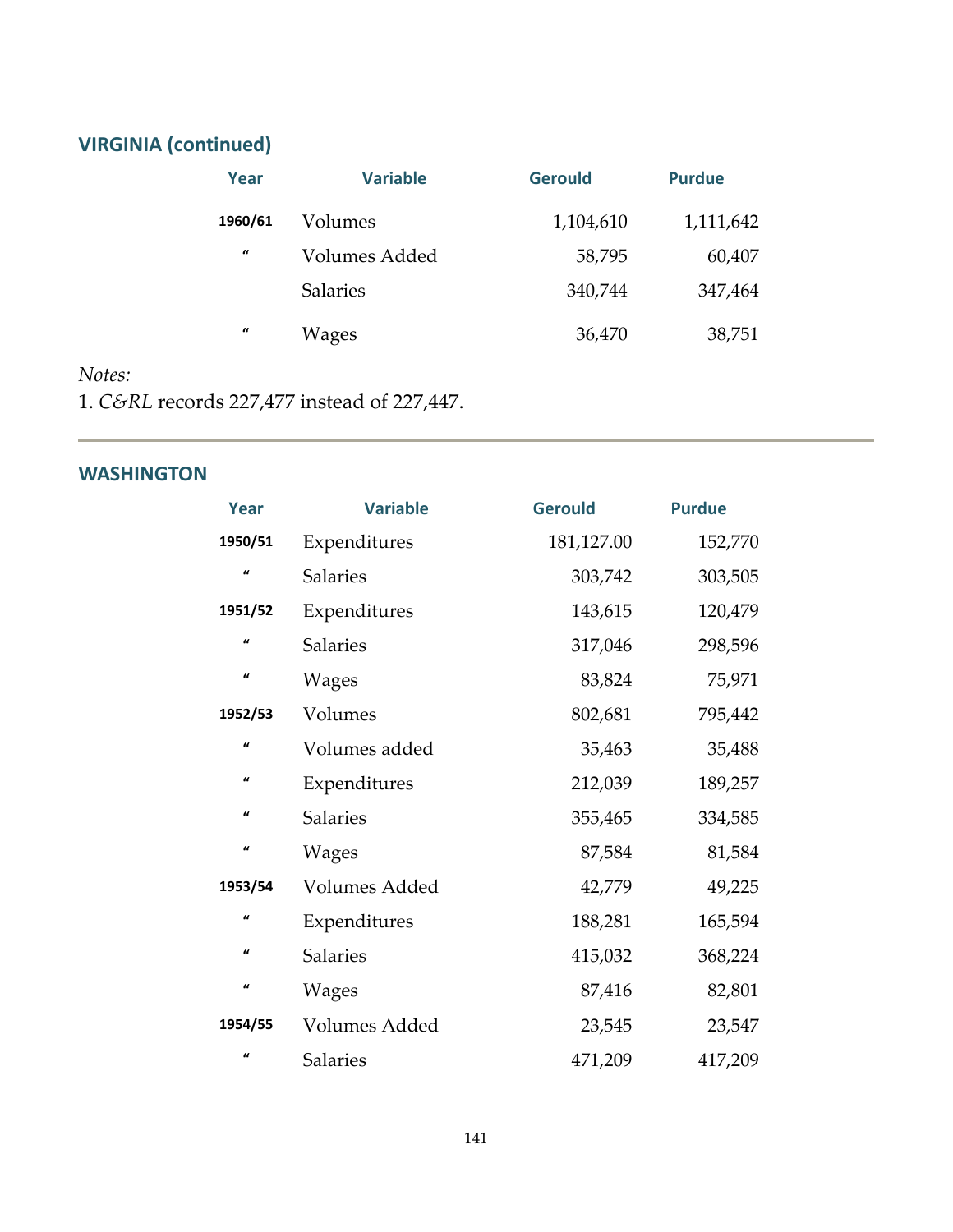## VIRGINIA (continued)

| Year | Variable | Gerould | Purdue |
|---|---|---|---|
| 1960/61 | Volumes | 1,104,610 | 1,111,642 |
| " | Volumes Added | 58,795 | 60,407 |
| | Salaries | 340,744 | 347,464 |
| " | Wages | 36,470 | 38,751 |

*Notes:*
1. *C&RL* records 227,477 instead of 227,447.

## WASHINGTON

| Year | Variable | Gerould | Purdue |
|---|---|---|---|
| 1950/51 | Expenditures | 181,127.00 | 152,770 |
| " | Salaries | 303,742 | 303,505 |
| 1951/52 | Expenditures | 143,615 | 120,479 |
| " | Salaries | 317,046 | 298,596 |
| " | Wages | 83,824 | 75,971 |
| 1952/53 | Volumes | 802,681 | 795,442 |
| " | Volumes added | 35,463 | 35,488 |
| " | Expenditures | 212,039 | 189,257 |
| " | Salaries | 355,465 | 334,585 |
| " | Wages | 87,584 | 81,584 |
| 1953/54 | Volumes Added | 42,779 | 49,225 |
| " | Expenditures | 188,281 | 165,594 |
| " | Salaries | 415,032 | 368,224 |
| " | Wages | 87,416 | 82,801 |
| 1954/55 | Volumes Added | 23,545 | 23,547 |
| " | Salaries | 471,209 | 417,209 |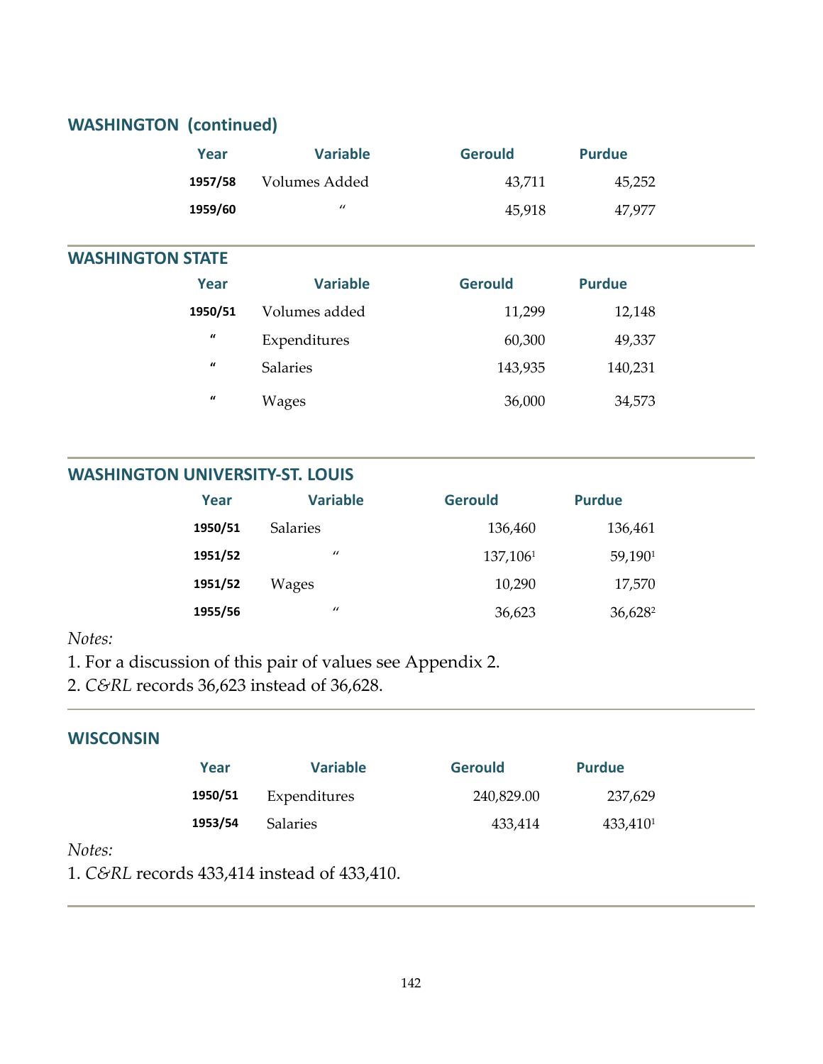## WASHINGTON (continued)

| Year | Variable | Gerould | Purdue |
|---|---|---|---|
| 1957/58 | Volumes Added | 43,711 | 45,252 |
| 1959/60 | " | 45,918 | 47,977 |

## WASHINGTON STATE

| Year | Variable | Gerould | Purdue |
|---|---|---|---|
| 1950/51 | Volumes added | 11,299 | 12,148 |
| " | Expenditures | 60,300 | 49,337 |
| " | Salaries | 143,935 | 140,231 |
| " | Wages | 36,000 | 34,573 |

## WASHINGTON UNIVERSITY-ST. LOUIS

| Year | Variable | Gerould | Purdue |
|---|---|---|---|
| 1950/51 | Salaries | 136,460 | 136,461 |
| 1951/52 | " | 137,106[1] | 59,190[1] |
| 1951/52 | Wages | 10,290 | 17,570 |
| 1955/56 | " | 36,623 | 36,628[2] |

*Notes:*

1. For a discussion of this pair of values see Appendix 2.
2. *C&RL* records 36,623 instead of 36,628.

## WISCONSIN

| Year | Variable | Gerould | Purdue |
|---|---|---|---|
| 1950/51 | Expenditures | 240,829.00 | 237,629 |
| 1953/54 | Salaries | 433,414 | 433,410[1] |

*Notes:*

1. *C&RL* records 433,414 instead of 433,410.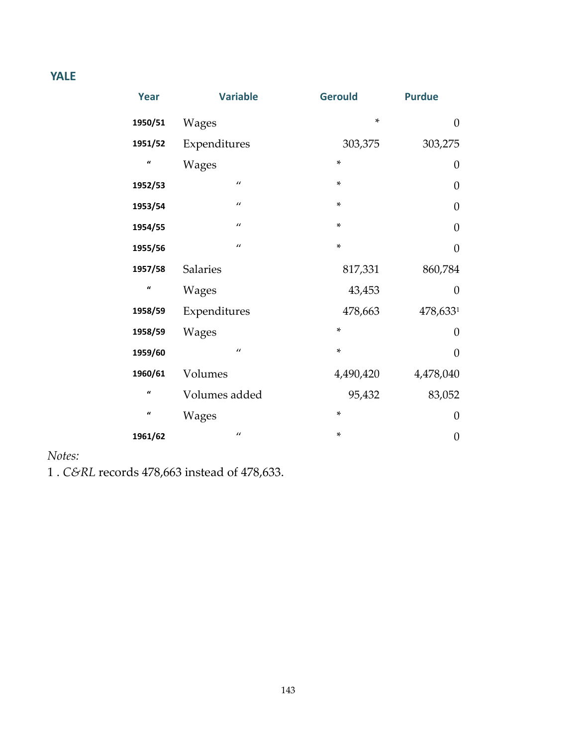## YALE

| Year | Variable | Gerould | Purdue |
|---|---|---|---|
| 1950/51 | Wages | * | 0 |
| 1951/52 | Expenditures | 303,375 | 303,275 |
| " | Wages | * | 0 |
| 1952/53 | " | * | 0 |
| 1953/54 | " | * | 0 |
| 1954/55 | " | * | 0 |
| 1955/56 | " | * | 0 |
| 1957/58 | Salaries | 817,331 | 860,784 |
| " | Wages | 43,453 | 0 |
| 1958/59 | Expenditures | 478,663 | 478,633[1] |
| 1958/59 | Wages | * | 0 |
| 1959/60 | " | * | 0 |
| 1960/61 | Volumes | 4,490,420 | 4,478,040 |
| " | Volumes added | 95,432 | 83,052 |
| " | Wages | * | 0 |
| 1961/62 | " | * | 0 |

*Notes:*

1 . *C&RL* records 478,663 instead of 478,633.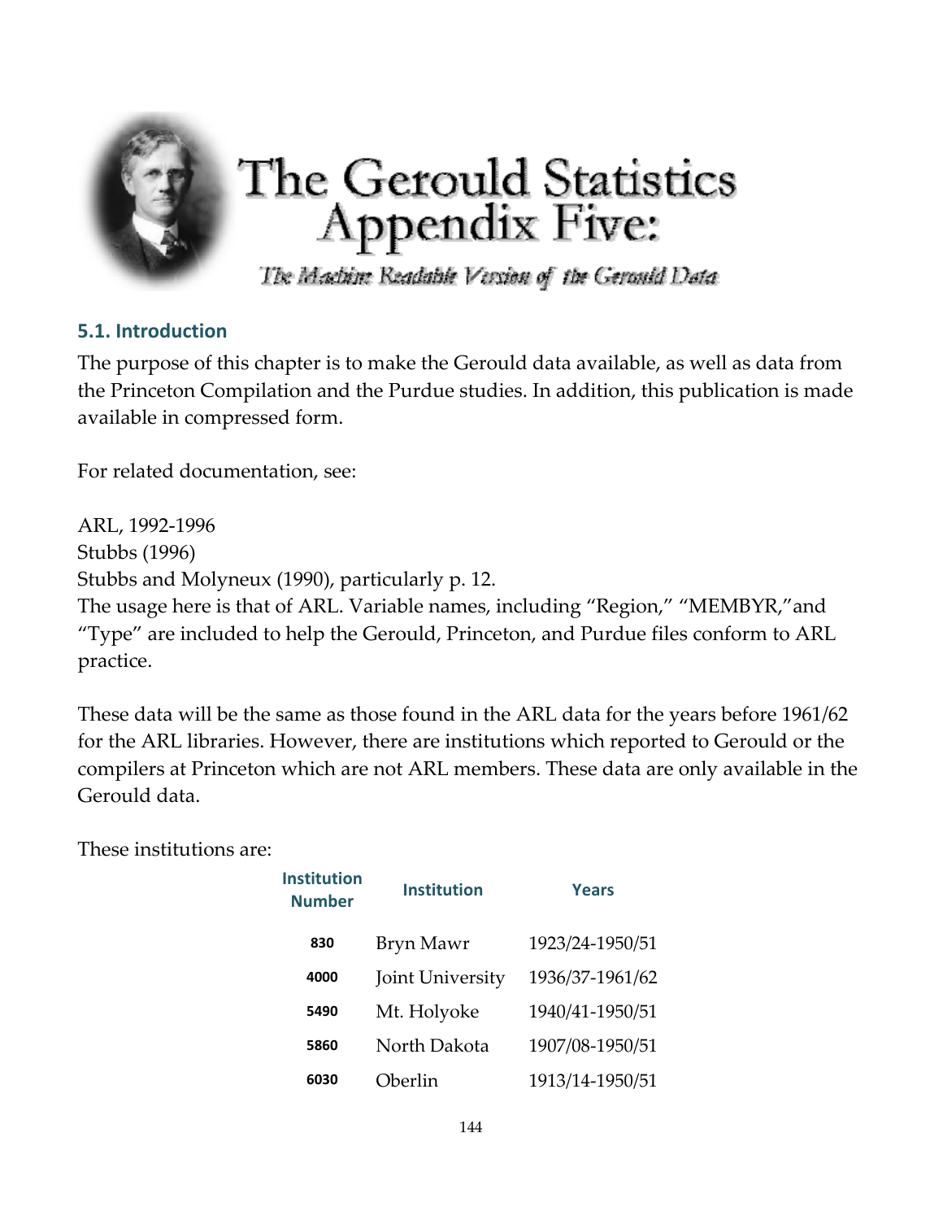# The Gerould Statistics Appendix Five:

*The Machine Readable Version of the Gerould Data*

## 5.1. Introduction

The purpose of this chapter is to make the Gerould data available, as well as data from the Princeton Compilation and the Purdue studies. In addition, this publication is made available in compressed form.

For related documentation, see:

ARL, 1992-1996
Stubbs (1996)
Stubbs and Molyneux (1990), particularly p. 12.
The usage here is that of ARL. Variable names, including "Region," "MEMBYR,"and "Type" are included to help the Gerould, Princeton, and Purdue files conform to ARL practice.

These data will be the same as those found in the ARL data for the years before 1961/62 for the ARL libraries. However, there are institutions which reported to Gerould or the compilers at Princeton which are not ARL members. These data are only available in the Gerould data.

These institutions are:

| Institution Number | Institution | Years |
|---|---|---|
| 830 | Bryn Mawr | 1923/24-1950/51 |
| 4000 | Joint University | 1936/37-1961/62 |
| 5490 | Mt. Holyoke | 1940/41-1950/51 |
| 5860 | North Dakota | 1907/08-1950/51 |
| 6030 | Oberlin | 1913/14-1950/51 |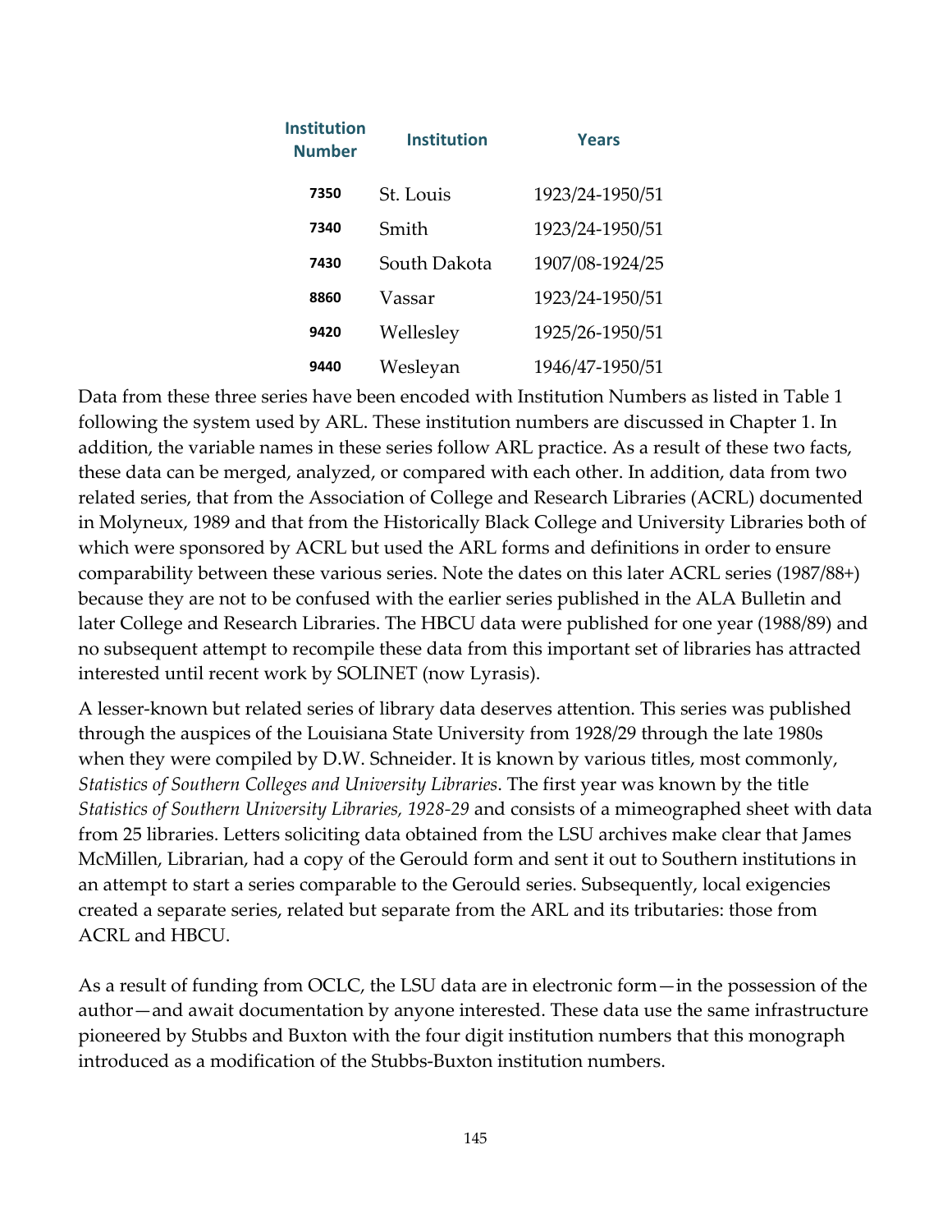| Institution Number | Institution | Years |
|---|---|---|
| 7350 | St. Louis | 1923/24-1950/51 |
| 7340 | Smith | 1923/24-1950/51 |
| 7430 | South Dakota | 1907/08-1924/25 |
| 8860 | Vassar | 1923/24-1950/51 |
| 9420 | Wellesley | 1925/26-1950/51 |
| 9440 | Wesleyan | 1946/47-1950/51 |

Data from these three series have been encoded with Institution Numbers as listed in Table 1 following the system used by ARL. These institution numbers are discussed in Chapter 1. In addition, the variable names in these series follow ARL practice. As a result of these two facts, these data can be merged, analyzed, or compared with each other. In addition, data from two related series, that from the Association of College and Research Libraries (ACRL) documented in Molyneux, 1989 and that from the Historically Black College and University Libraries both of which were sponsored by ACRL but used the ARL forms and definitions in order to ensure comparability between these various series. Note the dates on this later ACRL series (1987/88+) because they are not to be confused with the earlier series published in the ALA Bulletin and later College and Research Libraries. The HBCU data were published for one year (1988/89) and no subsequent attempt to recompile these data from this important set of libraries has attracted interested until recent work by SOLINET (now Lyrasis).

A lesser-known but related series of library data deserves attention. This series was published through the auspices of the Louisiana State University from 1928/29 through the late 1980s when they were compiled by D.W. Schneider. It is known by various titles, most commonly, *Statistics of Southern Colleges and University Libraries*. The first year was known by the title *Statistics of Southern University Libraries, 1928-29* and consists of a mimeographed sheet with data from 25 libraries. Letters soliciting data obtained from the LSU archives make clear that James McMillen, Librarian, had a copy of the Gerould form and sent it out to Southern institutions in an attempt to start a series comparable to the Gerould series. Subsequently, local exigencies created a separate series, related but separate from the ARL and its tributaries: those from ACRL and HBCU.

As a result of funding from OCLC, the LSU data are in electronic form—in the possession of the author—and await documentation by anyone interested. These data use the same infrastructure pioneered by Stubbs and Buxton with the four digit institution numbers that this monograph introduced as a modification of the Stubbs-Buxton institution numbers.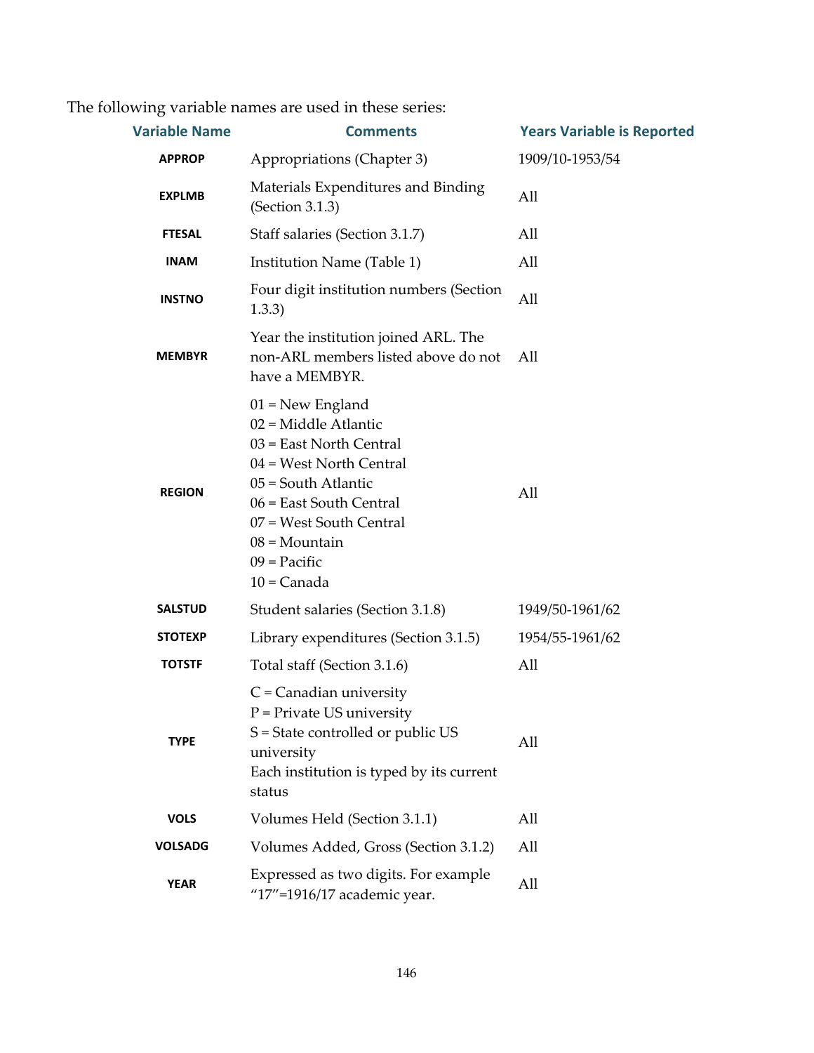The following variable names are used in these series:

| Variable Name | Comments | Years Variable is Reported |
|---|---|---|
| **APPROP** | Appropriations (Chapter 3) | 1909/10-1953/54 |
| **EXPLMB** | Materials Expenditures and Binding (Section 3.1.3) | All |
| **FTESAL** | Staff salaries (Section 3.1.7) | All |
| **INAM** | Institution Name (Table 1) | All |
| **INSTNO** | Four digit institution numbers (Section 1.3.3) | All |
| **MEMBYR** | Year the institution joined ARL. The non-ARL members listed above do not have a MEMBYR. | All |
| **REGION** | 01 = New England<br>02 = Middle Atlantic<br>03 = East North Central<br>04 = West North Central<br>05 = South Atlantic<br>06 = East South Central<br>07 = West South Central<br>08 = Mountain<br>09 = Pacific<br>10 = Canada | All |
| **SALSTUD** | Student salaries (Section 3.1.8) | 1949/50-1961/62 |
| **STOTEXP** | Library expenditures (Section 3.1.5) | 1954/55-1961/62 |
| **TOTSTF** | Total staff (Section 3.1.6) | All |
| **TYPE** | C = Canadian university<br>P = Private US university<br>S = State controlled or public US university<br>Each institution is typed by its current status | All |
| **VOLS** | Volumes Held (Section 3.1.1) | All |
| **VOLSADG** | Volumes Added, Gross (Section 3.1.2) | All |
| **YEAR** | Expressed as two digits. For example "17"=1916/17 academic year. | All |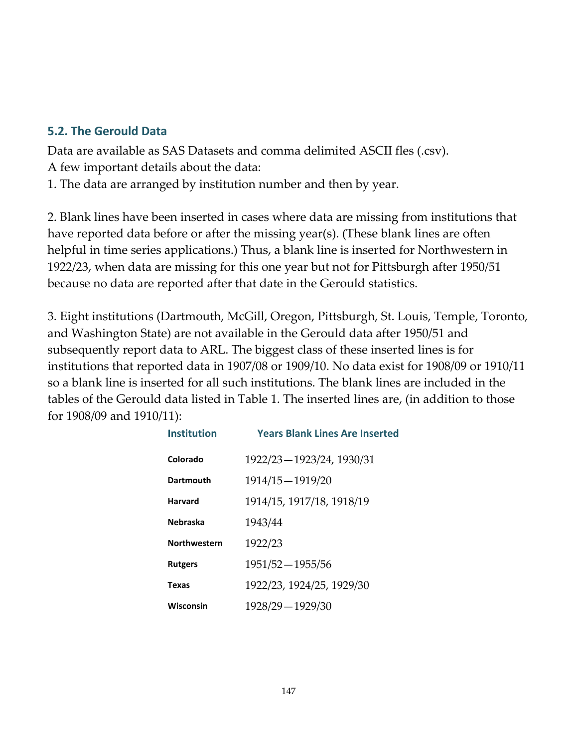### 5.2. The Gerould Data

Data are available as SAS Datasets and comma delimited ASCII fles (.csv).

A few important details about the data:

1. The data are arranged by institution number and then by year.

2. Blank lines have been inserted in cases where data are missing from institutions that have reported data before or after the missing year(s). (These blank lines are often helpful in time series applications.) Thus, a blank line is inserted for Northwestern in 1922/23, when data are missing for this one year but not for Pittsburgh after 1950/51 because no data are reported after that date in the Gerould statistics.

3. Eight institutions (Dartmouth, McGill, Oregon, Pittsburgh, St. Louis, Temple, Toronto, and Washington State) are not available in the Gerould data after 1950/51 and subsequently report data to ARL. The biggest class of these inserted lines is for institutions that reported data in 1907/08 or 1909/10. No data exist for 1908/09 or 1910/11 so a blank line is inserted for all such institutions. The blank lines are included in the tables of the Gerould data listed in Table 1. The inserted lines are, (in addition to those for 1908/09 and 1910/11):

| Institution | Years Blank Lines Are Inserted |
|---|---|
| Colorado | 1922/23—1923/24, 1930/31 |
| Dartmouth | 1914/15—1919/20 |
| Harvard | 1914/15, 1917/18, 1918/19 |
| Nebraska | 1943/44 |
| Northwestern | 1922/23 |
| Rutgers | 1951/52—1955/56 |
| Texas | 1922/23, 1924/25, 1929/30 |
| Wisconsin | 1928/29—1929/30 |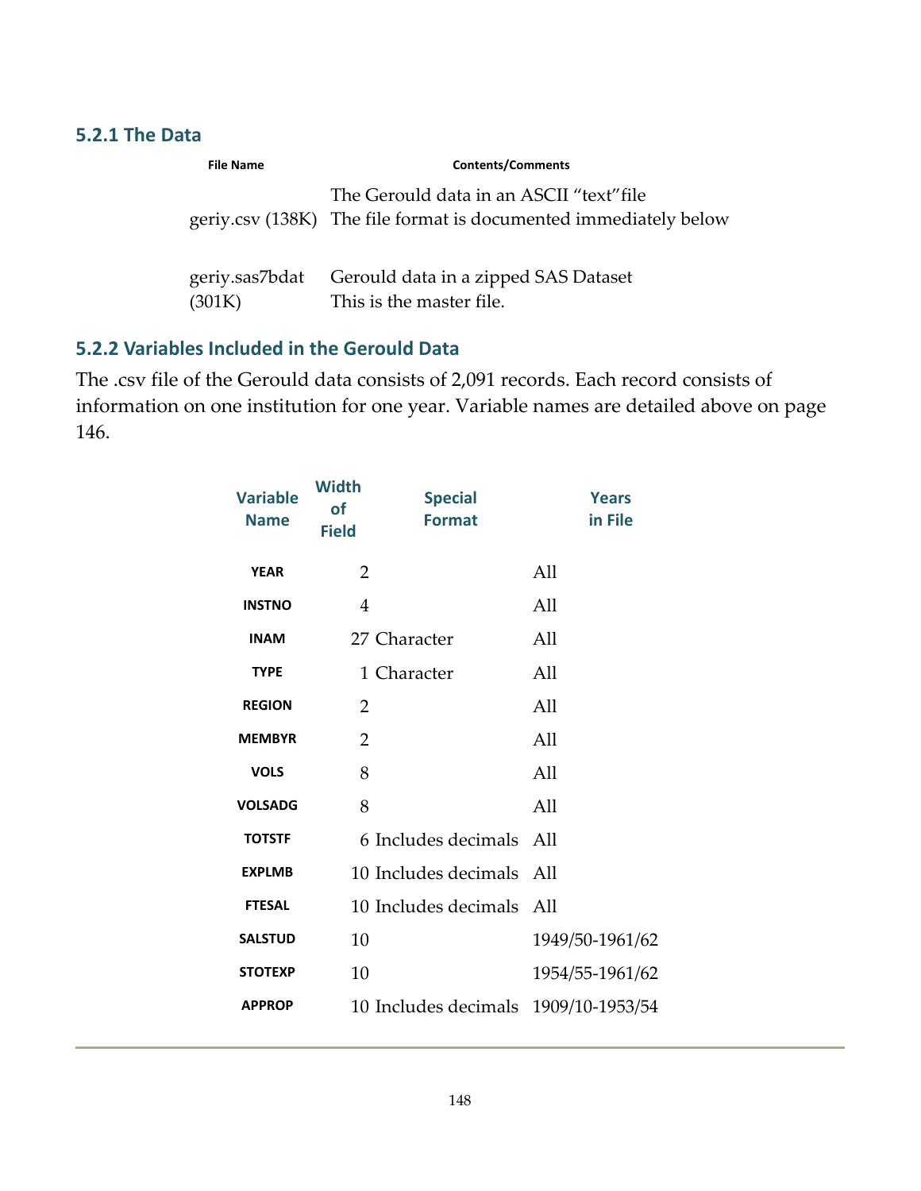### 5.2.1 The Data

| File Name | Contents/Comments |
|---|---|
| geriy.csv (138K) | The Gerould data in an ASCII "text"file<br>The file format is documented immediately below |
| geriy.sas7bdat (301K) | Gerould data in a zipped SAS Dataset<br>This is the master file. |

### 5.2.2 Variables Included in the Gerould Data

The .csv file of the Gerould data consists of 2,091 records. Each record consists of information on one institution for one year. Variable names are detailed above on page 146.

| Variable Name | Width of Field | Special Format | Years in File |
|---|---|---|---|
| YEAR | 2 | | All |
| INSTNO | 4 | | All |
| INAM | 27 | Character | All |
| TYPE | 1 | Character | All |
| REGION | 2 | | All |
| MEMBYR | 2 | | All |
| VOLS | 8 | | All |
| VOLSADG | 8 | | All |
| TOTSTF | 6 | Includes decimals | All |
| EXPLMB | 10 | Includes decimals | All |
| FTESAL | 10 | Includes decimals | All |
| SALSTUD | 10 | | 1949/50-1961/62 |
| STOTEXP | 10 | | 1954/55-1961/62 |
| APPROP | 10 | Includes decimals | 1909/10-1953/54 |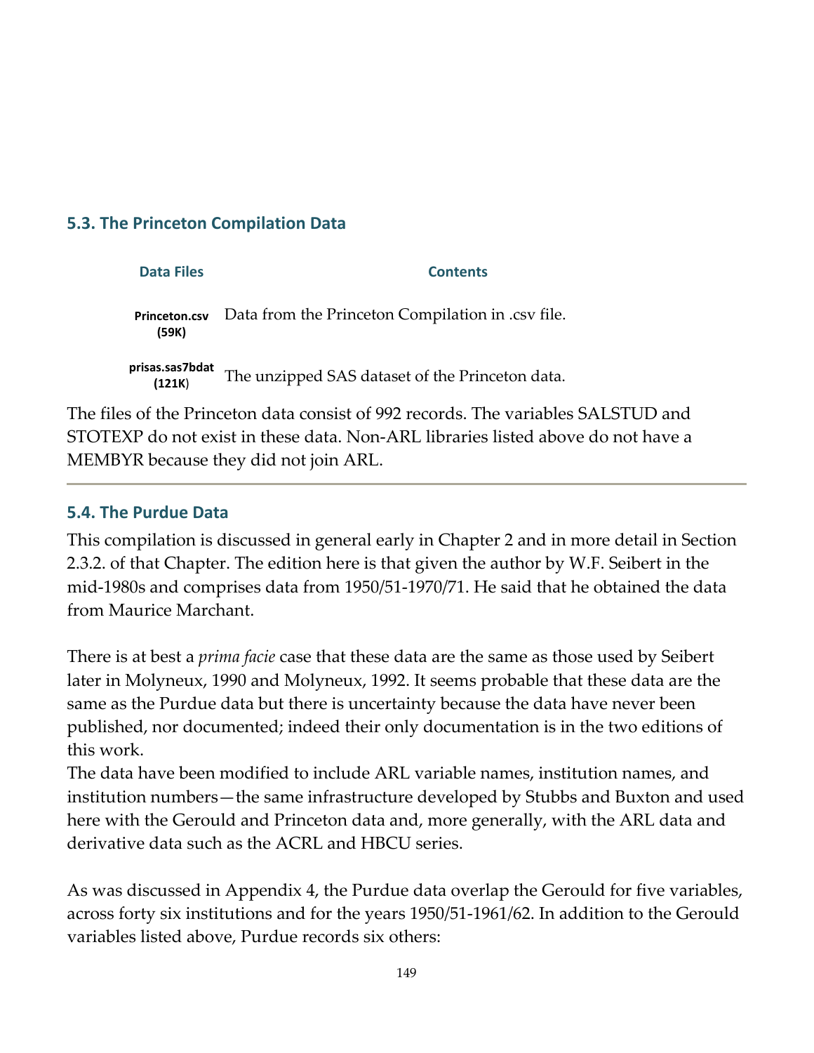## 5.3. The Princeton Compilation Data

| Data Files | Contents |
|---|---|
| **Princeton.csv (59K)** | Data from the Princeton Compilation in .csv file. |
| **prisas.sas7bdat (121K)** | The unzipped SAS dataset of the Princeton data. |

The files of the Princeton data consist of 992 records. The variables SALSTUD and STOTEXP do not exist in these data. Non-ARL libraries listed above do not have a MEMBYR because they did not join ARL.

---

## 5.4. The Purdue Data

This compilation is discussed in general early in Chapter 2 and in more detail in Section 2.3.2. of that Chapter. The edition here is that given the author by W.F. Seibert in the mid-1980s and comprises data from 1950/51-1970/71. He said that he obtained the data from Maurice Marchant.

There is at best a *prima facie* case that these data are the same as those used by Seibert later in Molyneux, 1990 and Molyneux, 1992. It seems probable that these data are the same as the Purdue data but there is uncertainty because the data have never been published, nor documented; indeed their only documentation is in the two editions of this work.

The data have been modified to include ARL variable names, institution names, and institution numbers—the same infrastructure developed by Stubbs and Buxton and used here with the Gerould and Princeton data and, more generally, with the ARL data and derivative data such as the ACRL and HBCU series.

As was discussed in Appendix 4, the Purdue data overlap the Gerould for five variables, across forty six institutions and for the years 1950/51-1961/62. In addition to the Gerould variables listed above, Purdue records six others: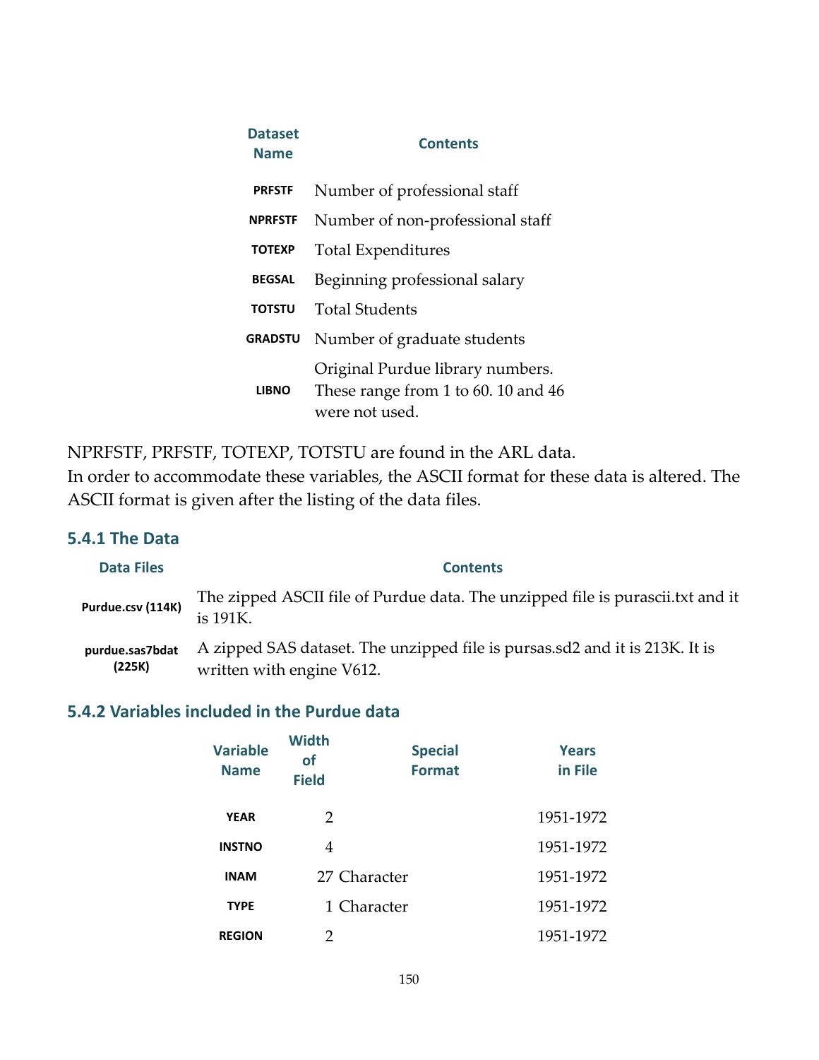| Dataset Name | Contents |
|---|---|
| PRFSTF | Number of professional staff |
| NPRFSTF | Number of non-professional staff |
| TOTEXP | Total Expenditures |
| BEGSAL | Beginning professional salary |
| TOTSTU | Total Students |
| GRADSTU | Number of graduate students |
| LIBNO | Original Purdue library numbers. These range from 1 to 60. 10 and 46 were not used. |

NPRFSTF, PRFSTF, TOTEXP, TOTSTU are found in the ARL data.
In order to accommodate these variables, the ASCII format for these data is altered. The ASCII format is given after the listing of the data files.

### 5.4.1 The Data

| Data Files | Contents |
|---|---|
| Purdue.csv (114K) | The zipped ASCII file of Purdue data. The unzipped file is purascii.txt and it is 191K. |
| purdue.sas7bdat (225K) | A zipped SAS dataset. The unzipped file is pursas.sd2 and it is 213K. It is written with engine V612. |

### 5.4.2 Variables included in the Purdue data

| Variable Name | Width of Field | Special Format | Years in File |
|---|---|---|---|
| YEAR | 2 | | 1951-1972 |
| INSTNO | 4 | | 1951-1972 |
| INAM | 27 | Character | 1951-1972 |
| TYPE | 1 | Character | 1951-1972 |
| REGION | 2 | | 1951-1972 |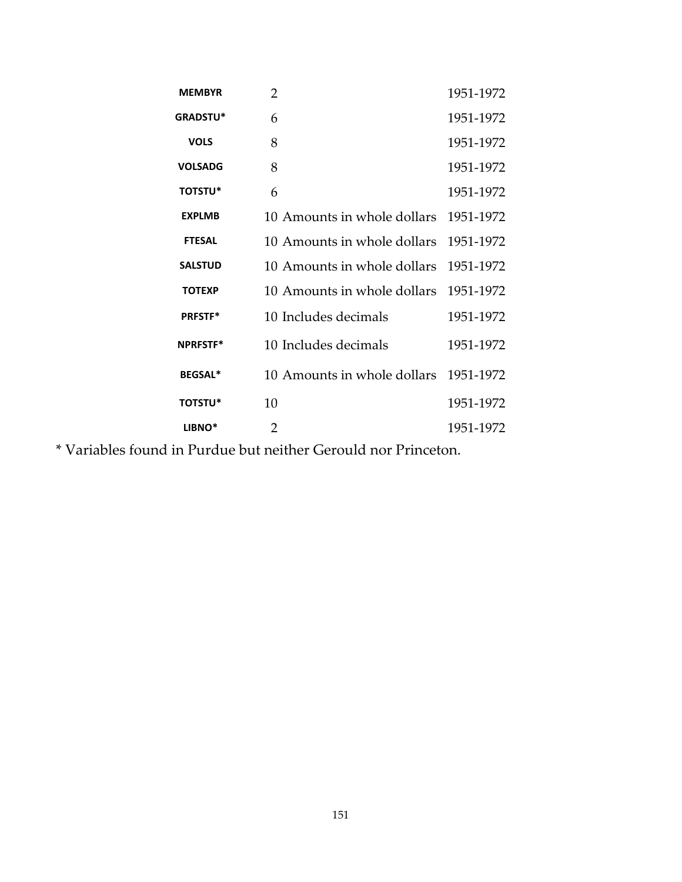| | | | |
|---|---|---|---|
| **MEMBYR** | 2 | | 1951-1972 |
| **GRADSTU*** | 6 | | 1951-1972 |
| **VOLS** | 8 | | 1951-1972 |
| **VOLSADG** | 8 | | 1951-1972 |
| **TOTSTU*** | 6 | | 1951-1972 |
| **EXPLMB** | 10 | Amounts in whole dollars | 1951-1972 |
| **FTESAL** | 10 | Amounts in whole dollars | 1951-1972 |
| **SALSTUD** | 10 | Amounts in whole dollars | 1951-1972 |
| **TOTEXP** | 10 | Amounts in whole dollars | 1951-1972 |
| **PRFSTF*** | 10 | Includes decimals | 1951-1972 |
| **NPRFSTF*** | 10 | Includes decimals | 1951-1972 |
| **BEGSAL*** | 10 | Amounts in whole dollars | 1951-1972 |
| **TOTSTU*** | 10 | | 1951-1972 |
| **LIBNO*** | 2 | | 1951-1972 |

* Variables found in Purdue but neither Gerould nor Princeton.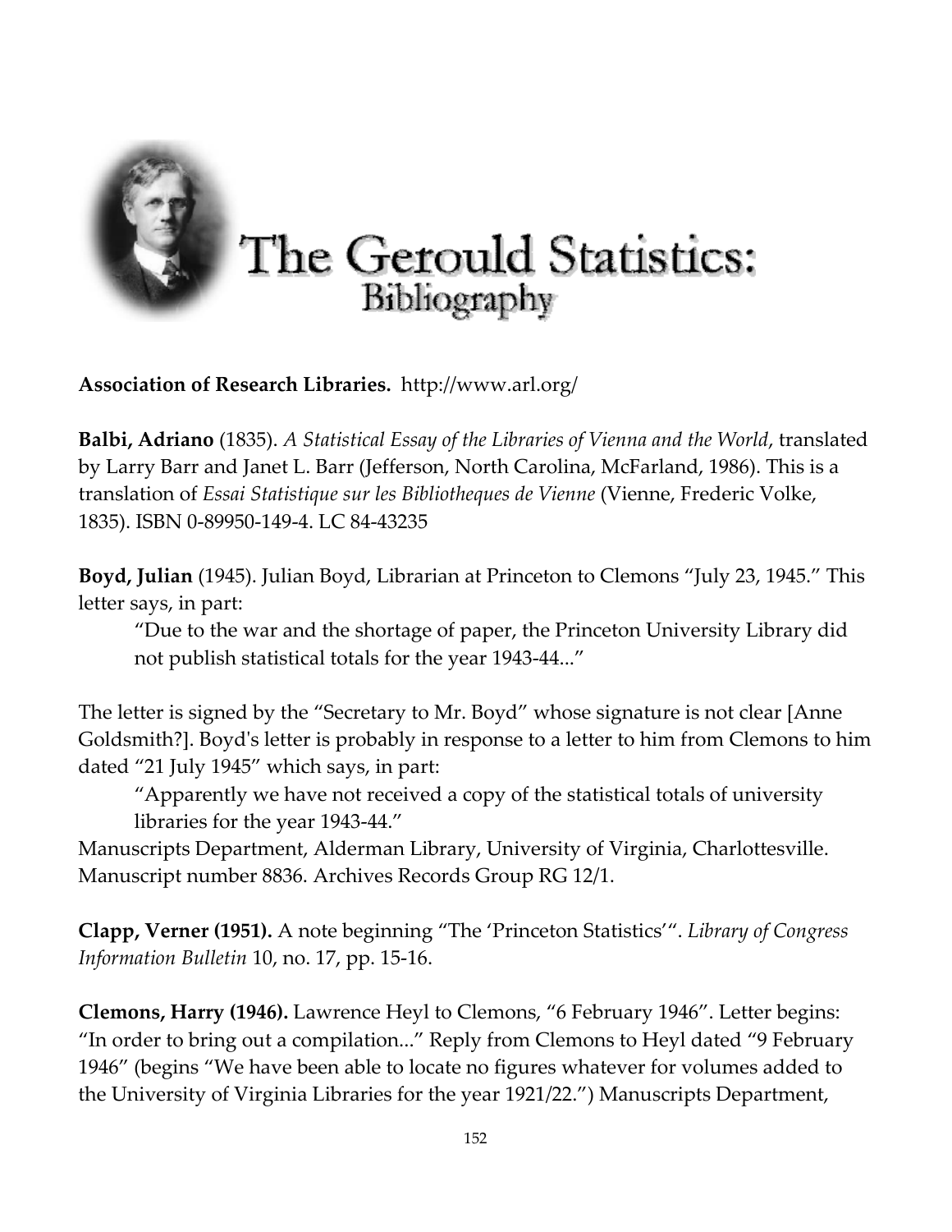# The Gerould Statistics: Bibliography

**Association of Research Libraries.** http://www.arl.org/

**Balbi, Adriano** (1835). *A Statistical Essay of the Libraries of Vienna and the World*, translated by Larry Barr and Janet L. Barr (Jefferson, North Carolina, McFarland, 1986). This is a translation of *Essai Statistique sur les Bibliotheques de Vienne* (Vienne, Frederic Volke, 1835). ISBN 0-89950-149-4. LC 84-43235

**Boyd, Julian** (1945). Julian Boyd, Librarian at Princeton to Clemons "July 23, 1945." This letter says, in part:

> "Due to the war and the shortage of paper, the Princeton University Library did not publish statistical totals for the year 1943-44..."

The letter is signed by the "Secretary to Mr. Boyd" whose signature is not clear [Anne Goldsmith?]. Boyd's letter is probably in response to a letter to him from Clemons to him dated "21 July 1945" which says, in part:

> "Apparently we have not received a copy of the statistical totals of university libraries for the year 1943-44."

Manuscripts Department, Alderman Library, University of Virginia, Charlottesville. Manuscript number 8836. Archives Records Group RG 12/1.

**Clapp, Verner (1951).** A note beginning "The 'Princeton Statistics'". *Library of Congress Information Bulletin* 10, no. 17, pp. 15-16.

**Clemons, Harry (1946).** Lawrence Heyl to Clemons, "6 February 1946". Letter begins: "In order to bring out a compilation..." Reply from Clemons to Heyl dated "9 February 1946" (begins "We have been able to locate no figures whatever for volumes added to the University of Virginia Libraries for the year 1921/22.") Manuscripts Department,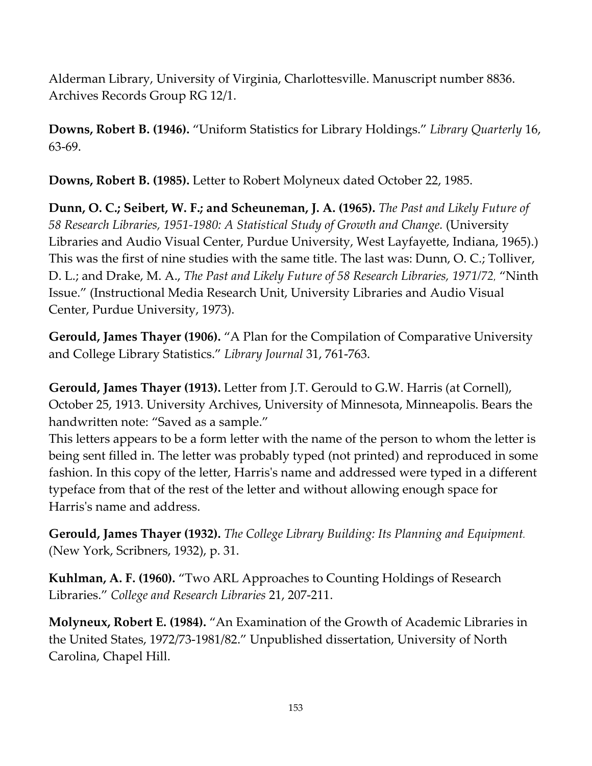Alderman Library, University of Virginia, Charlottesville. Manuscript number 8836. Archives Records Group RG 12/1.

**Downs, Robert B. (1946).** "Uniform Statistics for Library Holdings." *Library Quarterly* 16, 63-69.

**Downs, Robert B. (1985).** Letter to Robert Molyneux dated October 22, 1985.

**Dunn, O. C.; Seibert, W. F.; and Scheuneman, J. A. (1965).** *The Past and Likely Future of 58 Research Libraries, 1951-1980: A Statistical Study of Growth and Change.* (University Libraries and Audio Visual Center, Purdue University, West Layfayette, Indiana, 1965).) This was the first of nine studies with the same title. The last was: Dunn, O. C.; Tolliver, D. L.; and Drake, M. A., *The Past and Likely Future of 58 Research Libraries, 1971/72,* "Ninth Issue." (Instructional Media Research Unit, University Libraries and Audio Visual Center, Purdue University, 1973).

**Gerould, James Thayer (1906).** "A Plan for the Compilation of Comparative University and College Library Statistics." *Library Journal* 31, 761-763.

**Gerould, James Thayer (1913).** Letter from J.T. Gerould to G.W. Harris (at Cornell), October 25, 1913. University Archives, University of Minnesota, Minneapolis. Bears the handwritten note: "Saved as a sample."
This letters appears to be a form letter with the name of the person to whom the letter is being sent filled in. The letter was probably typed (not printed) and reproduced in some fashion. In this copy of the letter, Harris's name and addressed were typed in a different typeface from that of the rest of the letter and without allowing enough space for Harris's name and address.

**Gerould, James Thayer (1932).** *The College Library Building: Its Planning and Equipment.* (New York, Scribners, 1932), p. 31.

**Kuhlman, A. F. (1960).** "Two ARL Approaches to Counting Holdings of Research Libraries." *College and Research Libraries* 21, 207-211.

**Molyneux, Robert E. (1984).** "An Examination of the Growth of Academic Libraries in the United States, 1972/73-1981/82." Unpublished dissertation, University of North Carolina, Chapel Hill.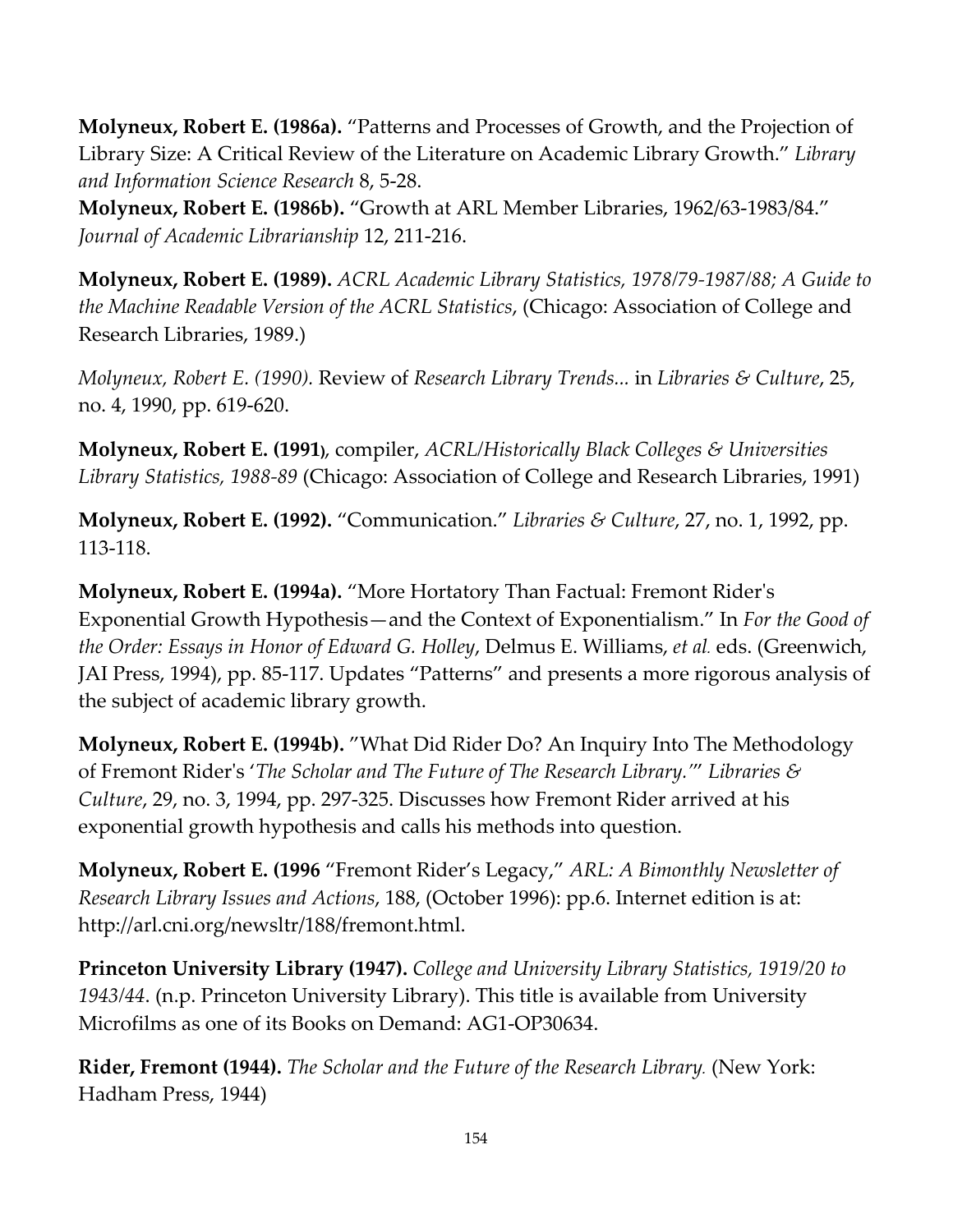**Molyneux, Robert E. (1986a).** "Patterns and Processes of Growth, and the Projection of Library Size: A Critical Review of the Literature on Academic Library Growth." *Library and Information Science Research* 8, 5-28.
**Molyneux, Robert E. (1986b).** "Growth at ARL Member Libraries, 1962/63-1983/84." *Journal of Academic Librarianship* 12, 211-216.

**Molyneux, Robert E. (1989).** *ACRL Academic Library Statistics, 1978/79-1987/88; A Guide to the Machine Readable Version of the ACRL Statistics*, (Chicago: Association of College and Research Libraries, 1989.)

*Molyneux, Robert E. (1990).* Review of *Research Library Trends...* in *Libraries & Culture*, 25, no. 4, 1990, pp. 619-620.

**Molyneux, Robert E. (1991)**, compiler, *ACRL/Historically Black Colleges & Universities Library Statistics, 1988-89* (Chicago: Association of College and Research Libraries, 1991)

**Molyneux, Robert E. (1992).** "Communication." *Libraries & Culture*, 27, no. 1, 1992, pp. 113-118.

**Molyneux, Robert E. (1994a).** "More Hortatory Than Factual: Fremont Rider's Exponential Growth Hypothesis—and the Context of Exponentialism." In *For the Good of the Order: Essays in Honor of Edward G. Holley*, Delmus E. Williams, *et al.* eds. (Greenwich, JAI Press, 1994), pp. 85-117. Updates "Patterns" and presents a more rigorous analysis of the subject of academic library growth.

**Molyneux, Robert E. (1994b).** "What Did Rider Do? An Inquiry Into The Methodology of Fremont Rider's '*The Scholar and The Future of The Research Library.*'" *Libraries & Culture*, 29, no. 3, 1994, pp. 297-325. Discusses how Fremont Rider arrived at his exponential growth hypothesis and calls his methods into question.

**Molyneux, Robert E. (1996** "Fremont Rider's Legacy," *ARL: A Bimonthly Newsletter of Research Library Issues and Actions*, 188, (October 1996): pp.6. Internet edition is at: http://arl.cni.org/newsltr/188/fremont.html.

**Princeton University Library (1947).** *College and University Library Statistics, 1919/20 to 1943/44*. (n.p. Princeton University Library). This title is available from University Microfilms as one of its Books on Demand: AG1-OP30634.

**Rider, Fremont (1944).** *The Scholar and the Future of the Research Library.* (New York: Hadham Press, 1944)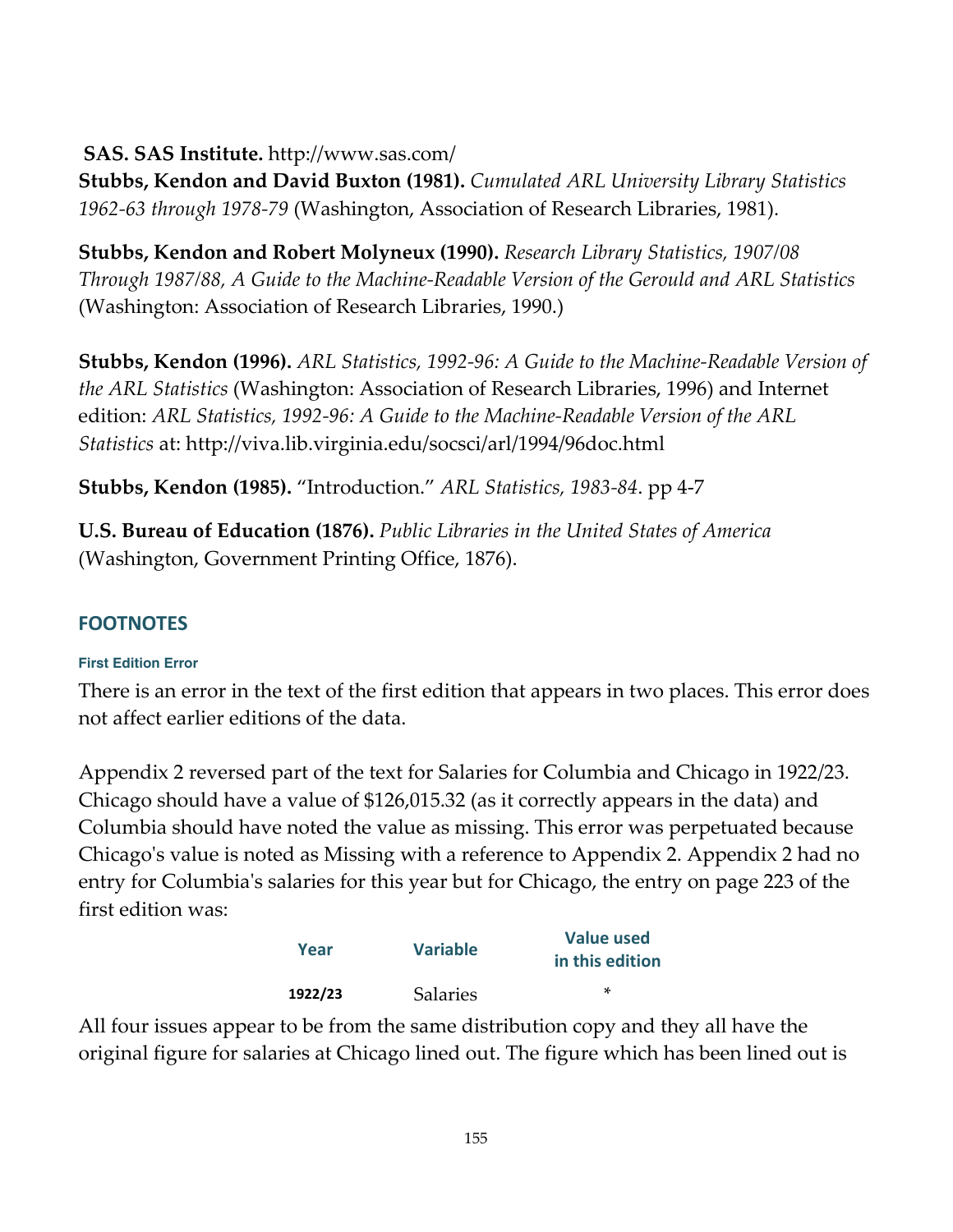**SAS. SAS Institute.** http://www.sas.com/

**Stubbs, Kendon and David Buxton (1981).** *Cumulated ARL University Library Statistics 1962-63 through 1978-79* (Washington, Association of Research Libraries, 1981).

**Stubbs, Kendon and Robert Molyneux (1990).** *Research Library Statistics, 1907/08 Through 1987/88, A Guide to the Machine-Readable Version of the Gerould and ARL Statistics* (Washington: Association of Research Libraries, 1990.)

**Stubbs, Kendon (1996).** *ARL Statistics, 1992-96: A Guide to the Machine-Readable Version of the ARL Statistics* (Washington: Association of Research Libraries, 1996) and Internet edition: *ARL Statistics, 1992-96: A Guide to the Machine-Readable Version of the ARL Statistics* at: http://viva.lib.virginia.edu/socsci/arl/1994/96doc.html

**Stubbs, Kendon (1985).** "Introduction." *ARL Statistics, 1983-84*. pp 4-7

**U.S. Bureau of Education (1876).** *Public Libraries in the United States of America* (Washington, Government Printing Office, 1876).

## FOOTNOTES

### First Edition Error

There is an error in the text of the first edition that appears in two places. This error does not affect earlier editions of the data.

Appendix 2 reversed part of the text for Salaries for Columbia and Chicago in 1922/23. Chicago should have a value of $126,015.32 (as it correctly appears in the data) and Columbia should have noted the value as missing. This error was perpetuated because Chicago's value is noted as Missing with a reference to Appendix 2. Appendix 2 had no entry for Columbia's salaries for this year but for Chicago, the entry on page 223 of the first edition was:

| Year | Variable | Value used in this edition |
|---|---|---|
| 1922/23 | Salaries | * |

All four issues appear to be from the same distribution copy and they all have the original figure for salaries at Chicago lined out. The figure which has been lined out is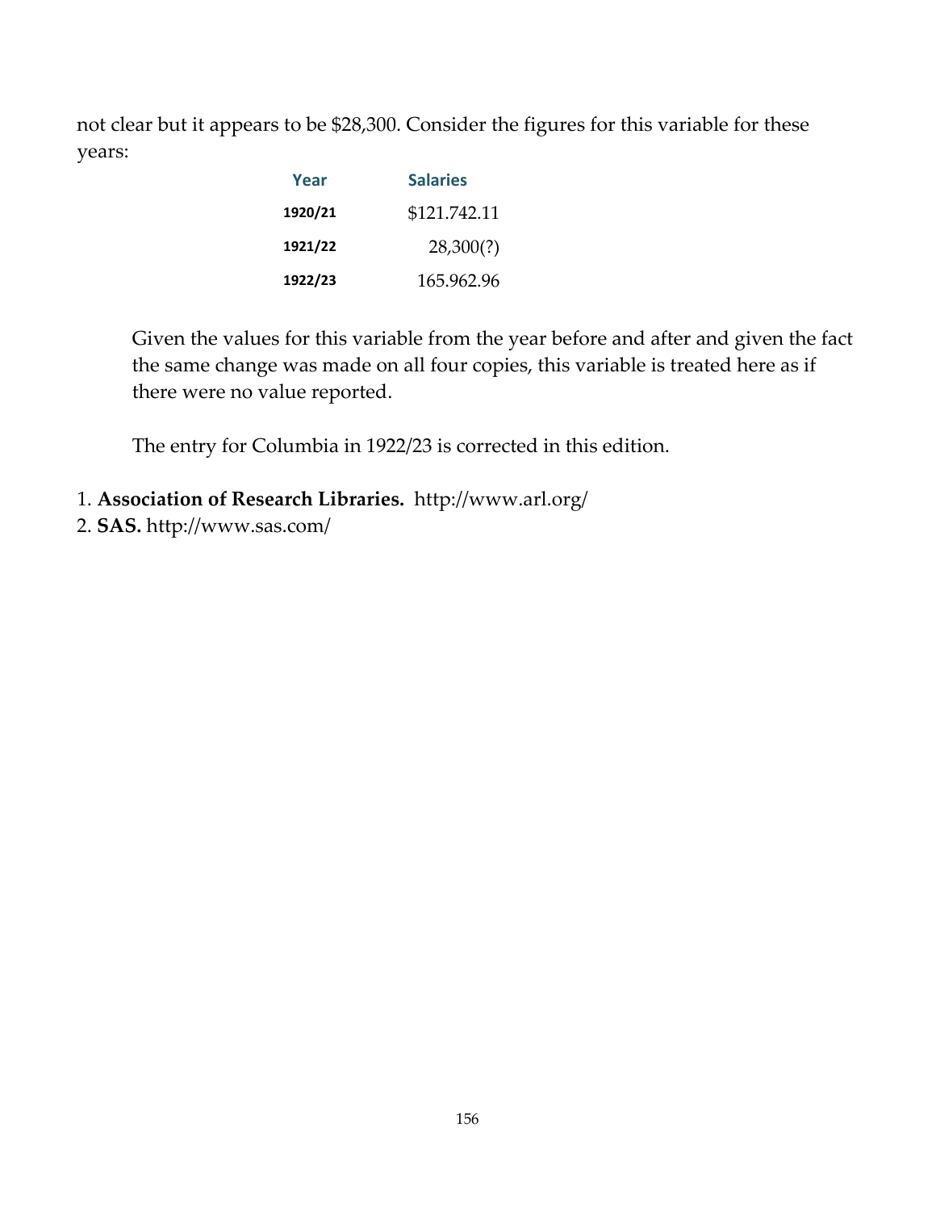not clear but it appears to be $28,300. Consider the figures for this variable for these years:

| Year | Salaries |
|---|---|
| 1920/21 | $121.742.11 |
| 1921/22 | 28,300(?) |
| 1922/23 | 165.962.96 |

Given the values for this variable from the year before and after and given the fact the same change was made on all four copies, this variable is treated here as if there were no value reported.

The entry for Columbia in 1922/23 is corrected in this edition.

1. **Association of Research Libraries.** http://www.arl.org/
2. **SAS.** http://www.sas.com/